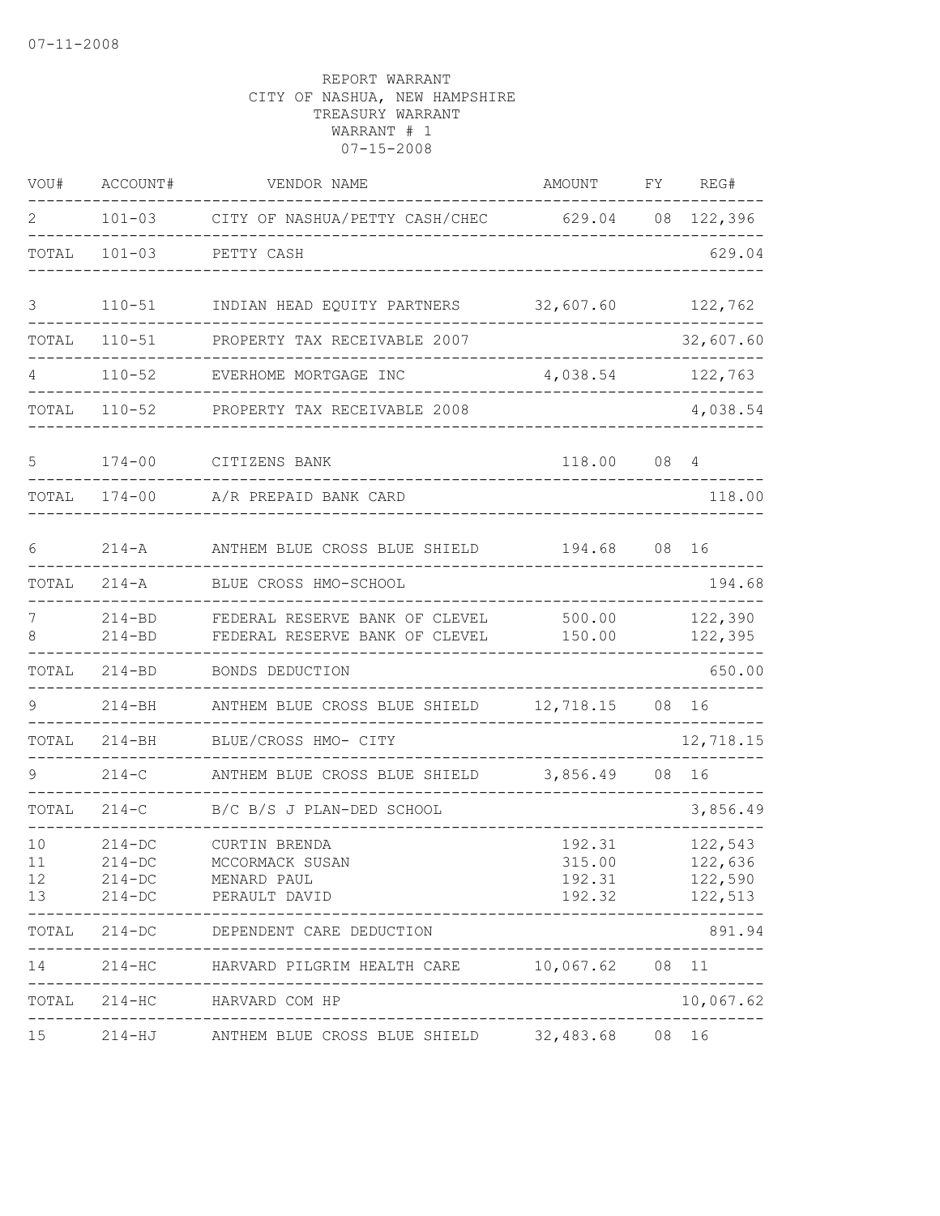07-11-2008

REPORT WARRANT
CITY OF NASHUA, NEW HAMPSHIRE
TREASURY WARRANT
WARRANT # 1
07-15-2008

| VOU# | ACCOUNT# | VENDOR NAME | AMOUNT | FY | REG# |
|---|---|---|---|---|---|
| 2 | 101-03 | CITY OF NASHUA/PETTY CASH/CHEC | 629.04 | 08 | 122,396 |
| TOTAL | 101-03 | PETTY CASH | | | 629.04 |
| 3 | 110-51 | INDIAN HEAD EQUITY PARTNERS | 32,607.60 | | 122,762 |
| TOTAL | 110-51 | PROPERTY TAX RECEIVABLE 2007 | | | 32,607.60 |
| 4 | 110-52 | EVERHOME MORTGAGE INC | 4,038.54 | | 122,763 |
| TOTAL | 110-52 | PROPERTY TAX RECEIVABLE 2008 | | | 4,038.54 |
| 5 | 174-00 | CITIZENS BANK | 118.00 | 08 | 4 |
| TOTAL | 174-00 | A/R PREPAID BANK CARD | | | 118.00 |
| 6 | 214-A | ANTHEM BLUE CROSS BLUE SHIELD | 194.68 | 08 | 16 |
| TOTAL | 214-A | BLUE CROSS HMO-SCHOOL | | | 194.68 |
| 7 | 214-BD | FEDERAL RESERVE BANK OF CLEVEL | 500.00 | | 122,390 |
| 8 | 214-BD | FEDERAL RESERVE BANK OF CLEVEL | 150.00 | | 122,395 |
| TOTAL | 214-BD | BONDS DEDUCTION | | | 650.00 |
| 9 | 214-BH | ANTHEM BLUE CROSS BLUE SHIELD | 12,718.15 | 08 | 16 |
| TOTAL | 214-BH | BLUE/CROSS HMO- CITY | | | 12,718.15 |
| 9 | 214-C | ANTHEM BLUE CROSS BLUE SHIELD | 3,856.49 | 08 | 16 |
| TOTAL | 214-C | B/C B/S J PLAN-DED SCHOOL | | | 3,856.49 |
| 10 | 214-DC | CURTIN BRENDA | 192.31 | | 122,543 |
| 11 | 214-DC | MCCORMACK SUSAN | 315.00 | | 122,636 |
| 12 | 214-DC | MENARD PAUL | 192.31 | | 122,590 |
| 13 | 214-DC | PERAULT DAVID | 192.32 | | 122,513 |
| TOTAL | 214-DC | DEPENDENT CARE DEDUCTION | | | 891.94 |
| 14 | 214-HC | HARVARD PILGRIM HEALTH CARE | 10,067.62 | 08 | 11 |
| TOTAL | 214-HC | HARVARD COM HP | | | 10,067.62 |
| 15 | 214-HJ | ANTHEM BLUE CROSS BLUE SHIELD | 32,483.68 | 08 | 16 |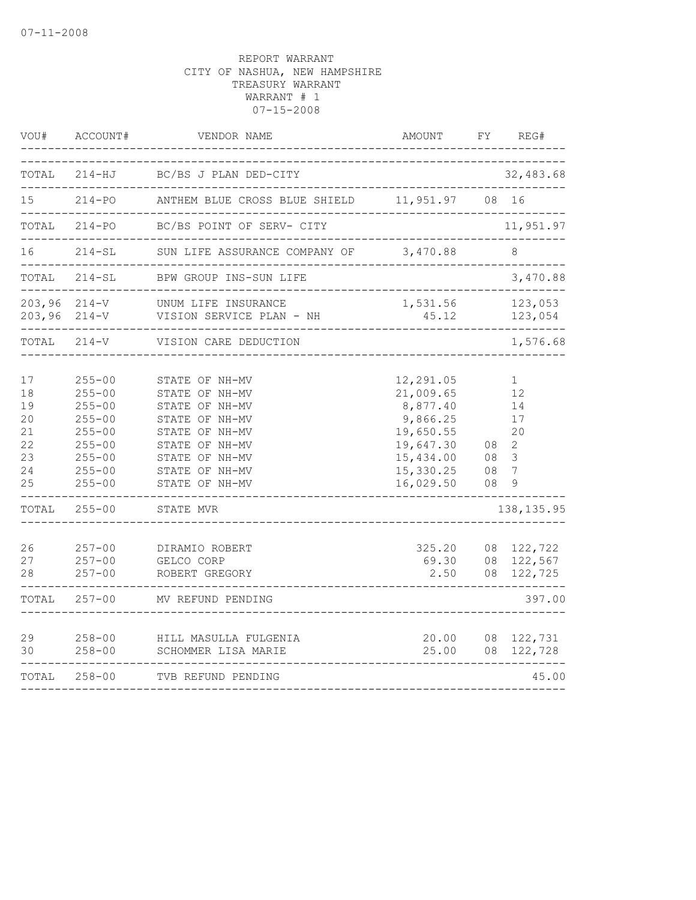07-11-2008

REPORT WARRANT
CITY OF NASHUA, NEW HAMPSHIRE
TREASURY WARRANT
WARRANT # 1
07-15-2008

| VOU# | ACCOUNT# | VENDOR NAME | AMOUNT | FY | REG# |
|---|---|---|---|---|---|
| TOTAL | 214-HJ | BC/BS J PLAN DED-CITY | | | 32,483.68 |
| 15 | 214-PO | ANTHEM BLUE CROSS BLUE SHIELD | 11,951.97 | 08 | 16 |
| TOTAL | 214-PO | BC/BS POINT OF SERV- CITY | | | 11,951.97 |
| 16 | 214-SL | SUN LIFE ASSURANCE COMPANY OF | 3,470.88 | | 8 |
| TOTAL | 214-SL | BPW GROUP INS-SUN LIFE | | | 3,470.88 |
| 203,96 | 214-V | UNUM LIFE INSURANCE | 1,531.56 | | 123,053 |
| 203,96 | 214-V | VISION SERVICE PLAN - NH | 45.12 | | 123,054 |
| TOTAL | 214-V | VISION CARE DEDUCTION | | | 1,576.68 |
| 17 | 255-00 | STATE OF NH-MV | 12,291.05 | | 1 |
| 18 | 255-00 | STATE OF NH-MV | 21,009.65 | | 12 |
| 19 | 255-00 | STATE OF NH-MV | 8,877.40 | | 14 |
| 20 | 255-00 | STATE OF NH-MV | 9,866.25 | | 17 |
| 21 | 255-00 | STATE OF NH-MV | 19,650.55 | | 20 |
| 22 | 255-00 | STATE OF NH-MV | 19,647.30 | 08 | 2 |
| 23 | 255-00 | STATE OF NH-MV | 15,434.00 | 08 | 3 |
| 24 | 255-00 | STATE OF NH-MV | 15,330.25 | 08 | 7 |
| 25 | 255-00 | STATE OF NH-MV | 16,029.50 | 08 | 9 |
| TOTAL | 255-00 | STATE MVR | | | 138,135.95 |
| 26 | 257-00 | DIRAMIO ROBERT | 325.20 | 08 | 122,722 |
| 27 | 257-00 | GELCO CORP | 69.30 | 08 | 122,567 |
| 28 | 257-00 | ROBERT GREGORY | 2.50 | 08 | 122,725 |
| TOTAL | 257-00 | MV REFUND PENDING | | | 397.00 |
| 29 | 258-00 | HILL MASULLA FULGENIA | 20.00 | 08 | 122,731 |
| 30 | 258-00 | SCHOMMER LISA MARIE | 25.00 | 08 | 122,728 |
| TOTAL | 258-00 | TVB REFUND PENDING | | | 45.00 |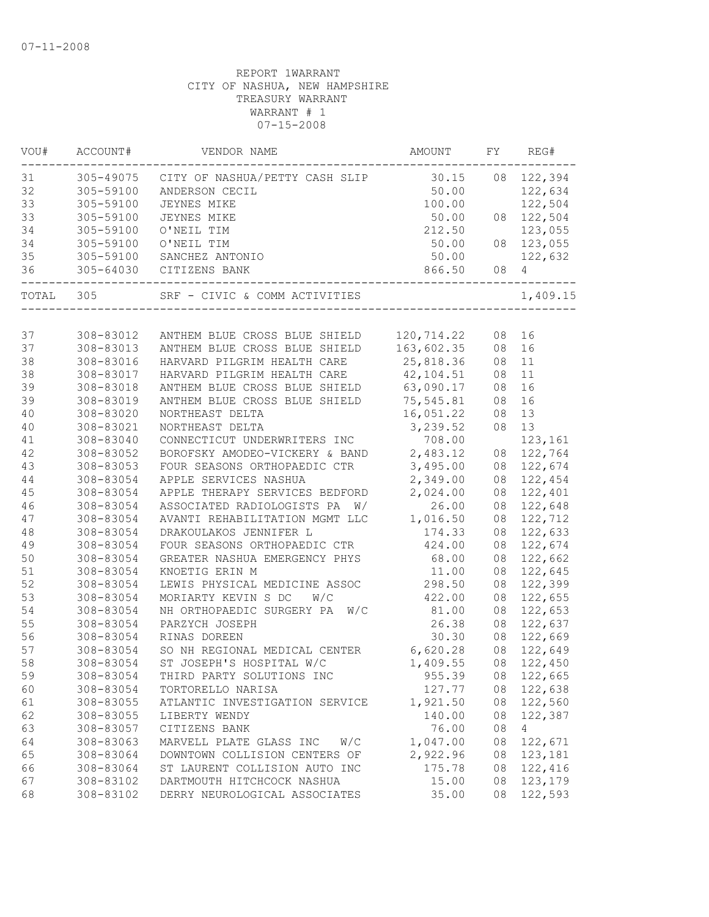07-11-2008

REPORT 1WARRANT
CITY OF NASHUA, NEW HAMPSHIRE
TREASURY WARRANT
WARRANT # 1
07-15-2008

| VOU# | ACCOUNT# | VENDOR NAME | AMOUNT | FY | REG# |
|---|---|---|---|---|---|
| 31 | 305-49075 | CITY OF NASHUA/PETTY CASH SLIP | 30.15 | 08 | 122,394 |
| 32 | 305-59100 | ANDERSON CECIL | 50.00 | | 122,634 |
| 33 | 305-59100 | JEYNES MIKE | 100.00 | | 122,504 |
| 33 | 305-59100 | JEYNES MIKE | 50.00 | 08 | 122,504 |
| 34 | 305-59100 | O'NEIL TIM | 212.50 | | 123,055 |
| 34 | 305-59100 | O'NEIL TIM | 50.00 | 08 | 123,055 |
| 35 | 305-59100 | SANCHEZ ANTONIO | 50.00 | | 122,632 |
| 36 | 305-64030 | CITIZENS BANK | 866.50 | 08 | 4 |
| TOTAL | 305 | SRF - CIVIC & COMM ACTIVITIES | | | 1,409.15 |

| VOU# | ACCOUNT# | VENDOR NAME | AMOUNT | FY | REG# |
|---|---|---|---|---|---|
| 37 | 308-83012 | ANTHEM BLUE CROSS BLUE SHIELD | 120,714.22 | 08 | 16 |
| 37 | 308-83013 | ANTHEM BLUE CROSS BLUE SHIELD | 163,602.35 | 08 | 16 |
| 38 | 308-83016 | HARVARD PILGRIM HEALTH CARE | 25,818.36 | 08 | 11 |
| 38 | 308-83017 | HARVARD PILGRIM HEALTH CARE | 42,104.51 | 08 | 11 |
| 39 | 308-83018 | ANTHEM BLUE CROSS BLUE SHIELD | 63,090.17 | 08 | 16 |
| 39 | 308-83019 | ANTHEM BLUE CROSS BLUE SHIELD | 75,545.81 | 08 | 16 |
| 40 | 308-83020 | NORTHEAST DELTA | 16,051.22 | 08 | 13 |
| 40 | 308-83021 | NORTHEAST DELTA | 3,239.52 | 08 | 13 |
| 41 | 308-83040 | CONNECTICUT UNDERWRITERS INC | 708.00 | | 123,161 |
| 42 | 308-83052 | BOROFSKY AMODEO-VICKERY & BAND | 2,483.12 | 08 | 122,764 |
| 43 | 308-83053 | FOUR SEASONS ORTHOPAEDIC CTR | 3,495.00 | 08 | 122,674 |
| 44 | 308-83054 | APPLE SERVICES NASHUA | 2,349.00 | 08 | 122,454 |
| 45 | 308-83054 | APPLE THERAPY SERVICES BEDFORD | 2,024.00 | 08 | 122,401 |
| 46 | 308-83054 | ASSOCIATED RADIOLOGISTS PA W/ | 26.00 | 08 | 122,648 |
| 47 | 308-83054 | AVANTI REHABILITATION MGMT LLC | 1,016.50 | 08 | 122,712 |
| 48 | 308-83054 | DRAKOULAKOS JENNIFER L | 174.33 | 08 | 122,633 |
| 49 | 308-83054 | FOUR SEASONS ORTHOPAEDIC CTR | 424.00 | 08 | 122,674 |
| 50 | 308-83054 | GREATER NASHUA EMERGENCY PHYS | 68.00 | 08 | 122,662 |
| 51 | 308-83054 | KNOETIG ERIN M | 11.00 | 08 | 122,645 |
| 52 | 308-83054 | LEWIS PHYSICAL MEDICINE ASSOC | 298.50 | 08 | 122,399 |
| 53 | 308-83054 | MORIARTY KEVIN S DC W/C | 422.00 | 08 | 122,655 |
| 54 | 308-83054 | NH ORTHOPAEDIC SURGERY PA W/C | 81.00 | 08 | 122,653 |
| 55 | 308-83054 | PARZYCH JOSEPH | 26.38 | 08 | 122,637 |
| 56 | 308-83054 | RINAS DOREEN | 30.30 | 08 | 122,669 |
| 57 | 308-83054 | SO NH REGIONAL MEDICAL CENTER | 6,620.28 | 08 | 122,649 |
| 58 | 308-83054 | ST JOSEPH'S HOSPITAL W/C | 1,409.55 | 08 | 122,450 |
| 59 | 308-83054 | THIRD PARTY SOLUTIONS INC | 955.39 | 08 | 122,665 |
| 60 | 308-83054 | TORTORELLO NARISA | 127.77 | 08 | 122,638 |
| 61 | 308-83055 | ATLANTIC INVESTIGATION SERVICE | 1,921.50 | 08 | 122,560 |
| 62 | 308-83055 | LIBERTY WENDY | 140.00 | 08 | 122,387 |
| 63 | 308-83057 | CITIZENS BANK | 76.00 | 08 | 4 |
| 64 | 308-83063 | MARVELL PLATE GLASS INC W/C | 1,047.00 | 08 | 122,671 |
| 65 | 308-83064 | DOWNTOWN COLLISION CENTERS OF | 2,922.96 | 08 | 123,181 |
| 66 | 308-83064 | ST LAURENT COLLISION AUTO INC | 175.78 | 08 | 122,416 |
| 67 | 308-83102 | DARTMOUTH HITCHCOCK NASHUA | 15.00 | 08 | 123,179 |
| 68 | 308-83102 | DERRY NEUROLOGICAL ASSOCIATES | 35.00 | 08 | 122,593 |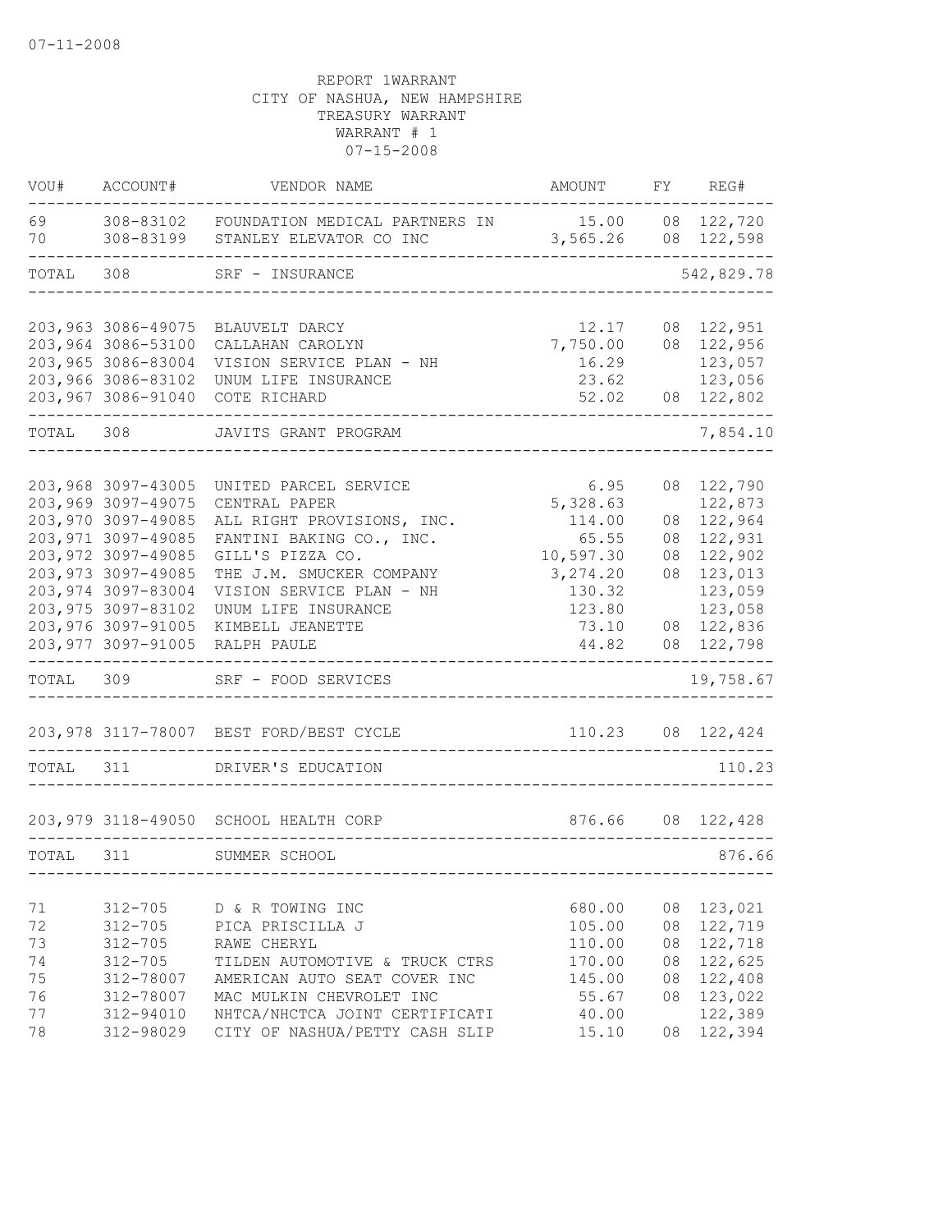07-11-2008

REPORT 1WARRANT
CITY OF NASHUA, NEW HAMPSHIRE
TREASURY WARRANT
WARRANT # 1
07-15-2008

| VOU# | ACCOUNT# | VENDOR NAME | AMOUNT | FY | REG# |
|---|---|---|---|---|---|
| 69 | 308-83102 | FOUNDATION MEDICAL PARTNERS IN | 15.00 | 08 | 122,720 |
| 70 | 308-83199 | STANLEY ELEVATOR CO INC | 3,565.26 | 08 | 122,598 |
| TOTAL | 308 | SRF - INSURANCE | | | 542,829.78 |
| 203,963 | 3086-49075 | BLAUVELT DARCY | 12.17 | 08 | 122,951 |
| 203,964 | 3086-53100 | CALLAHAN CAROLYN | 7,750.00 | 08 | 122,956 |
| 203,965 | 3086-83004 | VISION SERVICE PLAN - NH | 16.29 | | 123,057 |
| 203,966 | 3086-83102 | UNUM LIFE INSURANCE | 23.62 | | 123,056 |
| 203,967 | 3086-91040 | COTE RICHARD | 52.02 | 08 | 122,802 |
| TOTAL | 308 | JAVITS GRANT PROGRAM | | | 7,854.10 |
| 203,968 | 3097-43005 | UNITED PARCEL SERVICE | 6.95 | 08 | 122,790 |
| 203,969 | 3097-49075 | CENTRAL PAPER | 5,328.63 | | 122,873 |
| 203,970 | 3097-49085 | ALL RIGHT PROVISIONS, INC. | 114.00 | 08 | 122,964 |
| 203,971 | 3097-49085 | FANTINI BAKING CO., INC. | 65.55 | 08 | 122,931 |
| 203,972 | 3097-49085 | GILL'S PIZZA CO. | 10,597.30 | 08 | 122,902 |
| 203,973 | 3097-49085 | THE J.M. SMUCKER COMPANY | 3,274.20 | 08 | 123,013 |
| 203,974 | 3097-83004 | VISION SERVICE PLAN - NH | 130.32 | | 123,059 |
| 203,975 | 3097-83102 | UNUM LIFE INSURANCE | 123.80 | | 123,058 |
| 203,976 | 3097-91005 | KIMBELL JEANETTE | 73.10 | 08 | 122,836 |
| 203,977 | 3097-91005 | RALPH PAULE | 44.82 | 08 | 122,798 |
| TOTAL | 309 | SRF - FOOD SERVICES | | | 19,758.67 |
| 203,978 | 3117-78007 | BEST FORD/BEST CYCLE | 110.23 | 08 | 122,424 |
| TOTAL | 311 | DRIVER'S EDUCATION | | | 110.23 |
| 203,979 | 3118-49050 | SCHOOL HEALTH CORP | 876.66 | 08 | 122,428 |
| TOTAL | 311 | SUMMER SCHOOL | | | 876.66 |
| 71 | 312-705 | D & R TOWING INC | 680.00 | 08 | 123,021 |
| 72 | 312-705 | PICA PRISCILLA J | 105.00 | 08 | 122,719 |
| 73 | 312-705 | RAWE CHERYL | 110.00 | 08 | 122,718 |
| 74 | 312-705 | TILDEN AUTOMOTIVE & TRUCK CTRS | 170.00 | 08 | 122,625 |
| 75 | 312-78007 | AMERICAN AUTO SEAT COVER INC | 145.00 | 08 | 122,408 |
| 76 | 312-78007 | MAC MULKIN CHEVROLET INC | 55.67 | 08 | 123,022 |
| 77 | 312-94010 | NHTCA/NHCTCA JOINT CERTIFICATI | 40.00 | | 122,389 |
| 78 | 312-98029 | CITY OF NASHUA/PETTY CASH SLIP | 15.10 | 08 | 122,394 |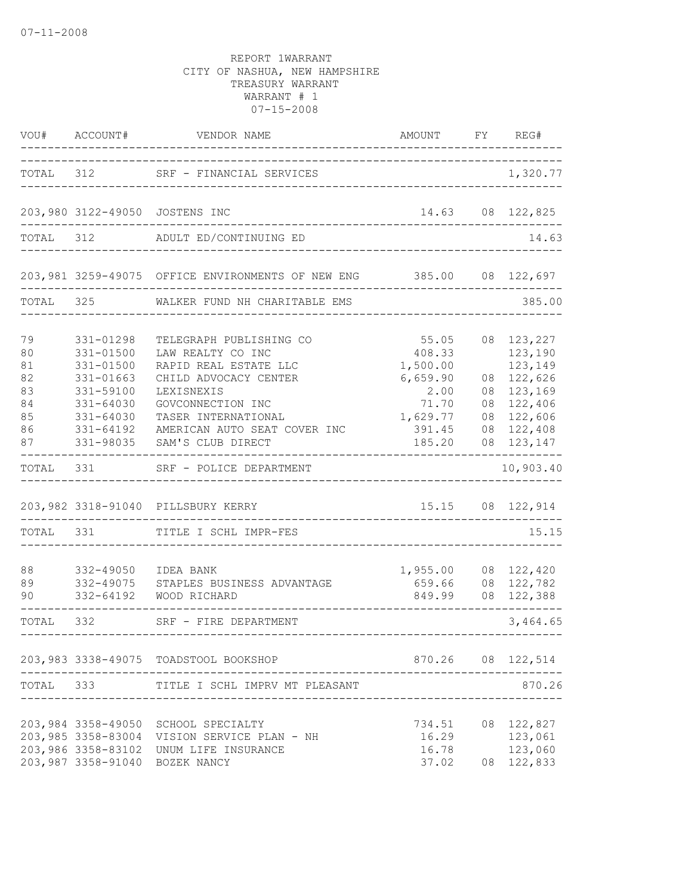07-11-2008

REPORT 1WARRANT
CITY OF NASHUA, NEW HAMPSHIRE
TREASURY WARRANT
WARRANT # 1
07-15-2008

| VOU# | ACCOUNT# | VENDOR NAME | AMOUNT | FY | REG# |
|---|---|---|---|---|---|
| TOTAL | 312 | SRF - FINANCIAL SERVICES | | | 1,320.77 |
| 203,980 | 3122-49050 | JOSTENS INC | 14.63 | 08 | 122,825 |
| TOTAL | 312 | ADULT ED/CONTINUING ED | | | 14.63 |
| 203,981 | 3259-49075 | OFFICE ENVIRONMENTS OF NEW ENG | 385.00 | 08 | 122,697 |
| TOTAL | 325 | WALKER FUND NH CHARITABLE EMS | | | 385.00 |
| 79 | 331-01298 | TELEGRAPH PUBLISHING CO | 55.05 | 08 | 123,227 |
| 80 | 331-01500 | LAW REALTY CO INC | 408.33 | | 123,190 |
| 81 | 331-01500 | RAPID REAL ESTATE LLC | 1,500.00 | | 123,149 |
| 82 | 331-01663 | CHILD ADVOCACY CENTER | 6,659.90 | 08 | 122,626 |
| 83 | 331-59100 | LEXISNEXIS | 2.00 | 08 | 123,169 |
| 84 | 331-64030 | GOVCONNECTION INC | 71.70 | 08 | 122,406 |
| 85 | 331-64030 | TASER INTERNATIONAL | 1,629.77 | 08 | 122,606 |
| 86 | 331-64192 | AMERICAN AUTO SEAT COVER INC | 391.45 | 08 | 122,408 |
| 87 | 331-98035 | SAM'S CLUB DIRECT | 185.20 | 08 | 123,147 |
| TOTAL | 331 | SRF - POLICE DEPARTMENT | | | 10,903.40 |
| 203,982 | 3318-91040 | PILLSBURY KERRY | 15.15 | 08 | 122,914 |
| TOTAL | 331 | TITLE I SCHL IMPR-FES | | | 15.15 |
| 88 | 332-49050 | IDEA BANK | 1,955.00 | 08 | 122,420 |
| 89 | 332-49075 | STAPLES BUSINESS ADVANTAGE | 659.66 | 08 | 122,782 |
| 90 | 332-64192 | WOOD RICHARD | 849.99 | 08 | 122,388 |
| TOTAL | 332 | SRF - FIRE DEPARTMENT | | | 3,464.65 |
| 203,983 | 3338-49075 | TOADSTOOL BOOKSHOP | 870.26 | 08 | 122,514 |
| TOTAL | 333 | TITLE I SCHL IMPRV MT PLEASANT | | | 870.26 |
| 203,984 | 3358-49050 | SCHOOL SPECIALTY | 734.51 | 08 | 122,827 |
| 203,985 | 3358-83004 | VISION SERVICE PLAN - NH | 16.29 | | 123,061 |
| 203,986 | 3358-83102 | UNUM LIFE INSURANCE | 16.78 | | 123,060 |
| 203,987 | 3358-91040 | BOZEK NANCY | 37.02 | 08 | 122,833 |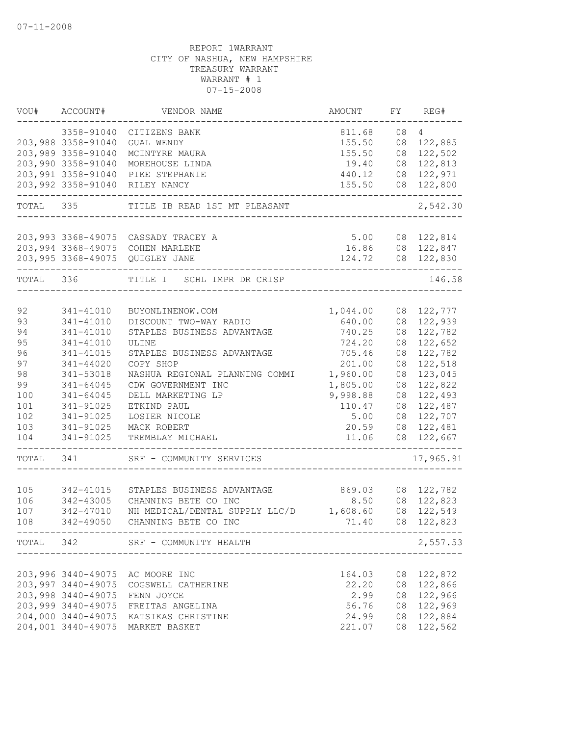07-11-2008

REPORT 1WARRANT
CITY OF NASHUA, NEW HAMPSHIRE
TREASURY WARRANT
WARRANT # 1
07-15-2008

| VOU# | ACCOUNT# | VENDOR NAME | AMOUNT | FY | REG# |
|---|---|---|---|---|---|
| | 3358-91040 | CITIZENS BANK | 811.68 | 08 | 4 |
| 203,988 | 3358-91040 | GUAL WENDY | 155.50 | 08 | 122,885 |
| 203,989 | 3358-91040 | MCINTYRE MAURA | 155.50 | 08 | 122,502 |
| 203,990 | 3358-91040 | MOREHOUSE LINDA | 19.40 | 08 | 122,813 |
| 203,991 | 3358-91040 | PIKE STEPHANIE | 440.12 | 08 | 122,971 |
| 203,992 | 3358-91040 | RILEY NANCY | 155.50 | 08 | 122,800 |
| TOTAL | 335 | TITLE IB READ 1ST MT PLEASANT | | | 2,542.30 |
| 203,993 | 3368-49075 | CASSADY TRACEY A | 5.00 | 08 | 122,814 |
| 203,994 | 3368-49075 | COHEN MARLENE | 16.86 | 08 | 122,847 |
| 203,995 | 3368-49075 | QUIGLEY JANE | 124.72 | 08 | 122,830 |
| TOTAL | 336 | TITLE I SCHL IMPR DR CRISP | | | 146.58 |
| 92 | 341-41010 | BUYONLINENOW.COM | 1,044.00 | 08 | 122,777 |
| 93 | 341-41010 | DISCOUNT TWO-WAY RADIO | 640.00 | 08 | 122,939 |
| 94 | 341-41010 | STAPLES BUSINESS ADVANTAGE | 740.25 | 08 | 122,782 |
| 95 | 341-41010 | ULINE | 724.20 | 08 | 122,652 |
| 96 | 341-41015 | STAPLES BUSINESS ADVANTAGE | 705.46 | 08 | 122,782 |
| 97 | 341-44020 | COPY SHOP | 201.00 | 08 | 122,518 |
| 98 | 341-53018 | NASHUA REGIONAL PLANNING COMMI | 1,960.00 | 08 | 123,045 |
| 99 | 341-64045 | CDW GOVERNMENT INC | 1,805.00 | 08 | 122,822 |
| 100 | 341-64045 | DELL MARKETING LP | 9,998.88 | 08 | 122,493 |
| 101 | 341-91025 | ETKIND PAUL | 110.47 | 08 | 122,487 |
| 102 | 341-91025 | LOSIER NICOLE | 5.00 | 08 | 122,707 |
| 103 | 341-91025 | MACK ROBERT | 20.59 | 08 | 122,481 |
| 104 | 341-91025 | TREMBLAY MICHAEL | 11.06 | 08 | 122,667 |
| TOTAL | 341 | SRF - COMMUNITY SERVICES | | | 17,965.91 |
| 105 | 342-41015 | STAPLES BUSINESS ADVANTAGE | 869.03 | 08 | 122,782 |
| 106 | 342-43005 | CHANNING BETE CO INC | 8.50 | 08 | 122,823 |
| 107 | 342-47010 | NH MEDICAL/DENTAL SUPPLY LLC/D | 1,608.60 | 08 | 122,549 |
| 108 | 342-49050 | CHANNING BETE CO INC | 71.40 | 08 | 122,823 |
| TOTAL | 342 | SRF - COMMUNITY HEALTH | | | 2,557.53 |
| 203,996 | 3440-49075 | AC MOORE INC | 164.03 | 08 | 122,872 |
| 203,997 | 3440-49075 | COGSWELL CATHERINE | 22.20 | 08 | 122,866 |
| 203,998 | 3440-49075 | FENN JOYCE | 2.99 | 08 | 122,966 |
| 203,999 | 3440-49075 | FREITAS ANGELINA | 56.76 | 08 | 122,969 |
| 204,000 | 3440-49075 | KATSIKAS CHRISTINE | 24.99 | 08 | 122,884 |
| 204,001 | 3440-49075 | MARKET BASKET | 221.07 | 08 | 122,562 |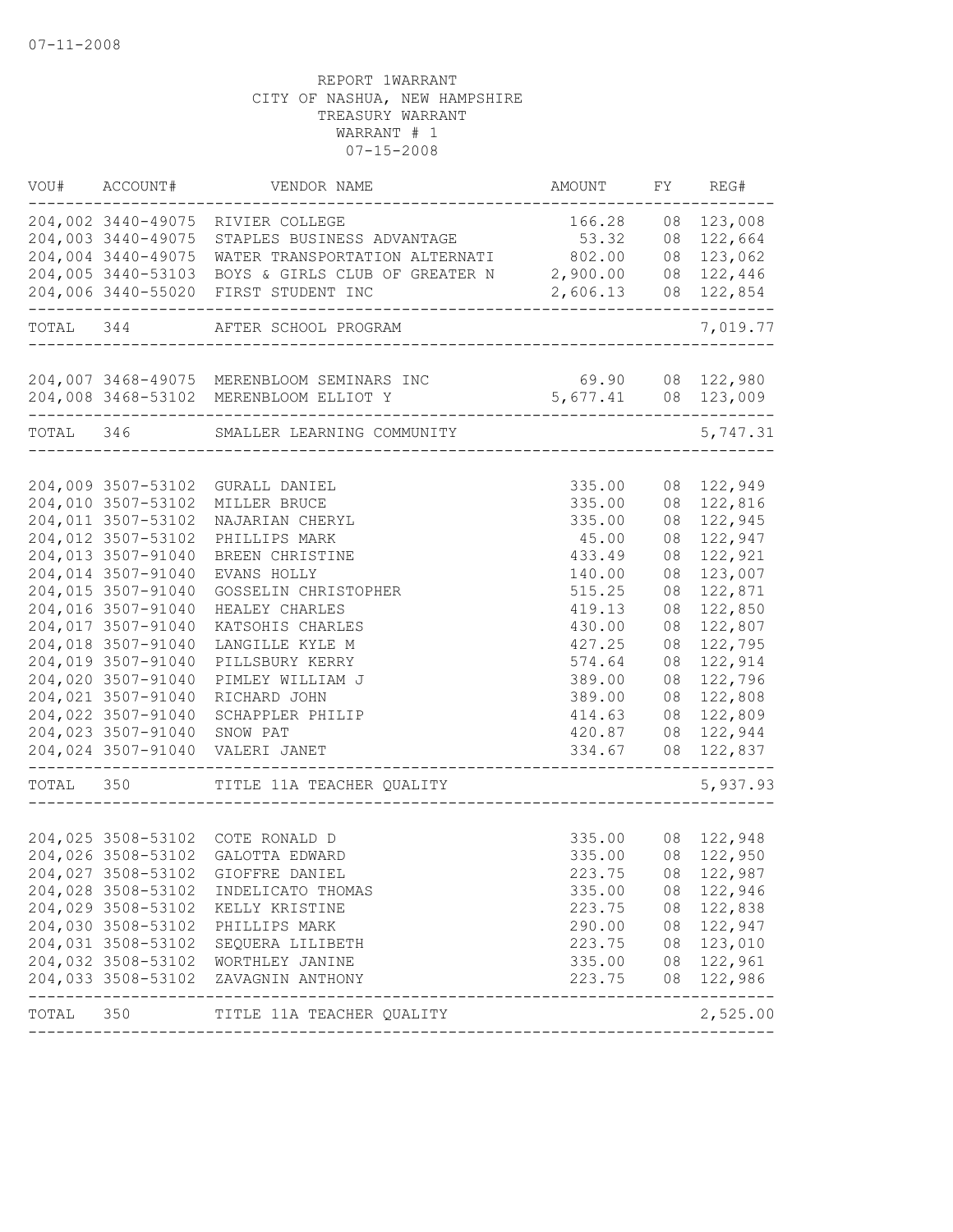07-11-2008

REPORT 1WARRANT
CITY OF NASHUA, NEW HAMPSHIRE
TREASURY WARRANT
WARRANT # 1
07-15-2008

| VOU# | ACCOUNT# | VENDOR NAME | AMOUNT | FY | REG# |
|---|---|---|---|---|---|
| 204,002 | 3440-49075 | RIVIER COLLEGE | 166.28 | 08 | 123,008 |
| 204,003 | 3440-49075 | STAPLES BUSINESS ADVANTAGE | 53.32 | 08 | 122,664 |
| 204,004 | 3440-49075 | WATER TRANSPORTATION ALTERNATI | 802.00 | 08 | 123,062 |
| 204,005 | 3440-53103 | BOYS & GIRLS CLUB OF GREATER N | 2,900.00 | 08 | 122,446 |
| 204,006 | 3440-55020 | FIRST STUDENT INC | 2,606.13 | 08 | 122,854 |
| TOTAL | 344 | AFTER SCHOOL PROGRAM | | | 7,019.77 |
| 204,007 | 3468-49075 | MERENBLOOM SEMINARS INC | 69.90 | 08 | 122,980 |
| 204,008 | 3468-53102 | MERENBLOOM ELLIOT Y | 5,677.41 | 08 | 123,009 |
| TOTAL | 346 | SMALLER LEARNING COMMUNITY | | | 5,747.31 |
| 204,009 | 3507-53102 | GURALL DANIEL | 335.00 | 08 | 122,949 |
| 204,010 | 3507-53102 | MILLER BRUCE | 335.00 | 08 | 122,816 |
| 204,011 | 3507-53102 | NAJARIAN CHERYL | 335.00 | 08 | 122,945 |
| 204,012 | 3507-53102 | PHILLIPS MARK | 45.00 | 08 | 122,947 |
| 204,013 | 3507-91040 | BREEN CHRISTINE | 433.49 | 08 | 122,921 |
| 204,014 | 3507-91040 | EVANS HOLLY | 140.00 | 08 | 123,007 |
| 204,015 | 3507-91040 | GOSSELIN CHRISTOPHER | 515.25 | 08 | 122,871 |
| 204,016 | 3507-91040 | HEALEY CHARLES | 419.13 | 08 | 122,850 |
| 204,017 | 3507-91040 | KATSOHIS CHARLES | 430.00 | 08 | 122,807 |
| 204,018 | 3507-91040 | LANGILLE KYLE M | 427.25 | 08 | 122,795 |
| 204,019 | 3507-91040 | PILLSBURY KERRY | 574.64 | 08 | 122,914 |
| 204,020 | 3507-91040 | PIMLEY WILLIAM J | 389.00 | 08 | 122,796 |
| 204,021 | 3507-91040 | RICHARD JOHN | 389.00 | 08 | 122,808 |
| 204,022 | 3507-91040 | SCHAPPLER PHILIP | 414.63 | 08 | 122,809 |
| 204,023 | 3507-91040 | SNOW PAT | 420.87 | 08 | 122,944 |
| 204,024 | 3507-91040 | VALERI JANET | 334.67 | 08 | 122,837 |
| TOTAL | 350 | TITLE 11A TEACHER QUALITY | | | 5,937.93 |
| 204,025 | 3508-53102 | COTE RONALD D | 335.00 | 08 | 122,948 |
| 204,026 | 3508-53102 | GALOTTA EDWARD | 335.00 | 08 | 122,950 |
| 204,027 | 3508-53102 | GIOFFRE DANIEL | 223.75 | 08 | 122,987 |
| 204,028 | 3508-53102 | INDELICATO THOMAS | 335.00 | 08 | 122,946 |
| 204,029 | 3508-53102 | KELLY KRISTINE | 223.75 | 08 | 122,838 |
| 204,030 | 3508-53102 | PHILLIPS MARK | 290.00 | 08 | 122,947 |
| 204,031 | 3508-53102 | SEQUERA LILIBETH | 223.75 | 08 | 123,010 |
| 204,032 | 3508-53102 | WORTHLEY JANINE | 335.00 | 08 | 122,961 |
| 204,033 | 3508-53102 | ZAVAGNIN ANTHONY | 223.75 | 08 | 122,986 |
| TOTAL | 350 | TITLE 11A TEACHER QUALITY | | | 2,525.00 |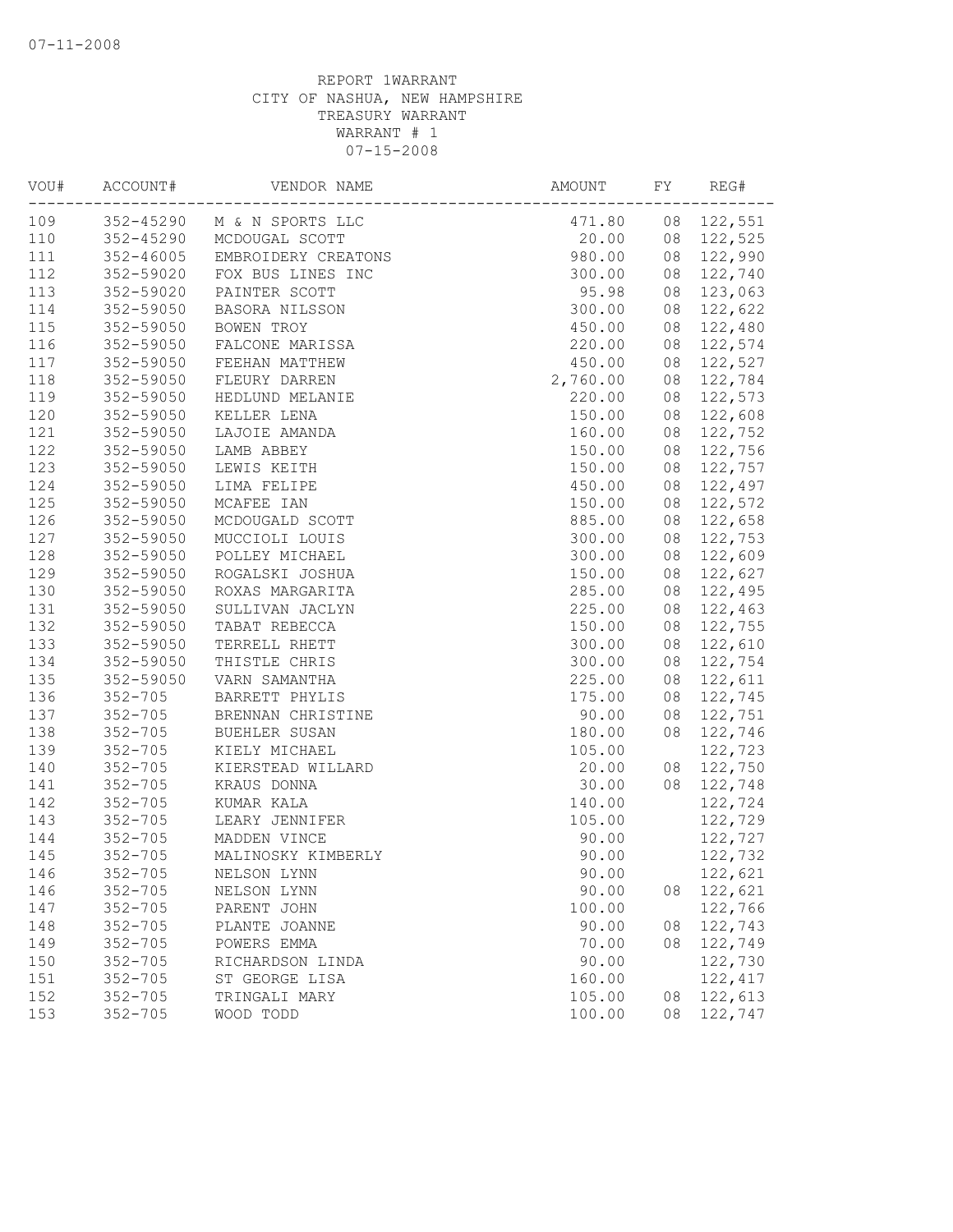07-11-2008

REPORT 1WARRANT
CITY OF NASHUA, NEW HAMPSHIRE
TREASURY WARRANT
WARRANT # 1
07-15-2008

| VOU# | ACCOUNT# | VENDOR NAME | AMOUNT | FY | REG# |
|---|---|---|---|---|---|
| 109 | 352-45290 | M & N SPORTS LLC | 471.80 | 08 | 122,551 |
| 110 | 352-45290 | MCDOUGAL SCOTT | 20.00 | 08 | 122,525 |
| 111 | 352-46005 | EMBROIDERY CREATONS | 980.00 | 08 | 122,990 |
| 112 | 352-59020 | FOX BUS LINES INC | 300.00 | 08 | 122,740 |
| 113 | 352-59020 | PAINTER SCOTT | 95.98 | 08 | 123,063 |
| 114 | 352-59050 | BASORA NILSSON | 300.00 | 08 | 122,622 |
| 115 | 352-59050 | BOWEN TROY | 450.00 | 08 | 122,480 |
| 116 | 352-59050 | FALCONE MARISSA | 220.00 | 08 | 122,574 |
| 117 | 352-59050 | FEEHAN MATTHEW | 450.00 | 08 | 122,527 |
| 118 | 352-59050 | FLEURY DARREN | 2,760.00 | 08 | 122,784 |
| 119 | 352-59050 | HEDLUND MELANIE | 220.00 | 08 | 122,573 |
| 120 | 352-59050 | KELLER LENA | 150.00 | 08 | 122,608 |
| 121 | 352-59050 | LAJOIE AMANDA | 160.00 | 08 | 122,752 |
| 122 | 352-59050 | LAMB ABBEY | 150.00 | 08 | 122,756 |
| 123 | 352-59050 | LEWIS KEITH | 150.00 | 08 | 122,757 |
| 124 | 352-59050 | LIMA FELIPE | 450.00 | 08 | 122,497 |
| 125 | 352-59050 | MCAFEE IAN | 150.00 | 08 | 122,572 |
| 126 | 352-59050 | MCDOUGALD SCOTT | 885.00 | 08 | 122,658 |
| 127 | 352-59050 | MUCCIOLI LOUIS | 300.00 | 08 | 122,753 |
| 128 | 352-59050 | POLLEY MICHAEL | 300.00 | 08 | 122,609 |
| 129 | 352-59050 | ROGALSKI JOSHUA | 150.00 | 08 | 122,627 |
| 130 | 352-59050 | ROXAS MARGARITA | 285.00 | 08 | 122,495 |
| 131 | 352-59050 | SULLIVAN JACLYN | 225.00 | 08 | 122,463 |
| 132 | 352-59050 | TABAT REBECCA | 150.00 | 08 | 122,755 |
| 133 | 352-59050 | TERRELL RHETT | 300.00 | 08 | 122,610 |
| 134 | 352-59050 | THISTLE CHRIS | 300.00 | 08 | 122,754 |
| 135 | 352-59050 | VARN SAMANTHA | 225.00 | 08 | 122,611 |
| 136 | 352-705 | BARRETT PHYLIS | 175.00 | 08 | 122,745 |
| 137 | 352-705 | BRENNAN CHRISTINE | 90.00 | 08 | 122,751 |
| 138 | 352-705 | BUEHLER SUSAN | 180.00 | 08 | 122,746 |
| 139 | 352-705 | KIELY MICHAEL | 105.00 | | 122,723 |
| 140 | 352-705 | KIERSTEAD WILLARD | 20.00 | 08 | 122,750 |
| 141 | 352-705 | KRAUS DONNA | 30.00 | 08 | 122,748 |
| 142 | 352-705 | KUMAR KALA | 140.00 | | 122,724 |
| 143 | 352-705 | LEARY JENNIFER | 105.00 | | 122,729 |
| 144 | 352-705 | MADDEN VINCE | 90.00 | | 122,727 |
| 145 | 352-705 | MALINOSKY KIMBERLY | 90.00 | | 122,732 |
| 146 | 352-705 | NELSON LYNN | 90.00 | | 122,621 |
| 146 | 352-705 | NELSON LYNN | 90.00 | 08 | 122,621 |
| 147 | 352-705 | PARENT JOHN | 100.00 | | 122,766 |
| 148 | 352-705 | PLANTE JOANNE | 90.00 | 08 | 122,743 |
| 149 | 352-705 | POWERS EMMA | 70.00 | 08 | 122,749 |
| 150 | 352-705 | RICHARDSON LINDA | 90.00 | | 122,730 |
| 151 | 352-705 | ST GEORGE LISA | 160.00 | | 122,417 |
| 152 | 352-705 | TRINGALI MARY | 105.00 | 08 | 122,613 |
| 153 | 352-705 | WOOD TODD | 100.00 | 08 | 122,747 |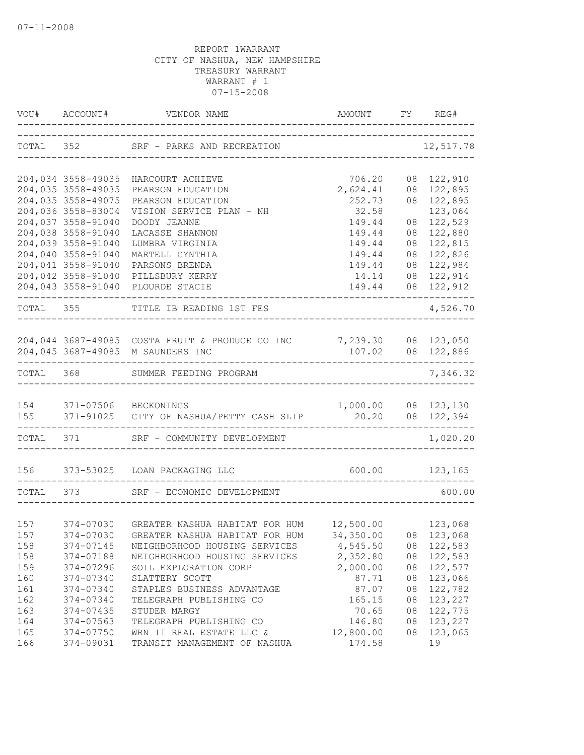07-11-2008

REPORT 1WARRANT
CITY OF NASHUA, NEW HAMPSHIRE
TREASURY WARRANT
WARRANT # 1
07-15-2008

| VOU# | ACCOUNT# | VENDOR NAME | AMOUNT | FY | REG# |
|---|---|---|---|---|---|
| TOTAL | 352 | SRF - PARKS AND RECREATION | | | 12,517.78 |
| 204,034 | 3558-49035 | HARCOURT ACHIEVE | 706.20 | 08 | 122,910 |
| 204,035 | 3558-49035 | PEARSON EDUCATION | 2,624.41 | 08 | 122,895 |
| 204,035 | 3558-49075 | PEARSON EDUCATION | 252.73 | 08 | 122,895 |
| 204,036 | 3558-83004 | VISION SERVICE PLAN - NH | 32.58 | | 123,064 |
| 204,037 | 3558-91040 | DOODY JEANNE | 149.44 | 08 | 122,529 |
| 204,038 | 3558-91040 | LACASSE SHANNON | 149.44 | 08 | 122,880 |
| 204,039 | 3558-91040 | LUMBRA VIRGINIA | 149.44 | 08 | 122,815 |
| 204,040 | 3558-91040 | MARTELL CYNTHIA | 149.44 | 08 | 122,826 |
| 204,041 | 3558-91040 | PARSONS BRENDA | 149.44 | 08 | 122,984 |
| 204,042 | 3558-91040 | PILLSBURY KERRY | 14.14 | 08 | 122,914 |
| 204,043 | 3558-91040 | PLOURDE STACIE | 149.44 | 08 | 122,912 |
| TOTAL | 355 | TITLE IB READING 1ST FES | | | 4,526.70 |
| 204,044 | 3687-49085 | COSTA FRUIT & PRODUCE CO INC | 7,239.30 | 08 | 123,050 |
| 204,045 | 3687-49085 | M SAUNDERS INC | 107.02 | 08 | 122,886 |
| TOTAL | 368 | SUMMER FEEDING PROGRAM | | | 7,346.32 |
| 154 | 371-07506 | BECKONINGS | 1,000.00 | 08 | 123,130 |
| 155 | 371-91025 | CITY OF NASHUA/PETTY CASH SLIP | 20.20 | 08 | 122,394 |
| TOTAL | 371 | SRF - COMMUNITY DEVELOPMENT | | | 1,020.20 |
| 156 | 373-53025 | LOAN PACKAGING LLC | 600.00 | | 123,165 |
| TOTAL | 373 | SRF - ECONOMIC DEVELOPMENT | | | 600.00 |
| 157 | 374-07030 | GREATER NASHUA HABITAT FOR HUM | 12,500.00 | | 123,068 |
| 157 | 374-07030 | GREATER NASHUA HABITAT FOR HUM | 34,350.00 | 08 | 123,068 |
| 158 | 374-07145 | NEIGHBORHOOD HOUSING SERVICES | 4,545.50 | 08 | 122,583 |
| 158 | 374-07188 | NEIGHBORHOOD HOUSING SERVICES | 2,352.80 | 08 | 122,583 |
| 159 | 374-07296 | SOIL EXPLORATION CORP | 2,000.00 | 08 | 122,577 |
| 160 | 374-07340 | SLATTERY SCOTT | 87.71 | 08 | 123,066 |
| 161 | 374-07340 | STAPLES BUSINESS ADVANTAGE | 87.07 | 08 | 122,782 |
| 162 | 374-07340 | TELEGRAPH PUBLISHING CO | 165.15 | 08 | 123,227 |
| 163 | 374-07435 | STUDER MARGY | 70.65 | 08 | 122,775 |
| 164 | 374-07563 | TELEGRAPH PUBLISHING CO | 146.80 | 08 | 123,227 |
| 165 | 374-07750 | WRN II REAL ESTATE LLC & | 12,800.00 | 08 | 123,065 |
| 166 | 374-09031 | TRANSIT MANAGEMENT OF NASHUA | 174.58 | | 19 |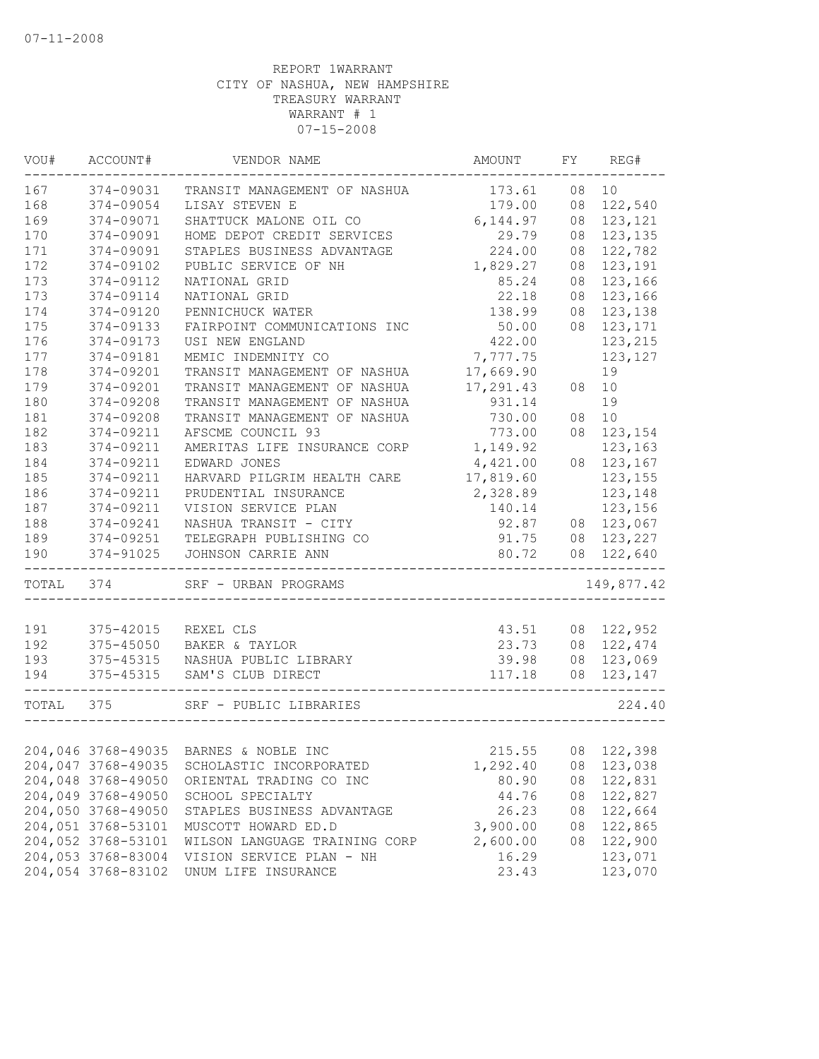REPORT 1WARRANT
CITY OF NASHUA, NEW HAMPSHIRE
TREASURY WARRANT
WARRANT # 1
07-15-2008

| VOU# | ACCOUNT# | VENDOR NAME | AMOUNT | FY | REG# |
|---|---|---|---|---|---|
| 167 | 374-09031 | TRANSIT MANAGEMENT OF NASHUA | 173.61 | 08 | 10 |
| 168 | 374-09054 | LISAY STEVEN E | 179.00 | 08 | 122,540 |
| 169 | 374-09071 | SHATTUCK MALONE OIL CO | 6,144.97 | 08 | 123,121 |
| 170 | 374-09091 | HOME DEPOT CREDIT SERVICES | 29.79 | 08 | 123,135 |
| 171 | 374-09091 | STAPLES BUSINESS ADVANTAGE | 224.00 | 08 | 122,782 |
| 172 | 374-09102 | PUBLIC SERVICE OF NH | 1,829.27 | 08 | 123,191 |
| 173 | 374-09112 | NATIONAL GRID | 85.24 | 08 | 123,166 |
| 173 | 374-09114 | NATIONAL GRID | 22.18 | 08 | 123,166 |
| 174 | 374-09120 | PENNICHUCK WATER | 138.99 | 08 | 123,138 |
| 175 | 374-09133 | FAIRPOINT COMMUNICATIONS INC | 50.00 | 08 | 123,171 |
| 176 | 374-09173 | USI NEW ENGLAND | 422.00 | | 123,215 |
| 177 | 374-09181 | MEMIC INDEMNITY CO | 7,777.75 | | 123,127 |
| 178 | 374-09201 | TRANSIT MANAGEMENT OF NASHUA | 17,669.90 | | 19 |
| 179 | 374-09201 | TRANSIT MANAGEMENT OF NASHUA | 17,291.43 | 08 | 10 |
| 180 | 374-09208 | TRANSIT MANAGEMENT OF NASHUA | 931.14 | | 19 |
| 181 | 374-09208 | TRANSIT MANAGEMENT OF NASHUA | 730.00 | 08 | 10 |
| 182 | 374-09211 | AFSCME COUNCIL 93 | 773.00 | 08 | 123,154 |
| 183 | 374-09211 | AMERITAS LIFE INSURANCE CORP | 1,149.92 | | 123,163 |
| 184 | 374-09211 | EDWARD JONES | 4,421.00 | 08 | 123,167 |
| 185 | 374-09211 | HARVARD PILGRIM HEALTH CARE | 17,819.60 | | 123,155 |
| 186 | 374-09211 | PRUDENTIAL INSURANCE | 2,328.89 | | 123,148 |
| 187 | 374-09211 | VISION SERVICE PLAN | 140.14 | | 123,156 |
| 188 | 374-09241 | NASHUA TRANSIT - CITY | 92.87 | 08 | 123,067 |
| 189 | 374-09251 | TELEGRAPH PUBLISHING CO | 91.75 | 08 | 123,227 |
| 190 | 374-91025 | JOHNSON CARRIE ANN | 80.72 | 08 | 122,640 |
| TOTAL | 374 | SRF - URBAN PROGRAMS | | | 149,877.42 |
| 191 | 375-42015 | REXEL CLS | 43.51 | 08 | 122,952 |
| 192 | 375-45050 | BAKER & TAYLOR | 23.73 | 08 | 122,474 |
| 193 | 375-45315 | NASHUA PUBLIC LIBRARY | 39.98 | 08 | 123,069 |
| 194 | 375-45315 | SAM'S CLUB DIRECT | 117.18 | 08 | 123,147 |
| TOTAL | 375 | SRF - PUBLIC LIBRARIES | | | 224.40 |
| 204,046 | 3768-49035 | BARNES & NOBLE INC | 215.55 | 08 | 122,398 |
| 204,047 | 3768-49035 | SCHOLASTIC INCORPORATED | 1,292.40 | 08 | 123,038 |
| 204,048 | 3768-49050 | ORIENTAL TRADING CO INC | 80.90 | 08 | 122,831 |
| 204,049 | 3768-49050 | SCHOOL SPECIALTY | 44.76 | 08 | 122,827 |
| 204,050 | 3768-49050 | STAPLES BUSINESS ADVANTAGE | 26.23 | 08 | 122,664 |
| 204,051 | 3768-53101 | MUSCOTT HOWARD ED.D | 3,900.00 | 08 | 122,865 |
| 204,052 | 3768-53101 | WILSON LANGUAGE TRAINING CORP | 2,600.00 | 08 | 122,900 |
| 204,053 | 3768-83004 | VISION SERVICE PLAN - NH | 16.29 | | 123,071 |
| 204,054 | 3768-83102 | UNUM LIFE INSURANCE | 23.43 | | 123,070 |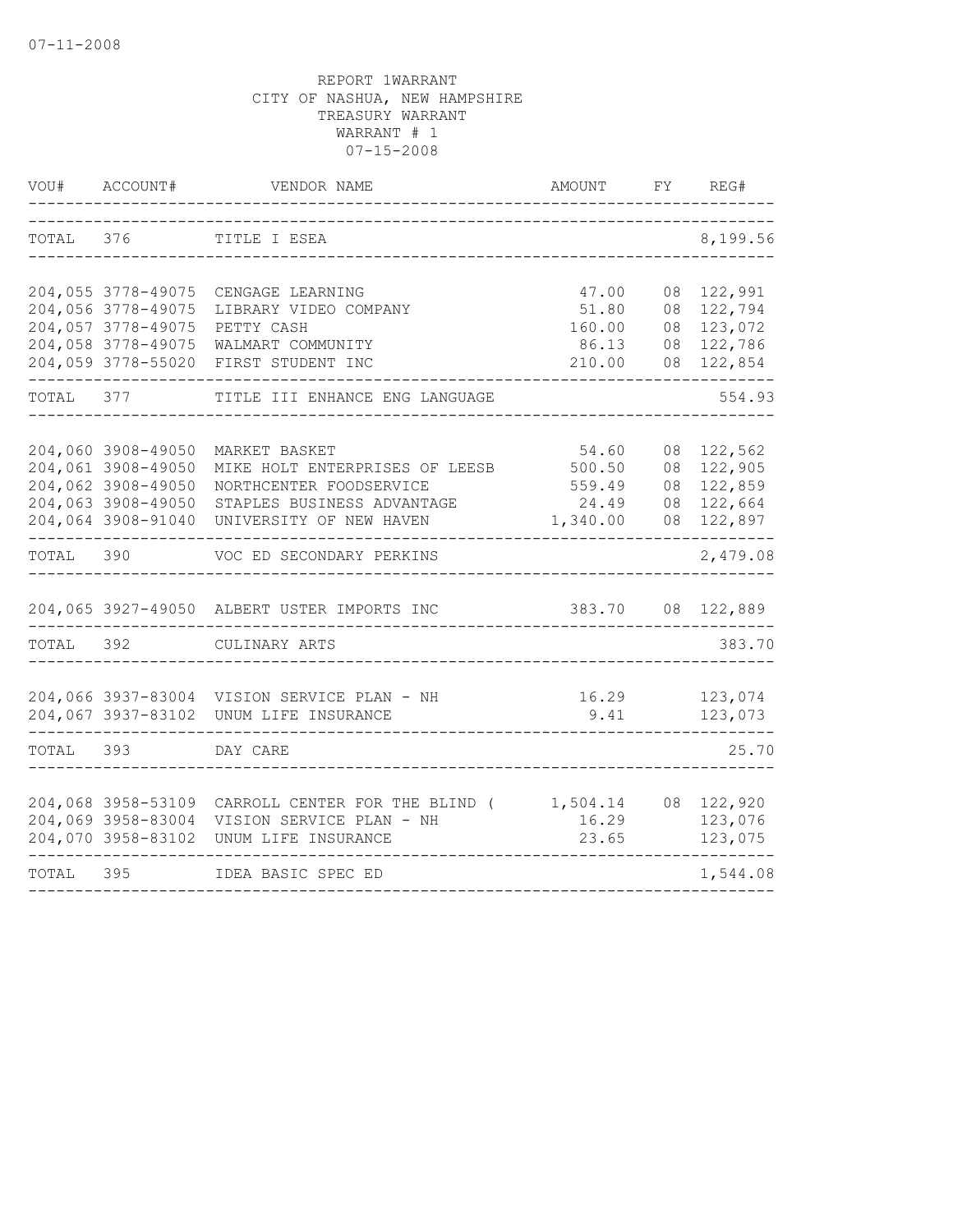REPORT 1WARRANT
CITY OF NASHUA, NEW HAMPSHIRE
TREASURY WARRANT
WARRANT # 1
07-15-2008

| VOU# | ACCOUNT# | VENDOR NAME | AMOUNT | FY | REG# |
|---|---|---|---|---|---|
| TOTAL | 376 | TITLE I ESEA | | | 8,199.56 |
| 204,055 | 3778-49075 | CENGAGE LEARNING | 47.00 | 08 | 122,991 |
| 204,056 | 3778-49075 | LIBRARY VIDEO COMPANY | 51.80 | 08 | 122,794 |
| 204,057 | 3778-49075 | PETTY CASH | 160.00 | 08 | 123,072 |
| 204,058 | 3778-49075 | WALMART COMMUNITY | 86.13 | 08 | 122,786 |
| 204,059 | 3778-55020 | FIRST STUDENT INC | 210.00 | 08 | 122,854 |
| TOTAL | 377 | TITLE III ENHANCE ENG LANGUAGE | | | 554.93 |
| 204,060 | 3908-49050 | MARKET BASKET | 54.60 | 08 | 122,562 |
| 204,061 | 3908-49050 | MIKE HOLT ENTERPRISES OF LEESB | 500.50 | 08 | 122,905 |
| 204,062 | 3908-49050 | NORTHCENTER FOODSERVICE | 559.49 | 08 | 122,859 |
| 204,063 | 3908-49050 | STAPLES BUSINESS ADVANTAGE | 24.49 | 08 | 122,664 |
| 204,064 | 3908-91040 | UNIVERSITY OF NEW HAVEN | 1,340.00 | 08 | 122,897 |
| TOTAL | 390 | VOC ED SECONDARY PERKINS | | | 2,479.08 |
| 204,065 | 3927-49050 | ALBERT USTER IMPORTS INC | 383.70 | 08 | 122,889 |
| TOTAL | 392 | CULINARY ARTS | | | 383.70 |
| 204,066 | 3937-83004 | VISION SERVICE PLAN - NH | 16.29 | | 123,074 |
| 204,067 | 3937-83102 | UNUM LIFE INSURANCE | 9.41 | | 123,073 |
| TOTAL | 393 | DAY CARE | | | 25.70 |
| 204,068 | 3958-53109 | CARROLL CENTER FOR THE BLIND ( | 1,504.14 | 08 | 122,920 |
| 204,069 | 3958-83004 | VISION SERVICE PLAN - NH | 16.29 | | 123,076 |
| 204,070 | 3958-83102 | UNUM LIFE INSURANCE | 23.65 | | 123,075 |
| TOTAL | 395 | IDEA BASIC SPEC ED | | | 1,544.08 |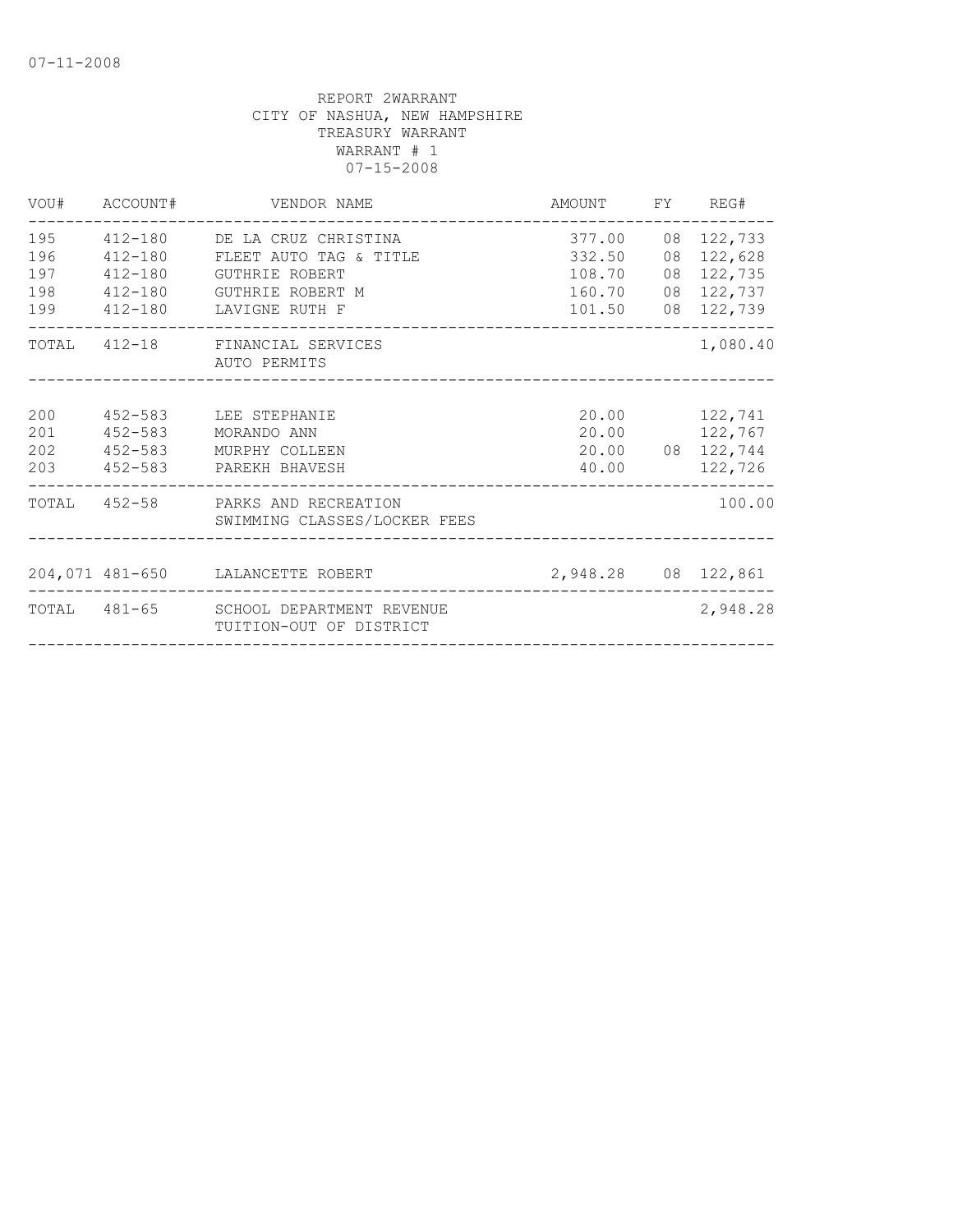07-11-2008

REPORT 2WARRANT
CITY OF NASHUA, NEW HAMPSHIRE
TREASURY WARRANT
WARRANT # 1
07-15-2008

| VOU# | ACCOUNT# | VENDOR NAME | AMOUNT | FY | REG# |
|---|---|---|---|---|---|
| 195 | 412-180 | DE LA CRUZ CHRISTINA | 377.00 | 08 | 122,733 |
| 196 | 412-180 | FLEET AUTO TAG & TITLE | 332.50 | 08 | 122,628 |
| 197 | 412-180 | GUTHRIE ROBERT | 108.70 | 08 | 122,735 |
| 198 | 412-180 | GUTHRIE ROBERT M | 160.70 | 08 | 122,737 |
| 199 | 412-180 | LAVIGNE RUTH F | 101.50 | 08 | 122,739 |
| TOTAL | 412-18 | FINANCIAL SERVICES AUTO PERMITS | | | 1,080.40 |
| 200 | 452-583 | LEE STEPHANIE | 20.00 | | 122,741 |
| 201 | 452-583 | MORANDO ANN | 20.00 | | 122,767 |
| 202 | 452-583 | MURPHY COLLEEN | 20.00 | 08 | 122,744 |
| 203 | 452-583 | PAREKH BHAVESH | 40.00 | | 122,726 |
| TOTAL | 452-58 | PARKS AND RECREATION SWIMMING CLASSES/LOCKER FEES | | | 100.00 |
| 204,071 | 481-650 | LALANCETTE ROBERT | 2,948.28 | 08 | 122,861 |
| TOTAL | 481-65 | SCHOOL DEPARTMENT REVENUE TUITION-OUT OF DISTRICT | | | 2,948.28 |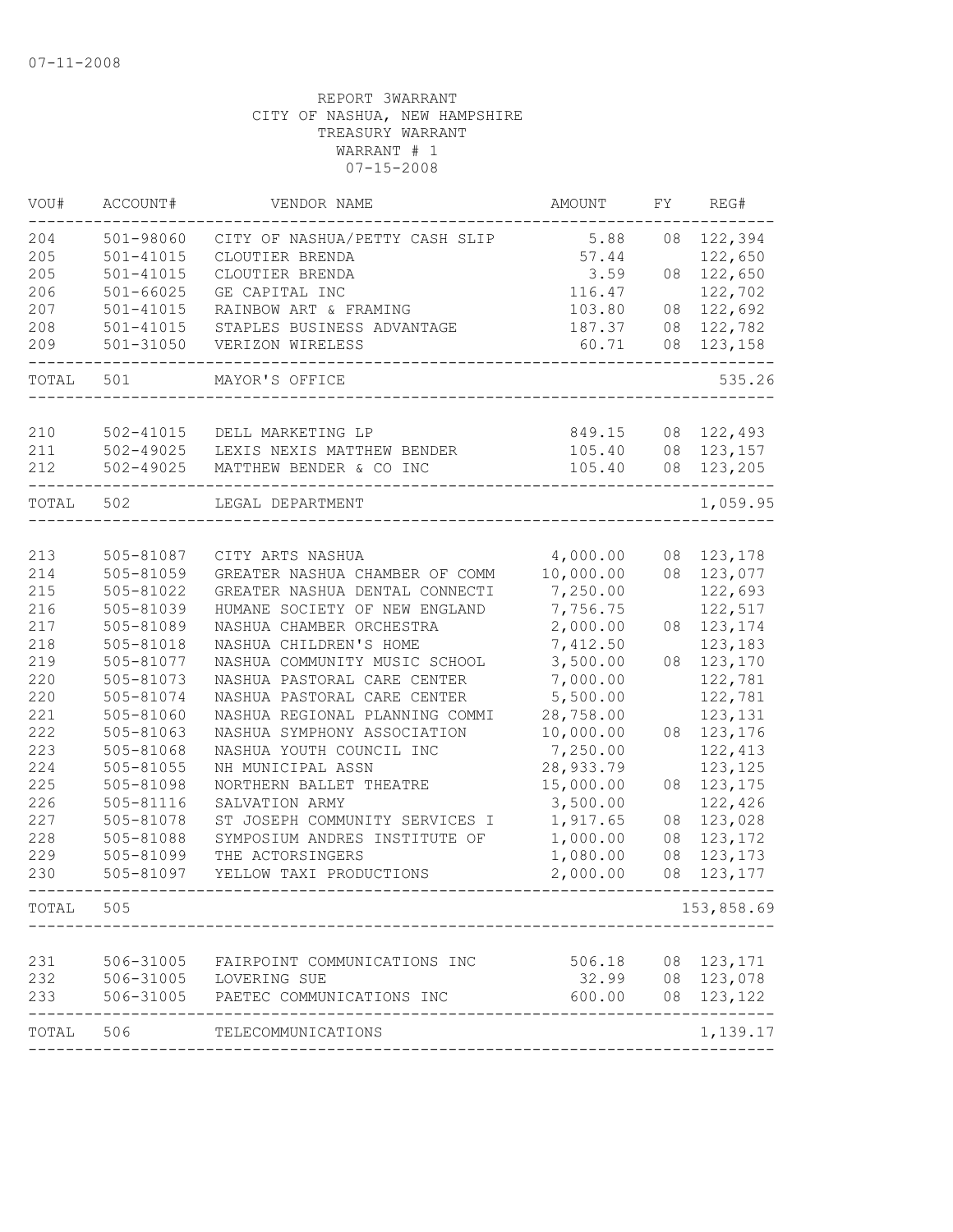07-11-2008

REPORT 3WARRANT
CITY OF NASHUA, NEW HAMPSHIRE
TREASURY WARRANT
WARRANT # 1
07-15-2008

| VOU# | ACCOUNT# | VENDOR NAME | AMOUNT | FY | REG# |
|---|---|---|---|---|---|
| 204 | 501-98060 | CITY OF NASHUA/PETTY CASH SLIP | 5.88 | 08 | 122,394 |
| 205 | 501-41015 | CLOUTIER BRENDA | 57.44 | | 122,650 |
| 205 | 501-41015 | CLOUTIER BRENDA | 3.59 | 08 | 122,650 |
| 206 | 501-66025 | GE CAPITAL INC | 116.47 | | 122,702 |
| 207 | 501-41015 | RAINBOW ART & FRAMING | 103.80 | 08 | 122,692 |
| 208 | 501-41015 | STAPLES BUSINESS ADVANTAGE | 187.37 | 08 | 122,782 |
| 209 | 501-31050 | VERIZON WIRELESS | 60.71 | 08 | 123,158 |
| TOTAL | 501 | MAYOR'S OFFICE | | | 535.26 |
| 210 | 502-41015 | DELL MARKETING LP | 849.15 | 08 | 122,493 |
| 211 | 502-49025 | LEXIS NEXIS MATTHEW BENDER | 105.40 | 08 | 123,157 |
| 212 | 502-49025 | MATTHEW BENDER & CO INC | 105.40 | 08 | 123,205 |
| TOTAL | 502 | LEGAL DEPARTMENT | | | 1,059.95 |
| 213 | 505-81087 | CITY ARTS NASHUA | 4,000.00 | 08 | 123,178 |
| 214 | 505-81059 | GREATER NASHUA CHAMBER OF COMM | 10,000.00 | 08 | 123,077 |
| 215 | 505-81022 | GREATER NASHUA DENTAL CONNECTI | 7,250.00 | | 122,693 |
| 216 | 505-81039 | HUMANE SOCIETY OF NEW ENGLAND | 7,756.75 | | 122,517 |
| 217 | 505-81089 | NASHUA CHAMBER ORCHESTRA | 2,000.00 | 08 | 123,174 |
| 218 | 505-81018 | NASHUA CHILDREN'S HOME | 7,412.50 | | 123,183 |
| 219 | 505-81077 | NASHUA COMMUNITY MUSIC SCHOOL | 3,500.00 | 08 | 123,170 |
| 220 | 505-81073 | NASHUA PASTORAL CARE CENTER | 7,000.00 | | 122,781 |
| 220 | 505-81074 | NASHUA PASTORAL CARE CENTER | 5,500.00 | | 122,781 |
| 221 | 505-81060 | NASHUA REGIONAL PLANNING COMMI | 28,758.00 | | 123,131 |
| 222 | 505-81063 | NASHUA SYMPHONY ASSOCIATION | 10,000.00 | 08 | 123,176 |
| 223 | 505-81068 | NASHUA YOUTH COUNCIL INC | 7,250.00 | | 122,413 |
| 224 | 505-81055 | NH MUNICIPAL ASSN | 28,933.79 | | 123,125 |
| 225 | 505-81098 | NORTHERN BALLET THEATRE | 15,000.00 | 08 | 123,175 |
| 226 | 505-81116 | SALVATION ARMY | 3,500.00 | | 122,426 |
| 227 | 505-81078 | ST JOSEPH COMMUNITY SERVICES I | 1,917.65 | 08 | 123,028 |
| 228 | 505-81088 | SYMPOSIUM ANDRES INSTITUTE OF | 1,000.00 | 08 | 123,172 |
| 229 | 505-81099 | THE ACTORSINGERS | 1,080.00 | 08 | 123,173 |
| 230 | 505-81097 | YELLOW TAXI PRODUCTIONS | 2,000.00 | 08 | 123,177 |
| TOTAL | 505 | | | | 153,858.69 |
| 231 | 506-31005 | FAIRPOINT COMMUNICATIONS INC | 506.18 | 08 | 123,171 |
| 232 | 506-31005 | LOVERING SUE | 32.99 | 08 | 123,078 |
| 233 | 506-31005 | PAETEC COMMUNICATIONS INC | 600.00 | 08 | 123,122 |
| TOTAL | 506 | TELECOMMUNICATIONS | | | 1,139.17 |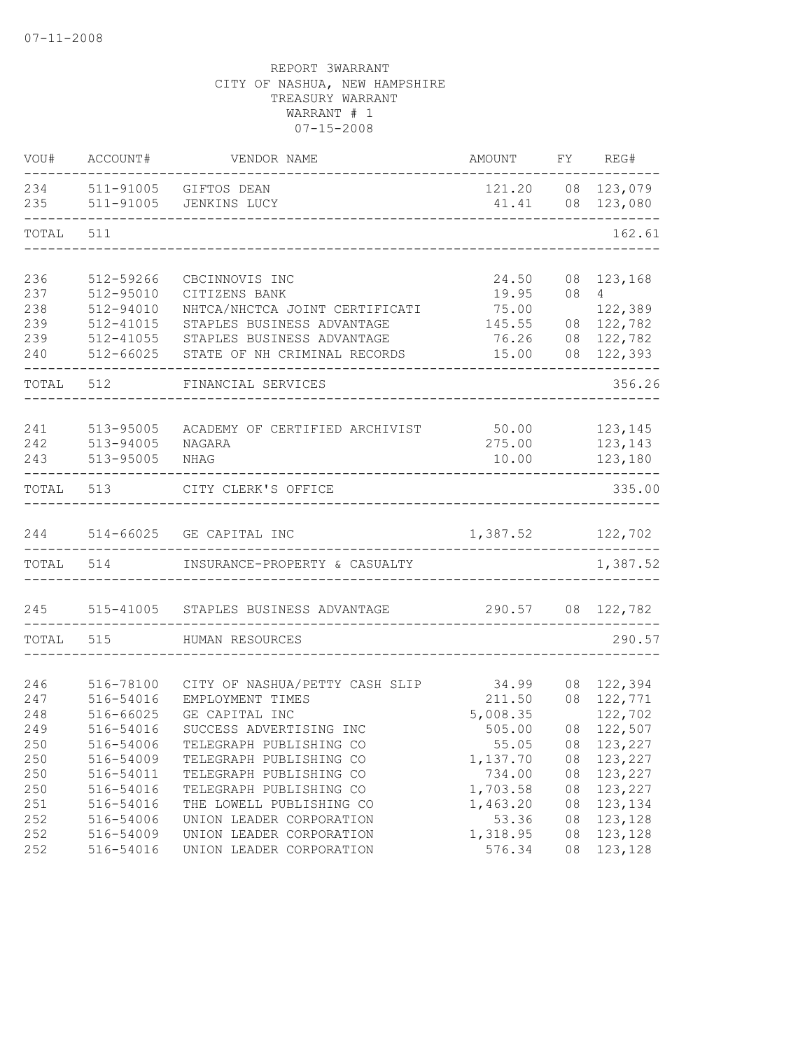07-11-2008

REPORT 3WARRANT
CITY OF NASHUA, NEW HAMPSHIRE
TREASURY WARRANT
WARRANT # 1
07-15-2008

| VOU# | ACCOUNT# | VENDOR NAME | AMOUNT | FY | REG# |
|---|---|---|---|---|---|
| 234 | 511-91005 | GIFTOS DEAN | 121.20 | 08 | 123,079 |
| 235 | 511-91005 | JENKINS LUCY | 41.41 | 08 | 123,080 |
| TOTAL | 511 | | | | 162.61 |
| 236 | 512-59266 | CBCINNOVIS INC | 24.50 | 08 | 123,168 |
| 237 | 512-95010 | CITIZENS BANK | 19.95 | 08 | 4 |
| 238 | 512-94010 | NHTCA/NHCTCA JOINT CERTIFICATI | 75.00 | | 122,389 |
| 239 | 512-41015 | STAPLES BUSINESS ADVANTAGE | 145.55 | 08 | 122,782 |
| 239 | 512-41055 | STAPLES BUSINESS ADVANTAGE | 76.26 | 08 | 122,782 |
| 240 | 512-66025 | STATE OF NH CRIMINAL RECORDS | 15.00 | 08 | 122,393 |
| TOTAL | 512 | FINANCIAL SERVICES | | | 356.26 |
| 241 | 513-95005 | ACADEMY OF CERTIFIED ARCHIVIST | 50.00 | | 123,145 |
| 242 | 513-94005 | NAGARA | 275.00 | | 123,143 |
| 243 | 513-95005 | NHAG | 10.00 | | 123,180 |
| TOTAL | 513 | CITY CLERK'S OFFICE | | | 335.00 |
| 244 | 514-66025 | GE CAPITAL INC | 1,387.52 | | 122,702 |
| TOTAL | 514 | INSURANCE-PROPERTY & CASUALTY | | | 1,387.52 |
| 245 | 515-41005 | STAPLES BUSINESS ADVANTAGE | 290.57 | 08 | 122,782 |
| TOTAL | 515 | HUMAN RESOURCES | | | 290.57 |
| 246 | 516-78100 | CITY OF NASHUA/PETTY CASH SLIP | 34.99 | 08 | 122,394 |
| 247 | 516-54016 | EMPLOYMENT TIMES | 211.50 | 08 | 122,771 |
| 248 | 516-66025 | GE CAPITAL INC | 5,008.35 | | 122,702 |
| 249 | 516-54016 | SUCCESS ADVERTISING INC | 505.00 | 08 | 122,507 |
| 250 | 516-54006 | TELEGRAPH PUBLISHING CO | 55.05 | 08 | 123,227 |
| 250 | 516-54009 | TELEGRAPH PUBLISHING CO | 1,137.70 | 08 | 123,227 |
| 250 | 516-54011 | TELEGRAPH PUBLISHING CO | 734.00 | 08 | 123,227 |
| 250 | 516-54016 | TELEGRAPH PUBLISHING CO | 1,703.58 | 08 | 123,227 |
| 251 | 516-54016 | THE LOWELL PUBLISHING CO | 1,463.20 | 08 | 123,134 |
| 252 | 516-54006 | UNION LEADER CORPORATION | 53.36 | 08 | 123,128 |
| 252 | 516-54009 | UNION LEADER CORPORATION | 1,318.95 | 08 | 123,128 |
| 252 | 516-54016 | UNION LEADER CORPORATION | 576.34 | 08 | 123,128 |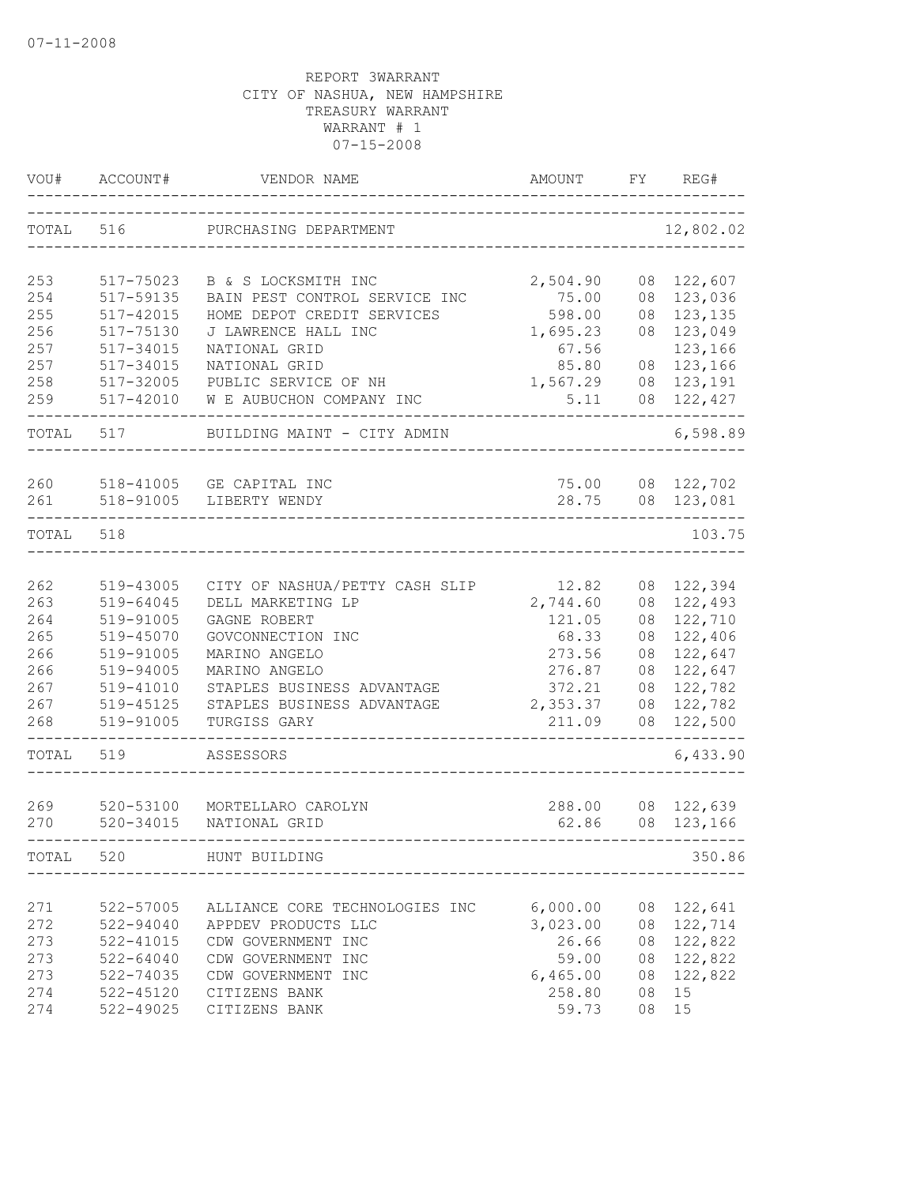07-11-2008

REPORT 3WARRANT
CITY OF NASHUA, NEW HAMPSHIRE
TREASURY WARRANT
WARRANT # 1
07-15-2008

| VOU# | ACCOUNT# | VENDOR NAME | AMOUNT | FY | REG# |
|---|---|---|---|---|---|
| TOTAL | 516 | PURCHASING DEPARTMENT | | | 12,802.02 |
| 253 | 517-75023 | B & S LOCKSMITH INC | 2,504.90 | 08 | 122,607 |
| 254 | 517-59135 | BAIN PEST CONTROL SERVICE INC | 75.00 | 08 | 123,036 |
| 255 | 517-42015 | HOME DEPOT CREDIT SERVICES | 598.00 | 08 | 123,135 |
| 256 | 517-75130 | J LAWRENCE HALL INC | 1,695.23 | 08 | 123,049 |
| 257 | 517-34015 | NATIONAL GRID | 67.56 | | 123,166 |
| 257 | 517-34015 | NATIONAL GRID | 85.80 | 08 | 123,166 |
| 258 | 517-32005 | PUBLIC SERVICE OF NH | 1,567.29 | 08 | 123,191 |
| 259 | 517-42010 | W E AUBUCHON COMPANY INC | 5.11 | 08 | 122,427 |
| TOTAL | 517 | BUILDING MAINT - CITY ADMIN | | | 6,598.89 |
| 260 | 518-41005 | GE CAPITAL INC | 75.00 | 08 | 122,702 |
| 261 | 518-91005 | LIBERTY WENDY | 28.75 | 08 | 123,081 |
| TOTAL | 518 | | | | 103.75 |
| 262 | 519-43005 | CITY OF NASHUA/PETTY CASH SLIP | 12.82 | 08 | 122,394 |
| 263 | 519-64045 | DELL MARKETING LP | 2,744.60 | 08 | 122,493 |
| 264 | 519-91005 | GAGNE ROBERT | 121.05 | 08 | 122,710 |
| 265 | 519-45070 | GOVCONNECTION INC | 68.33 | 08 | 122,406 |
| 266 | 519-91005 | MARINO ANGELO | 273.56 | 08 | 122,647 |
| 266 | 519-94005 | MARINO ANGELO | 276.87 | 08 | 122,647 |
| 267 | 519-41010 | STAPLES BUSINESS ADVANTAGE | 372.21 | 08 | 122,782 |
| 267 | 519-45125 | STAPLES BUSINESS ADVANTAGE | 2,353.37 | 08 | 122,782 |
| 268 | 519-91005 | TURGISS GARY | 211.09 | 08 | 122,500 |
| TOTAL | 519 | ASSESSORS | | | 6,433.90 |
| 269 | 520-53100 | MORTELLARO CAROLYN | 288.00 | 08 | 122,639 |
| 270 | 520-34015 | NATIONAL GRID | 62.86 | 08 | 123,166 |
| TOTAL | 520 | HUNT BUILDING | | | 350.86 |
| 271 | 522-57005 | ALLIANCE CORE TECHNOLOGIES INC | 6,000.00 | 08 | 122,641 |
| 272 | 522-94040 | APPDEV PRODUCTS LLC | 3,023.00 | 08 | 122,714 |
| 273 | 522-41015 | CDW GOVERNMENT INC | 26.66 | 08 | 122,822 |
| 273 | 522-64040 | CDW GOVERNMENT INC | 59.00 | 08 | 122,822 |
| 273 | 522-74035 | CDW GOVERNMENT INC | 6,465.00 | 08 | 122,822 |
| 274 | 522-45120 | CITIZENS BANK | 258.80 | 08 | 15 |
| 274 | 522-49025 | CITIZENS BANK | 59.73 | 08 | 15 |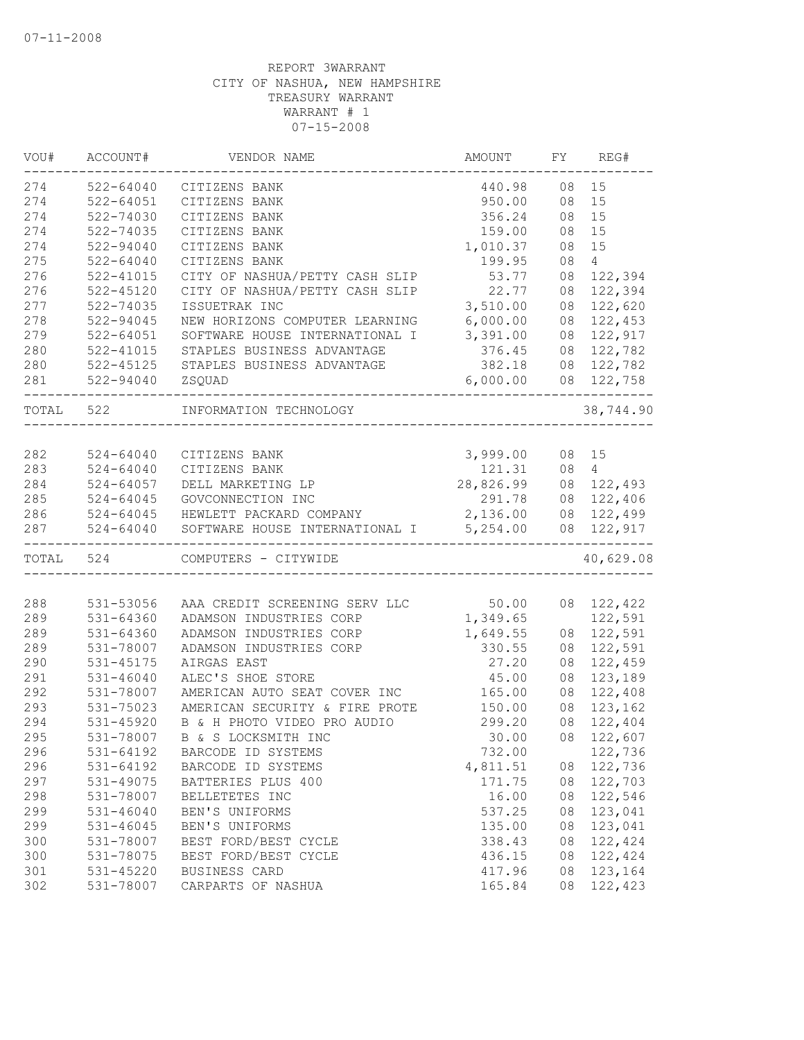07-11-2008

REPORT 3WARRANT
CITY OF NASHUA, NEW HAMPSHIRE
TREASURY WARRANT
WARRANT # 1
07-15-2008

| VOU# | ACCOUNT# | VENDOR NAME | AMOUNT | FY | REG# |
|---|---|---|---|---|---|
| 274 | 522-64040 | CITIZENS BANK | 440.98 | 08 | 15 |
| 274 | 522-64051 | CITIZENS BANK | 950.00 | 08 | 15 |
| 274 | 522-74030 | CITIZENS BANK | 356.24 | 08 | 15 |
| 274 | 522-74035 | CITIZENS BANK | 159.00 | 08 | 15 |
| 274 | 522-94040 | CITIZENS BANK | 1,010.37 | 08 | 15 |
| 275 | 522-64040 | CITIZENS BANK | 199.95 | 08 | 4 |
| 276 | 522-41015 | CITY OF NASHUA/PETTY CASH SLIP | 53.77 | 08 | 122,394 |
| 276 | 522-45120 | CITY OF NASHUA/PETTY CASH SLIP | 22.77 | 08 | 122,394 |
| 277 | 522-74035 | ISSUETRAK INC | 3,510.00 | 08 | 122,620 |
| 278 | 522-94045 | NEW HORIZONS COMPUTER LEARNING | 6,000.00 | 08 | 122,453 |
| 279 | 522-64051 | SOFTWARE HOUSE INTERNATIONAL I | 3,391.00 | 08 | 122,917 |
| 280 | 522-41015 | STAPLES BUSINESS ADVANTAGE | 376.45 | 08 | 122,782 |
| 280 | 522-45125 | STAPLES BUSINESS ADVANTAGE | 382.18 | 08 | 122,782 |
| 281 | 522-94040 | ZSQUAD | 6,000.00 | 08 | 122,758 |
| TOTAL | 522 | INFORMATION TECHNOLOGY | | | 38,744.90 |
| 282 | 524-64040 | CITIZENS BANK | 3,999.00 | 08 | 15 |
| 283 | 524-64040 | CITIZENS BANK | 121.31 | 08 | 4 |
| 284 | 524-64057 | DELL MARKETING LP | 28,826.99 | 08 | 122,493 |
| 285 | 524-64045 | GOVCONNECTION INC | 291.78 | 08 | 122,406 |
| 286 | 524-64045 | HEWLETT PACKARD COMPANY | 2,136.00 | 08 | 122,499 |
| 287 | 524-64040 | SOFTWARE HOUSE INTERNATIONAL I | 5,254.00 | 08 | 122,917 |
| TOTAL | 524 | COMPUTERS - CITYWIDE | | | 40,629.08 |
| 288 | 531-53056 | AAA CREDIT SCREENING SERV LLC | 50.00 | 08 | 122,422 |
| 289 | 531-64360 | ADAMSON INDUSTRIES CORP | 1,349.65 | | 122,591 |
| 289 | 531-64360 | ADAMSON INDUSTRIES CORP | 1,649.55 | 08 | 122,591 |
| 289 | 531-78007 | ADAMSON INDUSTRIES CORP | 330.55 | 08 | 122,591 |
| 290 | 531-45175 | AIRGAS EAST | 27.20 | 08 | 122,459 |
| 291 | 531-46040 | ALEC'S SHOE STORE | 45.00 | 08 | 123,189 |
| 292 | 531-78007 | AMERICAN AUTO SEAT COVER INC | 165.00 | 08 | 122,408 |
| 293 | 531-75023 | AMERICAN SECURITY & FIRE PROTE | 150.00 | 08 | 123,162 |
| 294 | 531-45920 | B & H PHOTO VIDEO PRO AUDIO | 299.20 | 08 | 122,404 |
| 295 | 531-78007 | B & S LOCKSMITH INC | 30.00 | 08 | 122,607 |
| 296 | 531-64192 | BARCODE ID SYSTEMS | 732.00 | | 122,736 |
| 296 | 531-64192 | BARCODE ID SYSTEMS | 4,811.51 | 08 | 122,736 |
| 297 | 531-49075 | BATTERIES PLUS 400 | 171.75 | 08 | 122,703 |
| 298 | 531-78007 | BELLETETES INC | 16.00 | 08 | 122,546 |
| 299 | 531-46040 | BEN'S UNIFORMS | 537.25 | 08 | 123,041 |
| 299 | 531-46045 | BEN'S UNIFORMS | 135.00 | 08 | 123,041 |
| 300 | 531-78007 | BEST FORD/BEST CYCLE | 338.43 | 08 | 122,424 |
| 300 | 531-78075 | BEST FORD/BEST CYCLE | 436.15 | 08 | 122,424 |
| 301 | 531-45220 | BUSINESS CARD | 417.96 | 08 | 123,164 |
| 302 | 531-78007 | CARPARTS OF NASHUA | 165.84 | 08 | 122,423 |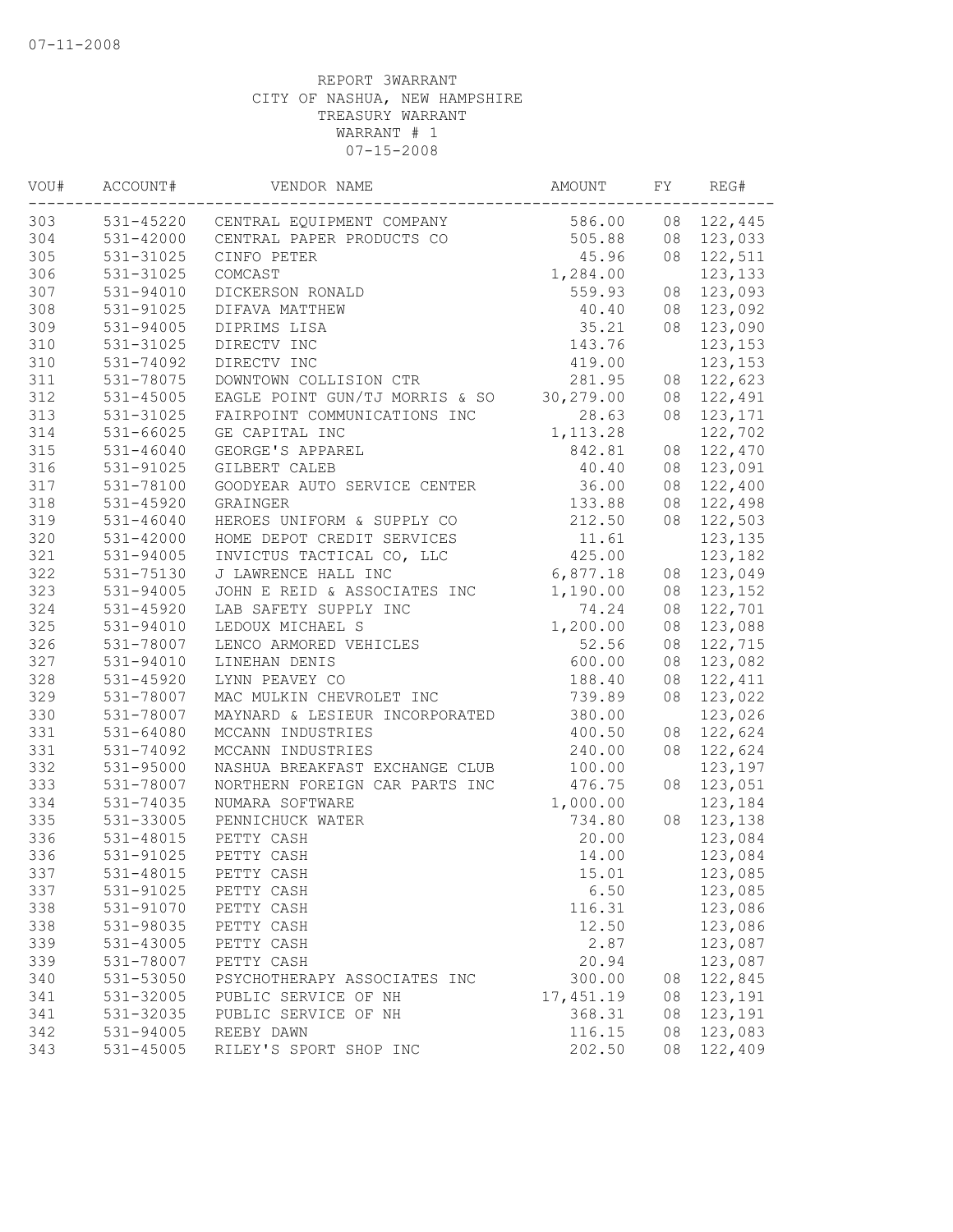07-11-2008

REPORT 3WARRANT
CITY OF NASHUA, NEW HAMPSHIRE
TREASURY WARRANT
WARRANT # 1
07-15-2008

| VOU# | ACCOUNT# | VENDOR NAME | AMOUNT | FY | REG# |
|---|---|---|---|---|---|
| 303 | 531-45220 | CENTRAL EQUIPMENT COMPANY | 586.00 | 08 | 122,445 |
| 304 | 531-42000 | CENTRAL PAPER PRODUCTS CO | 505.88 | 08 | 123,033 |
| 305 | 531-31025 | CINFO PETER | 45.96 | 08 | 122,511 |
| 306 | 531-31025 | COMCAST | 1,284.00 | | 123,133 |
| 307 | 531-94010 | DICKERSON RONALD | 559.93 | 08 | 123,093 |
| 308 | 531-91025 | DIFAVA MATTHEW | 40.40 | 08 | 123,092 |
| 309 | 531-94005 | DIPRIMS LISA | 35.21 | 08 | 123,090 |
| 310 | 531-31025 | DIRECTV INC | 143.76 | | 123,153 |
| 310 | 531-74092 | DIRECTV INC | 419.00 | | 123,153 |
| 311 | 531-78075 | DOWNTOWN COLLISION CTR | 281.95 | 08 | 122,623 |
| 312 | 531-45005 | EAGLE POINT GUN/TJ MORRIS & SO | 30,279.00 | 08 | 122,491 |
| 313 | 531-31025 | FAIRPOINT COMMUNICATIONS INC | 28.63 | 08 | 123,171 |
| 314 | 531-66025 | GE CAPITAL INC | 1,113.28 | | 122,702 |
| 315 | 531-46040 | GEORGE'S APPAREL | 842.81 | 08 | 122,470 |
| 316 | 531-91025 | GILBERT CALEB | 40.40 | 08 | 123,091 |
| 317 | 531-78100 | GOODYEAR AUTO SERVICE CENTER | 36.00 | 08 | 122,400 |
| 318 | 531-45920 | GRAINGER | 133.88 | 08 | 122,498 |
| 319 | 531-46040 | HEROES UNIFORM & SUPPLY CO | 212.50 | 08 | 122,503 |
| 320 | 531-42000 | HOME DEPOT CREDIT SERVICES | 11.61 | | 123,135 |
| 321 | 531-94005 | INVICTUS TACTICAL CO, LLC | 425.00 | | 123,182 |
| 322 | 531-75130 | J LAWRENCE HALL INC | 6,877.18 | 08 | 123,049 |
| 323 | 531-94005 | JOHN E REID & ASSOCIATES INC | 1,190.00 | 08 | 123,152 |
| 324 | 531-45920 | LAB SAFETY SUPPLY INC | 74.24 | 08 | 122,701 |
| 325 | 531-94010 | LEDOUX MICHAEL S | 1,200.00 | 08 | 123,088 |
| 326 | 531-78007 | LENCO ARMORED VEHICLES | 52.56 | 08 | 122,715 |
| 327 | 531-94010 | LINEHAN DENIS | 600.00 | 08 | 123,082 |
| 328 | 531-45920 | LYNN PEAVEY CO | 188.40 | 08 | 122,411 |
| 329 | 531-78007 | MAC MULKIN CHEVROLET INC | 739.89 | 08 | 123,022 |
| 330 | 531-78007 | MAYNARD & LESIEUR INCORPORATED | 380.00 | | 123,026 |
| 331 | 531-64080 | MCCANN INDUSTRIES | 400.50 | 08 | 122,624 |
| 331 | 531-74092 | MCCANN INDUSTRIES | 240.00 | 08 | 122,624 |
| 332 | 531-95000 | NASHUA BREAKFAST EXCHANGE CLUB | 100.00 | | 123,197 |
| 333 | 531-78007 | NORTHERN FOREIGN CAR PARTS INC | 476.75 | 08 | 123,051 |
| 334 | 531-74035 | NUMARA SOFTWARE | 1,000.00 | | 123,184 |
| 335 | 531-33005 | PENNICHUCK WATER | 734.80 | 08 | 123,138 |
| 336 | 531-48015 | PETTY CASH | 20.00 | | 123,084 |
| 336 | 531-91025 | PETTY CASH | 14.00 | | 123,084 |
| 337 | 531-48015 | PETTY CASH | 15.01 | | 123,085 |
| 337 | 531-91025 | PETTY CASH | 6.50 | | 123,085 |
| 338 | 531-91070 | PETTY CASH | 116.31 | | 123,086 |
| 338 | 531-98035 | PETTY CASH | 12.50 | | 123,086 |
| 339 | 531-43005 | PETTY CASH | 2.87 | | 123,087 |
| 339 | 531-78007 | PETTY CASH | 20.94 | | 123,087 |
| 340 | 531-53050 | PSYCHOTHERAPY ASSOCIATES INC | 300.00 | 08 | 122,845 |
| 341 | 531-32005 | PUBLIC SERVICE OF NH | 17,451.19 | 08 | 123,191 |
| 341 | 531-32035 | PUBLIC SERVICE OF NH | 368.31 | 08 | 123,191 |
| 342 | 531-94005 | REEBY DAWN | 116.15 | 08 | 123,083 |
| 343 | 531-45005 | RILEY'S SPORT SHOP INC | 202.50 | 08 | 122,409 |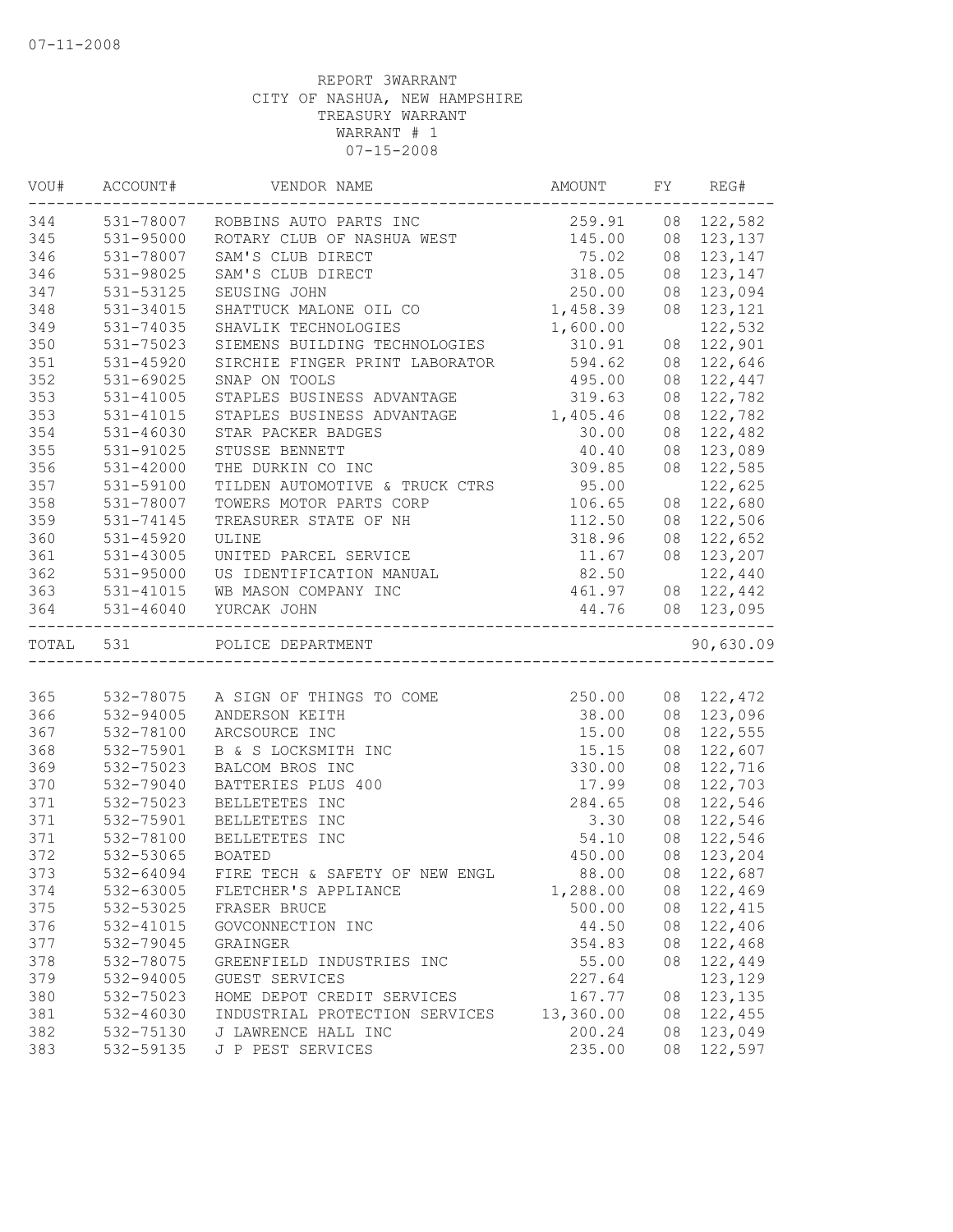REPORT 3WARRANT
CITY OF NASHUA, NEW HAMPSHIRE
TREASURY WARRANT
WARRANT # 1
07-15-2008

| VOU# | ACCOUNT# | VENDOR NAME | AMOUNT | FY | REG# |
|---|---|---|---|---|---|
| 344 | 531-78007 | ROBBINS AUTO PARTS INC | 259.91 | 08 | 122,582 |
| 345 | 531-95000 | ROTARY CLUB OF NASHUA WEST | 145.00 | 08 | 123,137 |
| 346 | 531-78007 | SAM'S CLUB DIRECT | 75.02 | 08 | 123,147 |
| 346 | 531-98025 | SAM'S CLUB DIRECT | 318.05 | 08 | 123,147 |
| 347 | 531-53125 | SEUSING JOHN | 250.00 | 08 | 123,094 |
| 348 | 531-34015 | SHATTUCK MALONE OIL CO | 1,458.39 | 08 | 123,121 |
| 349 | 531-74035 | SHAVLIK TECHNOLOGIES | 1,600.00 | | 122,532 |
| 350 | 531-75023 | SIEMENS BUILDING TECHNOLOGIES | 310.91 | 08 | 122,901 |
| 351 | 531-45920 | SIRCHIE FINGER PRINT LABORATOR | 594.62 | 08 | 122,646 |
| 352 | 531-69025 | SNAP ON TOOLS | 495.00 | 08 | 122,447 |
| 353 | 531-41005 | STAPLES BUSINESS ADVANTAGE | 319.63 | 08 | 122,782 |
| 353 | 531-41015 | STAPLES BUSINESS ADVANTAGE | 1,405.46 | 08 | 122,782 |
| 354 | 531-46030 | STAR PACKER BADGES | 30.00 | 08 | 122,482 |
| 355 | 531-91025 | STUSSE BENNETT | 40.40 | 08 | 123,089 |
| 356 | 531-42000 | THE DURKIN CO INC | 309.85 | 08 | 122,585 |
| 357 | 531-59100 | TILDEN AUTOMOTIVE & TRUCK CTRS | 95.00 | | 122,625 |
| 358 | 531-78007 | TOWERS MOTOR PARTS CORP | 106.65 | 08 | 122,680 |
| 359 | 531-74145 | TREASURER STATE OF NH | 112.50 | 08 | 122,506 |
| 360 | 531-45920 | ULINE | 318.96 | 08 | 122,652 |
| 361 | 531-43005 | UNITED PARCEL SERVICE | 11.67 | 08 | 123,207 |
| 362 | 531-95000 | US IDENTIFICATION MANUAL | 82.50 | | 122,440 |
| 363 | 531-41015 | WB MASON COMPANY INC | 461.97 | 08 | 122,442 |
| 364 | 531-46040 | YURCAK JOHN | 44.76 | 08 | 123,095 |
| TOTAL | 531 | POLICE DEPARTMENT | | | 90,630.09 |
| 365 | 532-78075 | A SIGN OF THINGS TO COME | 250.00 | 08 | 122,472 |
| 366 | 532-94005 | ANDERSON KEITH | 38.00 | 08 | 123,096 |
| 367 | 532-78100 | ARCSOURCE INC | 15.00 | 08 | 122,555 |
| 368 | 532-75901 | B & S LOCKSMITH INC | 15.15 | 08 | 122,607 |
| 369 | 532-75023 | BALCOM BROS INC | 330.00 | 08 | 122,716 |
| 370 | 532-79040 | BATTERIES PLUS 400 | 17.99 | 08 | 122,703 |
| 371 | 532-75023 | BELLETETES INC | 284.65 | 08 | 122,546 |
| 371 | 532-75901 | BELLETETES INC | 3.30 | 08 | 122,546 |
| 371 | 532-78100 | BELLETETES INC | 54.10 | 08 | 122,546 |
| 372 | 532-53065 | BOATED | 450.00 | 08 | 123,204 |
| 373 | 532-64094 | FIRE TECH & SAFETY OF NEW ENGL | 88.00 | 08 | 122,687 |
| 374 | 532-63005 | FLETCHER'S APPLIANCE | 1,288.00 | 08 | 122,469 |
| 375 | 532-53025 | FRASER BRUCE | 500.00 | 08 | 122,415 |
| 376 | 532-41015 | GOVCONNECTION INC | 44.50 | 08 | 122,406 |
| 377 | 532-79045 | GRAINGER | 354.83 | 08 | 122,468 |
| 378 | 532-78075 | GREENFIELD INDUSTRIES INC | 55.00 | 08 | 122,449 |
| 379 | 532-94005 | GUEST SERVICES | 227.64 | | 123,129 |
| 380 | 532-75023 | HOME DEPOT CREDIT SERVICES | 167.77 | 08 | 123,135 |
| 381 | 532-46030 | INDUSTRIAL PROTECTION SERVICES | 13,360.00 | 08 | 122,455 |
| 382 | 532-75130 | J LAWRENCE HALL INC | 200.24 | 08 | 123,049 |
| 383 | 532-59135 | J P PEST SERVICES | 235.00 | 08 | 122,597 |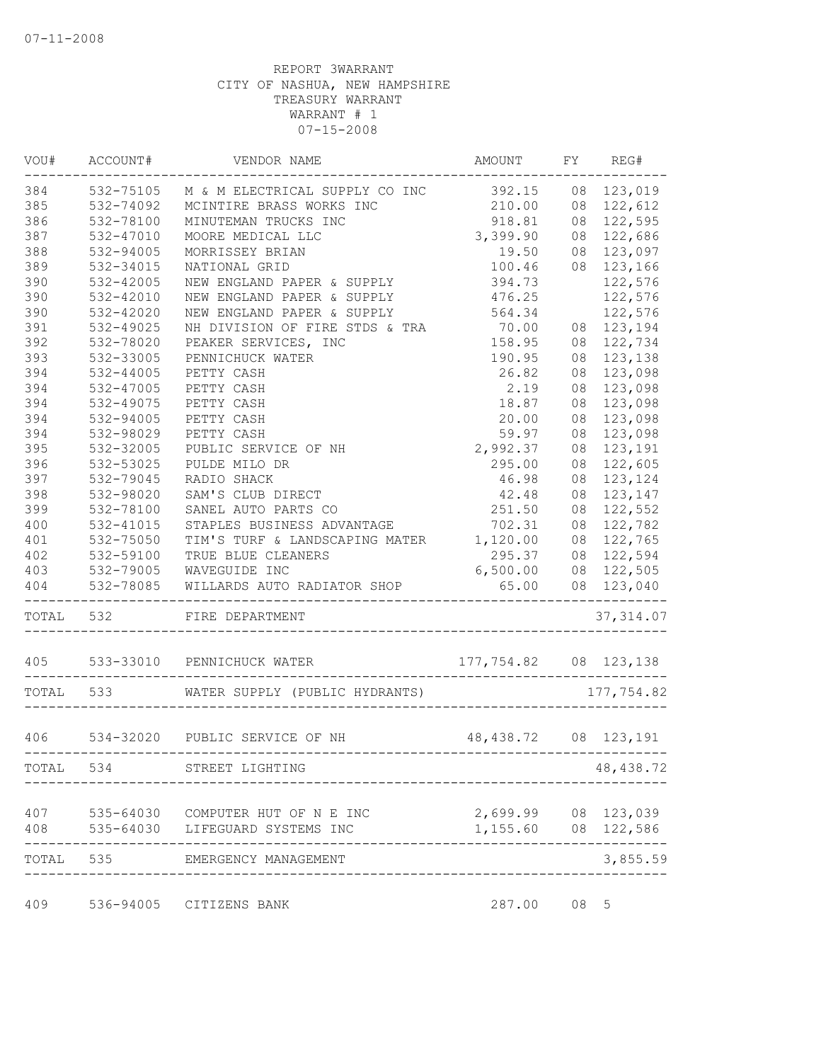07-11-2008

REPORT 3WARRANT
CITY OF NASHUA, NEW HAMPSHIRE
TREASURY WARRANT
WARRANT # 1
07-15-2008

| VOU# | ACCOUNT# | VENDOR NAME | AMOUNT | FY | REG# |
|---|---|---|---|---|---|
| 384 | 532-75105 | M & M ELECTRICAL SUPPLY CO INC | 392.15 | 08 | 123,019 |
| 385 | 532-74092 | MCINTIRE BRASS WORKS INC | 210.00 | 08 | 122,612 |
| 386 | 532-78100 | MINUTEMAN TRUCKS INC | 918.81 | 08 | 122,595 |
| 387 | 532-47010 | MOORE MEDICAL LLC | 3,399.90 | 08 | 122,686 |
| 388 | 532-94005 | MORRISSEY BRIAN | 19.50 | 08 | 123,097 |
| 389 | 532-34015 | NATIONAL GRID | 100.46 | 08 | 123,166 |
| 390 | 532-42005 | NEW ENGLAND PAPER & SUPPLY | 394.73 | | 122,576 |
| 390 | 532-42010 | NEW ENGLAND PAPER & SUPPLY | 476.25 | | 122,576 |
| 390 | 532-42020 | NEW ENGLAND PAPER & SUPPLY | 564.34 | | 122,576 |
| 391 | 532-49025 | NH DIVISION OF FIRE STDS & TRA | 70.00 | 08 | 123,194 |
| 392 | 532-78020 | PEAKER SERVICES, INC | 158.95 | 08 | 122,734 |
| 393 | 532-33005 | PENNICHUCK WATER | 190.95 | 08 | 123,138 |
| 394 | 532-44005 | PETTY CASH | 26.82 | 08 | 123,098 |
| 394 | 532-47005 | PETTY CASH | 2.19 | 08 | 123,098 |
| 394 | 532-49075 | PETTY CASH | 18.87 | 08 | 123,098 |
| 394 | 532-94005 | PETTY CASH | 20.00 | 08 | 123,098 |
| 394 | 532-98029 | PETTY CASH | 59.97 | 08 | 123,098 |
| 395 | 532-32005 | PUBLIC SERVICE OF NH | 2,992.37 | 08 | 123,191 |
| 396 | 532-53025 | PULDE MILO DR | 295.00 | 08 | 122,605 |
| 397 | 532-79045 | RADIO SHACK | 46.98 | 08 | 123,124 |
| 398 | 532-98020 | SAM'S CLUB DIRECT | 42.48 | 08 | 123,147 |
| 399 | 532-78100 | SANEL AUTO PARTS CO | 251.50 | 08 | 122,552 |
| 400 | 532-41015 | STAPLES BUSINESS ADVANTAGE | 702.31 | 08 | 122,782 |
| 401 | 532-75050 | TIM'S TURF & LANDSCAPING MATER | 1,120.00 | 08 | 122,765 |
| 402 | 532-59100 | TRUE BLUE CLEANERS | 295.37 | 08 | 122,594 |
| 403 | 532-79005 | WAVEGUIDE INC | 6,500.00 | 08 | 122,505 |
| 404 | 532-78085 | WILLARDS AUTO RADIATOR SHOP | 65.00 | 08 | 123,040 |
| TOTAL | 532 | FIRE DEPARTMENT | | | 37,314.07 |
| 405 | 533-33010 | PENNICHUCK WATER | 177,754.82 | 08 | 123,138 |
| TOTAL | 533 | WATER SUPPLY (PUBLIC HYDRANTS) | | | 177,754.82 |
| 406 | 534-32020 | PUBLIC SERVICE OF NH | 48,438.72 | 08 | 123,191 |
| TOTAL | 534 | STREET LIGHTING | | | 48,438.72 |
| 407 | 535-64030 | COMPUTER HUT OF N E INC | 2,699.99 | 08 | 123,039 |
| 408 | 535-64030 | LIFEGUARD SYSTEMS INC | 1,155.60 | 08 | 122,586 |
| TOTAL | 535 | EMERGENCY MANAGEMENT | | | 3,855.59 |
| 409 | 536-94005 | CITIZENS BANK | 287.00 | 08 | 5 |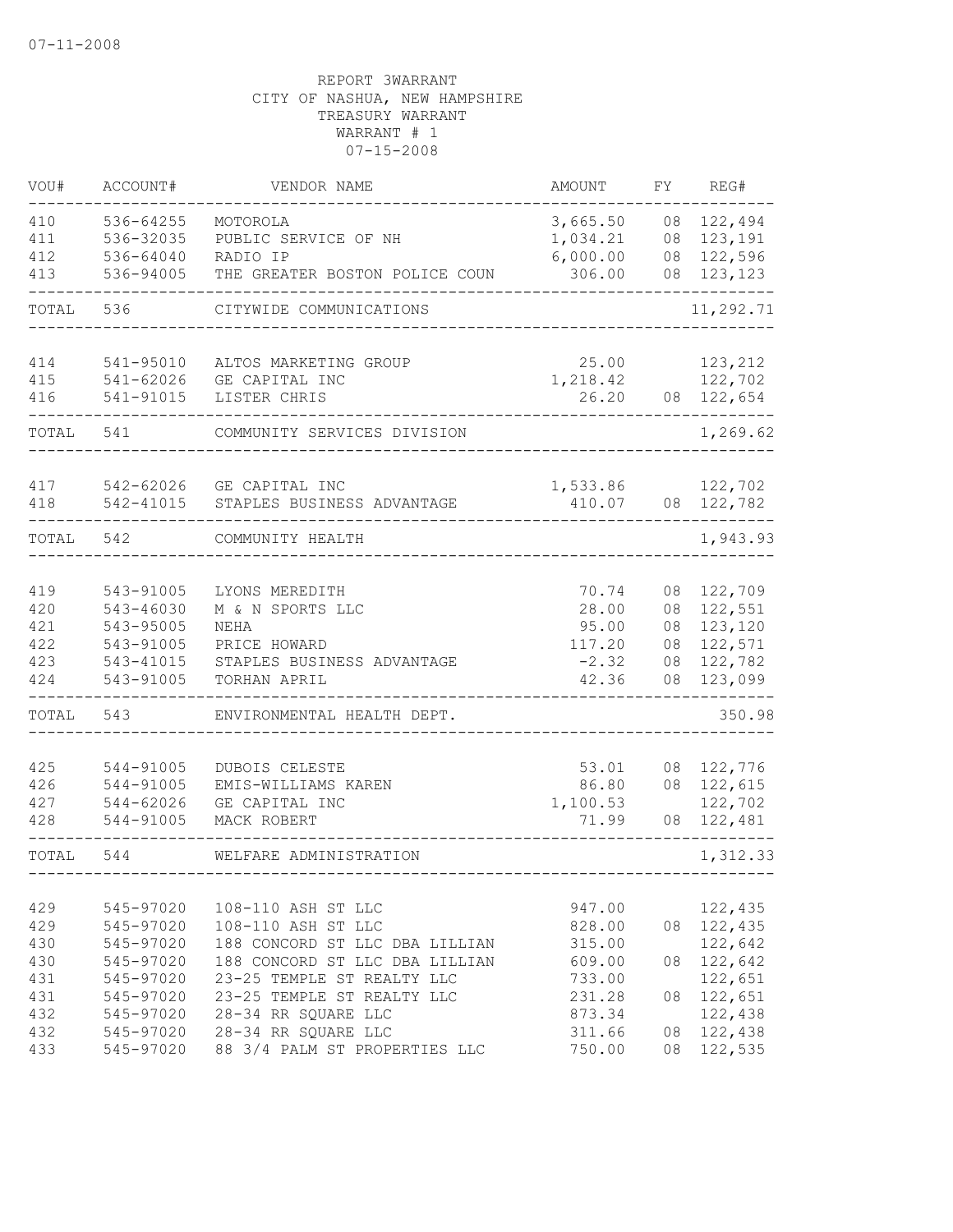07-11-2008

REPORT 3WARRANT
CITY OF NASHUA, NEW HAMPSHIRE
TREASURY WARRANT
WARRANT # 1
07-15-2008

| VOU# | ACCOUNT# | VENDOR NAME | AMOUNT | FY | REG# |
|---|---|---|---|---|---|
| 410 | 536-64255 | MOTOROLA | 3,665.50 | 08 | 122,494 |
| 411 | 536-32035 | PUBLIC SERVICE OF NH | 1,034.21 | 08 | 123,191 |
| 412 | 536-64040 | RADIO IP | 6,000.00 | 08 | 122,596 |
| 413 | 536-94005 | THE GREATER BOSTON POLICE COUN | 306.00 | 08 | 123,123 |
| TOTAL | 536 | CITYWIDE COMMUNICATIONS | | | 11,292.71 |
| 414 | 541-95010 | ALTOS MARKETING GROUP | 25.00 | | 123,212 |
| 415 | 541-62026 | GE CAPITAL INC | 1,218.42 | | 122,702 |
| 416 | 541-91015 | LISTER CHRIS | 26.20 | 08 | 122,654 |
| TOTAL | 541 | COMMUNITY SERVICES DIVISION | | | 1,269.62 |
| 417 | 542-62026 | GE CAPITAL INC | 1,533.86 | | 122,702 |
| 418 | 542-41015 | STAPLES BUSINESS ADVANTAGE | 410.07 | 08 | 122,782 |
| TOTAL | 542 | COMMUNITY HEALTH | | | 1,943.93 |
| 419 | 543-91005 | LYONS MEREDITH | 70.74 | 08 | 122,709 |
| 420 | 543-46030 | M & N SPORTS LLC | 28.00 | 08 | 122,551 |
| 421 | 543-95005 | NEHA | 95.00 | 08 | 123,120 |
| 422 | 543-91005 | PRICE HOWARD | 117.20 | 08 | 122,571 |
| 423 | 543-41015 | STAPLES BUSINESS ADVANTAGE | -2.32 | 08 | 122,782 |
| 424 | 543-91005 | TORHAN APRIL | 42.36 | 08 | 123,099 |
| TOTAL | 543 | ENVIRONMENTAL HEALTH DEPT. | | | 350.98 |
| 425 | 544-91005 | DUBOIS CELESTE | 53.01 | 08 | 122,776 |
| 426 | 544-91005 | EMIS-WILLIAMS KAREN | 86.80 | 08 | 122,615 |
| 427 | 544-62026 | GE CAPITAL INC | 1,100.53 | | 122,702 |
| 428 | 544-91005 | MACK ROBERT | 71.99 | 08 | 122,481 |
| TOTAL | 544 | WELFARE ADMINISTRATION | | | 1,312.33 |
| 429 | 545-97020 | 108-110 ASH ST LLC | 947.00 | | 122,435 |
| 429 | 545-97020 | 108-110 ASH ST LLC | 828.00 | 08 | 122,435 |
| 430 | 545-97020 | 188 CONCORD ST LLC DBA LILLIAN | 315.00 | | 122,642 |
| 430 | 545-97020 | 188 CONCORD ST LLC DBA LILLIAN | 609.00 | 08 | 122,642 |
| 431 | 545-97020 | 23-25 TEMPLE ST REALTY LLC | 733.00 | | 122,651 |
| 431 | 545-97020 | 23-25 TEMPLE ST REALTY LLC | 231.28 | 08 | 122,651 |
| 432 | 545-97020 | 28-34 RR SQUARE LLC | 873.34 | | 122,438 |
| 432 | 545-97020 | 28-34 RR SQUARE LLC | 311.66 | 08 | 122,438 |
| 433 | 545-97020 | 88 3/4 PALM ST PROPERTIES LLC | 750.00 | 08 | 122,535 |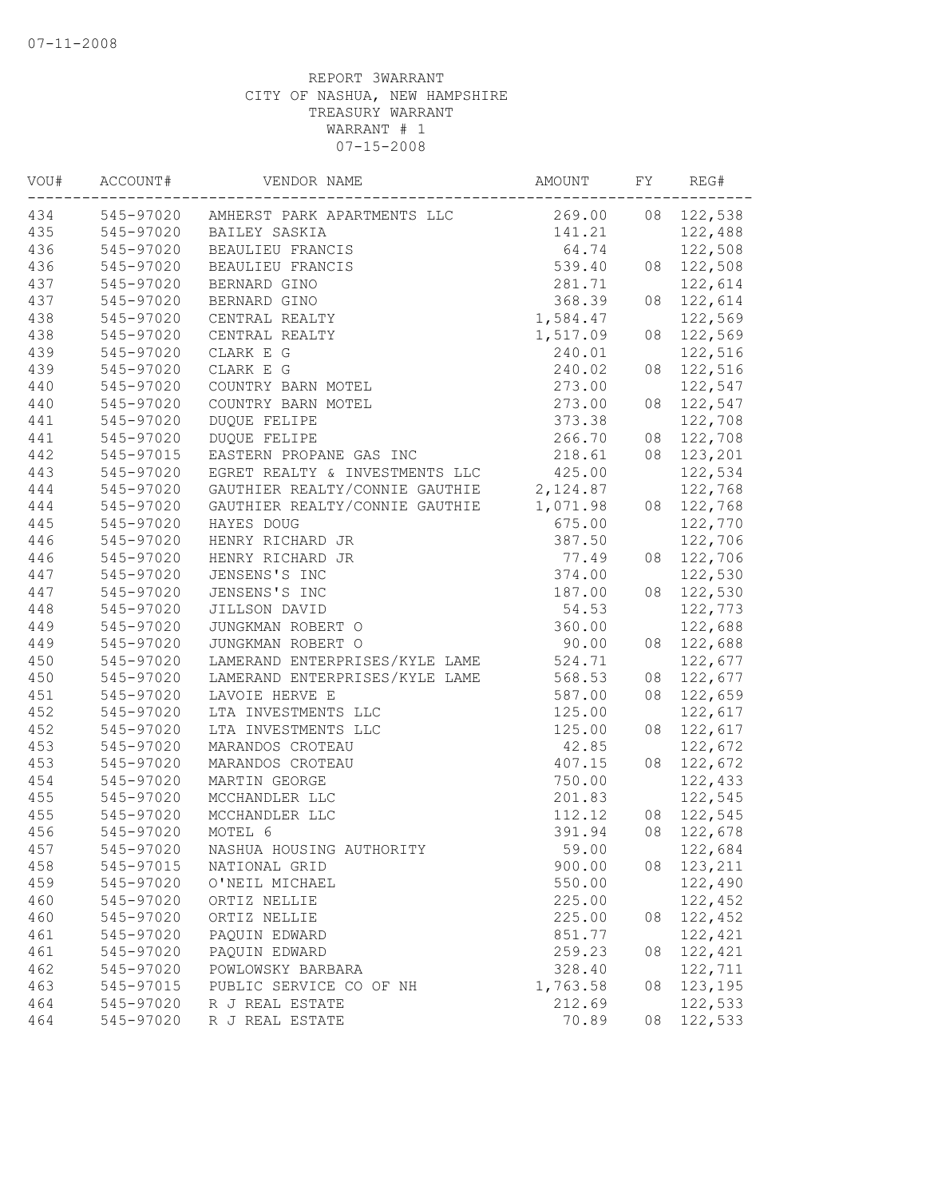07-11-2008

REPORT 3WARRANT
CITY OF NASHUA, NEW HAMPSHIRE
TREASURY WARRANT
WARRANT # 1
07-15-2008

| VOU# | ACCOUNT# | VENDOR NAME | AMOUNT | FY | REG# |
|---|---|---|---|---|---|
| 434 | 545-97020 | AMHERST PARK APARTMENTS LLC | 269.00 | 08 | 122,538 |
| 435 | 545-97020 | BAILEY SASKIA | 141.21 | | 122,488 |
| 436 | 545-97020 | BEAULIEU FRANCIS | 64.74 | | 122,508 |
| 436 | 545-97020 | BEAULIEU FRANCIS | 539.40 | 08 | 122,508 |
| 437 | 545-97020 | BERNARD GINO | 281.71 | | 122,614 |
| 437 | 545-97020 | BERNARD GINO | 368.39 | 08 | 122,614 |
| 438 | 545-97020 | CENTRAL REALTY | 1,584.47 | | 122,569 |
| 438 | 545-97020 | CENTRAL REALTY | 1,517.09 | 08 | 122,569 |
| 439 | 545-97020 | CLARK E G | 240.01 | | 122,516 |
| 439 | 545-97020 | CLARK E G | 240.02 | 08 | 122,516 |
| 440 | 545-97020 | COUNTRY BARN MOTEL | 273.00 | | 122,547 |
| 440 | 545-97020 | COUNTRY BARN MOTEL | 273.00 | 08 | 122,547 |
| 441 | 545-97020 | DUQUE FELIPE | 373.38 | | 122,708 |
| 441 | 545-97020 | DUQUE FELIPE | 266.70 | 08 | 122,708 |
| 442 | 545-97015 | EASTERN PROPANE GAS INC | 218.61 | 08 | 123,201 |
| 443 | 545-97020 | EGRET REALTY & INVESTMENTS LLC | 425.00 | | 122,534 |
| 444 | 545-97020 | GAUTHIER REALTY/CONNIE GAUTHIE | 2,124.87 | | 122,768 |
| 444 | 545-97020 | GAUTHIER REALTY/CONNIE GAUTHIE | 1,071.98 | 08 | 122,768 |
| 445 | 545-97020 | HAYES DOUG | 675.00 | | 122,770 |
| 446 | 545-97020 | HENRY RICHARD JR | 387.50 | | 122,706 |
| 446 | 545-97020 | HENRY RICHARD JR | 77.49 | 08 | 122,706 |
| 447 | 545-97020 | JENSENS'S INC | 374.00 | | 122,530 |
| 447 | 545-97020 | JENSENS'S INC | 187.00 | 08 | 122,530 |
| 448 | 545-97020 | JILLSON DAVID | 54.53 | | 122,773 |
| 449 | 545-97020 | JUNGKMAN ROBERT O | 360.00 | | 122,688 |
| 449 | 545-97020 | JUNGKMAN ROBERT O | 90.00 | 08 | 122,688 |
| 450 | 545-97020 | LAMERAND ENTERPRISES/KYLE LAME | 524.71 | | 122,677 |
| 450 | 545-97020 | LAMERAND ENTERPRISES/KYLE LAME | 568.53 | 08 | 122,677 |
| 451 | 545-97020 | LAVOIE HERVE E | 587.00 | 08 | 122,659 |
| 452 | 545-97020 | LTA INVESTMENTS LLC | 125.00 | | 122,617 |
| 452 | 545-97020 | LTA INVESTMENTS LLC | 125.00 | 08 | 122,617 |
| 453 | 545-97020 | MARANDOS CROTEAU | 42.85 | | 122,672 |
| 453 | 545-97020 | MARANDOS CROTEAU | 407.15 | 08 | 122,672 |
| 454 | 545-97020 | MARTIN GEORGE | 750.00 | | 122,433 |
| 455 | 545-97020 | MCCHANDLER LLC | 201.83 | | 122,545 |
| 455 | 545-97020 | MCCHANDLER LLC | 112.12 | 08 | 122,545 |
| 456 | 545-97020 | MOTEL 6 | 391.94 | 08 | 122,678 |
| 457 | 545-97020 | NASHUA HOUSING AUTHORITY | 59.00 | | 122,684 |
| 458 | 545-97015 | NATIONAL GRID | 900.00 | 08 | 123,211 |
| 459 | 545-97020 | O'NEIL MICHAEL | 550.00 | | 122,490 |
| 460 | 545-97020 | ORTIZ NELLIE | 225.00 | | 122,452 |
| 460 | 545-97020 | ORTIZ NELLIE | 225.00 | 08 | 122,452 |
| 461 | 545-97020 | PAQUIN EDWARD | 851.77 | | 122,421 |
| 461 | 545-97020 | PAQUIN EDWARD | 259.23 | 08 | 122,421 |
| 462 | 545-97020 | POWLOWSKY BARBARA | 328.40 | | 122,711 |
| 463 | 545-97015 | PUBLIC SERVICE CO OF NH | 1,763.58 | 08 | 123,195 |
| 464 | 545-97020 | R J REAL ESTATE | 212.69 | | 122,533 |
| 464 | 545-97020 | R J REAL ESTATE | 70.89 | 08 | 122,533 |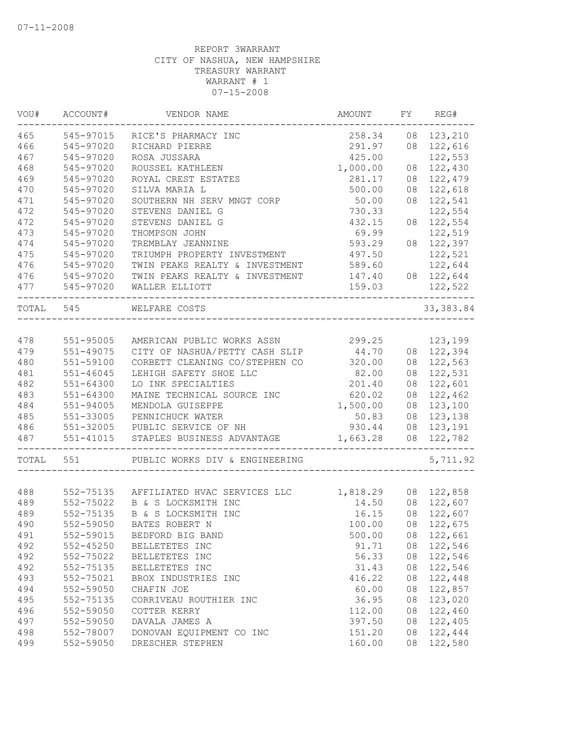07-11-2008

REPORT 3WARRANT
CITY OF NASHUA, NEW HAMPSHIRE
TREASURY WARRANT
WARRANT # 1
07-15-2008

| VOU# | ACCOUNT# | VENDOR NAME | AMOUNT | FY | REG# |
|---|---|---|---|---|---|
| 465 | 545-97015 | RICE'S PHARMACY INC | 258.34 | 08 | 123,210 |
| 466 | 545-97020 | RICHARD PIERRE | 291.97 | 08 | 122,616 |
| 467 | 545-97020 | ROSA JUSSARA | 425.00 | | 122,553 |
| 468 | 545-97020 | ROUSSEL KATHLEEN | 1,000.00 | 08 | 122,430 |
| 469 | 545-97020 | ROYAL CREST ESTATES | 281.17 | 08 | 122,479 |
| 470 | 545-97020 | SILVA MARIA L | 500.00 | 08 | 122,618 |
| 471 | 545-97020 | SOUTHERN NH SERV MNGT CORP | 50.00 | 08 | 122,541 |
| 472 | 545-97020 | STEVENS DANIEL G | 730.33 | | 122,554 |
| 472 | 545-97020 | STEVENS DANIEL G | 432.15 | 08 | 122,554 |
| 473 | 545-97020 | THOMPSON JOHN | 69.99 | | 122,519 |
| 474 | 545-97020 | TREMBLAY JEANNINE | 593.29 | 08 | 122,397 |
| 475 | 545-97020 | TRIUMPH PROPERTY INVESTMENT | 497.50 | | 122,521 |
| 476 | 545-97020 | TWIN PEAKS REALTY & INVESTMENT | 589.60 | | 122,644 |
| 476 | 545-97020 | TWIN PEAKS REALTY & INVESTMENT | 147.40 | 08 | 122,644 |
| 477 | 545-97020 | WALLER ELLIOTT | 159.03 | | 122,522 |
| TOTAL | 545 | WELFARE COSTS | | | 33,383.84 |
| 478 | 551-95005 | AMERICAN PUBLIC WORKS ASSN | 299.25 | | 123,199 |
| 479 | 551-49075 | CITY OF NASHUA/PETTY CASH SLIP | 44.70 | 08 | 122,394 |
| 480 | 551-59100 | CORBETT CLEANING CO/STEPHEN CO | 320.00 | 08 | 122,563 |
| 481 | 551-46045 | LEHIGH SAFETY SHOE LLC | 82.00 | 08 | 122,531 |
| 482 | 551-64300 | LO INK SPECIALTIES | 201.40 | 08 | 122,601 |
| 483 | 551-64300 | MAINE TECHNICAL SOURCE INC | 620.02 | 08 | 122,462 |
| 484 | 551-94005 | MENDOLA GUISEPPE | 1,500.00 | 08 | 123,100 |
| 485 | 551-33005 | PENNICHUCK WATER | 50.83 | 08 | 123,138 |
| 486 | 551-32005 | PUBLIC SERVICE OF NH | 930.44 | 08 | 123,191 |
| 487 | 551-41015 | STAPLES BUSINESS ADVANTAGE | 1,663.28 | 08 | 122,782 |
| TOTAL | 551 | PUBLIC WORKS DIV & ENGINEERING | | | 5,711.92 |
| 488 | 552-75135 | AFFILIATED HVAC SERVICES LLC | 1,818.29 | 08 | 122,858 |
| 489 | 552-75022 | B & S LOCKSMITH INC | 14.50 | 08 | 122,607 |
| 489 | 552-75135 | B & S LOCKSMITH INC | 16.15 | 08 | 122,607 |
| 490 | 552-59050 | BATES ROBERT N | 100.00 | 08 | 122,675 |
| 491 | 552-59015 | BEDFORD BIG BAND | 500.00 | 08 | 122,661 |
| 492 | 552-45250 | BELLETETES INC | 91.71 | 08 | 122,546 |
| 492 | 552-75022 | BELLETETES INC | 56.33 | 08 | 122,546 |
| 492 | 552-75135 | BELLETETES INC | 31.43 | 08 | 122,546 |
| 493 | 552-75021 | BROX INDUSTRIES INC | 416.22 | 08 | 122,448 |
| 494 | 552-59050 | CHAFIN JOE | 60.00 | 08 | 122,857 |
| 495 | 552-75135 | CORRIVEAU ROUTHIER INC | 36.95 | 08 | 123,020 |
| 496 | 552-59050 | COTTER KERRY | 112.00 | 08 | 122,460 |
| 497 | 552-59050 | DAVALA JAMES A | 397.50 | 08 | 122,405 |
| 498 | 552-78007 | DONOVAN EQUIPMENT CO INC | 151.20 | 08 | 122,444 |
| 499 | 552-59050 | DRESCHER STEPHEN | 160.00 | 08 | 122,580 |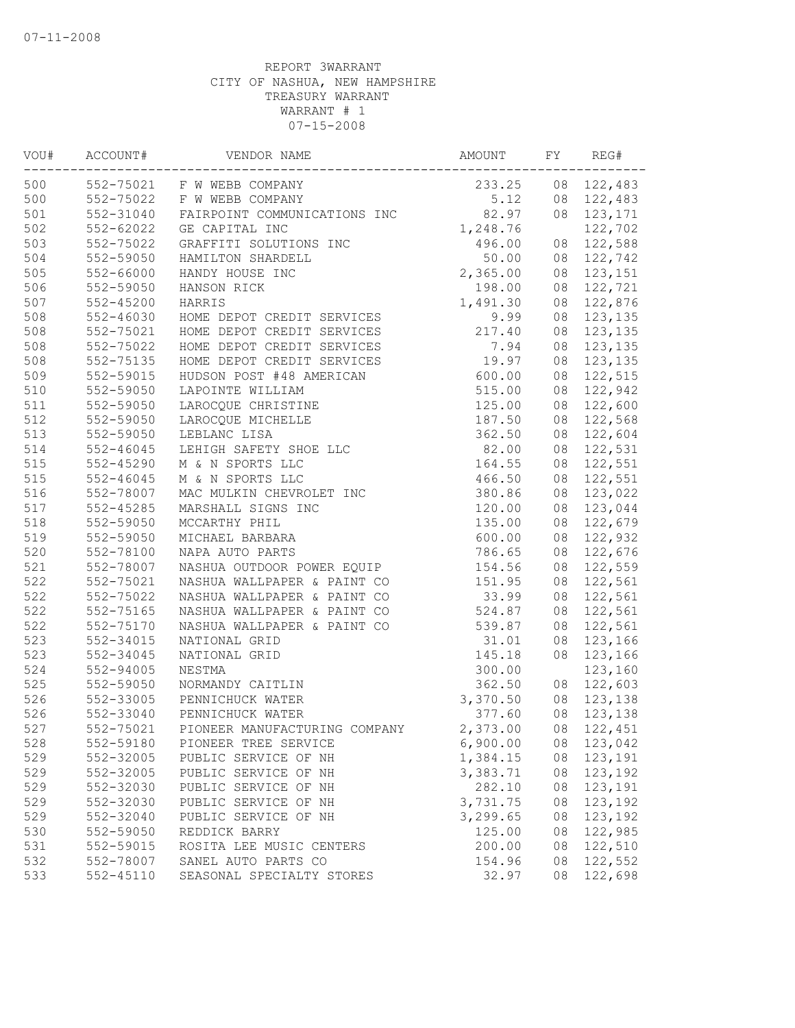07-11-2008

REPORT 3WARRANT
CITY OF NASHUA, NEW HAMPSHIRE
TREASURY WARRANT
WARRANT # 1
07-15-2008

| VOU# | ACCOUNT# | VENDOR NAME | AMOUNT | FY | REG# |
|---|---|---|---|---|---|
| 500 | 552-75021 | F W WEBB COMPANY | 233.25 | 08 | 122,483 |
| 500 | 552-75022 | F W WEBB COMPANY | 5.12 | 08 | 122,483 |
| 501 | 552-31040 | FAIRPOINT COMMUNICATIONS INC | 82.97 | 08 | 123,171 |
| 502 | 552-62022 | GE CAPITAL INC | 1,248.76 | | 122,702 |
| 503 | 552-75022 | GRAFFITI SOLUTIONS INC | 496.00 | 08 | 122,588 |
| 504 | 552-59050 | HAMILTON SHARDELL | 50.00 | 08 | 122,742 |
| 505 | 552-66000 | HANDY HOUSE INC | 2,365.00 | 08 | 123,151 |
| 506 | 552-59050 | HANSON RICK | 198.00 | 08 | 122,721 |
| 507 | 552-45200 | HARRIS | 1,491.30 | 08 | 122,876 |
| 508 | 552-46030 | HOME DEPOT CREDIT SERVICES | 9.99 | 08 | 123,135 |
| 508 | 552-75021 | HOME DEPOT CREDIT SERVICES | 217.40 | 08 | 123,135 |
| 508 | 552-75022 | HOME DEPOT CREDIT SERVICES | 7.94 | 08 | 123,135 |
| 508 | 552-75135 | HOME DEPOT CREDIT SERVICES | 19.97 | 08 | 123,135 |
| 509 | 552-59015 | HUDSON POST #48 AMERICAN | 600.00 | 08 | 122,515 |
| 510 | 552-59050 | LAPOINTE WILLIAM | 515.00 | 08 | 122,942 |
| 511 | 552-59050 | LAROCQUE CHRISTINE | 125.00 | 08 | 122,600 |
| 512 | 552-59050 | LAROCQUE MICHELLE | 187.50 | 08 | 122,568 |
| 513 | 552-59050 | LEBLANC LISA | 362.50 | 08 | 122,604 |
| 514 | 552-46045 | LEHIGH SAFETY SHOE LLC | 82.00 | 08 | 122,531 |
| 515 | 552-45290 | M & N SPORTS LLC | 164.55 | 08 | 122,551 |
| 515 | 552-46045 | M & N SPORTS LLC | 466.50 | 08 | 122,551 |
| 516 | 552-78007 | MAC MULKIN CHEVROLET INC | 380.86 | 08 | 123,022 |
| 517 | 552-45285 | MARSHALL SIGNS INC | 120.00 | 08 | 123,044 |
| 518 | 552-59050 | MCCARTHY PHIL | 135.00 | 08 | 122,679 |
| 519 | 552-59050 | MICHAEL BARBARA | 600.00 | 08 | 122,932 |
| 520 | 552-78100 | NAPA AUTO PARTS | 786.65 | 08 | 122,676 |
| 521 | 552-78007 | NASHUA OUTDOOR POWER EQUIP | 154.56 | 08 | 122,559 |
| 522 | 552-75021 | NASHUA WALLPAPER & PAINT CO | 151.95 | 08 | 122,561 |
| 522 | 552-75022 | NASHUA WALLPAPER & PAINT CO | 33.99 | 08 | 122,561 |
| 522 | 552-75165 | NASHUA WALLPAPER & PAINT CO | 524.87 | 08 | 122,561 |
| 522 | 552-75170 | NASHUA WALLPAPER & PAINT CO | 539.87 | 08 | 122,561 |
| 523 | 552-34015 | NATIONAL GRID | 31.01 | 08 | 123,166 |
| 523 | 552-34045 | NATIONAL GRID | 145.18 | 08 | 123,166 |
| 524 | 552-94005 | NESTMA | 300.00 | | 123,160 |
| 525 | 552-59050 | NORMANDY CAITLIN | 362.50 | 08 | 122,603 |
| 526 | 552-33005 | PENNICHUCK WATER | 3,370.50 | 08 | 123,138 |
| 526 | 552-33040 | PENNICHUCK WATER | 377.60 | 08 | 123,138 |
| 527 | 552-75021 | PIONEER MANUFACTURING COMPANY | 2,373.00 | 08 | 122,451 |
| 528 | 552-59180 | PIONEER TREE SERVICE | 6,900.00 | 08 | 123,042 |
| 529 | 552-32005 | PUBLIC SERVICE OF NH | 1,384.15 | 08 | 123,191 |
| 529 | 552-32005 | PUBLIC SERVICE OF NH | 3,383.71 | 08 | 123,192 |
| 529 | 552-32030 | PUBLIC SERVICE OF NH | 282.10 | 08 | 123,191 |
| 529 | 552-32030 | PUBLIC SERVICE OF NH | 3,731.75 | 08 | 123,192 |
| 529 | 552-32040 | PUBLIC SERVICE OF NH | 3,299.65 | 08 | 123,192 |
| 530 | 552-59050 | REDDICK BARRY | 125.00 | 08 | 122,985 |
| 531 | 552-59015 | ROSITA LEE MUSIC CENTERS | 200.00 | 08 | 122,510 |
| 532 | 552-78007 | SANEL AUTO PARTS CO | 154.96 | 08 | 122,552 |
| 533 | 552-45110 | SEASONAL SPECIALTY STORES | 32.97 | 08 | 122,698 |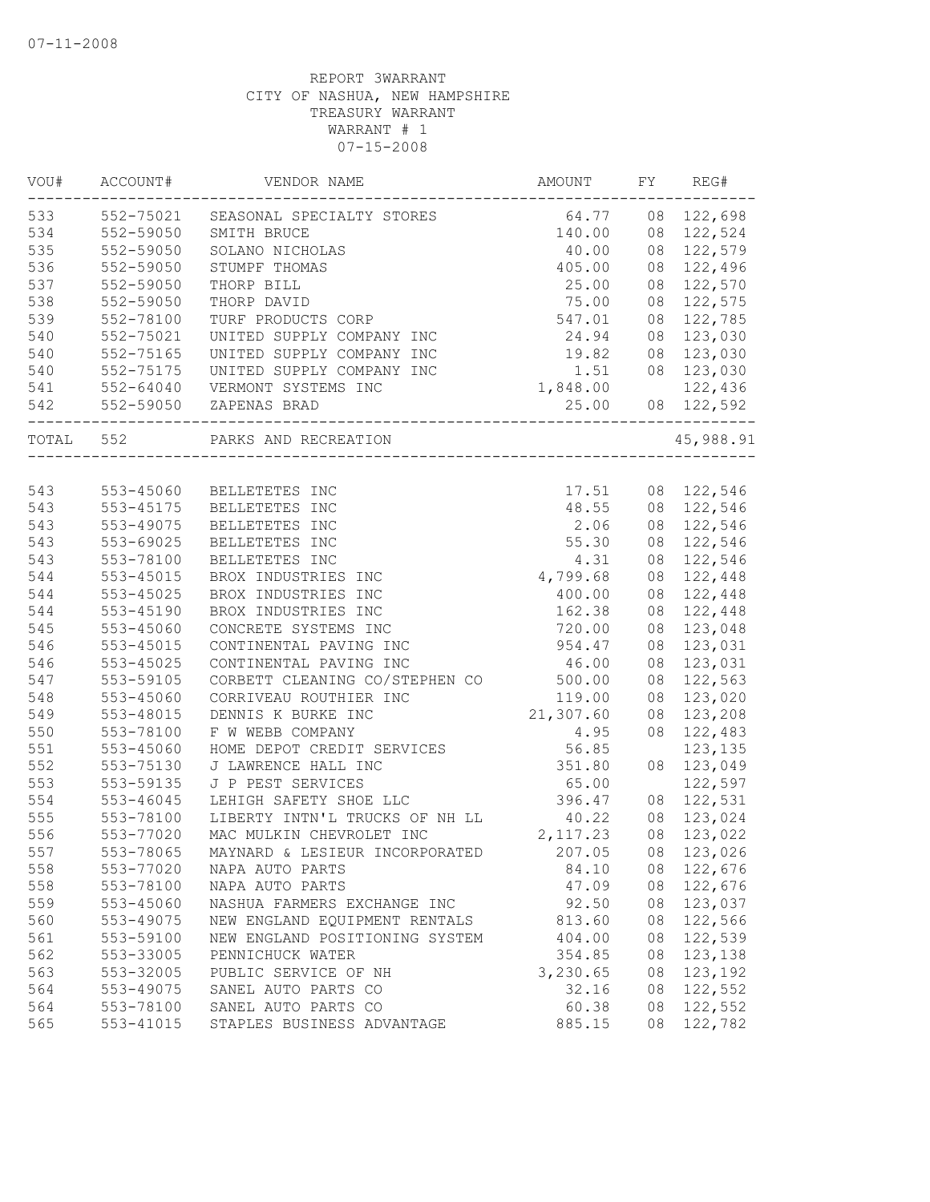07-11-2008

REPORT 3WARRANT
CITY OF NASHUA, NEW HAMPSHIRE
TREASURY WARRANT
WARRANT # 1
07-15-2008

| VOU# | ACCOUNT# | VENDOR NAME | AMOUNT | FY | REG# |
|---|---|---|---|---|---|
| 533 | 552-75021 | SEASONAL SPECIALTY STORES | 64.77 | 08 | 122,698 |
| 534 | 552-59050 | SMITH BRUCE | 140.00 | 08 | 122,524 |
| 535 | 552-59050 | SOLANO NICHOLAS | 40.00 | 08 | 122,579 |
| 536 | 552-59050 | STUMPF THOMAS | 405.00 | 08 | 122,496 |
| 537 | 552-59050 | THORP BILL | 25.00 | 08 | 122,570 |
| 538 | 552-59050 | THORP DAVID | 75.00 | 08 | 122,575 |
| 539 | 552-78100 | TURF PRODUCTS CORP | 547.01 | 08 | 122,785 |
| 540 | 552-75021 | UNITED SUPPLY COMPANY INC | 24.94 | 08 | 123,030 |
| 540 | 552-75165 | UNITED SUPPLY COMPANY INC | 19.82 | 08 | 123,030 |
| 540 | 552-75175 | UNITED SUPPLY COMPANY INC | 1.51 | 08 | 123,030 |
| 541 | 552-64040 | VERMONT SYSTEMS INC | 1,848.00 | | 122,436 |
| 542 | 552-59050 | ZAPENAS BRAD | 25.00 | 08 | 122,592 |
| TOTAL | 552 | PARKS AND RECREATION | | | 45,988.91 |
| 543 | 553-45060 | BELLETETES INC | 17.51 | 08 | 122,546 |
| 543 | 553-45175 | BELLETETES INC | 48.55 | 08 | 122,546 |
| 543 | 553-49075 | BELLETETES INC | 2.06 | 08 | 122,546 |
| 543 | 553-69025 | BELLETETES INC | 55.30 | 08 | 122,546 |
| 543 | 553-78100 | BELLETETES INC | 4.31 | 08 | 122,546 |
| 544 | 553-45015 | BROX INDUSTRIES INC | 4,799.68 | 08 | 122,448 |
| 544 | 553-45025 | BROX INDUSTRIES INC | 400.00 | 08 | 122,448 |
| 544 | 553-45190 | BROX INDUSTRIES INC | 162.38 | 08 | 122,448 |
| 545 | 553-45060 | CONCRETE SYSTEMS INC | 720.00 | 08 | 123,048 |
| 546 | 553-45015 | CONTINENTAL PAVING INC | 954.47 | 08 | 123,031 |
| 546 | 553-45025 | CONTINENTAL PAVING INC | 46.00 | 08 | 123,031 |
| 547 | 553-59105 | CORBETT CLEANING CO/STEPHEN CO | 500.00 | 08 | 122,563 |
| 548 | 553-45060 | CORRIVEAU ROUTHIER INC | 119.00 | 08 | 123,020 |
| 549 | 553-48015 | DENNIS K BURKE INC | 21,307.60 | 08 | 123,208 |
| 550 | 553-78100 | F W WEBB COMPANY | 4.95 | 08 | 122,483 |
| 551 | 553-45060 | HOME DEPOT CREDIT SERVICES | 56.85 | | 123,135 |
| 552 | 553-75130 | J LAWRENCE HALL INC | 351.80 | 08 | 123,049 |
| 553 | 553-59135 | J P PEST SERVICES | 65.00 | | 122,597 |
| 554 | 553-46045 | LEHIGH SAFETY SHOE LLC | 396.47 | 08 | 122,531 |
| 555 | 553-78100 | LIBERTY INTN'L TRUCKS OF NH LL | 40.22 | 08 | 123,024 |
| 556 | 553-77020 | MAC MULKIN CHEVROLET INC | 2,117.23 | 08 | 123,022 |
| 557 | 553-78065 | MAYNARD & LESIEUR INCORPORATED | 207.05 | 08 | 123,026 |
| 558 | 553-77020 | NAPA AUTO PARTS | 84.10 | 08 | 122,676 |
| 558 | 553-78100 | NAPA AUTO PARTS | 47.09 | 08 | 122,676 |
| 559 | 553-45060 | NASHUA FARMERS EXCHANGE INC | 92.50 | 08 | 123,037 |
| 560 | 553-49075 | NEW ENGLAND EQUIPMENT RENTALS | 813.60 | 08 | 122,566 |
| 561 | 553-59100 | NEW ENGLAND POSITIONING SYSTEM | 404.00 | 08 | 122,539 |
| 562 | 553-33005 | PENNICHUCK WATER | 354.85 | 08 | 123,138 |
| 563 | 553-32005 | PUBLIC SERVICE OF NH | 3,230.65 | 08 | 123,192 |
| 564 | 553-49075 | SANEL AUTO PARTS CO | 32.16 | 08 | 122,552 |
| 564 | 553-78100 | SANEL AUTO PARTS CO | 60.38 | 08 | 122,552 |
| 565 | 553-41015 | STAPLES BUSINESS ADVANTAGE | 885.15 | 08 | 122,782 |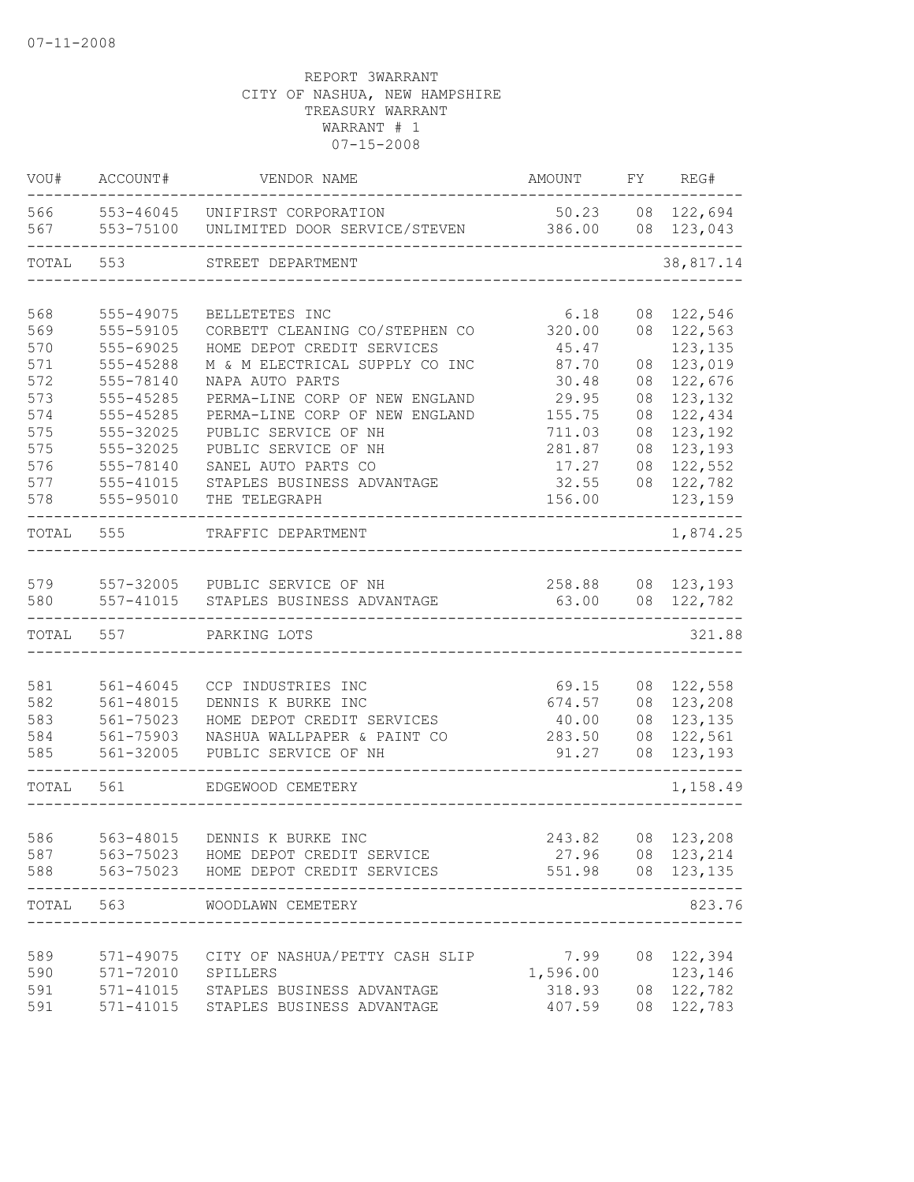07-11-2008

REPORT 3WARRANT
CITY OF NASHUA, NEW HAMPSHIRE
TREASURY WARRANT
WARRANT # 1
07-15-2008

| VOU# | ACCOUNT# | VENDOR NAME | AMOUNT | FY | REG# |
|---|---|---|---|---|---|
| 566 | 553-46045 | UNIFIRST CORPORATION | 50.23 | 08 | 122,694 |
| 567 | 553-75100 | UNLIMITED DOOR SERVICE/STEVEN | 386.00 | 08 | 123,043 |
| TOTAL | 553 | STREET DEPARTMENT | | | 38,817.14 |
| 568 | 555-49075 | BELLETETES INC | 6.18 | 08 | 122,546 |
| 569 | 555-59105 | CORBETT CLEANING CO/STEPHEN CO | 320.00 | 08 | 122,563 |
| 570 | 555-69025 | HOME DEPOT CREDIT SERVICES | 45.47 | | 123,135 |
| 571 | 555-45288 | M & M ELECTRICAL SUPPLY CO INC | 87.70 | 08 | 123,019 |
| 572 | 555-78140 | NAPA AUTO PARTS | 30.48 | 08 | 122,676 |
| 573 | 555-45285 | PERMA-LINE CORP OF NEW ENGLAND | 29.95 | 08 | 123,132 |
| 574 | 555-45285 | PERMA-LINE CORP OF NEW ENGLAND | 155.75 | 08 | 122,434 |
| 575 | 555-32025 | PUBLIC SERVICE OF NH | 711.03 | 08 | 123,192 |
| 575 | 555-32025 | PUBLIC SERVICE OF NH | 281.87 | 08 | 123,193 |
| 576 | 555-78140 | SANEL AUTO PARTS CO | 17.27 | 08 | 122,552 |
| 577 | 555-41015 | STAPLES BUSINESS ADVANTAGE | 32.55 | 08 | 122,782 |
| 578 | 555-95010 | THE TELEGRAPH | 156.00 | | 123,159 |
| TOTAL | 555 | TRAFFIC DEPARTMENT | | | 1,874.25 |
| 579 | 557-32005 | PUBLIC SERVICE OF NH | 258.88 | 08 | 123,193 |
| 580 | 557-41015 | STAPLES BUSINESS ADVANTAGE | 63.00 | 08 | 122,782 |
| TOTAL | 557 | PARKING LOTS | | | 321.88 |
| 581 | 561-46045 | CCP INDUSTRIES INC | 69.15 | 08 | 122,558 |
| 582 | 561-48015 | DENNIS K BURKE INC | 674.57 | 08 | 123,208 |
| 583 | 561-75023 | HOME DEPOT CREDIT SERVICES | 40.00 | 08 | 123,135 |
| 584 | 561-75903 | NASHUA WALLPAPER & PAINT CO | 283.50 | 08 | 122,561 |
| 585 | 561-32005 | PUBLIC SERVICE OF NH | 91.27 | 08 | 123,193 |
| TOTAL | 561 | EDGEWOOD CEMETERY | | | 1,158.49 |
| 586 | 563-48015 | DENNIS K BURKE INC | 243.82 | 08 | 123,208 |
| 587 | 563-75023 | HOME DEPOT CREDIT SERVICE | 27.96 | 08 | 123,214 |
| 588 | 563-75023 | HOME DEPOT CREDIT SERVICES | 551.98 | 08 | 123,135 |
| TOTAL | 563 | WOODLAWN CEMETERY | | | 823.76 |
| 589 | 571-49075 | CITY OF NASHUA/PETTY CASH SLIP | 7.99 | 08 | 122,394 |
| 590 | 571-72010 | SPILLERS | 1,596.00 | | 123,146 |
| 591 | 571-41015 | STAPLES BUSINESS ADVANTAGE | 318.93 | 08 | 122,782 |
| 591 | 571-41015 | STAPLES BUSINESS ADVANTAGE | 407.59 | 08 | 122,783 |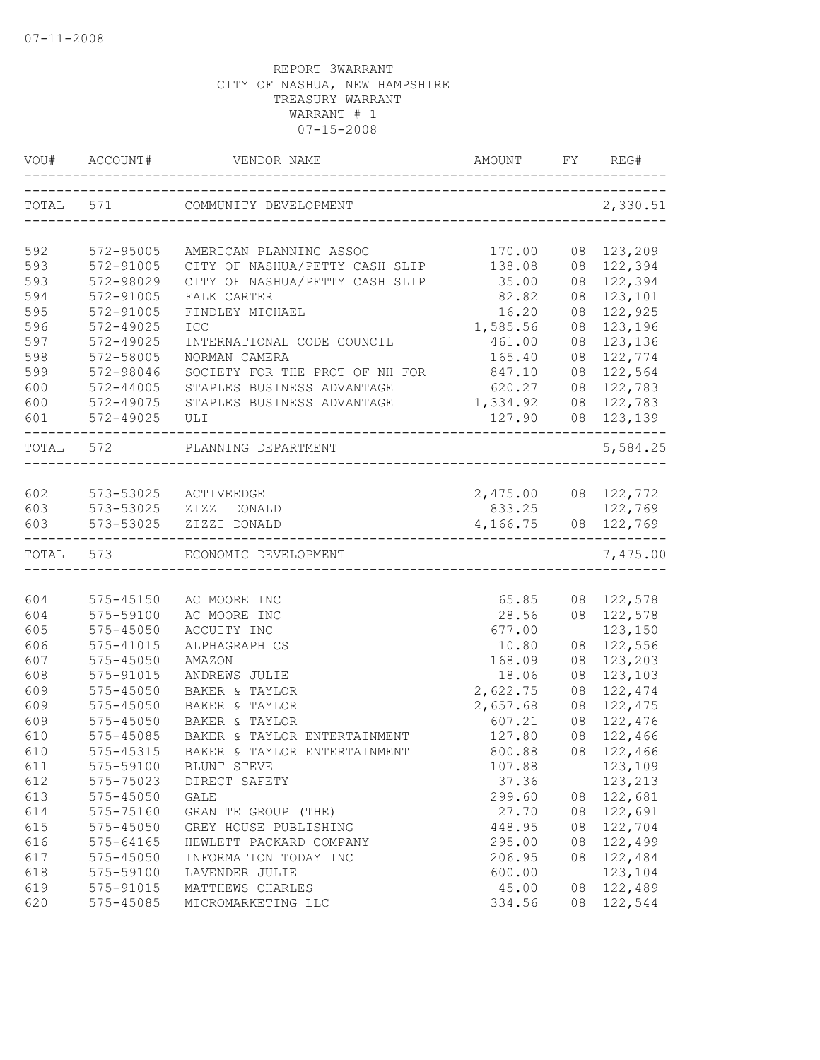07-11-2008

REPORT 3WARRANT
CITY OF NASHUA, NEW HAMPSHIRE
TREASURY WARRANT
WARRANT # 1
07-15-2008

| VOU# | ACCOUNT# | VENDOR NAME | AMOUNT | FY | REG# |
|---|---|---|---|---|---|
| TOTAL | 571 | COMMUNITY DEVELOPMENT | | | 2,330.51 |
| 592 | 572-95005 | AMERICAN PLANNING ASSOC | 170.00 | 08 | 123,209 |
| 593 | 572-91005 | CITY OF NASHUA/PETTY CASH SLIP | 138.08 | 08 | 122,394 |
| 593 | 572-98029 | CITY OF NASHUA/PETTY CASH SLIP | 35.00 | 08 | 122,394 |
| 594 | 572-91005 | FALK CARTER | 82.82 | 08 | 123,101 |
| 595 | 572-91005 | FINDLEY MICHAEL | 16.20 | 08 | 122,925 |
| 596 | 572-49025 | ICC | 1,585.56 | 08 | 123,196 |
| 597 | 572-49025 | INTERNATIONAL CODE COUNCIL | 461.00 | 08 | 123,136 |
| 598 | 572-58005 | NORMAN CAMERA | 165.40 | 08 | 122,774 |
| 599 | 572-98046 | SOCIETY FOR THE PROT OF NH FOR | 847.10 | 08 | 122,564 |
| 600 | 572-44005 | STAPLES BUSINESS ADVANTAGE | 620.27 | 08 | 122,783 |
| 600 | 572-49075 | STAPLES BUSINESS ADVANTAGE | 1,334.92 | 08 | 122,783 |
| 601 | 572-49025 | ULI | 127.90 | 08 | 123,139 |
| TOTAL | 572 | PLANNING DEPARTMENT | | | 5,584.25 |
| 602 | 573-53025 | ACTIVEEDGE | 2,475.00 | 08 | 122,772 |
| 603 | 573-53025 | ZIZZI DONALD | 833.25 | | 122,769 |
| 603 | 573-53025 | ZIZZI DONALD | 4,166.75 | 08 | 122,769 |
| TOTAL | 573 | ECONOMIC DEVELOPMENT | | | 7,475.00 |
| 604 | 575-45150 | AC MOORE INC | 65.85 | 08 | 122,578 |
| 604 | 575-59100 | AC MOORE INC | 28.56 | 08 | 122,578 |
| 605 | 575-45050 | ACCUITY INC | 677.00 | | 123,150 |
| 606 | 575-41015 | ALPHAGRAPHICS | 10.80 | 08 | 122,556 |
| 607 | 575-45050 | AMAZON | 168.09 | 08 | 123,203 |
| 608 | 575-91015 | ANDREWS JULIE | 18.06 | 08 | 123,103 |
| 609 | 575-45050 | BAKER & TAYLOR | 2,622.75 | 08 | 122,474 |
| 609 | 575-45050 | BAKER & TAYLOR | 2,657.68 | 08 | 122,475 |
| 609 | 575-45050 | BAKER & TAYLOR | 607.21 | 08 | 122,476 |
| 610 | 575-45085 | BAKER & TAYLOR ENTERTAINMENT | 127.80 | 08 | 122,466 |
| 610 | 575-45315 | BAKER & TAYLOR ENTERTAINMENT | 800.88 | 08 | 122,466 |
| 611 | 575-59100 | BLUNT STEVE | 107.88 | | 123,109 |
| 612 | 575-75023 | DIRECT SAFETY | 37.36 | | 123,213 |
| 613 | 575-45050 | GALE | 299.60 | 08 | 122,681 |
| 614 | 575-75160 | GRANITE GROUP (THE) | 27.70 | 08 | 122,691 |
| 615 | 575-45050 | GREY HOUSE PUBLISHING | 448.95 | 08 | 122,704 |
| 616 | 575-64165 | HEWLETT PACKARD COMPANY | 295.00 | 08 | 122,499 |
| 617 | 575-45050 | INFORMATION TODAY INC | 206.95 | 08 | 122,484 |
| 618 | 575-59100 | LAVENDER JULIE | 600.00 | | 123,104 |
| 619 | 575-91015 | MATTHEWS CHARLES | 45.00 | 08 | 122,489 |
| 620 | 575-45085 | MICROMARKETING LLC | 334.56 | 08 | 122,544 |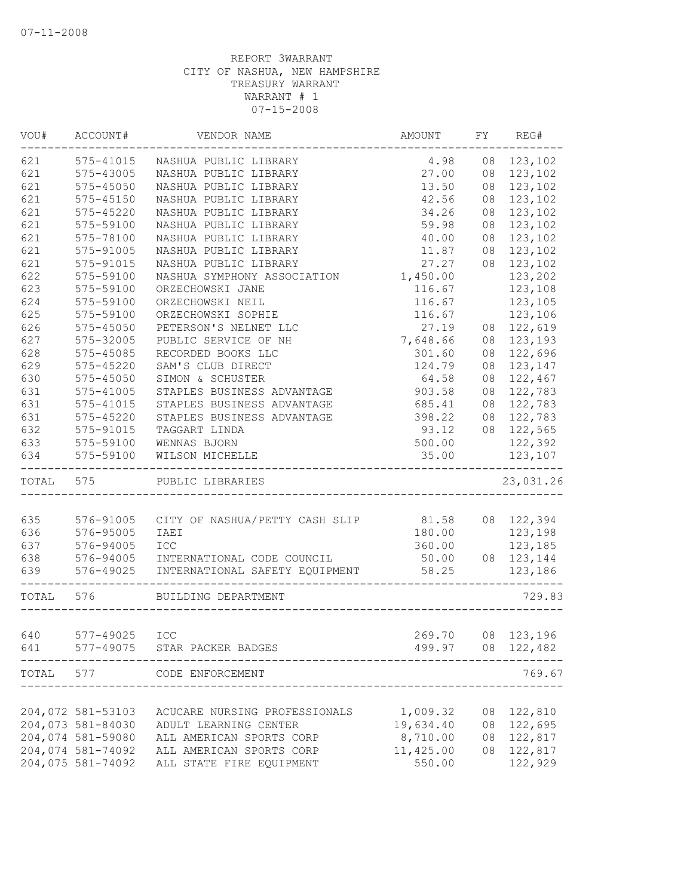07-11-2008

REPORT 3WARRANT
CITY OF NASHUA, NEW HAMPSHIRE
TREASURY WARRANT
WARRANT # 1
07-15-2008

| VOU# | ACCOUNT# | VENDOR NAME | AMOUNT | FY | REG# |
|---|---|---|---|---|---|
| 621 | 575-41015 | NASHUA PUBLIC LIBRARY | 4.98 | 08 | 123,102 |
| 621 | 575-43005 | NASHUA PUBLIC LIBRARY | 27.00 | 08 | 123,102 |
| 621 | 575-45050 | NASHUA PUBLIC LIBRARY | 13.50 | 08 | 123,102 |
| 621 | 575-45150 | NASHUA PUBLIC LIBRARY | 42.56 | 08 | 123,102 |
| 621 | 575-45220 | NASHUA PUBLIC LIBRARY | 34.26 | 08 | 123,102 |
| 621 | 575-59100 | NASHUA PUBLIC LIBRARY | 59.98 | 08 | 123,102 |
| 621 | 575-78100 | NASHUA PUBLIC LIBRARY | 40.00 | 08 | 123,102 |
| 621 | 575-91005 | NASHUA PUBLIC LIBRARY | 11.87 | 08 | 123,102 |
| 621 | 575-91015 | NASHUA PUBLIC LIBRARY | 27.27 | 08 | 123,102 |
| 622 | 575-59100 | NASHUA SYMPHONY ASSOCIATION | 1,450.00 | | 123,202 |
| 623 | 575-59100 | ORZECHOWSKI JANE | 116.67 | | 123,108 |
| 624 | 575-59100 | ORZECHOWSKI NEIL | 116.67 | | 123,105 |
| 625 | 575-59100 | ORZECHOWSKI SOPHIE | 116.67 | | 123,106 |
| 626 | 575-45050 | PETERSON'S NELNET LLC | 27.19 | 08 | 122,619 |
| 627 | 575-32005 | PUBLIC SERVICE OF NH | 7,648.66 | 08 | 123,193 |
| 628 | 575-45085 | RECORDED BOOKS LLC | 301.60 | 08 | 122,696 |
| 629 | 575-45220 | SAM'S CLUB DIRECT | 124.79 | 08 | 123,147 |
| 630 | 575-45050 | SIMON & SCHUSTER | 64.58 | 08 | 122,467 |
| 631 | 575-41005 | STAPLES BUSINESS ADVANTAGE | 903.58 | 08 | 122,783 |
| 631 | 575-41015 | STAPLES BUSINESS ADVANTAGE | 685.41 | 08 | 122,783 |
| 631 | 575-45220 | STAPLES BUSINESS ADVANTAGE | 398.22 | 08 | 122,783 |
| 632 | 575-91015 | TAGGART LINDA | 93.12 | 08 | 122,565 |
| 633 | 575-59100 | WENNAS BJORN | 500.00 | | 122,392 |
| 634 | 575-59100 | WILSON MICHELLE | 35.00 | | 123,107 |
| TOTAL | 575 | PUBLIC LIBRARIES | | | 23,031.26 |
| 635 | 576-91005 | CITY OF NASHUA/PETTY CASH SLIP | 81.58 | 08 | 122,394 |
| 636 | 576-95005 | IAEI | 180.00 | | 123,198 |
| 637 | 576-94005 | ICC | 360.00 | | 123,185 |
| 638 | 576-94005 | INTERNATIONAL CODE COUNCIL | 50.00 | 08 | 123,144 |
| 639 | 576-49025 | INTERNATIONAL SAFETY EQUIPMENT | 58.25 | | 123,186 |
| TOTAL | 576 | BUILDING DEPARTMENT | | | 729.83 |
| 640 | 577-49025 | ICC | 269.70 | 08 | 123,196 |
| 641 | 577-49075 | STAR PACKER BADGES | 499.97 | 08 | 122,482 |
| TOTAL | 577 | CODE ENFORCEMENT | | | 769.67 |
| 204,072 | 581-53103 | ACUCARE NURSING PROFESSIONALS | 1,009.32 | 08 | 122,810 |
| 204,073 | 581-84030 | ADULT LEARNING CENTER | 19,634.40 | 08 | 122,695 |
| 204,074 | 581-59080 | ALL AMERICAN SPORTS CORP | 8,710.00 | 08 | 122,817 |
| 204,074 | 581-74092 | ALL AMERICAN SPORTS CORP | 11,425.00 | 08 | 122,817 |
| 204,075 | 581-74092 | ALL STATE FIRE EQUIPMENT | 550.00 | | 122,929 |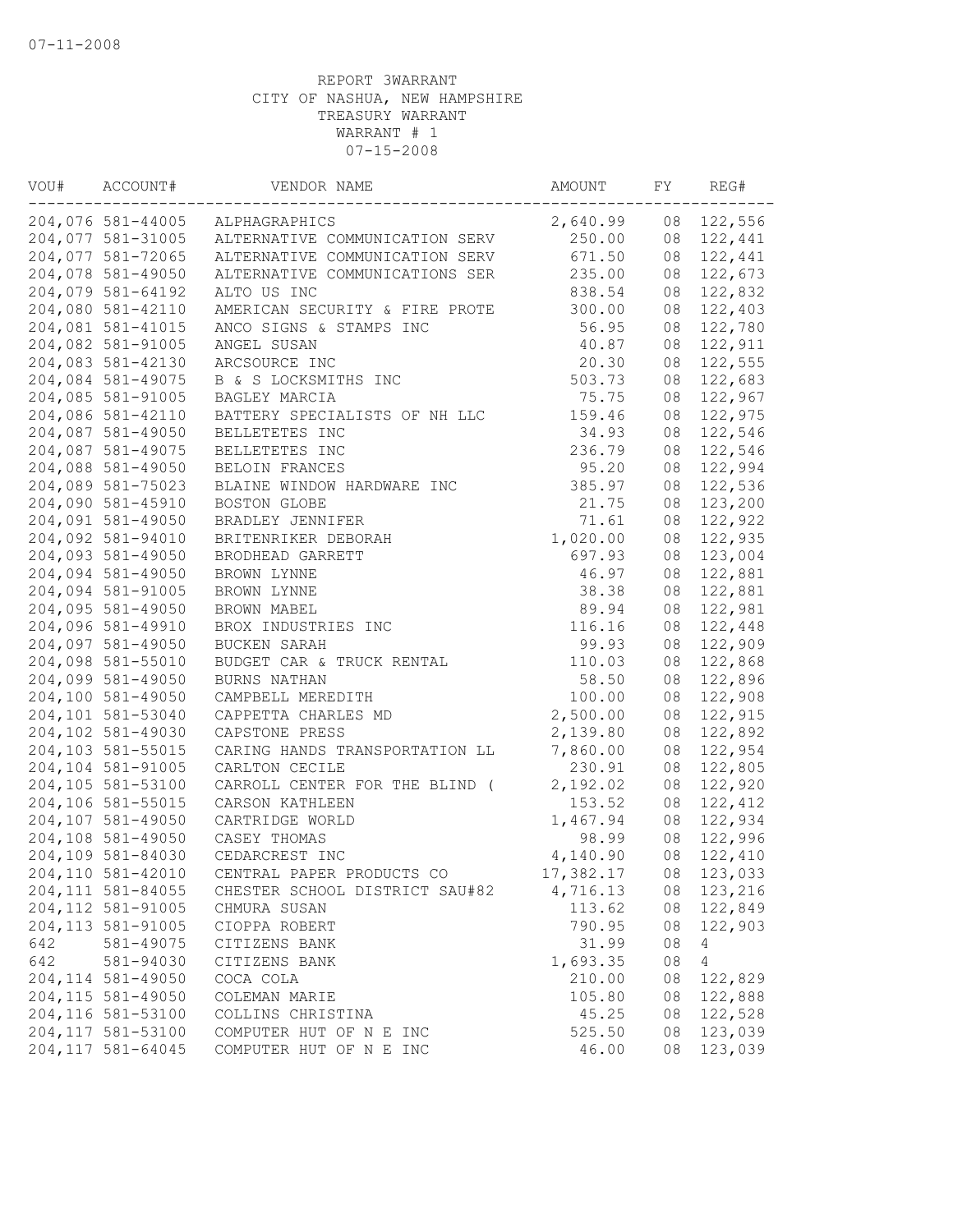07-11-2008

REPORT 3WARRANT
CITY OF NASHUA, NEW HAMPSHIRE
TREASURY WARRANT
WARRANT # 1
07-15-2008

| VOU# | ACCOUNT# | VENDOR NAME | AMOUNT | FY | REG# |
|---|---|---|---|---|---|
| 204,076 | 581-44005 | ALPHAGRAPHICS | 2,640.99 | 08 | 122,556 |
| 204,077 | 581-31005 | ALTERNATIVE COMMUNICATION SERV | 250.00 | 08 | 122,441 |
| 204,077 | 581-72065 | ALTERNATIVE COMMUNICATION SERV | 671.50 | 08 | 122,441 |
| 204,078 | 581-49050 | ALTERNATIVE COMMUNICATIONS SER | 235.00 | 08 | 122,673 |
| 204,079 | 581-64192 | ALTO US INC | 838.54 | 08 | 122,832 |
| 204,080 | 581-42110 | AMERICAN SECURITY & FIRE PROTE | 300.00 | 08 | 122,403 |
| 204,081 | 581-41015 | ANCO SIGNS & STAMPS INC | 56.95 | 08 | 122,780 |
| 204,082 | 581-91005 | ANGEL SUSAN | 40.87 | 08 | 122,911 |
| 204,083 | 581-42130 | ARCSOURCE INC | 20.30 | 08 | 122,555 |
| 204,084 | 581-49075 | B & S LOCKSMITHS INC | 503.73 | 08 | 122,683 |
| 204,085 | 581-91005 | BAGLEY MARCIA | 75.75 | 08 | 122,967 |
| 204,086 | 581-42110 | BATTERY SPECIALISTS OF NH LLC | 159.46 | 08 | 122,975 |
| 204,087 | 581-49050 | BELLETETES INC | 34.93 | 08 | 122,546 |
| 204,087 | 581-49075 | BELLETETES INC | 236.79 | 08 | 122,546 |
| 204,088 | 581-49050 | BELOIN FRANCES | 95.20 | 08 | 122,994 |
| 204,089 | 581-75023 | BLAINE WINDOW HARDWARE INC | 385.97 | 08 | 122,536 |
| 204,090 | 581-45910 | BOSTON GLOBE | 21.75 | 08 | 123,200 |
| 204,091 | 581-49050 | BRADLEY JENNIFER | 71.61 | 08 | 122,922 |
| 204,092 | 581-94010 | BRITENRIKER DEBORAH | 1,020.00 | 08 | 122,935 |
| 204,093 | 581-49050 | BRODHEAD GARRETT | 697.93 | 08 | 123,004 |
| 204,094 | 581-49050 | BROWN LYNNE | 46.97 | 08 | 122,881 |
| 204,094 | 581-91005 | BROWN LYNNE | 38.38 | 08 | 122,881 |
| 204,095 | 581-49050 | BROWN MABEL | 89.94 | 08 | 122,981 |
| 204,096 | 581-49910 | BROX INDUSTRIES INC | 116.16 | 08 | 122,448 |
| 204,097 | 581-49050 | BUCKEN SARAH | 99.93 | 08 | 122,909 |
| 204,098 | 581-55010 | BUDGET CAR & TRUCK RENTAL | 110.03 | 08 | 122,868 |
| 204,099 | 581-49050 | BURNS NATHAN | 58.50 | 08 | 122,896 |
| 204,100 | 581-49050 | CAMPBELL MEREDITH | 100.00 | 08 | 122,908 |
| 204,101 | 581-53040 | CAPPETTA CHARLES MD | 2,500.00 | 08 | 122,915 |
| 204,102 | 581-49030 | CAPSTONE PRESS | 2,139.80 | 08 | 122,892 |
| 204,103 | 581-55015 | CARING HANDS TRANSPORTATION LL | 7,860.00 | 08 | 122,954 |
| 204,104 | 581-91005 | CARLTON CECILE | 230.91 | 08 | 122,805 |
| 204,105 | 581-53100 | CARROLL CENTER FOR THE BLIND ( | 2,192.02 | 08 | 122,920 |
| 204,106 | 581-55015 | CARSON KATHLEEN | 153.52 | 08 | 122,412 |
| 204,107 | 581-49050 | CARTRIDGE WORLD | 1,467.94 | 08 | 122,934 |
| 204,108 | 581-49050 | CASEY THOMAS | 98.99 | 08 | 122,996 |
| 204,109 | 581-84030 | CEDARCREST INC | 4,140.90 | 08 | 122,410 |
| 204,110 | 581-42010 | CENTRAL PAPER PRODUCTS CO | 17,382.17 | 08 | 123,033 |
| 204,111 | 581-84055 | CHESTER SCHOOL DISTRICT SAU#82 | 4,716.13 | 08 | 123,216 |
| 204,112 | 581-91005 | CHMURA SUSAN | 113.62 | 08 | 122,849 |
| 204,113 | 581-91005 | CIOPPA ROBERT | 790.95 | 08 | 122,903 |
| 642 | 581-49075 | CITIZENS BANK | 31.99 | 08 | 4 |
| 642 | 581-94030 | CITIZENS BANK | 1,693.35 | 08 | 4 |
| 204,114 | 581-49050 | COCA COLA | 210.00 | 08 | 122,829 |
| 204,115 | 581-49050 | COLEMAN MARIE | 105.80 | 08 | 122,888 |
| 204,116 | 581-53100 | COLLINS CHRISTINA | 45.25 | 08 | 122,528 |
| 204,117 | 581-53100 | COMPUTER HUT OF N E INC | 525.50 | 08 | 123,039 |
| 204,117 | 581-64045 | COMPUTER HUT OF N E INC | 46.00 | 08 | 123,039 |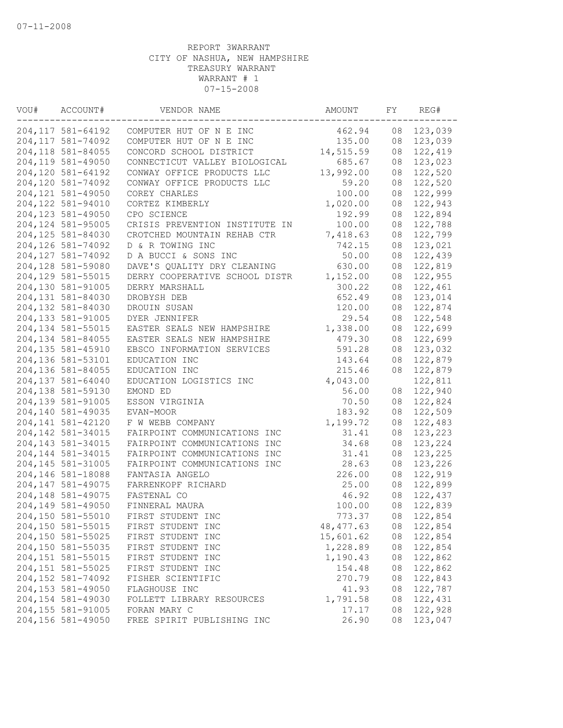07-11-2008

REPORT 3WARRANT
CITY OF NASHUA, NEW HAMPSHIRE
TREASURY WARRANT
WARRANT # 1
07-15-2008

| VOU# | ACCOUNT# | VENDOR NAME | AMOUNT | FY | REG# |
|---|---|---|---|---|---|
| 204,117 | 581-64192 | COMPUTER HUT OF N E INC | 462.94 | 08 | 123,039 |
| 204,117 | 581-74092 | COMPUTER HUT OF N E INC | 135.00 | 08 | 123,039 |
| 204,118 | 581-84055 | CONCORD SCHOOL DISTRICT | 14,515.59 | 08 | 122,419 |
| 204,119 | 581-49050 | CONNECTICUT VALLEY BIOLOGICAL | 685.67 | 08 | 123,023 |
| 204,120 | 581-64192 | CONWAY OFFICE PRODUCTS LLC | 13,992.00 | 08 | 122,520 |
| 204,120 | 581-74092 | CONWAY OFFICE PRODUCTS LLC | 59.20 | 08 | 122,520 |
| 204,121 | 581-49050 | COREY CHARLES | 100.00 | 08 | 122,999 |
| 204,122 | 581-94010 | CORTEZ KIMBERLY | 1,020.00 | 08 | 122,943 |
| 204,123 | 581-49050 | CPO SCIENCE | 192.99 | 08 | 122,894 |
| 204,124 | 581-95005 | CRISIS PREVENTION INSTITUTE IN | 100.00 | 08 | 122,788 |
| 204,125 | 581-84030 | CROTCHED MOUNTAIN REHAB CTR | 7,418.63 | 08 | 122,799 |
| 204,126 | 581-74092 | D & R TOWING INC | 742.15 | 08 | 123,021 |
| 204,127 | 581-74092 | D A BUCCI & SONS INC | 50.00 | 08 | 122,439 |
| 204,128 | 581-59080 | DAVE'S QUALITY DRY CLEANING | 630.00 | 08 | 122,819 |
| 204,129 | 581-55015 | DERRY COOPERATIVE SCHOOL DISTR | 1,152.00 | 08 | 122,955 |
| 204,130 | 581-91005 | DERRY MARSHALL | 300.22 | 08 | 122,461 |
| 204,131 | 581-84030 | DROBYSH DEB | 652.49 | 08 | 123,014 |
| 204,132 | 581-84030 | DROUIN SUSAN | 120.00 | 08 | 122,874 |
| 204,133 | 581-91005 | DYER JENNIFER | 29.54 | 08 | 122,548 |
| 204,134 | 581-55015 | EASTER SEALS NEW HAMPSHIRE | 1,338.00 | 08 | 122,699 |
| 204,134 | 581-84055 | EASTER SEALS NEW HAMPSHIRE | 479.30 | 08 | 122,699 |
| 204,135 | 581-45910 | EBSCO INFORMATION SERVICES | 591.28 | 08 | 123,032 |
| 204,136 | 581-53101 | EDUCATION INC | 143.64 | 08 | 122,879 |
| 204,136 | 581-84055 | EDUCATION INC | 215.46 | 08 | 122,879 |
| 204,137 | 581-64040 | EDUCATION LOGISTICS INC | 4,043.00 | | 122,811 |
| 204,138 | 581-59130 | EMOND ED | 56.00 | 08 | 122,940 |
| 204,139 | 581-91005 | ESSON VIRGINIA | 70.50 | 08 | 122,824 |
| 204,140 | 581-49035 | EVAN-MOOR | 183.92 | 08 | 122,509 |
| 204,141 | 581-42120 | F W WEBB COMPANY | 1,199.72 | 08 | 122,483 |
| 204,142 | 581-34015 | FAIRPOINT COMMUNICATIONS INC | 31.41 | 08 | 123,223 |
| 204,143 | 581-34015 | FAIRPOINT COMMUNICATIONS INC | 34.68 | 08 | 123,224 |
| 204,144 | 581-34015 | FAIRPOINT COMMUNICATIONS INC | 31.41 | 08 | 123,225 |
| 204,145 | 581-31005 | FAIRPOINT COMMUNICATIONS INC | 28.63 | 08 | 123,226 |
| 204,146 | 581-18088 | FANTASIA ANGELO | 226.00 | 08 | 122,919 |
| 204,147 | 581-49075 | FARRENKOPF RICHARD | 25.00 | 08 | 122,899 |
| 204,148 | 581-49075 | FASTENAL CO | 46.92 | 08 | 122,437 |
| 204,149 | 581-49050 | FINNERAL MAURA | 100.00 | 08 | 122,839 |
| 204,150 | 581-55010 | FIRST STUDENT INC | 773.37 | 08 | 122,854 |
| 204,150 | 581-55015 | FIRST STUDENT INC | 48,477.63 | 08 | 122,854 |
| 204,150 | 581-55025 | FIRST STUDENT INC | 15,601.62 | 08 | 122,854 |
| 204,150 | 581-55035 | FIRST STUDENT INC | 1,228.89 | 08 | 122,854 |
| 204,151 | 581-55015 | FIRST STUDENT INC | 1,190.43 | 08 | 122,862 |
| 204,151 | 581-55025 | FIRST STUDENT INC | 154.48 | 08 | 122,862 |
| 204,152 | 581-74092 | FISHER SCIENTIFIC | 270.79 | 08 | 122,843 |
| 204,153 | 581-49050 | FLAGHOUSE INC | 41.93 | 08 | 122,787 |
| 204,154 | 581-49030 | FOLLETT LIBRARY RESOURCES | 1,791.58 | 08 | 122,431 |
| 204,155 | 581-91005 | FORAN MARY C | 17.17 | 08 | 122,928 |
| 204,156 | 581-49050 | FREE SPIRIT PUBLISHING INC | 26.90 | 08 | 123,047 |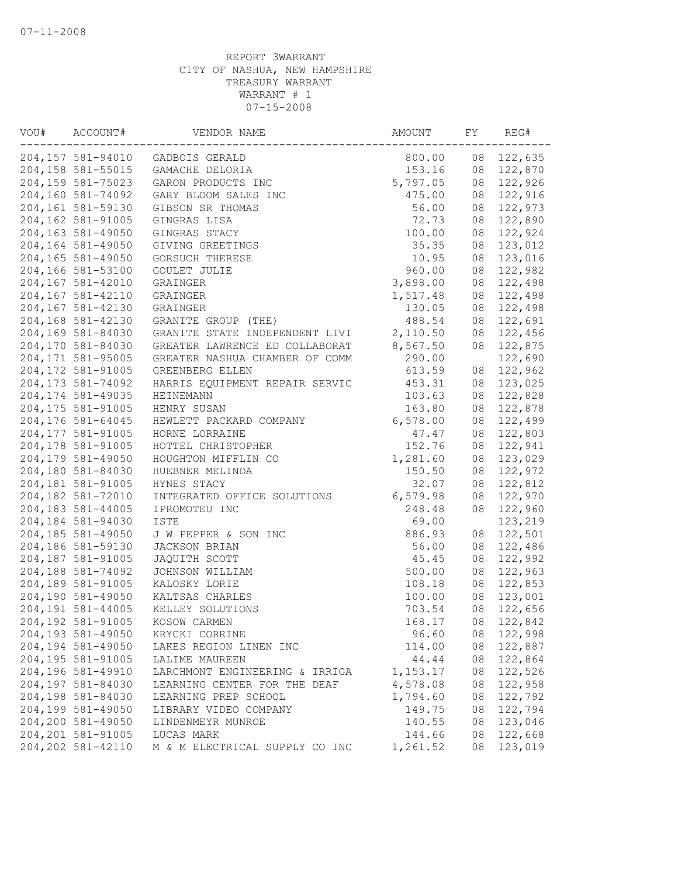07-11-2008

REPORT 3WARRANT
CITY OF NASHUA, NEW HAMPSHIRE
TREASURY WARRANT
WARRANT # 1
07-15-2008

| VOU# | ACCOUNT# | VENDOR NAME | AMOUNT | FY | REG# |
|---|---|---|---|---|---|
| 204,157 | 581-94010 | GADBOIS GERALD | 800.00 | 08 | 122,635 |
| 204,158 | 581-55015 | GAMACHE DELORIA | 153.16 | 08 | 122,870 |
| 204,159 | 581-75023 | GARON PRODUCTS INC | 5,797.05 | 08 | 122,926 |
| 204,160 | 581-74092 | GARY BLOOM SALES INC | 475.00 | 08 | 122,916 |
| 204,161 | 581-59130 | GIBSON SR THOMAS | 56.00 | 08 | 122,973 |
| 204,162 | 581-91005 | GINGRAS LISA | 72.73 | 08 | 122,890 |
| 204,163 | 581-49050 | GINGRAS STACY | 100.00 | 08 | 122,924 |
| 204,164 | 581-49050 | GIVING GREETINGS | 35.35 | 08 | 123,012 |
| 204,165 | 581-49050 | GORSUCH THERESE | 10.95 | 08 | 123,016 |
| 204,166 | 581-53100 | GOULET JULIE | 960.00 | 08 | 122,982 |
| 204,167 | 581-42010 | GRAINGER | 3,898.00 | 08 | 122,498 |
| 204,167 | 581-42110 | GRAINGER | 1,517.48 | 08 | 122,498 |
| 204,167 | 581-42130 | GRAINGER | 130.05 | 08 | 122,498 |
| 204,168 | 581-42130 | GRANITE GROUP (THE) | 488.54 | 08 | 122,691 |
| 204,169 | 581-84030 | GRANITE STATE INDEPENDENT LIVI | 2,110.50 | 08 | 122,456 |
| 204,170 | 581-84030 | GREATER LAWRENCE ED COLLABORAT | 8,567.50 | 08 | 122,875 |
| 204,171 | 581-95005 | GREATER NASHUA CHAMBER OF COMM | 290.00 | | 122,690 |
| 204,172 | 581-91005 | GREENBERG ELLEN | 613.59 | 08 | 122,962 |
| 204,173 | 581-74092 | HARRIS EQUIPMENT REPAIR SERVIC | 453.31 | 08 | 123,025 |
| 204,174 | 581-49035 | HEINEMANN | 103.63 | 08 | 122,828 |
| 204,175 | 581-91005 | HENRY SUSAN | 163.80 | 08 | 122,878 |
| 204,176 | 581-64045 | HEWLETT PACKARD COMPANY | 6,578.00 | 08 | 122,499 |
| 204,177 | 581-91005 | HORNE LORRAINE | 47.47 | 08 | 122,803 |
| 204,178 | 581-91005 | HOTTEL CHRISTOPHER | 152.76 | 08 | 122,941 |
| 204,179 | 581-49050 | HOUGHTON MIFFLIN CO | 1,281.60 | 08 | 123,029 |
| 204,180 | 581-84030 | HUEBNER MELINDA | 150.50 | 08 | 122,972 |
| 204,181 | 581-91005 | HYNES STACY | 32.07 | 08 | 122,812 |
| 204,182 | 581-72010 | INTEGRATED OFFICE SOLUTIONS | 6,579.98 | 08 | 122,970 |
| 204,183 | 581-44005 | IPROMOTEU INC | 248.48 | 08 | 122,960 |
| 204,184 | 581-94030 | ISTE | 69.00 | | 123,219 |
| 204,185 | 581-49050 | J W PEPPER & SON INC | 886.93 | 08 | 122,501 |
| 204,186 | 581-59130 | JACKSON BRIAN | 56.00 | 08 | 122,486 |
| 204,187 | 581-91005 | JAQUITH SCOTT | 45.45 | 08 | 122,992 |
| 204,188 | 581-74092 | JOHNSON WILLIAM | 500.00 | 08 | 122,963 |
| 204,189 | 581-91005 | KALOSKY LORIE | 108.18 | 08 | 122,853 |
| 204,190 | 581-49050 | KALTSAS CHARLES | 100.00 | 08 | 123,001 |
| 204,191 | 581-44005 | KELLEY SOLUTIONS | 703.54 | 08 | 122,656 |
| 204,192 | 581-91005 | KOSOW CARMEN | 168.17 | 08 | 122,842 |
| 204,193 | 581-49050 | KRYCKI CORRINE | 96.60 | 08 | 122,998 |
| 204,194 | 581-49050 | LAKES REGION LINEN INC | 114.00 | 08 | 122,887 |
| 204,195 | 581-91005 | LALIME MAUREEN | 44.44 | 08 | 122,864 |
| 204,196 | 581-49910 | LARCHMONT ENGINEERING & IRRIGA | 1,153.17 | 08 | 122,526 |
| 204,197 | 581-84030 | LEARNING CENTER FOR THE DEAF | 4,578.08 | 08 | 122,958 |
| 204,198 | 581-84030 | LEARNING PREP SCHOOL | 1,794.60 | 08 | 122,792 |
| 204,199 | 581-49050 | LIBRARY VIDEO COMPANY | 149.75 | 08 | 122,794 |
| 204,200 | 581-49050 | LINDENMEYR MUNROE | 140.55 | 08 | 123,046 |
| 204,201 | 581-91005 | LUCAS MARK | 144.66 | 08 | 122,668 |
| 204,202 | 581-42110 | M & M ELECTRICAL SUPPLY CO INC | 1,261.52 | 08 | 123,019 |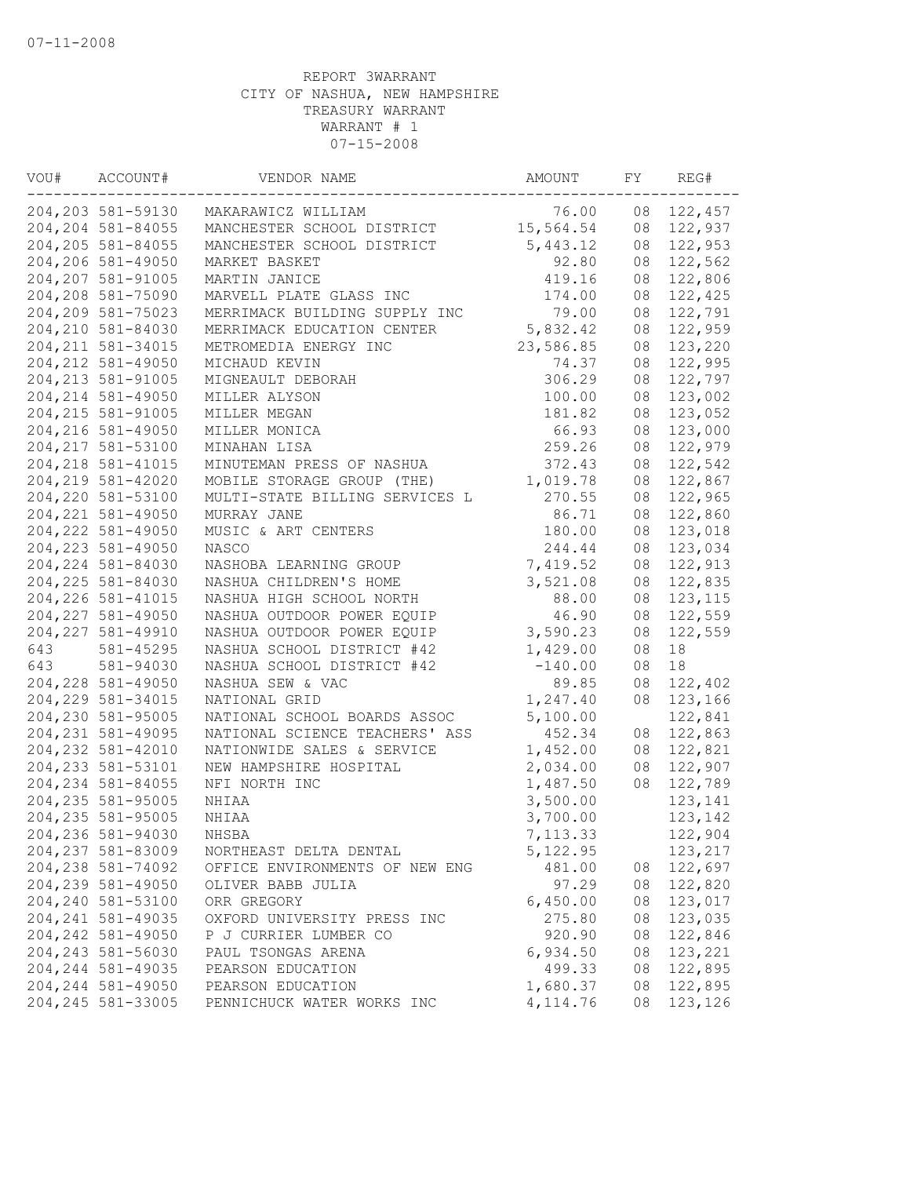07-11-2008

REPORT 3WARRANT
CITY OF NASHUA, NEW HAMPSHIRE
TREASURY WARRANT
WARRANT # 1
07-15-2008

| VOU# | ACCOUNT# | VENDOR NAME | AMOUNT | FY | REG# |
|---|---|---|---|---|---|
| 204,203 | 581-59130 | MAKARAWICZ WILLIAM | 76.00 | 08 | 122,457 |
| 204,204 | 581-84055 | MANCHESTER SCHOOL DISTRICT | 15,564.54 | 08 | 122,937 |
| 204,205 | 581-84055 | MANCHESTER SCHOOL DISTRICT | 5,443.12 | 08 | 122,953 |
| 204,206 | 581-49050 | MARKET BASKET | 92.80 | 08 | 122,562 |
| 204,207 | 581-91005 | MARTIN JANICE | 419.16 | 08 | 122,806 |
| 204,208 | 581-75090 | MARVELL PLATE GLASS INC | 174.00 | 08 | 122,425 |
| 204,209 | 581-75023 | MERRIMACK BUILDING SUPPLY INC | 79.00 | 08 | 122,791 |
| 204,210 | 581-84030 | MERRIMACK EDUCATION CENTER | 5,832.42 | 08 | 122,959 |
| 204,211 | 581-34015 | METROMEDIA ENERGY INC | 23,586.85 | 08 | 123,220 |
| 204,212 | 581-49050 | MICHAUD KEVIN | 74.37 | 08 | 122,995 |
| 204,213 | 581-91005 | MIGNEAULT DEBORAH | 306.29 | 08 | 122,797 |
| 204,214 | 581-49050 | MILLER ALYSON | 100.00 | 08 | 123,002 |
| 204,215 | 581-91005 | MILLER MEGAN | 181.82 | 08 | 123,052 |
| 204,216 | 581-49050 | MILLER MONICA | 66.93 | 08 | 123,000 |
| 204,217 | 581-53100 | MINAHAN LISA | 259.26 | 08 | 122,979 |
| 204,218 | 581-41015 | MINUTEMAN PRESS OF NASHUA | 372.43 | 08 | 122,542 |
| 204,219 | 581-42020 | MOBILE STORAGE GROUP (THE) | 1,019.78 | 08 | 122,867 |
| 204,220 | 581-53100 | MULTI-STATE BILLING SERVICES L | 270.55 | 08 | 122,965 |
| 204,221 | 581-49050 | MURRAY JANE | 86.71 | 08 | 122,860 |
| 204,222 | 581-49050 | MUSIC & ART CENTERS | 180.00 | 08 | 123,018 |
| 204,223 | 581-49050 | NASCO | 244.44 | 08 | 123,034 |
| 204,224 | 581-84030 | NASHOBA LEARNING GROUP | 7,419.52 | 08 | 122,913 |
| 204,225 | 581-84030 | NASHUA CHILDREN'S HOME | 3,521.08 | 08 | 122,835 |
| 204,226 | 581-41015 | NASHUA HIGH SCHOOL NORTH | 88.00 | 08 | 123,115 |
| 204,227 | 581-49050 | NASHUA OUTDOOR POWER EQUIP | 46.90 | 08 | 122,559 |
| 204,227 | 581-49910 | NASHUA OUTDOOR POWER EQUIP | 3,590.23 | 08 | 122,559 |
| 643 | 581-45295 | NASHUA SCHOOL DISTRICT #42 | 1,429.00 | 08 | 18 |
| 643 | 581-94030 | NASHUA SCHOOL DISTRICT #42 | -140.00 | 08 | 18 |
| 204,228 | 581-49050 | NASHUA SEW & VAC | 89.85 | 08 | 122,402 |
| 204,229 | 581-34015 | NATIONAL GRID | 1,247.40 | 08 | 123,166 |
| 204,230 | 581-95005 | NATIONAL SCHOOL BOARDS ASSOC | 5,100.00 | | 122,841 |
| 204,231 | 581-49095 | NATIONAL SCIENCE TEACHERS' ASS | 452.34 | 08 | 122,863 |
| 204,232 | 581-42010 | NATIONWIDE SALES & SERVICE | 1,452.00 | 08 | 122,821 |
| 204,233 | 581-53101 | NEW HAMPSHIRE HOSPITAL | 2,034.00 | 08 | 122,907 |
| 204,234 | 581-84055 | NFI NORTH INC | 1,487.50 | 08 | 122,789 |
| 204,235 | 581-95005 | NHIAA | 3,500.00 | | 123,141 |
| 204,235 | 581-95005 | NHIAA | 3,700.00 | | 123,142 |
| 204,236 | 581-94030 | NHSBA | 7,113.33 | | 122,904 |
| 204,237 | 581-83009 | NORTHEAST DELTA DENTAL | 5,122.95 | | 123,217 |
| 204,238 | 581-74092 | OFFICE ENVIRONMENTS OF NEW ENG | 481.00 | 08 | 122,697 |
| 204,239 | 581-49050 | OLIVER BABB JULIA | 97.29 | 08 | 122,820 |
| 204,240 | 581-53100 | ORR GREGORY | 6,450.00 | 08 | 123,017 |
| 204,241 | 581-49035 | OXFORD UNIVERSITY PRESS INC | 275.80 | 08 | 123,035 |
| 204,242 | 581-49050 | P J CURRIER LUMBER CO | 920.90 | 08 | 122,846 |
| 204,243 | 581-56030 | PAUL TSONGAS ARENA | 6,934.50 | 08 | 123,221 |
| 204,244 | 581-49035 | PEARSON EDUCATION | 499.33 | 08 | 122,895 |
| 204,244 | 581-49050 | PEARSON EDUCATION | 1,680.37 | 08 | 122,895 |
| 204,245 | 581-33005 | PENNICHUCK WATER WORKS INC | 4,114.76 | 08 | 123,126 |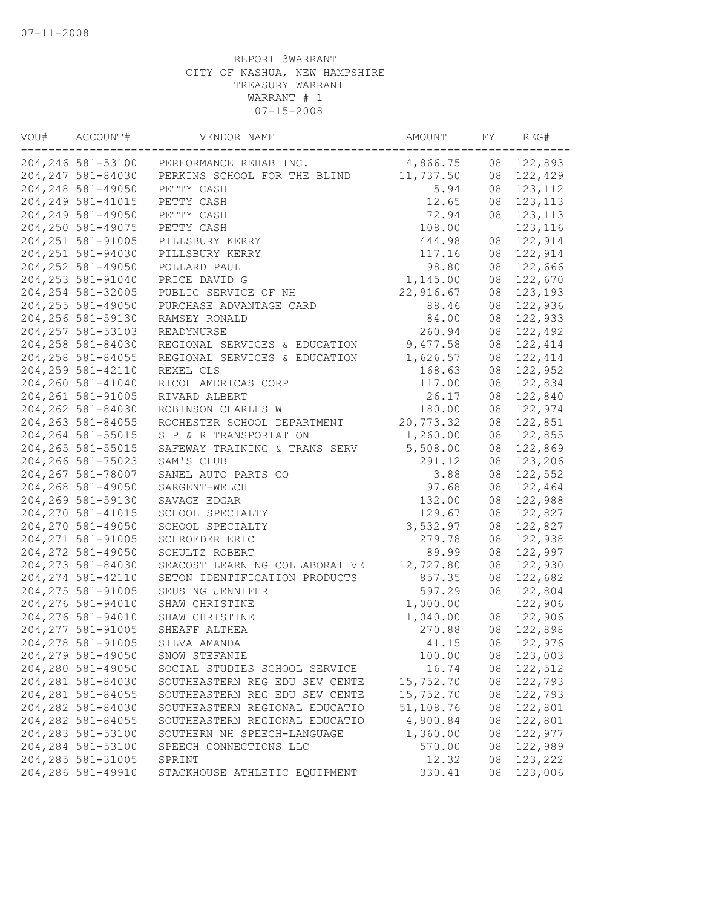07-11-2008

REPORT 3WARRANT
CITY OF NASHUA, NEW HAMPSHIRE
TREASURY WARRANT
WARRANT # 1
07-15-2008

| VOU# | ACCOUNT# | VENDOR NAME | AMOUNT | FY | REG# |
|---|---|---|---|---|---|
| 204,246 | 581-53100 | PERFORMANCE REHAB INC. | 4,866.75 | 08 | 122,893 |
| 204,247 | 581-84030 | PERKINS SCHOOL FOR THE BLIND | 11,737.50 | 08 | 122,429 |
| 204,248 | 581-49050 | PETTY CASH | 5.94 | 08 | 123,112 |
| 204,249 | 581-41015 | PETTY CASH | 12.65 | 08 | 123,113 |
| 204,249 | 581-49050 | PETTY CASH | 72.94 | 08 | 123,113 |
| 204,250 | 581-49075 | PETTY CASH | 108.00 | | 123,116 |
| 204,251 | 581-91005 | PILLSBURY KERRY | 444.98 | 08 | 122,914 |
| 204,251 | 581-94030 | PILLSBURY KERRY | 117.16 | 08 | 122,914 |
| 204,252 | 581-49050 | POLLARD PAUL | 98.80 | 08 | 122,666 |
| 204,253 | 581-91040 | PRICE DAVID G | 1,145.00 | 08 | 122,670 |
| 204,254 | 581-32005 | PUBLIC SERVICE OF NH | 22,916.67 | 08 | 123,193 |
| 204,255 | 581-49050 | PURCHASE ADVANTAGE CARD | 88.46 | 08 | 122,936 |
| 204,256 | 581-59130 | RAMSEY RONALD | 84.00 | 08 | 122,933 |
| 204,257 | 581-53103 | READYNURSE | 260.94 | 08 | 122,492 |
| 204,258 | 581-84030 | REGIONAL SERVICES & EDUCATION | 9,477.58 | 08 | 122,414 |
| 204,258 | 581-84055 | REGIONAL SERVICES & EDUCATION | 1,626.57 | 08 | 122,414 |
| 204,259 | 581-42110 | REXEL CLS | 168.63 | 08 | 122,952 |
| 204,260 | 581-41040 | RICOH AMERICAS CORP | 117.00 | 08 | 122,834 |
| 204,261 | 581-91005 | RIVARD ALBERT | 26.17 | 08 | 122,840 |
| 204,262 | 581-84030 | ROBINSON CHARLES W | 180.00 | 08 | 122,974 |
| 204,263 | 581-84055 | ROCHESTER SCHOOL DEPARTMENT | 20,773.32 | 08 | 122,851 |
| 204,264 | 581-55015 | S P & R TRANSPORTATION | 1,260.00 | 08 | 122,855 |
| 204,265 | 581-55015 | SAFEWAY TRAINING & TRANS SERV | 5,508.00 | 08 | 122,869 |
| 204,266 | 581-75023 | SAM'S CLUB | 291.12 | 08 | 123,206 |
| 204,267 | 581-78007 | SANEL AUTO PARTS CO | 3.88 | 08 | 122,552 |
| 204,268 | 581-49050 | SARGENT-WELCH | 97.68 | 08 | 122,464 |
| 204,269 | 581-59130 | SAVAGE EDGAR | 132.00 | 08 | 122,988 |
| 204,270 | 581-41015 | SCHOOL SPECIALTY | 129.67 | 08 | 122,827 |
| 204,270 | 581-49050 | SCHOOL SPECIALTY | 3,532.97 | 08 | 122,827 |
| 204,271 | 581-91005 | SCHROEDER ERIC | 279.78 | 08 | 122,938 |
| 204,272 | 581-49050 | SCHULTZ ROBERT | 89.99 | 08 | 122,997 |
| 204,273 | 581-84030 | SEACOST LEARNING COLLABORATIVE | 12,727.80 | 08 | 122,930 |
| 204,274 | 581-42110 | SETON IDENTIFICATION PRODUCTS | 857.35 | 08 | 122,682 |
| 204,275 | 581-91005 | SEUSING JENNIFER | 597.29 | 08 | 122,804 |
| 204,276 | 581-94010 | SHAW CHRISTINE | 1,000.00 | | 122,906 |
| 204,276 | 581-94010 | SHAW CHRISTINE | 1,040.00 | 08 | 122,906 |
| 204,277 | 581-91005 | SHEAFF ALTHEA | 270.88 | 08 | 122,898 |
| 204,278 | 581-91005 | SILVA AMANDA | 41.15 | 08 | 122,976 |
| 204,279 | 581-49050 | SNOW STEFANIE | 100.00 | 08 | 123,003 |
| 204,280 | 581-49050 | SOCIAL STUDIES SCHOOL SERVICE | 16.74 | 08 | 122,512 |
| 204,281 | 581-84030 | SOUTHEASTERN REG EDU SEV CENTE | 15,752.70 | 08 | 122,793 |
| 204,281 | 581-84055 | SOUTHEASTERN REG EDU SEV CENTE | 15,752.70 | 08 | 122,793 |
| 204,282 | 581-84030 | SOUTHEASTERN REGIONAL EDUCATIO | 51,108.76 | 08 | 122,801 |
| 204,282 | 581-84055 | SOUTHEASTERN REGIONAL EDUCATIO | 4,900.84 | 08 | 122,801 |
| 204,283 | 581-53100 | SOUTHERN NH SPEECH-LANGUAGE | 1,360.00 | 08 | 122,977 |
| 204,284 | 581-53100 | SPEECH CONNECTIONS LLC | 570.00 | 08 | 122,989 |
| 204,285 | 581-31005 | SPRINT | 12.32 | 08 | 123,222 |
| 204,286 | 581-49910 | STACKHOUSE ATHLETIC EQUIPMENT | 330.41 | 08 | 123,006 |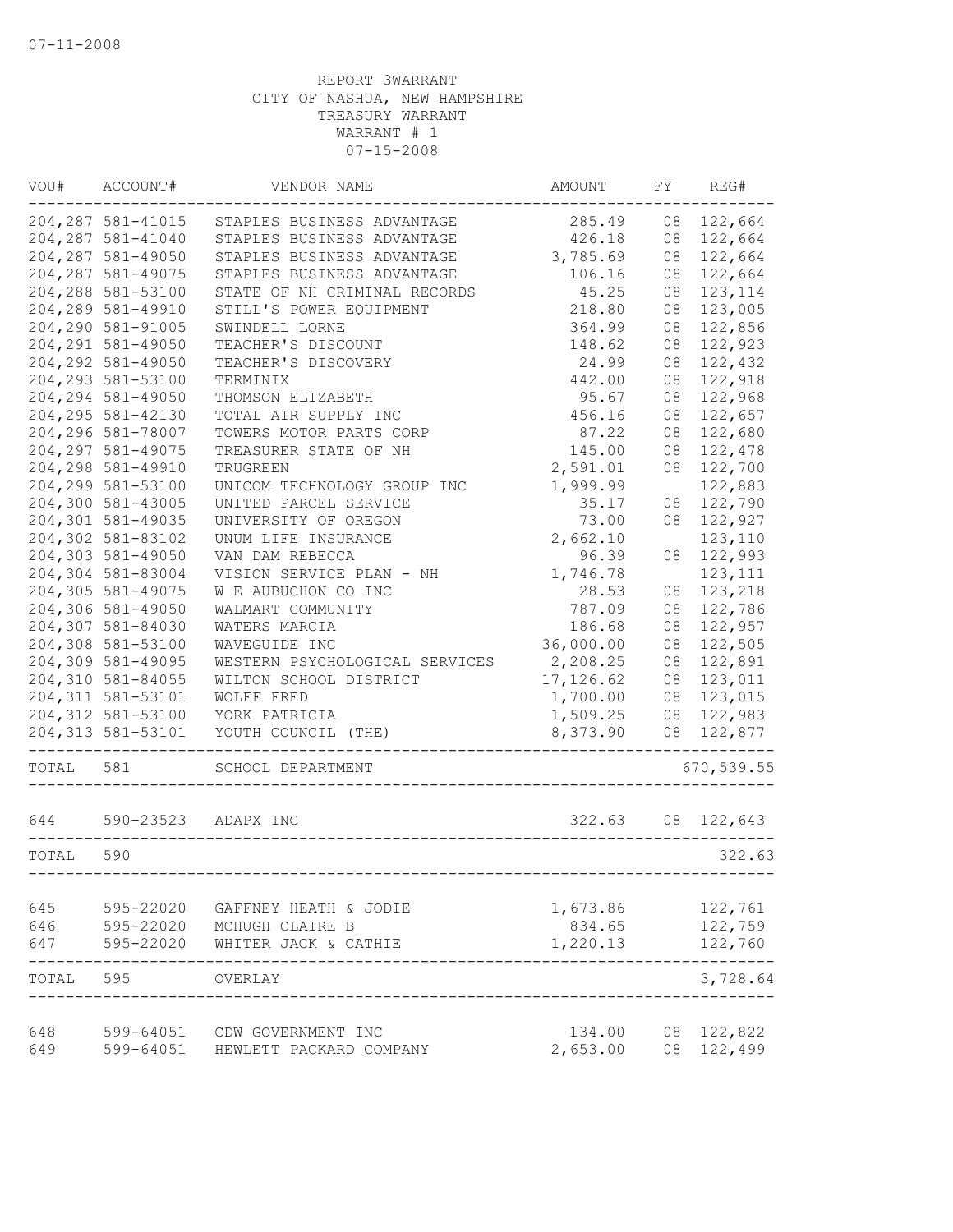07-11-2008

REPORT 3WARRANT
CITY OF NASHUA, NEW HAMPSHIRE
TREASURY WARRANT
WARRANT # 1
07-15-2008

| VOU# | ACCOUNT# | VENDOR NAME | AMOUNT | FY | REG# |
|---|---|---|---|---|---|
| 204,287 | 581-41015 | STAPLES BUSINESS ADVANTAGE | 285.49 | 08 | 122,664 |
| 204,287 | 581-41040 | STAPLES BUSINESS ADVANTAGE | 426.18 | 08 | 122,664 |
| 204,287 | 581-49050 | STAPLES BUSINESS ADVANTAGE | 3,785.69 | 08 | 122,664 |
| 204,287 | 581-49075 | STAPLES BUSINESS ADVANTAGE | 106.16 | 08 | 122,664 |
| 204,288 | 581-53100 | STATE OF NH CRIMINAL RECORDS | 45.25 | 08 | 123,114 |
| 204,289 | 581-49910 | STILL'S POWER EQUIPMENT | 218.80 | 08 | 123,005 |
| 204,290 | 581-91005 | SWINDELL LORNE | 364.99 | 08 | 122,856 |
| 204,291 | 581-49050 | TEACHER'S DISCOUNT | 148.62 | 08 | 122,923 |
| 204,292 | 581-49050 | TEACHER'S DISCOVERY | 24.99 | 08 | 122,432 |
| 204,293 | 581-53100 | TERMINIX | 442.00 | 08 | 122,918 |
| 204,294 | 581-49050 | THOMSON ELIZABETH | 95.67 | 08 | 122,968 |
| 204,295 | 581-42130 | TOTAL AIR SUPPLY INC | 456.16 | 08 | 122,657 |
| 204,296 | 581-78007 | TOWERS MOTOR PARTS CORP | 87.22 | 08 | 122,680 |
| 204,297 | 581-49075 | TREASURER STATE OF NH | 145.00 | 08 | 122,478 |
| 204,298 | 581-49910 | TRUGREEN | 2,591.01 | 08 | 122,700 |
| 204,299 | 581-53100 | UNICOM TECHNOLOGY GROUP INC | 1,999.99 | | 122,883 |
| 204,300 | 581-43005 | UNITED PARCEL SERVICE | 35.17 | 08 | 122,790 |
| 204,301 | 581-49035 | UNIVERSITY OF OREGON | 73.00 | 08 | 122,927 |
| 204,302 | 581-83102 | UNUM LIFE INSURANCE | 2,662.10 | | 123,110 |
| 204,303 | 581-49050 | VAN DAM REBECCA | 96.39 | 08 | 122,993 |
| 204,304 | 581-83004 | VISION SERVICE PLAN - NH | 1,746.78 | | 123,111 |
| 204,305 | 581-49075 | W E AUBUCHON CO INC | 28.53 | 08 | 123,218 |
| 204,306 | 581-49050 | WALMART COMMUNITY | 787.09 | 08 | 122,786 |
| 204,307 | 581-84030 | WATERS MARCIA | 186.68 | 08 | 122,957 |
| 204,308 | 581-53100 | WAVEGUIDE INC | 36,000.00 | 08 | 122,505 |
| 204,309 | 581-49095 | WESTERN PSYCHOLOGICAL SERVICES | 2,208.25 | 08 | 122,891 |
| 204,310 | 581-84055 | WILTON SCHOOL DISTRICT | 17,126.62 | 08 | 123,011 |
| 204,311 | 581-53101 | WOLFF FRED | 1,700.00 | 08 | 123,015 |
| 204,312 | 581-53100 | YORK PATRICIA | 1,509.25 | 08 | 122,983 |
| 204,313 | 581-53101 | YOUTH COUNCIL (THE) | 8,373.90 | 08 | 122,877 |
| TOTAL | 581 | SCHOOL DEPARTMENT | | | 670,539.55 |
| 644 | 590-23523 | ADAPX INC | 322.63 | 08 | 122,643 |
| TOTAL | 590 | | | | 322.63 |
| 645 | 595-22020 | GAFFNEY HEATH & JODIE | 1,673.86 | | 122,761 |
| 646 | 595-22020 | MCHUGH CLAIRE B | 834.65 | | 122,759 |
| 647 | 595-22020 | WHITER JACK & CATHIE | 1,220.13 | | 122,760 |
| TOTAL | 595 | OVERLAY | | | 3,728.64 |
| 648 | 599-64051 | CDW GOVERNMENT INC | 134.00 | 08 | 122,822 |
| 649 | 599-64051 | HEWLETT PACKARD COMPANY | 2,653.00 | 08 | 122,499 |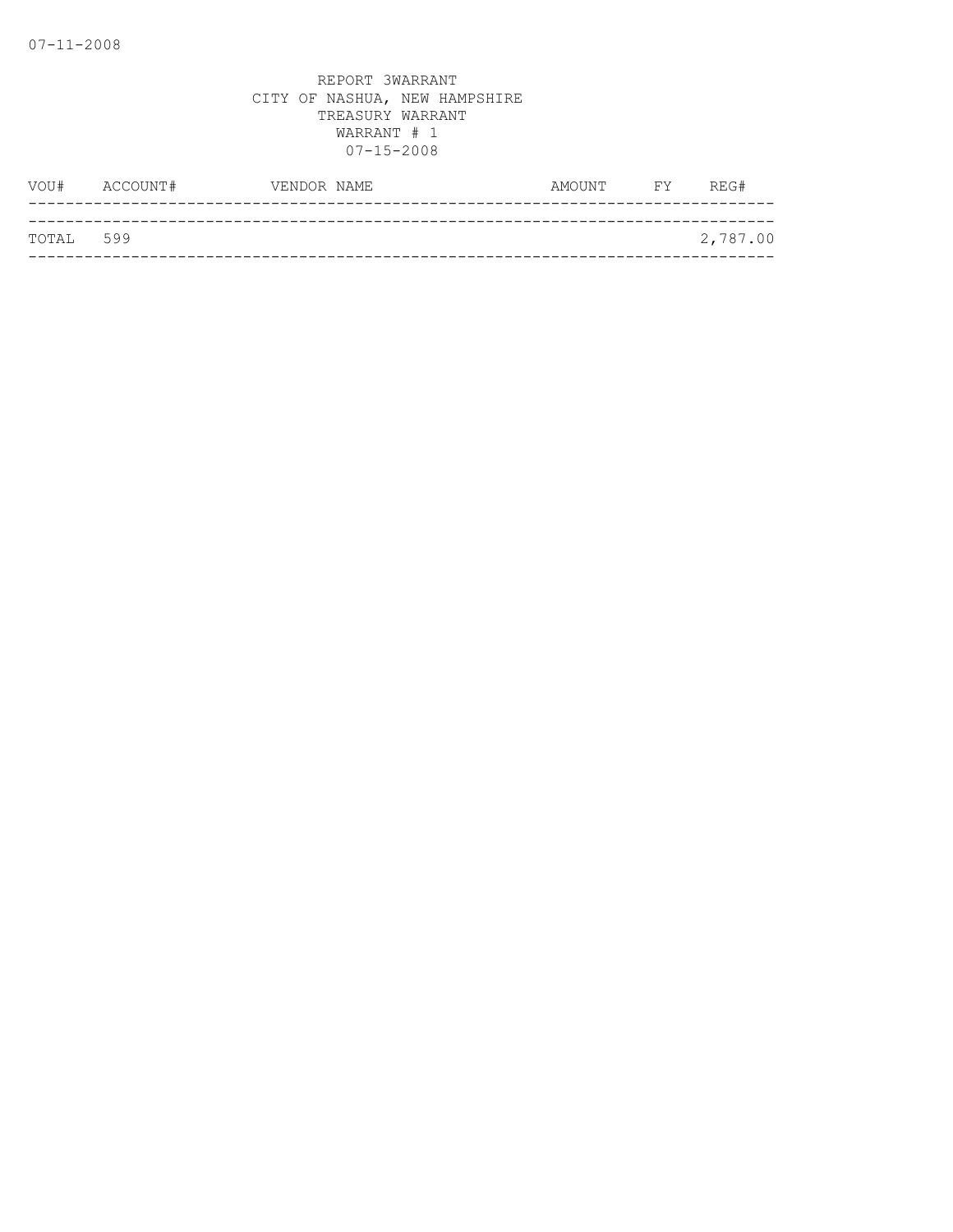07-11-2008

REPORT 3WARRANT
CITY OF NASHUA, NEW HAMPSHIRE
TREASURY WARRANT
WARRANT # 1
07-15-2008

| VOU# | ACCOUNT# | VENDOR NAME | AMOUNT | FY | REG# |
|---|---|---|---|---|---|
| TOTAL | 599 | | | | 2,787.00 |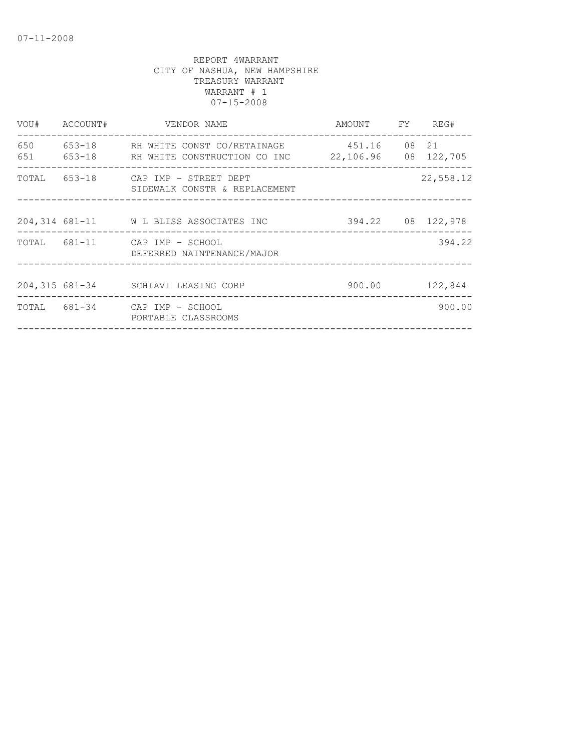07-11-2008

REPORT 4WARRANT
CITY OF NASHUA, NEW HAMPSHIRE
TREASURY WARRANT
WARRANT # 1
07-15-2008

| VOU# | ACCOUNT# | VENDOR NAME | AMOUNT | FY | REG# |
|---|---|---|---|---|---|
| 650 | 653-18 | RH WHITE CONST CO/RETAINAGE | 451.16 | 08 | 21 |
| 651 | 653-18 | RH WHITE CONSTRUCTION CO INC | 22,106.96 | 08 | 122,705 |
| TOTAL | 653-18 | CAP IMP - STREET DEPT SIDEWALK CONSTR & REPLACEMENT | | | 22,558.12 |
| 204,314 | 681-11 | W L BLISS ASSOCIATES INC | 394.22 | 08 | 122,978 |
| TOTAL | 681-11 | CAP IMP - SCHOOL DEFERRED NAINTENANCE/MAJOR | | | 394.22 |
| 204,315 | 681-34 | SCHIAVI LEASING CORP | 900.00 | | 122,844 |
| TOTAL | 681-34 | CAP IMP - SCHOOL PORTABLE CLASSROOMS | | | 900.00 |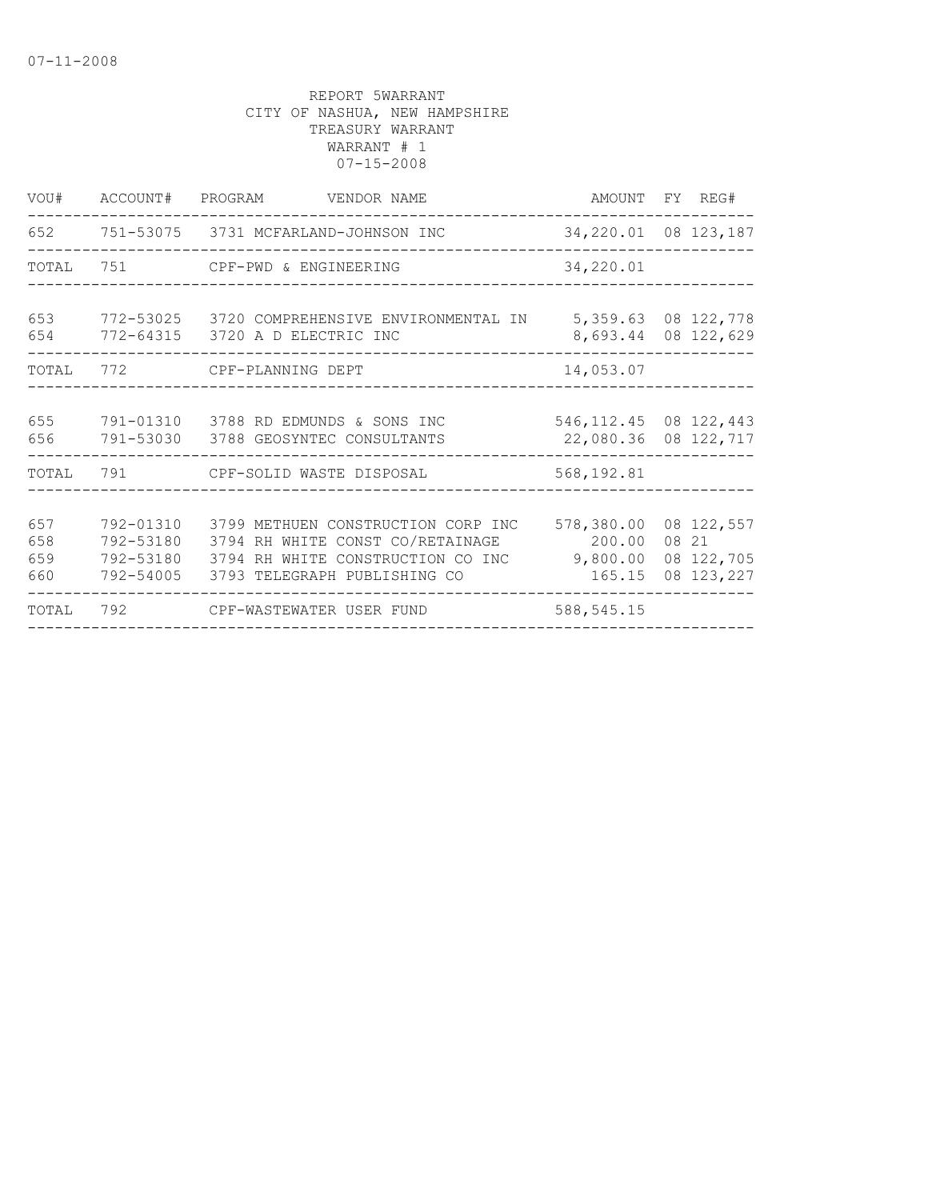07-11-2008

REPORT 5WARRANT
CITY OF NASHUA, NEW HAMPSHIRE
TREASURY WARRANT
WARRANT # 1
07-15-2008

| VOU# | ACCOUNT# | PROGRAM | VENDOR NAME | AMOUNT | FY | REG# |
|---|---|---|---|---|---|---|
| 652 | 751-53075 | 3731 | MCFARLAND-JOHNSON INC | 34,220.01 | 08 | 123,187 |
| TOTAL | 751 | | CPF-PWD & ENGINEERING | 34,220.01 | | |
| 653 | 772-53025 | 3720 | COMPREHENSIVE ENVIRONMENTAL IN | 5,359.63 | 08 | 122,778 |
| 654 | 772-64315 | 3720 | A D ELECTRIC INC | 8,693.44 | 08 | 122,629 |
| TOTAL | 772 | | CPF-PLANNING DEPT | 14,053.07 | | |
| 655 | 791-01310 | 3788 | RD EDMUNDS & SONS INC | 546,112.45 | 08 | 122,443 |
| 656 | 791-53030 | 3788 | GEOSYNTEC CONSULTANTS | 22,080.36 | 08 | 122,717 |
| TOTAL | 791 | | CPF-SOLID WASTE DISPOSAL | 568,192.81 | | |
| 657 | 792-01310 | 3799 | METHUEN CONSTRUCTION CORP INC | 578,380.00 | 08 | 122,557 |
| 658 | 792-53180 | 3794 | RH WHITE CONST CO/RETAINAGE | 200.00 | 08 | 21 |
| 659 | 792-53180 | 3794 | RH WHITE CONSTRUCTION CO INC | 9,800.00 | 08 | 122,705 |
| 660 | 792-54005 | 3793 | TELEGRAPH PUBLISHING CO | 165.15 | 08 | 123,227 |
| TOTAL | 792 | | CPF-WASTEWATER USER FUND | 588,545.15 | | |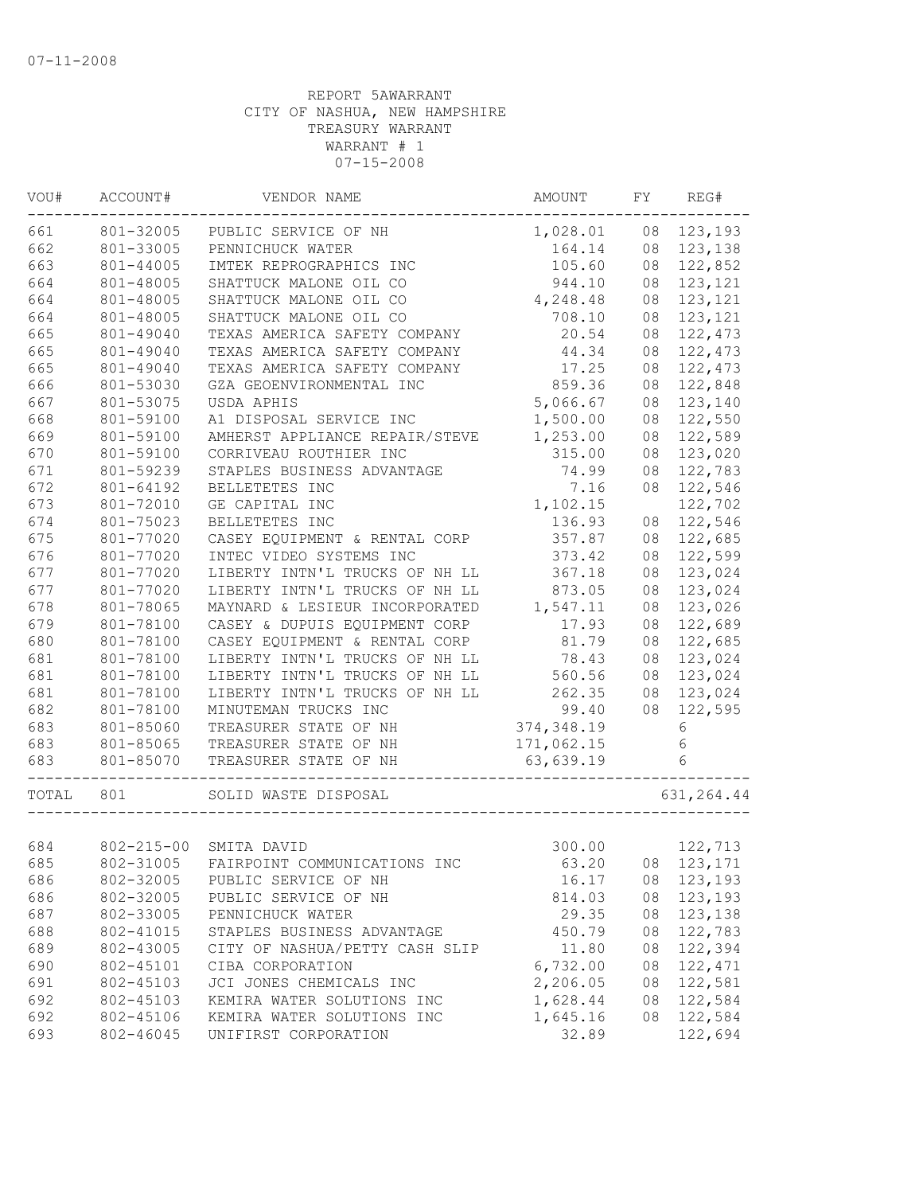07-11-2008

REPORT 5AWARRANT
CITY OF NASHUA, NEW HAMPSHIRE
TREASURY WARRANT
WARRANT # 1
07-15-2008

| VOU# | ACCOUNT# | VENDOR NAME | AMOUNT | FY | REG# |
|---|---|---|---|---|---|
| 661 | 801-32005 | PUBLIC SERVICE OF NH | 1,028.01 | 08 | 123,193 |
| 662 | 801-33005 | PENNICHUCK WATER | 164.14 | 08 | 123,138 |
| 663 | 801-44005 | IMTEK REPROGRAPHICS INC | 105.60 | 08 | 122,852 |
| 664 | 801-48005 | SHATTUCK MALONE OIL CO | 944.10 | 08 | 123,121 |
| 664 | 801-48005 | SHATTUCK MALONE OIL CO | 4,248.48 | 08 | 123,121 |
| 664 | 801-48005 | SHATTUCK MALONE OIL CO | 708.10 | 08 | 123,121 |
| 665 | 801-49040 | TEXAS AMERICA SAFETY COMPANY | 20.54 | 08 | 122,473 |
| 665 | 801-49040 | TEXAS AMERICA SAFETY COMPANY | 44.34 | 08 | 122,473 |
| 665 | 801-49040 | TEXAS AMERICA SAFETY COMPANY | 17.25 | 08 | 122,473 |
| 666 | 801-53030 | GZA GEOENVIRONMENTAL INC | 859.36 | 08 | 122,848 |
| 667 | 801-53075 | USDA APHIS | 5,066.67 | 08 | 123,140 |
| 668 | 801-59100 | A1 DISPOSAL SERVICE INC | 1,500.00 | 08 | 122,550 |
| 669 | 801-59100 | AMHERST APPLIANCE REPAIR/STEVE | 1,253.00 | 08 | 122,589 |
| 670 | 801-59100 | CORRIVEAU ROUTHIER INC | 315.00 | 08 | 123,020 |
| 671 | 801-59239 | STAPLES BUSINESS ADVANTAGE | 74.99 | 08 | 122,783 |
| 672 | 801-64192 | BELLETETES INC | 7.16 | 08 | 122,546 |
| 673 | 801-72010 | GE CAPITAL INC | 1,102.15 | | 122,702 |
| 674 | 801-75023 | BELLETETES INC | 136.93 | 08 | 122,546 |
| 675 | 801-77020 | CASEY EQUIPMENT & RENTAL CORP | 357.87 | 08 | 122,685 |
| 676 | 801-77020 | INTEC VIDEO SYSTEMS INC | 373.42 | 08 | 122,599 |
| 677 | 801-77020 | LIBERTY INTN'L TRUCKS OF NH LL | 367.18 | 08 | 123,024 |
| 677 | 801-77020 | LIBERTY INTN'L TRUCKS OF NH LL | 873.05 | 08 | 123,024 |
| 678 | 801-78065 | MAYNARD & LESIEUR INCORPORATED | 1,547.11 | 08 | 123,026 |
| 679 | 801-78100 | CASEY & DUPUIS EQUIPMENT CORP | 17.93 | 08 | 122,689 |
| 680 | 801-78100 | CASEY EQUIPMENT & RENTAL CORP | 81.79 | 08 | 122,685 |
| 681 | 801-78100 | LIBERTY INTN'L TRUCKS OF NH LL | 78.43 | 08 | 123,024 |
| 681 | 801-78100 | LIBERTY INTN'L TRUCKS OF NH LL | 560.56 | 08 | 123,024 |
| 681 | 801-78100 | LIBERTY INTN'L TRUCKS OF NH LL | 262.35 | 08 | 123,024 |
| 682 | 801-78100 | MINUTEMAN TRUCKS INC | 99.40 | 08 | 122,595 |
| 683 | 801-85060 | TREASURER STATE OF NH | 374,348.19 | | 6 |
| 683 | 801-85065 | TREASURER STATE OF NH | 171,062.15 | | 6 |
| 683 | 801-85070 | TREASURER STATE OF NH | 63,639.19 | | 6 |
| TOTAL | 801 | SOLID WASTE DISPOSAL | | | 631,264.44 |

| VOU# | ACCOUNT# | VENDOR NAME | AMOUNT | FY | REG# |
|---|---|---|---|---|---|
| 684 | 802-215-00 | SMITA DAVID | 300.00 | | 122,713 |
| 685 | 802-31005 | FAIRPOINT COMMUNICATIONS INC | 63.20 | 08 | 123,171 |
| 686 | 802-32005 | PUBLIC SERVICE OF NH | 16.17 | 08 | 123,193 |
| 686 | 802-32005 | PUBLIC SERVICE OF NH | 814.03 | 08 | 123,193 |
| 687 | 802-33005 | PENNICHUCK WATER | 29.35 | 08 | 123,138 |
| 688 | 802-41015 | STAPLES BUSINESS ADVANTAGE | 450.79 | 08 | 122,783 |
| 689 | 802-43005 | CITY OF NASHUA/PETTY CASH SLIP | 11.80 | 08 | 122,394 |
| 690 | 802-45101 | CIBA CORPORATION | 6,732.00 | 08 | 122,471 |
| 691 | 802-45103 | JCI JONES CHEMICALS INC | 2,206.05 | 08 | 122,581 |
| 692 | 802-45103 | KEMIRA WATER SOLUTIONS INC | 1,628.44 | 08 | 122,584 |
| 692 | 802-45106 | KEMIRA WATER SOLUTIONS INC | 1,645.16 | 08 | 122,584 |
| 693 | 802-46045 | UNIFIRST CORPORATION | 32.89 | | 122,694 |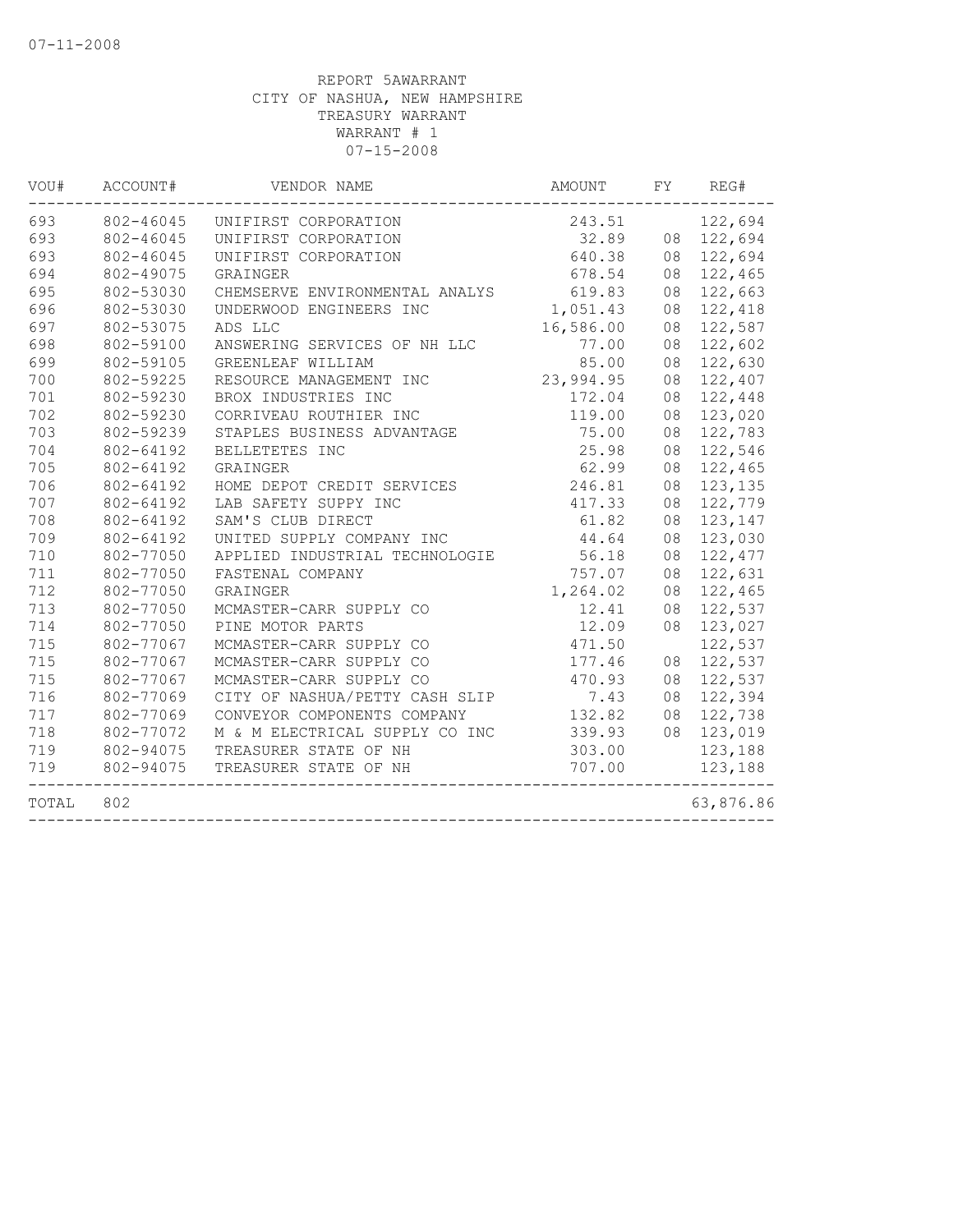07-11-2008

REPORT 5AWARRANT
CITY OF NASHUA, NEW HAMPSHIRE
TREASURY WARRANT
WARRANT # 1
07-15-2008

| VOU# | ACCOUNT# | VENDOR NAME | AMOUNT | FY | REG# |
|---|---|---|---|---|---|
| 693 | 802-46045 | UNIFIRST CORPORATION | 243.51 | | 122,694 |
| 693 | 802-46045 | UNIFIRST CORPORATION | 32.89 | 08 | 122,694 |
| 693 | 802-46045 | UNIFIRST CORPORATION | 640.38 | 08 | 122,694 |
| 694 | 802-49075 | GRAINGER | 678.54 | 08 | 122,465 |
| 695 | 802-53030 | CHEMSERVE ENVIRONMENTAL ANALYS | 619.83 | 08 | 122,663 |
| 696 | 802-53030 | UNDERWOOD ENGINEERS INC | 1,051.43 | 08 | 122,418 |
| 697 | 802-53075 | ADS LLC | 16,586.00 | 08 | 122,587 |
| 698 | 802-59100 | ANSWERING SERVICES OF NH LLC | 77.00 | 08 | 122,602 |
| 699 | 802-59105 | GREENLEAF WILLIAM | 85.00 | 08 | 122,630 |
| 700 | 802-59225 | RESOURCE MANAGEMENT INC | 23,994.95 | 08 | 122,407 |
| 701 | 802-59230 | BROX INDUSTRIES INC | 172.04 | 08 | 122,448 |
| 702 | 802-59230 | CORRIVEAU ROUTHIER INC | 119.00 | 08 | 123,020 |
| 703 | 802-59239 | STAPLES BUSINESS ADVANTAGE | 75.00 | 08 | 122,783 |
| 704 | 802-64192 | BELLETETES INC | 25.98 | 08 | 122,546 |
| 705 | 802-64192 | GRAINGER | 62.99 | 08 | 122,465 |
| 706 | 802-64192 | HOME DEPOT CREDIT SERVICES | 246.81 | 08 | 123,135 |
| 707 | 802-64192 | LAB SAFETY SUPPY INC | 417.33 | 08 | 122,779 |
| 708 | 802-64192 | SAM'S CLUB DIRECT | 61.82 | 08 | 123,147 |
| 709 | 802-64192 | UNITED SUPPLY COMPANY INC | 44.64 | 08 | 123,030 |
| 710 | 802-77050 | APPLIED INDUSTRIAL TECHNOLOGIE | 56.18 | 08 | 122,477 |
| 711 | 802-77050 | FASTENAL COMPANY | 757.07 | 08 | 122,631 |
| 712 | 802-77050 | GRAINGER | 1,264.02 | 08 | 122,465 |
| 713 | 802-77050 | MCMASTER-CARR SUPPLY CO | 12.41 | 08 | 122,537 |
| 714 | 802-77050 | PINE MOTOR PARTS | 12.09 | 08 | 123,027 |
| 715 | 802-77067 | MCMASTER-CARR SUPPLY CO | 471.50 | | 122,537 |
| 715 | 802-77067 | MCMASTER-CARR SUPPLY CO | 177.46 | 08 | 122,537 |
| 715 | 802-77067 | MCMASTER-CARR SUPPLY CO | 470.93 | 08 | 122,537 |
| 716 | 802-77069 | CITY OF NASHUA/PETTY CASH SLIP | 7.43 | 08 | 122,394 |
| 717 | 802-77069 | CONVEYOR COMPONENTS COMPANY | 132.82 | 08 | 122,738 |
| 718 | 802-77072 | M & M ELECTRICAL SUPPLY CO INC | 339.93 | 08 | 123,019 |
| 719 | 802-94075 | TREASURER STATE OF NH | 303.00 | | 123,188 |
| 719 | 802-94075 | TREASURER STATE OF NH | 707.00 | | 123,188 |
| TOTAL | 802 | | | | 63,876.86 |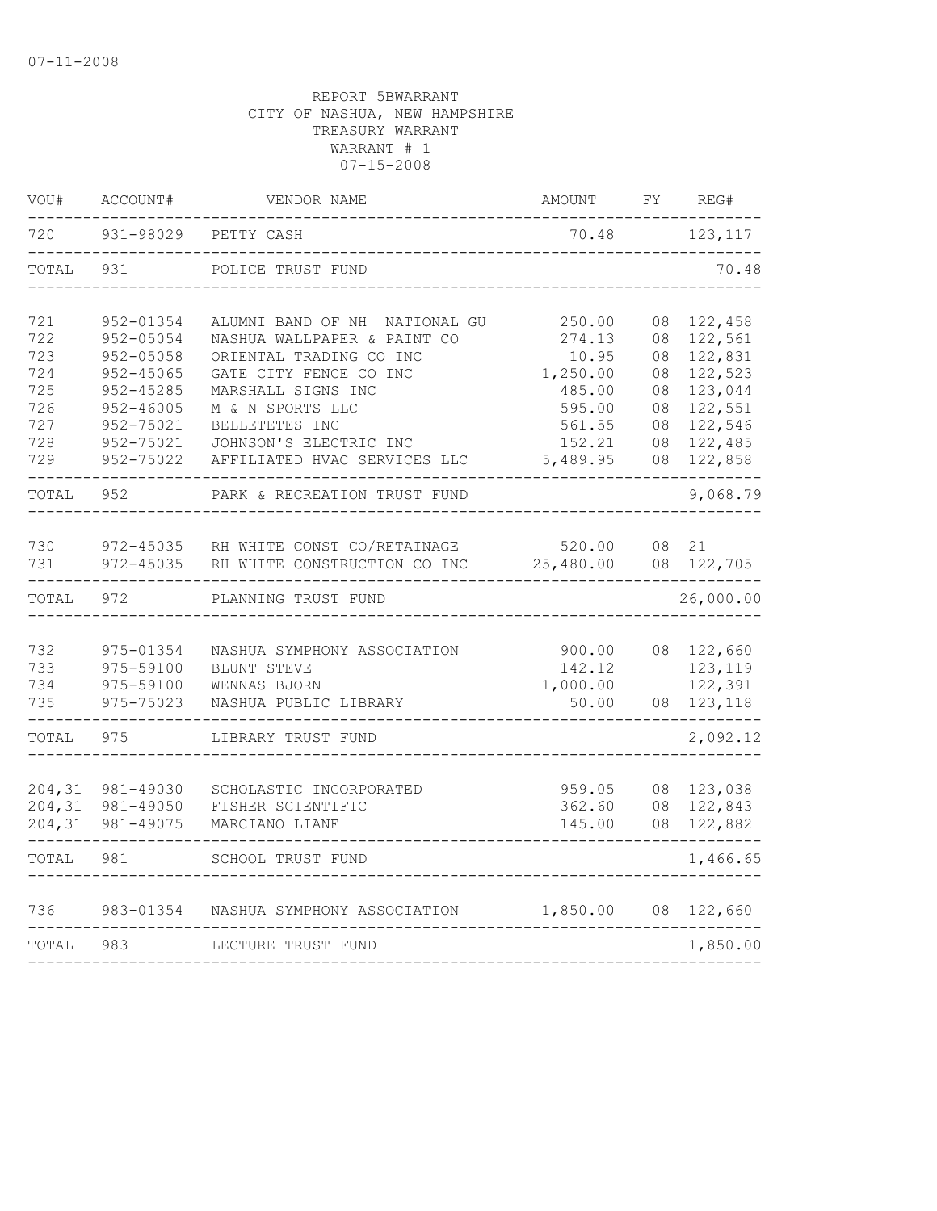07-11-2008

REPORT 5BWARRANT
CITY OF NASHUA, NEW HAMPSHIRE
TREASURY WARRANT
WARRANT # 1
07-15-2008

| VOU# | ACCOUNT# | VENDOR NAME | AMOUNT | FY | REG# |
|---|---|---|---|---|---|
| 720 | 931-98029 | PETTY CASH | 70.48 | | 123,117 |
| TOTAL | 931 | POLICE TRUST FUND | | | 70.48 |
| 721 | 952-01354 | ALUMNI BAND OF NH NATIONAL GU | 250.00 | 08 | 122,458 |
| 722 | 952-05054 | NASHUA WALLPAPER & PAINT CO | 274.13 | 08 | 122,561 |
| 723 | 952-05058 | ORIENTAL TRADING CO INC | 10.95 | 08 | 122,831 |
| 724 | 952-45065 | GATE CITY FENCE CO INC | 1,250.00 | 08 | 122,523 |
| 725 | 952-45285 | MARSHALL SIGNS INC | 485.00 | 08 | 123,044 |
| 726 | 952-46005 | M & N SPORTS LLC | 595.00 | 08 | 122,551 |
| 727 | 952-75021 | BELLETETES INC | 561.55 | 08 | 122,546 |
| 728 | 952-75021 | JOHNSON'S ELECTRIC INC | 152.21 | 08 | 122,485 |
| 729 | 952-75022 | AFFILIATED HVAC SERVICES LLC | 5,489.95 | 08 | 122,858 |
| TOTAL | 952 | PARK & RECREATION TRUST FUND | | | 9,068.79 |
| 730 | 972-45035 | RH WHITE CONST CO/RETAINAGE | 520.00 | 08 | 21 |
| 731 | 972-45035 | RH WHITE CONSTRUCTION CO INC | 25,480.00 | 08 | 122,705 |
| TOTAL | 972 | PLANNING TRUST FUND | | | 26,000.00 |
| 732 | 975-01354 | NASHUA SYMPHONY ASSOCIATION | 900.00 | 08 | 122,660 |
| 733 | 975-59100 | BLUNT STEVE | 142.12 | | 123,119 |
| 734 | 975-59100 | WENNAS BJORN | 1,000.00 | | 122,391 |
| 735 | 975-75023 | NASHUA PUBLIC LIBRARY | 50.00 | 08 | 123,118 |
| TOTAL | 975 | LIBRARY TRUST FUND | | | 2,092.12 |
| 204,31 | 981-49030 | SCHOLASTIC INCORPORATED | 959.05 | 08 | 123,038 |
| 204,31 | 981-49050 | FISHER SCIENTIFIC | 362.60 | 08 | 122,843 |
| 204,31 | 981-49075 | MARCIANO LIANE | 145.00 | 08 | 122,882 |
| TOTAL | 981 | SCHOOL TRUST FUND | | | 1,466.65 |
| 736 | 983-01354 | NASHUA SYMPHONY ASSOCIATION | 1,850.00 | 08 | 122,660 |
| TOTAL | 983 | LECTURE TRUST FUND | | | 1,850.00 |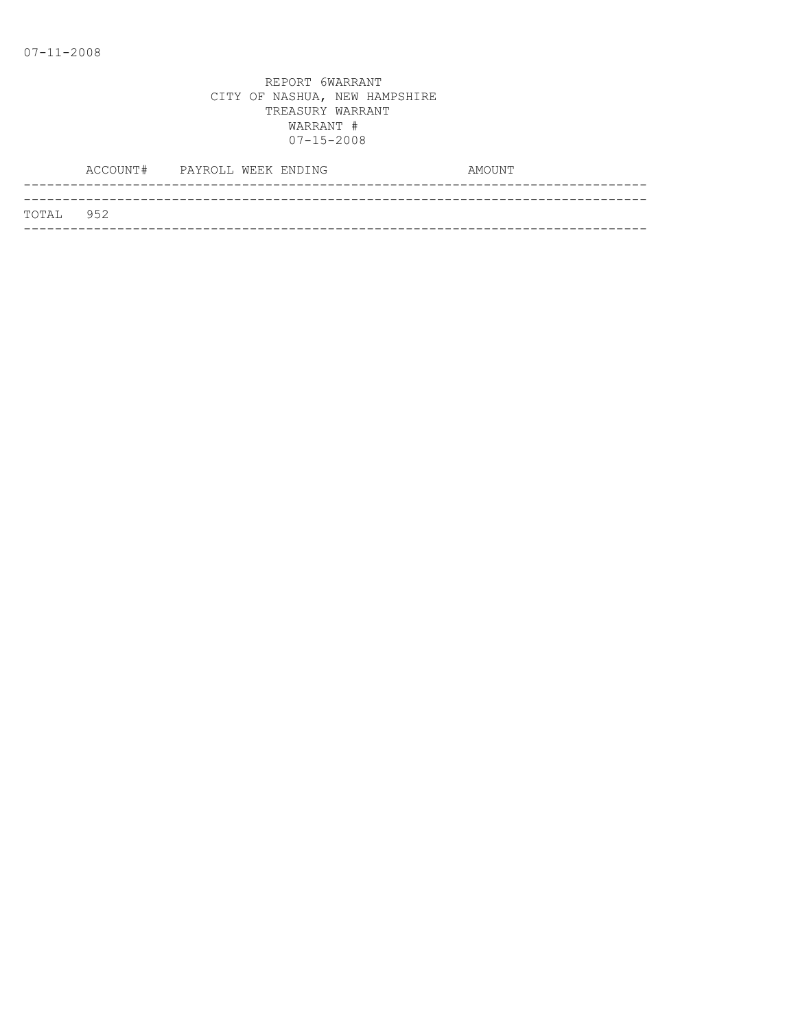07-11-2008

REPORT 6WARRANT
CITY OF NASHUA, NEW HAMPSHIRE
TREASURY WARRANT
WARRANT #
07-15-2008

| ACCOUNT# | PAYROLL WEEK ENDING | AMOUNT |
|---|---|---|
| TOTAL 952 | | |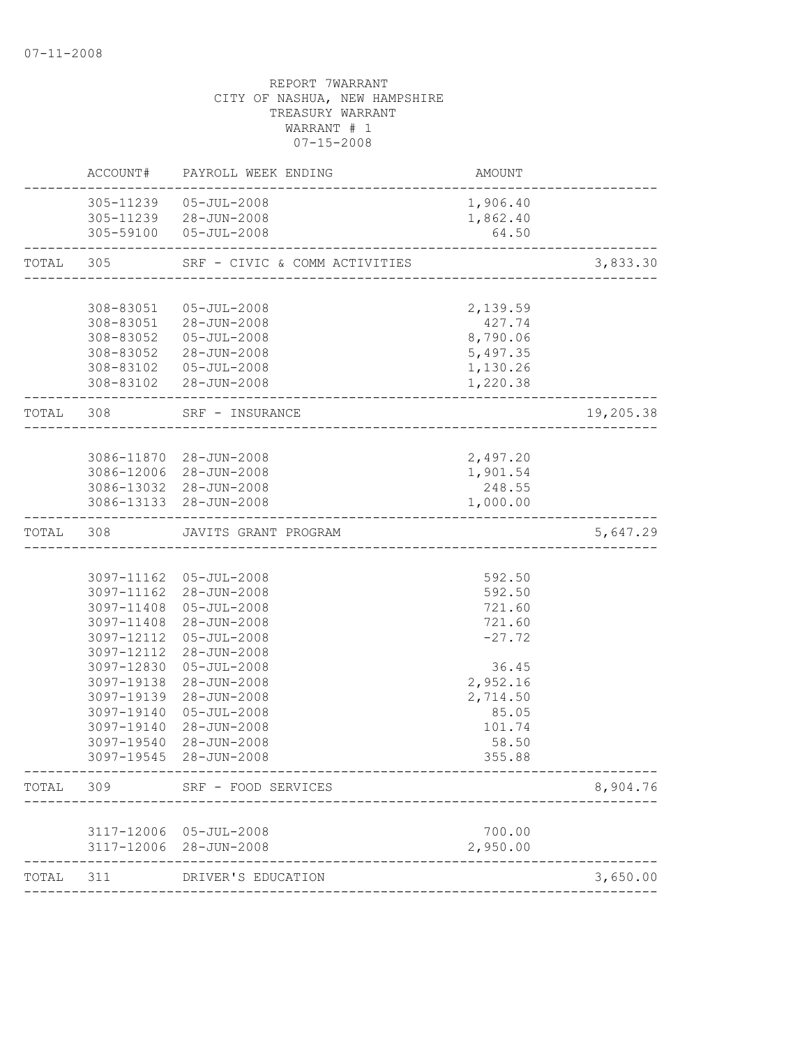07-11-2008

REPORT 7WARRANT
CITY OF NASHUA, NEW HAMPSHIRE
TREASURY WARRANT
WARRANT # 1
07-15-2008

| | ACCOUNT# | PAYROLL WEEK ENDING | AMOUNT | |
|---|---|---|---|---|
| | 305-11239 | 05-JUL-2008 | 1,906.40 | |
| | 305-11239 | 28-JUN-2008 | 1,862.40 | |
| | 305-59100 | 05-JUL-2008 | 64.50 | |
| TOTAL | 305 | SRF - CIVIC & COMM ACTIVITIES | | 3,833.30 |
| | 308-83051 | 05-JUL-2008 | 2,139.59 | |
| | 308-83051 | 28-JUN-2008 | 427.74 | |
| | 308-83052 | 05-JUL-2008 | 8,790.06 | |
| | 308-83052 | 28-JUN-2008 | 5,497.35 | |
| | 308-83102 | 05-JUL-2008 | 1,130.26 | |
| | 308-83102 | 28-JUN-2008 | 1,220.38 | |
| TOTAL | 308 | SRF - INSURANCE | | 19,205.38 |
| | 3086-11870 | 28-JUN-2008 | 2,497.20 | |
| | 3086-12006 | 28-JUN-2008 | 1,901.54 | |
| | 3086-13032 | 28-JUN-2008 | 248.55 | |
| | 3086-13133 | 28-JUN-2008 | 1,000.00 | |
| TOTAL | 308 | JAVITS GRANT PROGRAM | | 5,647.29 |
| | 3097-11162 | 05-JUL-2008 | 592.50 | |
| | 3097-11162 | 28-JUN-2008 | 592.50 | |
| | 3097-11408 | 05-JUL-2008 | 721.60 | |
| | 3097-11408 | 28-JUN-2008 | 721.60 | |
| | 3097-12112 | 05-JUL-2008 | -27.72 | |
| | 3097-12112 | 28-JUN-2008 | | |
| | 3097-12830 | 05-JUL-2008 | 36.45 | |
| | 3097-19138 | 28-JUN-2008 | 2,952.16 | |
| | 3097-19139 | 28-JUN-2008 | 2,714.50 | |
| | 3097-19140 | 05-JUL-2008 | 85.05 | |
| | 3097-19140 | 28-JUN-2008 | 101.74 | |
| | 3097-19540 | 28-JUN-2008 | 58.50 | |
| | 3097-19545 | 28-JUN-2008 | 355.88 | |
| TOTAL | 309 | SRF - FOOD SERVICES | | 8,904.76 |
| | 3117-12006 | 05-JUL-2008 | 700.00 | |
| | 3117-12006 | 28-JUN-2008 | 2,950.00 | |
| TOTAL | 311 | DRIVER'S EDUCATION | | 3,650.00 |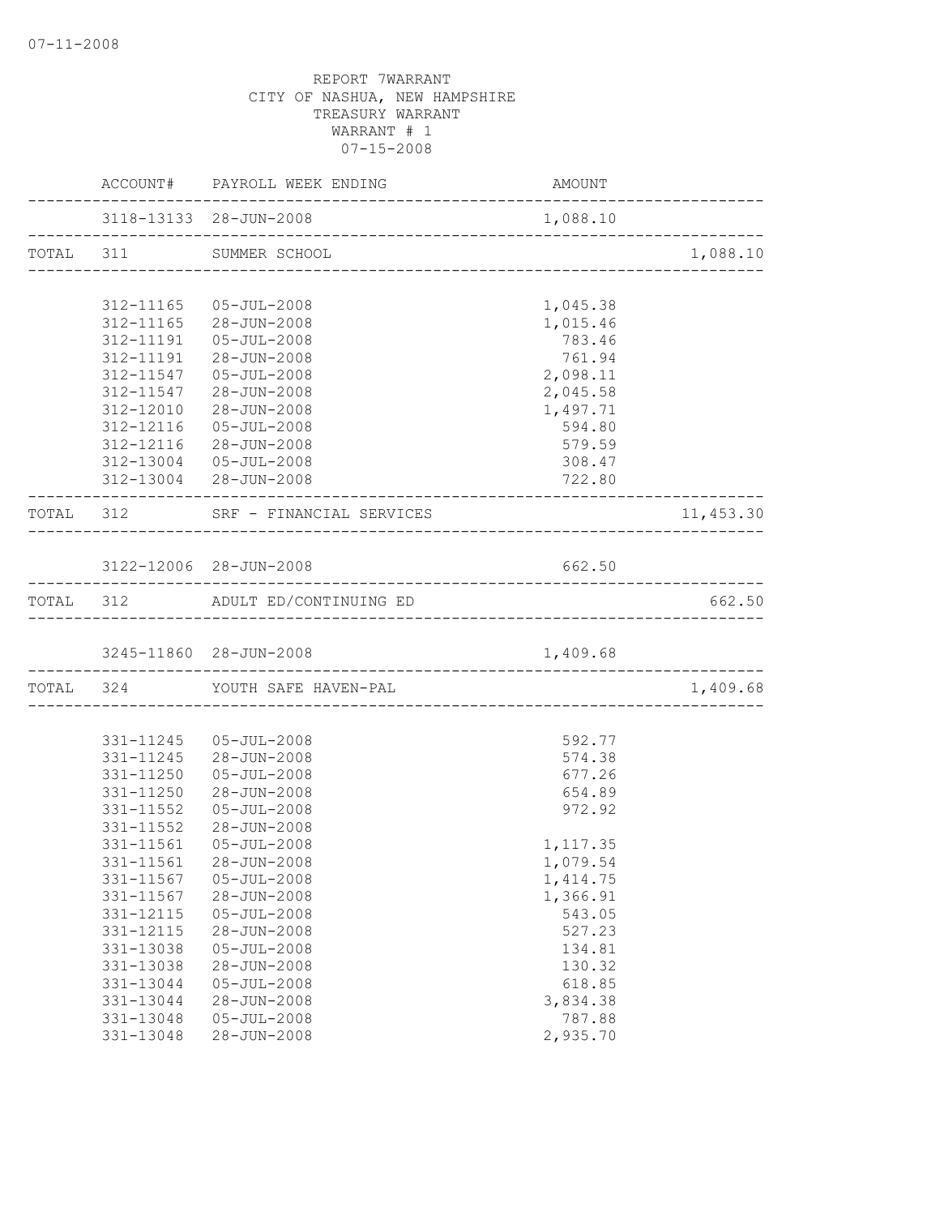07-11-2008

REPORT 7WARRANT
CITY OF NASHUA, NEW HAMPSHIRE
TREASURY WARRANT
WARRANT # 1
07-15-2008

| | ACCOUNT# | PAYROLL WEEK ENDING | AMOUNT | |
|---|---|---|---|---|
| | 3118-13133 | 28-JUN-2008 | 1,088.10 | |
| TOTAL | 311 | SUMMER SCHOOL | | 1,088.10 |
| | 312-11165 | 05-JUL-2008 | 1,045.38 | |
| | 312-11165 | 28-JUN-2008 | 1,015.46 | |
| | 312-11191 | 05-JUL-2008 | 783.46 | |
| | 312-11191 | 28-JUN-2008 | 761.94 | |
| | 312-11547 | 05-JUL-2008 | 2,098.11 | |
| | 312-11547 | 28-JUN-2008 | 2,045.58 | |
| | 312-12010 | 28-JUN-2008 | 1,497.71 | |
| | 312-12116 | 05-JUL-2008 | 594.80 | |
| | 312-12116 | 28-JUN-2008 | 579.59 | |
| | 312-13004 | 05-JUL-2008 | 308.47 | |
| | 312-13004 | 28-JUN-2008 | 722.80 | |
| TOTAL | 312 | SRF - FINANCIAL SERVICES | | 11,453.30 |
| | 3122-12006 | 28-JUN-2008 | 662.50 | |
| TOTAL | 312 | ADULT ED/CONTINUING ED | | 662.50 |
| | 3245-11860 | 28-JUN-2008 | 1,409.68 | |
| TOTAL | 324 | YOUTH SAFE HAVEN-PAL | | 1,409.68 |
| | 331-11245 | 05-JUL-2008 | 592.77 | |
| | 331-11245 | 28-JUN-2008 | 574.38 | |
| | 331-11250 | 05-JUL-2008 | 677.26 | |
| | 331-11250 | 28-JUN-2008 | 654.89 | |
| | 331-11552 | 05-JUL-2008 | 972.92 | |
| | 331-11552 | 28-JUN-2008 | | |
| | 331-11561 | 05-JUL-2008 | 1,117.35 | |
| | 331-11561 | 28-JUN-2008 | 1,079.54 | |
| | 331-11567 | 05-JUL-2008 | 1,414.75 | |
| | 331-11567 | 28-JUN-2008 | 1,366.91 | |
| | 331-12115 | 05-JUL-2008 | 543.05 | |
| | 331-12115 | 28-JUN-2008 | 527.23 | |
| | 331-13038 | 05-JUL-2008 | 134.81 | |
| | 331-13038 | 28-JUN-2008 | 130.32 | |
| | 331-13044 | 05-JUL-2008 | 618.85 | |
| | 331-13044 | 28-JUN-2008 | 3,834.38 | |
| | 331-13048 | 05-JUL-2008 | 787.88 | |
| | 331-13048 | 28-JUN-2008 | 2,935.70 | |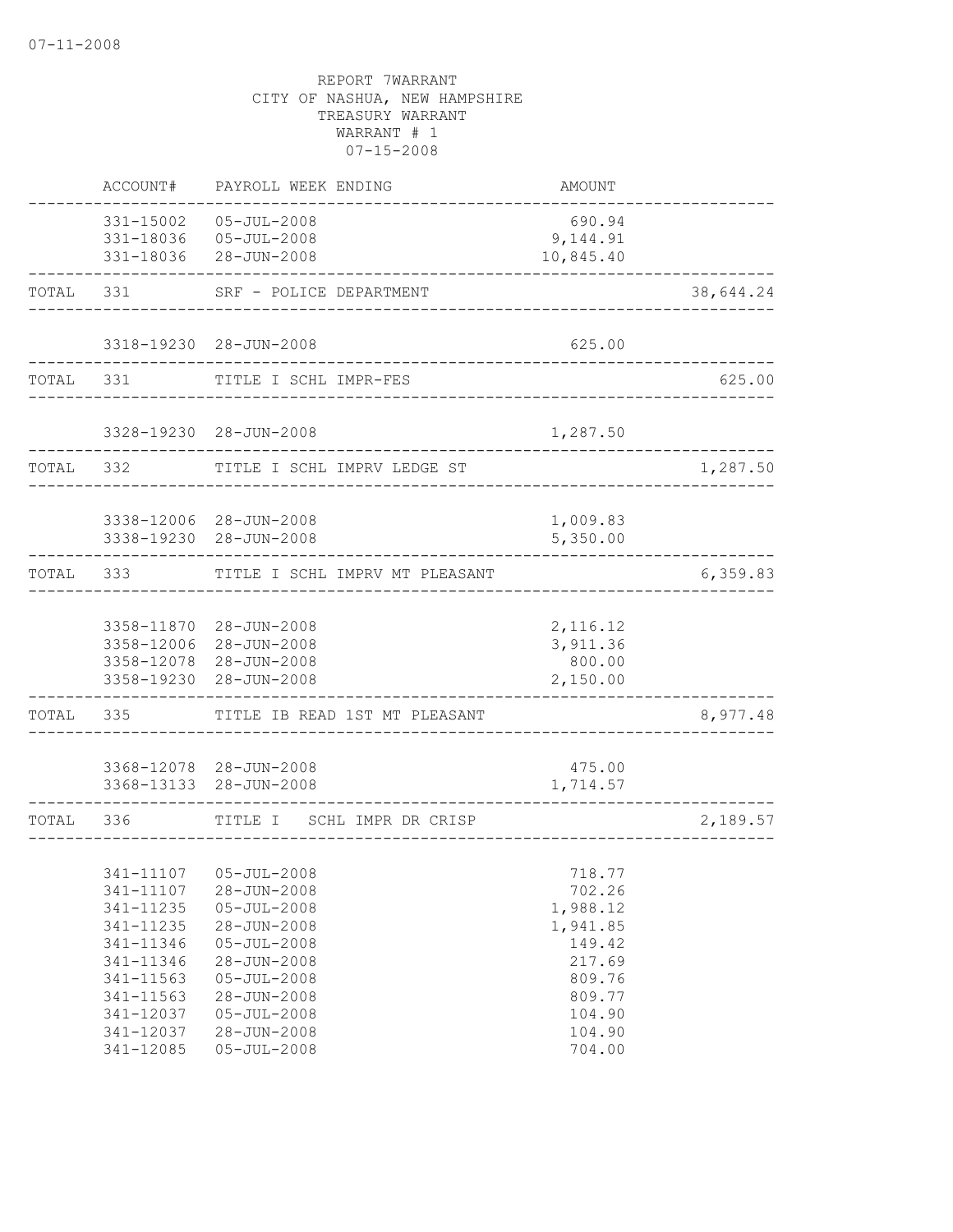07-11-2008

REPORT 7WARRANT
CITY OF NASHUA, NEW HAMPSHIRE
TREASURY WARRANT
WARRANT # 1
07-15-2008

| | ACCOUNT# | PAYROLL WEEK ENDING | AMOUNT | |
|---|---|---|---|---|
| | 331-15002 | 05-JUL-2008 | 690.94 | |
| | 331-18036 | 05-JUL-2008 | 9,144.91 | |
| | 331-18036 | 28-JUN-2008 | 10,845.40 | |
| TOTAL | 331 | SRF - POLICE DEPARTMENT | | 38,644.24 |
| | 3318-19230 | 28-JUN-2008 | 625.00 | |
| TOTAL | 331 | TITLE I SCHL IMPR-FES | | 625.00 |
| | 3328-19230 | 28-JUN-2008 | 1,287.50 | |
| TOTAL | 332 | TITLE I SCHL IMPRV LEDGE ST | | 1,287.50 |
| | 3338-12006 | 28-JUN-2008 | 1,009.83 | |
| | 3338-19230 | 28-JUN-2008 | 5,350.00 | |
| TOTAL | 333 | TITLE I SCHL IMPRV MT PLEASANT | | 6,359.83 |
| | 3358-11870 | 28-JUN-2008 | 2,116.12 | |
| | 3358-12006 | 28-JUN-2008 | 3,911.36 | |
| | 3358-12078 | 28-JUN-2008 | 800.00 | |
| | 3358-19230 | 28-JUN-2008 | 2,150.00 | |
| TOTAL | 335 | TITLE IB READ 1ST MT PLEASANT | | 8,977.48 |
| | 3368-12078 | 28-JUN-2008 | 475.00 | |
| | 3368-13133 | 28-JUN-2008 | 1,714.57 | |
| TOTAL | 336 | TITLE I SCHL IMPR DR CRISP | | 2,189.57 |
| | 341-11107 | 05-JUL-2008 | 718.77 | |
| | 341-11107 | 28-JUN-2008 | 702.26 | |
| | 341-11235 | 05-JUL-2008 | 1,988.12 | |
| | 341-11235 | 28-JUN-2008 | 1,941.85 | |
| | 341-11346 | 05-JUL-2008 | 149.42 | |
| | 341-11346 | 28-JUN-2008 | 217.69 | |
| | 341-11563 | 05-JUL-2008 | 809.76 | |
| | 341-11563 | 28-JUN-2008 | 809.77 | |
| | 341-12037 | 05-JUL-2008 | 104.90 | |
| | 341-12037 | 28-JUN-2008 | 104.90 | |
| | 341-12085 | 05-JUL-2008 | 704.00 | |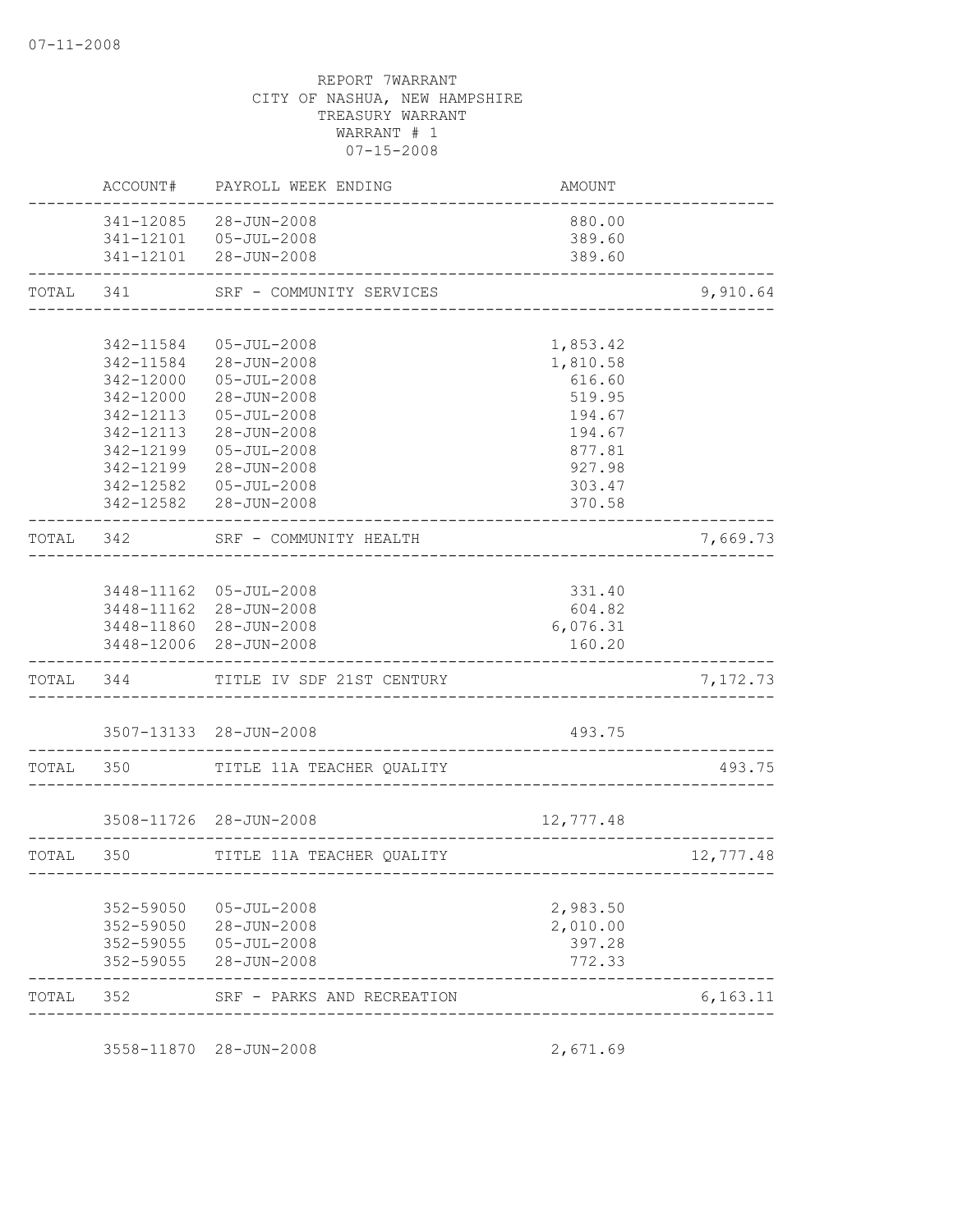07-11-2008

REPORT 7WARRANT
CITY OF NASHUA, NEW HAMPSHIRE
TREASURY WARRANT
WARRANT # 1
07-15-2008

| | ACCOUNT# | PAYROLL WEEK ENDING | AMOUNT | |
|---|---|---|---|---|
| | 341-12085 | 28-JUN-2008 | 880.00 | |
| | 341-12101 | 05-JUL-2008 | 389.60 | |
| | 341-12101 | 28-JUN-2008 | 389.60 | |
| TOTAL | 341 | SRF - COMMUNITY SERVICES | | 9,910.64 |
| | 342-11584 | 05-JUL-2008 | 1,853.42 | |
| | 342-11584 | 28-JUN-2008 | 1,810.58 | |
| | 342-12000 | 05-JUL-2008 | 616.60 | |
| | 342-12000 | 28-JUN-2008 | 519.95 | |
| | 342-12113 | 05-JUL-2008 | 194.67 | |
| | 342-12113 | 28-JUN-2008 | 194.67 | |
| | 342-12199 | 05-JUL-2008 | 877.81 | |
| | 342-12199 | 28-JUN-2008 | 927.98 | |
| | 342-12582 | 05-JUL-2008 | 303.47 | |
| | 342-12582 | 28-JUN-2008 | 370.58 | |
| TOTAL | 342 | SRF - COMMUNITY HEALTH | | 7,669.73 |
| | 3448-11162 | 05-JUL-2008 | 331.40 | |
| | 3448-11162 | 28-JUN-2008 | 604.82 | |
| | 3448-11860 | 28-JUN-2008 | 6,076.31 | |
| | 3448-12006 | 28-JUN-2008 | 160.20 | |
| TOTAL | 344 | TITLE IV SDF 21ST CENTURY | | 7,172.73 |
| | 3507-13133 | 28-JUN-2008 | 493.75 | |
| TOTAL | 350 | TITLE 11A TEACHER QUALITY | | 493.75 |
| | 3508-11726 | 28-JUN-2008 | 12,777.48 | |
| TOTAL | 350 | TITLE 11A TEACHER QUALITY | | 12,777.48 |
| | 352-59050 | 05-JUL-2008 | 2,983.50 | |
| | 352-59050 | 28-JUN-2008 | 2,010.00 | |
| | 352-59055 | 05-JUL-2008 | 397.28 | |
| | 352-59055 | 28-JUN-2008 | 772.33 | |
| TOTAL | 352 | SRF - PARKS AND RECREATION | | 6,163.11 |
| | 3558-11870 | 28-JUN-2008 | 2,671.69 | |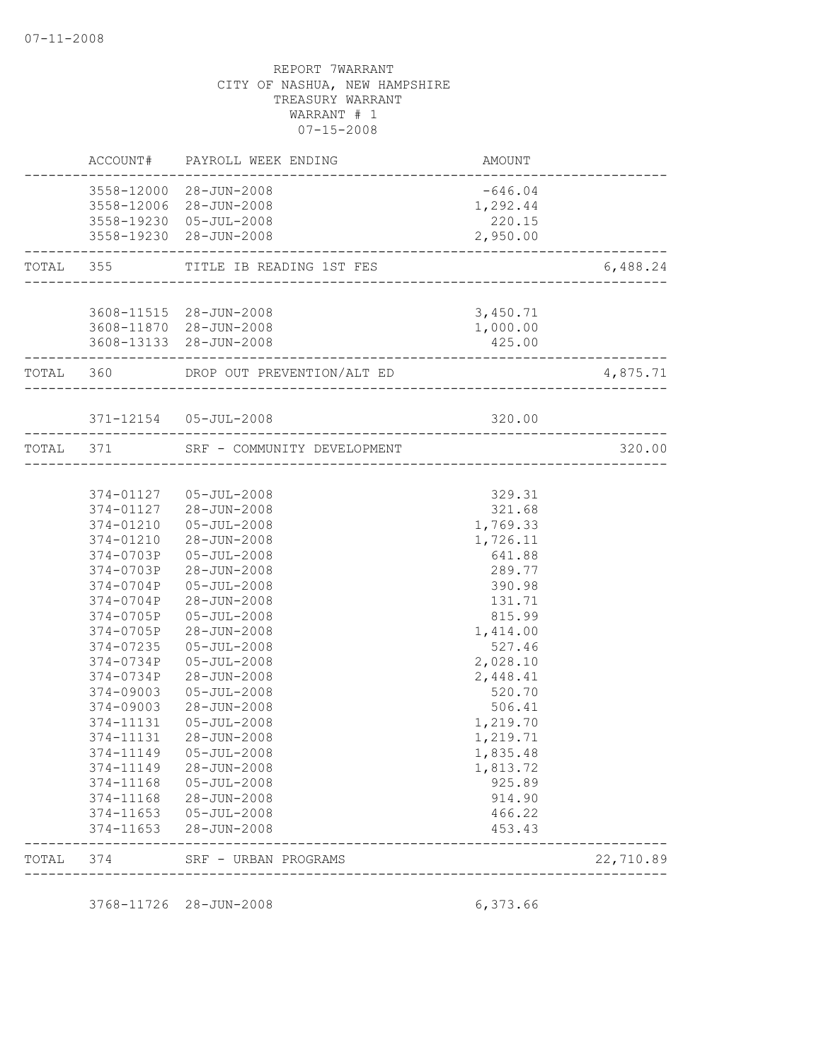07-11-2008

REPORT 7WARRANT
CITY OF NASHUA, NEW HAMPSHIRE
TREASURY WARRANT
WARRANT # 1
07-15-2008

| | ACCOUNT# | PAYROLL WEEK ENDING | AMOUNT | |
|---|---|---|---|---|
| | 3558-12000 | 28-JUN-2008 | -646.04 | |
| | 3558-12006 | 28-JUN-2008 | 1,292.44 | |
| | 3558-19230 | 05-JUL-2008 | 220.15 | |
| | 3558-19230 | 28-JUN-2008 | 2,950.00 | |
| TOTAL | 355 | TITLE IB READING 1ST FES | | 6,488.24 |
| | 3608-11515 | 28-JUN-2008 | 3,450.71 | |
| | 3608-11870 | 28-JUN-2008 | 1,000.00 | |
| | 3608-13133 | 28-JUN-2008 | 425.00 | |
| TOTAL | 360 | DROP OUT PREVENTION/ALT ED | | 4,875.71 |
| | 371-12154 | 05-JUL-2008 | 320.00 | |
| TOTAL | 371 | SRF - COMMUNITY DEVELOPMENT | | 320.00 |
| | 374-01127 | 05-JUL-2008 | 329.31 | |
| | 374-01127 | 28-JUN-2008 | 321.68 | |
| | 374-01210 | 05-JUL-2008 | 1,769.33 | |
| | 374-01210 | 28-JUN-2008 | 1,726.11 | |
| | 374-0703P | 05-JUL-2008 | 641.88 | |
| | 374-0703P | 28-JUN-2008 | 289.77 | |
| | 374-0704P | 05-JUL-2008 | 390.98 | |
| | 374-0704P | 28-JUN-2008 | 131.71 | |
| | 374-0705P | 05-JUL-2008 | 815.99 | |
| | 374-0705P | 28-JUN-2008 | 1,414.00 | |
| | 374-07235 | 05-JUL-2008 | 527.46 | |
| | 374-0734P | 05-JUL-2008 | 2,028.10 | |
| | 374-0734P | 28-JUN-2008 | 2,448.41 | |
| | 374-09003 | 05-JUL-2008 | 520.70 | |
| | 374-09003 | 28-JUN-2008 | 506.41 | |
| | 374-11131 | 05-JUL-2008 | 1,219.70 | |
| | 374-11131 | 28-JUN-2008 | 1,219.71 | |
| | 374-11149 | 05-JUL-2008 | 1,835.48 | |
| | 374-11149 | 28-JUN-2008 | 1,813.72 | |
| | 374-11168 | 05-JUL-2008 | 925.89 | |
| | 374-11168 | 28-JUN-2008 | 914.90 | |
| | 374-11653 | 05-JUL-2008 | 466.22 | |
| | 374-11653 | 28-JUN-2008 | 453.43 | |
| TOTAL | 374 | SRF - URBAN PROGRAMS | | 22,710.89 |
| | 3768-11726 | 28-JUN-2008 | 6,373.66 | |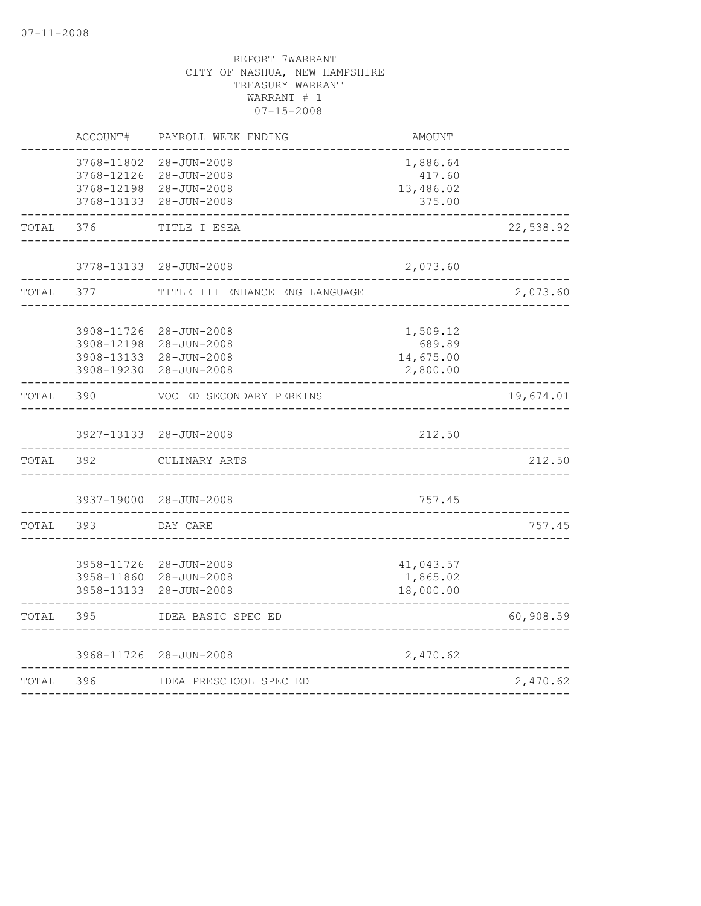07-11-2008

REPORT 7WARRANT
CITY OF NASHUA, NEW HAMPSHIRE
TREASURY WARRANT
WARRANT # 1
07-15-2008

| | ACCOUNT# | PAYROLL WEEK ENDING | AMOUNT | |
|---|---|---|---|---|
| | 3768-11802 | 28-JUN-2008 | 1,886.64 | |
| | 3768-12126 | 28-JUN-2008 | 417.60 | |
| | 3768-12198 | 28-JUN-2008 | 13,486.02 | |
| | 3768-13133 | 28-JUN-2008 | 375.00 | |
| TOTAL | 376 | TITLE I ESEA | | 22,538.92 |
| | 3778-13133 | 28-JUN-2008 | 2,073.60 | |
| TOTAL | 377 | TITLE III ENHANCE ENG LANGUAGE | | 2,073.60 |
| | 3908-11726 | 28-JUN-2008 | 1,509.12 | |
| | 3908-12198 | 28-JUN-2008 | 689.89 | |
| | 3908-13133 | 28-JUN-2008 | 14,675.00 | |
| | 3908-19230 | 28-JUN-2008 | 2,800.00 | |
| TOTAL | 390 | VOC ED SECONDARY PERKINS | | 19,674.01 |
| | 3927-13133 | 28-JUN-2008 | 212.50 | |
| TOTAL | 392 | CULINARY ARTS | | 212.50 |
| | 3937-19000 | 28-JUN-2008 | 757.45 | |
| TOTAL | 393 | DAY CARE | | 757.45 |
| | 3958-11726 | 28-JUN-2008 | 41,043.57 | |
| | 3958-11860 | 28-JUN-2008 | 1,865.02 | |
| | 3958-13133 | 28-JUN-2008 | 18,000.00 | |
| TOTAL | 395 | IDEA BASIC SPEC ED | | 60,908.59 |
| | 3968-11726 | 28-JUN-2008 | 2,470.62 | |
| TOTAL | 396 | IDEA PRESCHOOL SPEC ED | | 2,470.62 |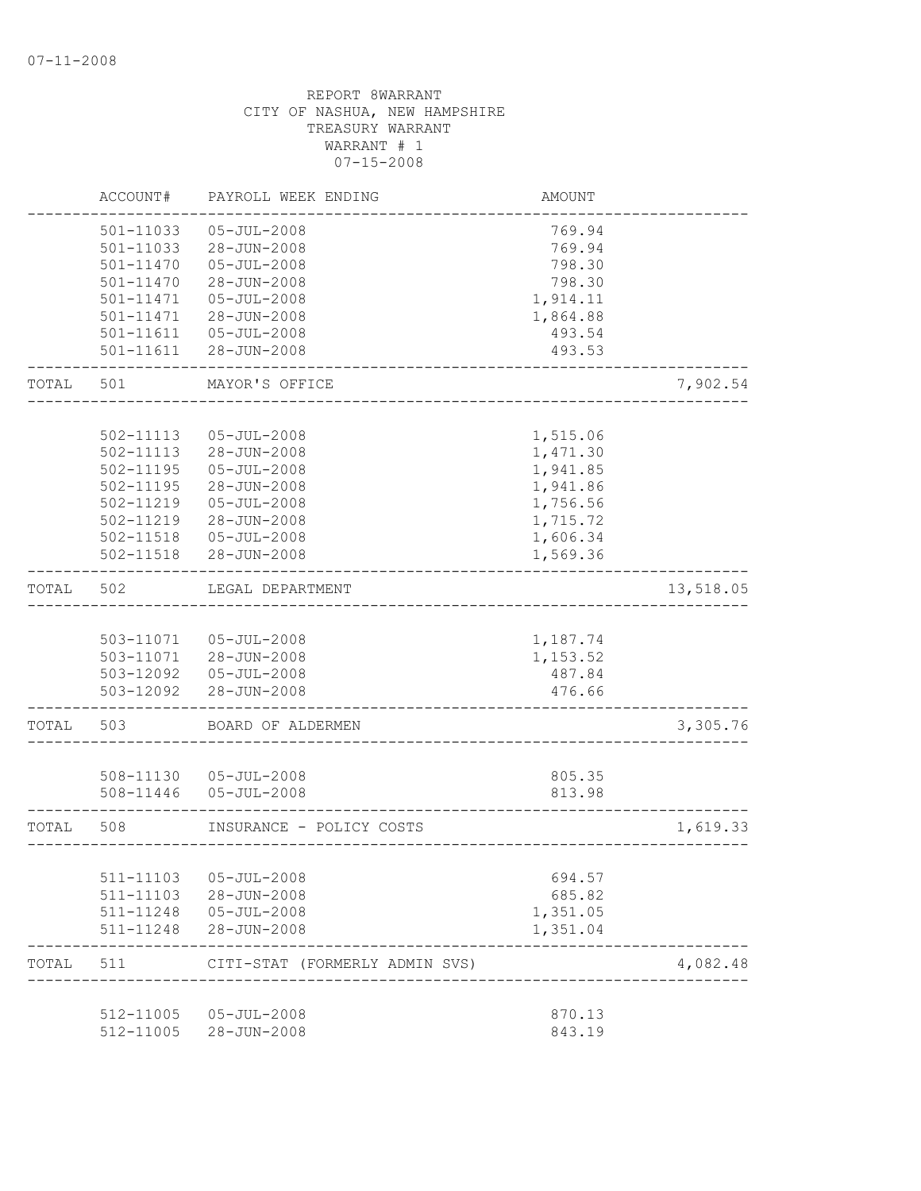07-11-2008

REPORT 8WARRANT
CITY OF NASHUA, NEW HAMPSHIRE
TREASURY WARRANT
WARRANT # 1
07-15-2008

| | ACCOUNT# | PAYROLL WEEK ENDING | AMOUNT | |
|---|---|---|---|---|
| | 501-11033 | 05-JUL-2008 | 769.94 | |
| | 501-11033 | 28-JUN-2008 | 769.94 | |
| | 501-11470 | 05-JUL-2008 | 798.30 | |
| | 501-11470 | 28-JUN-2008 | 798.30 | |
| | 501-11471 | 05-JUL-2008 | 1,914.11 | |
| | 501-11471 | 28-JUN-2008 | 1,864.88 | |
| | 501-11611 | 05-JUL-2008 | 493.54 | |
| | 501-11611 | 28-JUN-2008 | 493.53 | |
| TOTAL | 501 | MAYOR'S OFFICE | | 7,902.54 |
| | 502-11113 | 05-JUL-2008 | 1,515.06 | |
| | 502-11113 | 28-JUN-2008 | 1,471.30 | |
| | 502-11195 | 05-JUL-2008 | 1,941.85 | |
| | 502-11195 | 28-JUN-2008 | 1,941.86 | |
| | 502-11219 | 05-JUL-2008 | 1,756.56 | |
| | 502-11219 | 28-JUN-2008 | 1,715.72 | |
| | 502-11518 | 05-JUL-2008 | 1,606.34 | |
| | 502-11518 | 28-JUN-2008 | 1,569.36 | |
| TOTAL | 502 | LEGAL DEPARTMENT | | 13,518.05 |
| | 503-11071 | 05-JUL-2008 | 1,187.74 | |
| | 503-11071 | 28-JUN-2008 | 1,153.52 | |
| | 503-12092 | 05-JUL-2008 | 487.84 | |
| | 503-12092 | 28-JUN-2008 | 476.66 | |
| TOTAL | 503 | BOARD OF ALDERMEN | | 3,305.76 |
| | 508-11130 | 05-JUL-2008 | 805.35 | |
| | 508-11446 | 05-JUL-2008 | 813.98 | |
| TOTAL | 508 | INSURANCE - POLICY COSTS | | 1,619.33 |
| | 511-11103 | 05-JUL-2008 | 694.57 | |
| | 511-11103 | 28-JUN-2008 | 685.82 | |
| | 511-11248 | 05-JUL-2008 | 1,351.05 | |
| | 511-11248 | 28-JUN-2008 | 1,351.04 | |
| TOTAL | 511 | CITI-STAT (FORMERLY ADMIN SVS) | | 4,082.48 |
| | 512-11005 | 05-JUL-2008 | 870.13 | |
| | 512-11005 | 28-JUN-2008 | 843.19 | |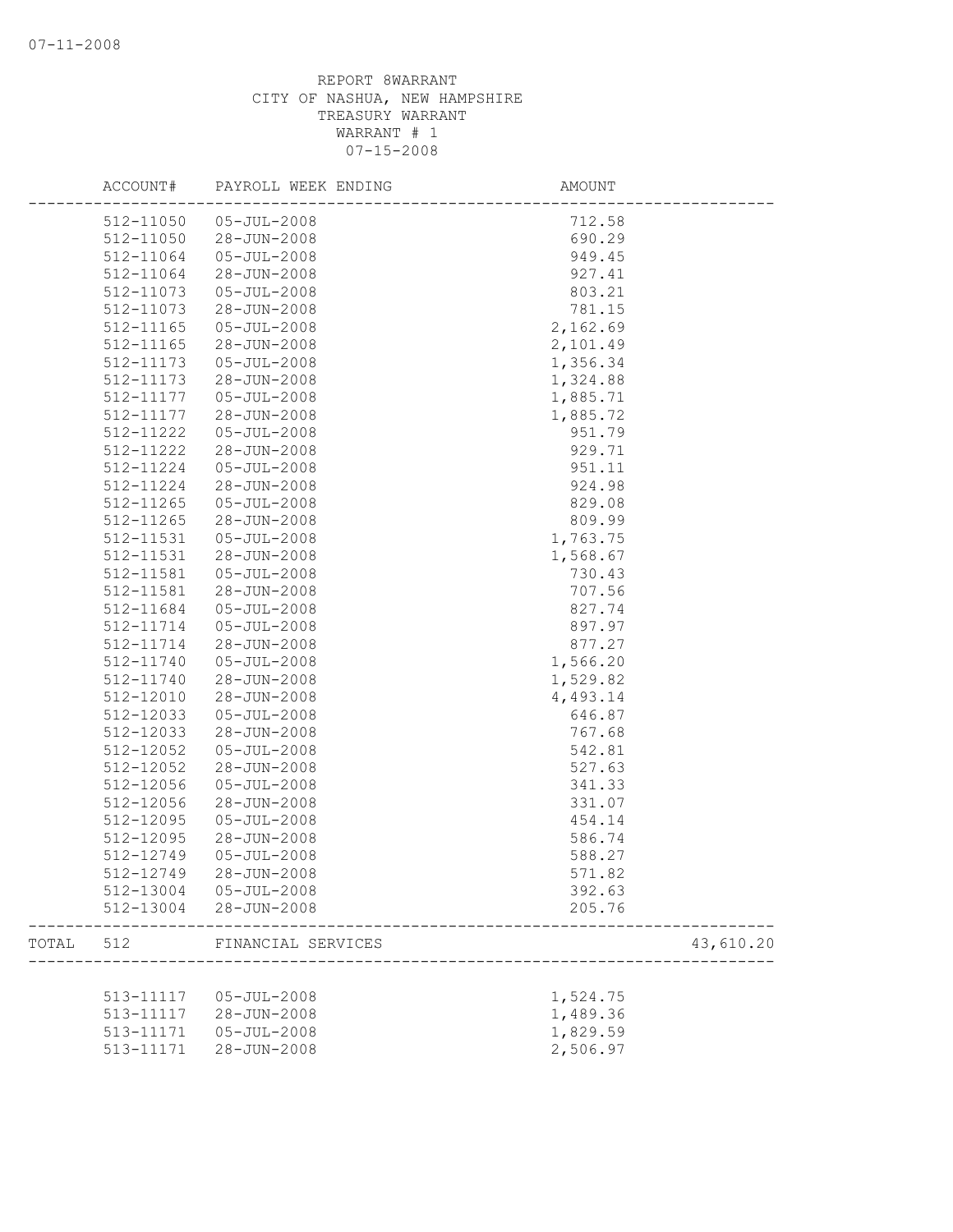REPORT 8WARRANT
CITY OF NASHUA, NEW HAMPSHIRE
TREASURY WARRANT
WARRANT # 1
07-15-2008

| | ACCOUNT# | PAYROLL WEEK ENDING | AMOUNT | |
|---|---|---|---|---|
| | 512-11050 | 05-JUL-2008 | 712.58 | |
| | 512-11050 | 28-JUN-2008 | 690.29 | |
| | 512-11064 | 05-JUL-2008 | 949.45 | |
| | 512-11064 | 28-JUN-2008 | 927.41 | |
| | 512-11073 | 05-JUL-2008 | 803.21 | |
| | 512-11073 | 28-JUN-2008 | 781.15 | |
| | 512-11165 | 05-JUL-2008 | 2,162.69 | |
| | 512-11165 | 28-JUN-2008 | 2,101.49 | |
| | 512-11173 | 05-JUL-2008 | 1,356.34 | |
| | 512-11173 | 28-JUN-2008 | 1,324.88 | |
| | 512-11177 | 05-JUL-2008 | 1,885.71 | |
| | 512-11177 | 28-JUN-2008 | 1,885.72 | |
| | 512-11222 | 05-JUL-2008 | 951.79 | |
| | 512-11222 | 28-JUN-2008 | 929.71 | |
| | 512-11224 | 05-JUL-2008 | 951.11 | |
| | 512-11224 | 28-JUN-2008 | 924.98 | |
| | 512-11265 | 05-JUL-2008 | 829.08 | |
| | 512-11265 | 28-JUN-2008 | 809.99 | |
| | 512-11531 | 05-JUL-2008 | 1,763.75 | |
| | 512-11531 | 28-JUN-2008 | 1,568.67 | |
| | 512-11581 | 05-JUL-2008 | 730.43 | |
| | 512-11581 | 28-JUN-2008 | 707.56 | |
| | 512-11684 | 05-JUL-2008 | 827.74 | |
| | 512-11714 | 05-JUL-2008 | 897.97 | |
| | 512-11714 | 28-JUN-2008 | 877.27 | |
| | 512-11740 | 05-JUL-2008 | 1,566.20 | |
| | 512-11740 | 28-JUN-2008 | 1,529.82 | |
| | 512-12010 | 28-JUN-2008 | 4,493.14 | |
| | 512-12033 | 05-JUL-2008 | 646.87 | |
| | 512-12033 | 28-JUN-2008 | 767.68 | |
| | 512-12052 | 05-JUL-2008 | 542.81 | |
| | 512-12052 | 28-JUN-2008 | 527.63 | |
| | 512-12056 | 05-JUL-2008 | 341.33 | |
| | 512-12056 | 28-JUN-2008 | 331.07 | |
| | 512-12095 | 05-JUL-2008 | 454.14 | |
| | 512-12095 | 28-JUN-2008 | 586.74 | |
| | 512-12749 | 05-JUL-2008 | 588.27 | |
| | 512-12749 | 28-JUN-2008 | 571.82 | |
| | 512-13004 | 05-JUL-2008 | 392.63 | |
| | 512-13004 | 28-JUN-2008 | 205.76 | |
| TOTAL | 512 | FINANCIAL SERVICES | | 43,610.20 |
| | 513-11117 | 05-JUL-2008 | 1,524.75 | |
| | 513-11117 | 28-JUN-2008 | 1,489.36 | |
| | 513-11171 | 05-JUL-2008 | 1,829.59 | |
| | 513-11171 | 28-JUN-2008 | 2,506.97 | |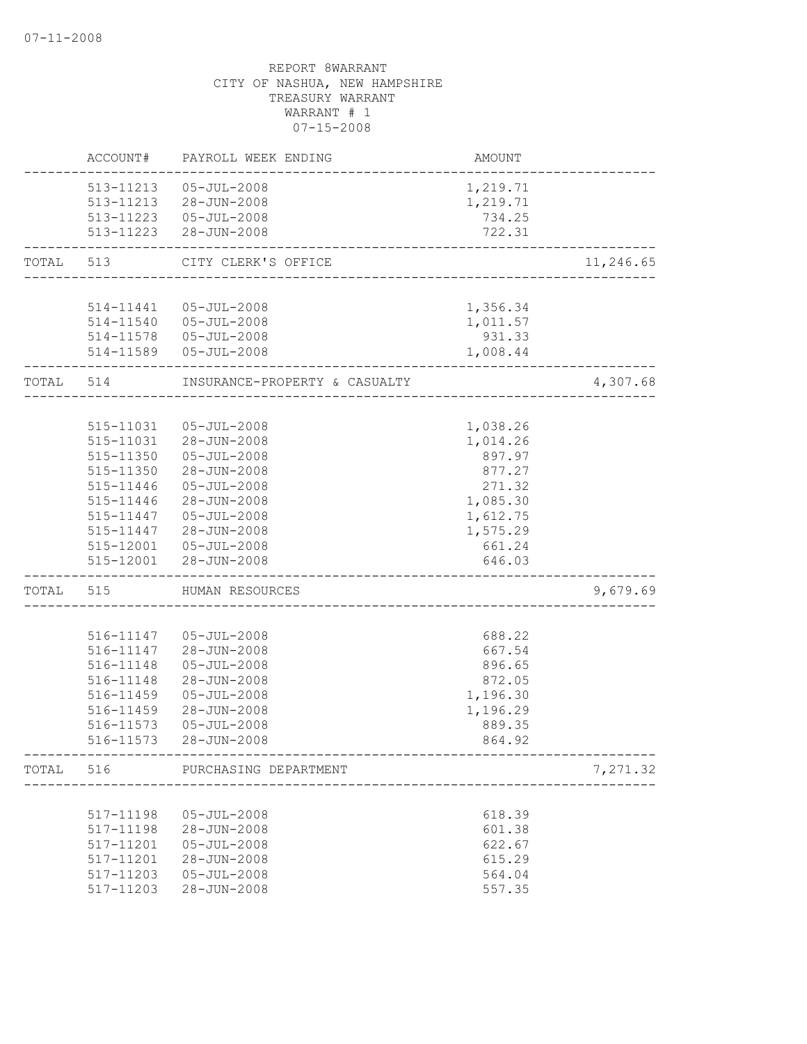07-11-2008

REPORT 8WARRANT
CITY OF NASHUA, NEW HAMPSHIRE
TREASURY WARRANT
WARRANT # 1
07-15-2008

| | ACCOUNT# | PAYROLL WEEK ENDING | AMOUNT | |
|---|---|---|---|---|
| | 513-11213 | 05-JUL-2008 | 1,219.71 | |
| | 513-11213 | 28-JUN-2008 | 1,219.71 | |
| | 513-11223 | 05-JUL-2008 | 734.25 | |
| | 513-11223 | 28-JUN-2008 | 722.31 | |
| TOTAL | 513 | CITY CLERK'S OFFICE | | 11,246.65 |
| | 514-11441 | 05-JUL-2008 | 1,356.34 | |
| | 514-11540 | 05-JUL-2008 | 1,011.57 | |
| | 514-11578 | 05-JUL-2008 | 931.33 | |
| | 514-11589 | 05-JUL-2008 | 1,008.44 | |
| TOTAL | 514 | INSURANCE-PROPERTY & CASUALTY | | 4,307.68 |
| | 515-11031 | 05-JUL-2008 | 1,038.26 | |
| | 515-11031 | 28-JUN-2008 | 1,014.26 | |
| | 515-11350 | 05-JUL-2008 | 897.97 | |
| | 515-11350 | 28-JUN-2008 | 877.27 | |
| | 515-11446 | 05-JUL-2008 | 271.32 | |
| | 515-11446 | 28-JUN-2008 | 1,085.30 | |
| | 515-11447 | 05-JUL-2008 | 1,612.75 | |
| | 515-11447 | 28-JUN-2008 | 1,575.29 | |
| | 515-12001 | 05-JUL-2008 | 661.24 | |
| | 515-12001 | 28-JUN-2008 | 646.03 | |
| TOTAL | 515 | HUMAN RESOURCES | | 9,679.69 |
| | 516-11147 | 05-JUL-2008 | 688.22 | |
| | 516-11147 | 28-JUN-2008 | 667.54 | |
| | 516-11148 | 05-JUL-2008 | 896.65 | |
| | 516-11148 | 28-JUN-2008 | 872.05 | |
| | 516-11459 | 05-JUL-2008 | 1,196.30 | |
| | 516-11459 | 28-JUN-2008 | 1,196.29 | |
| | 516-11573 | 05-JUL-2008 | 889.35 | |
| | 516-11573 | 28-JUN-2008 | 864.92 | |
| TOTAL | 516 | PURCHASING DEPARTMENT | | 7,271.32 |
| | 517-11198 | 05-JUL-2008 | 618.39 | |
| | 517-11198 | 28-JUN-2008 | 601.38 | |
| | 517-11201 | 05-JUL-2008 | 622.67 | |
| | 517-11201 | 28-JUN-2008 | 615.29 | |
| | 517-11203 | 05-JUL-2008 | 564.04 | |
| | 517-11203 | 28-JUN-2008 | 557.35 | |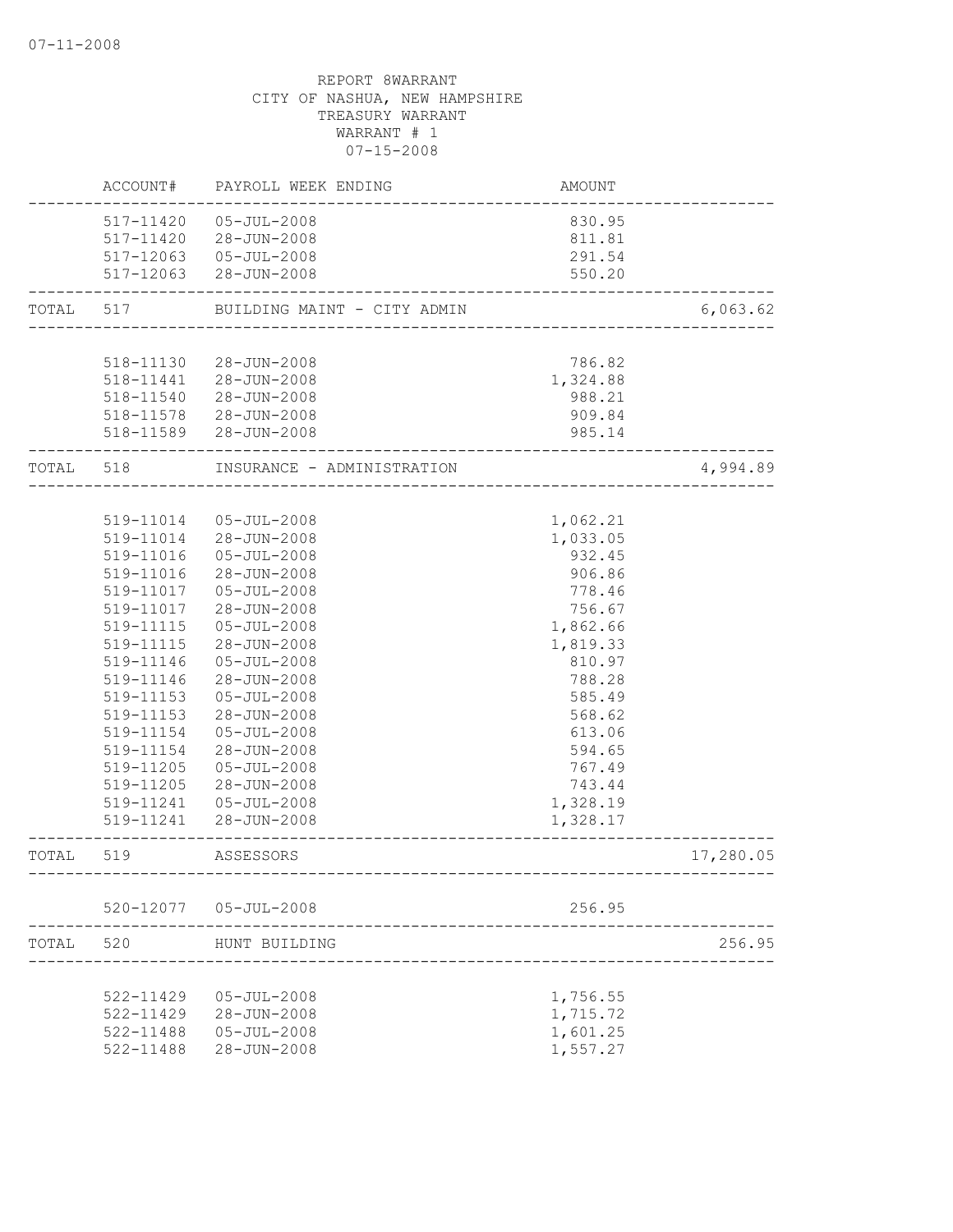07-11-2008

REPORT 8WARRANT
CITY OF NASHUA, NEW HAMPSHIRE
TREASURY WARRANT
WARRANT # 1
07-15-2008

| | ACCOUNT# | PAYROLL WEEK ENDING | AMOUNT | |
|---|---|---|---|---|
| | 517-11420 | 05-JUL-2008 | 830.95 | |
| | 517-11420 | 28-JUN-2008 | 811.81 | |
| | 517-12063 | 05-JUL-2008 | 291.54 | |
| | 517-12063 | 28-JUN-2008 | 550.20 | |
| TOTAL | 517 | BUILDING MAINT - CITY ADMIN | | 6,063.62 |
| | 518-11130 | 28-JUN-2008 | 786.82 | |
| | 518-11441 | 28-JUN-2008 | 1,324.88 | |
| | 518-11540 | 28-JUN-2008 | 988.21 | |
| | 518-11578 | 28-JUN-2008 | 909.84 | |
| | 518-11589 | 28-JUN-2008 | 985.14 | |
| TOTAL | 518 | INSURANCE - ADMINISTRATION | | 4,994.89 |
| | 519-11014 | 05-JUL-2008 | 1,062.21 | |
| | 519-11014 | 28-JUN-2008 | 1,033.05 | |
| | 519-11016 | 05-JUL-2008 | 932.45 | |
| | 519-11016 | 28-JUN-2008 | 906.86 | |
| | 519-11017 | 05-JUL-2008 | 778.46 | |
| | 519-11017 | 28-JUN-2008 | 756.67 | |
| | 519-11115 | 05-JUL-2008 | 1,862.66 | |
| | 519-11115 | 28-JUN-2008 | 1,819.33 | |
| | 519-11146 | 05-JUL-2008 | 810.97 | |
| | 519-11146 | 28-JUN-2008 | 788.28 | |
| | 519-11153 | 05-JUL-2008 | 585.49 | |
| | 519-11153 | 28-JUN-2008 | 568.62 | |
| | 519-11154 | 05-JUL-2008 | 613.06 | |
| | 519-11154 | 28-JUN-2008 | 594.65 | |
| | 519-11205 | 05-JUL-2008 | 767.49 | |
| | 519-11205 | 28-JUN-2008 | 743.44 | |
| | 519-11241 | 05-JUL-2008 | 1,328.19 | |
| | 519-11241 | 28-JUN-2008 | 1,328.17 | |
| TOTAL | 519 | ASSESSORS | | 17,280.05 |
| | 520-12077 | 05-JUL-2008 | 256.95 | |
| TOTAL | 520 | HUNT BUILDING | | 256.95 |
| | 522-11429 | 05-JUL-2008 | 1,756.55 | |
| | 522-11429 | 28-JUN-2008 | 1,715.72 | |
| | 522-11488 | 05-JUL-2008 | 1,601.25 | |
| | 522-11488 | 28-JUN-2008 | 1,557.27 | |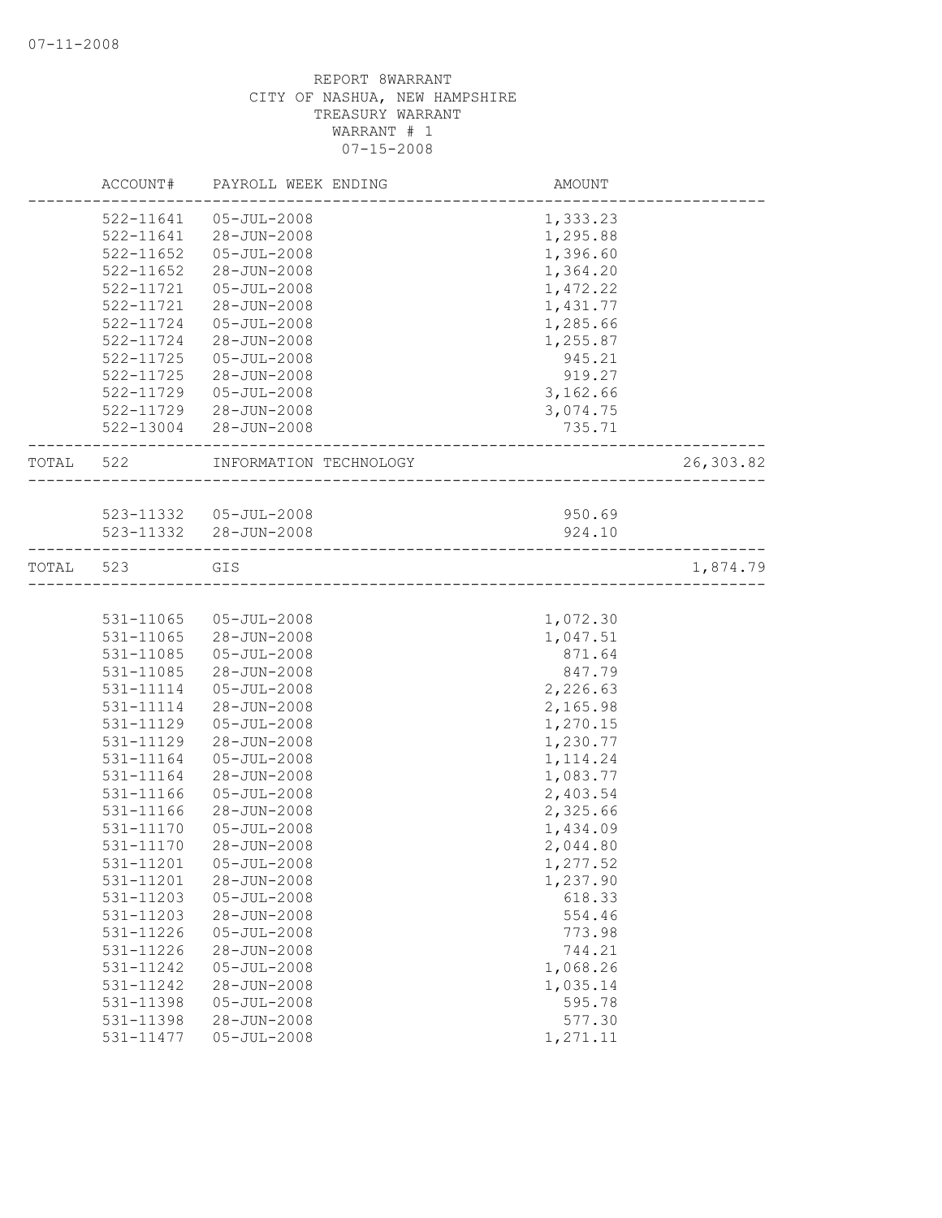REPORT 8WARRANT
CITY OF NASHUA, NEW HAMPSHIRE
TREASURY WARRANT
WARRANT # 1
07-15-2008

| | ACCOUNT# | PAYROLL WEEK ENDING | AMOUNT | |
|---|---|---|---|---|
| | 522-11641 | 05-JUL-2008 | 1,333.23 | |
| | 522-11641 | 28-JUN-2008 | 1,295.88 | |
| | 522-11652 | 05-JUL-2008 | 1,396.60 | |
| | 522-11652 | 28-JUN-2008 | 1,364.20 | |
| | 522-11721 | 05-JUL-2008 | 1,472.22 | |
| | 522-11721 | 28-JUN-2008 | 1,431.77 | |
| | 522-11724 | 05-JUL-2008 | 1,285.66 | |
| | 522-11724 | 28-JUN-2008 | 1,255.87 | |
| | 522-11725 | 05-JUL-2008 | 945.21 | |
| | 522-11725 | 28-JUN-2008 | 919.27 | |
| | 522-11729 | 05-JUL-2008 | 3,162.66 | |
| | 522-11729 | 28-JUN-2008 | 3,074.75 | |
| | 522-13004 | 28-JUN-2008 | 735.71 | |
| TOTAL | 522 | INFORMATION TECHNOLOGY | | 26,303.82 |
| | 523-11332 | 05-JUL-2008 | 950.69 | |
| | 523-11332 | 28-JUN-2008 | 924.10 | |
| TOTAL | 523 | GIS | | 1,874.79 |
| | 531-11065 | 05-JUL-2008 | 1,072.30 | |
| | 531-11065 | 28-JUN-2008 | 1,047.51 | |
| | 531-11085 | 05-JUL-2008 | 871.64 | |
| | 531-11085 | 28-JUN-2008 | 847.79 | |
| | 531-11114 | 05-JUL-2008 | 2,226.63 | |
| | 531-11114 | 28-JUN-2008 | 2,165.98 | |
| | 531-11129 | 05-JUL-2008 | 1,270.15 | |
| | 531-11129 | 28-JUN-2008 | 1,230.77 | |
| | 531-11164 | 05-JUL-2008 | 1,114.24 | |
| | 531-11164 | 28-JUN-2008 | 1,083.77 | |
| | 531-11166 | 05-JUL-2008 | 2,403.54 | |
| | 531-11166 | 28-JUN-2008 | 2,325.66 | |
| | 531-11170 | 05-JUL-2008 | 1,434.09 | |
| | 531-11170 | 28-JUN-2008 | 2,044.80 | |
| | 531-11201 | 05-JUL-2008 | 1,277.52 | |
| | 531-11201 | 28-JUN-2008 | 1,237.90 | |
| | 531-11203 | 05-JUL-2008 | 618.33 | |
| | 531-11203 | 28-JUN-2008 | 554.46 | |
| | 531-11226 | 05-JUL-2008 | 773.98 | |
| | 531-11226 | 28-JUN-2008 | 744.21 | |
| | 531-11242 | 05-JUL-2008 | 1,068.26 | |
| | 531-11242 | 28-JUN-2008 | 1,035.14 | |
| | 531-11398 | 05-JUL-2008 | 595.78 | |
| | 531-11398 | 28-JUN-2008 | 577.30 | |
| | 531-11477 | 05-JUL-2008 | 1,271.11 | |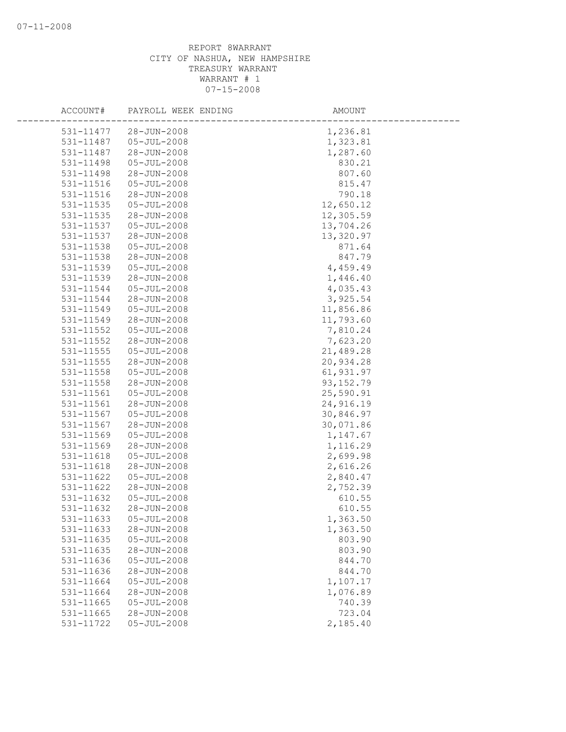REPORT 8WARRANT
CITY OF NASHUA, NEW HAMPSHIRE
TREASURY WARRANT
WARRANT # 1
07-15-2008

| ACCOUNT# | PAYROLL WEEK ENDING | AMOUNT |
|---|---|---|
| 531-11477 | 28-JUN-2008 | 1,236.81 |
| 531-11487 | 05-JUL-2008 | 1,323.81 |
| 531-11487 | 28-JUN-2008 | 1,287.60 |
| 531-11498 | 05-JUL-2008 | 830.21 |
| 531-11498 | 28-JUN-2008 | 807.60 |
| 531-11516 | 05-JUL-2008 | 815.47 |
| 531-11516 | 28-JUN-2008 | 790.18 |
| 531-11535 | 05-JUL-2008 | 12,650.12 |
| 531-11535 | 28-JUN-2008 | 12,305.59 |
| 531-11537 | 05-JUL-2008 | 13,704.26 |
| 531-11537 | 28-JUN-2008 | 13,320.97 |
| 531-11538 | 05-JUL-2008 | 871.64 |
| 531-11538 | 28-JUN-2008 | 847.79 |
| 531-11539 | 05-JUL-2008 | 4,459.49 |
| 531-11539 | 28-JUN-2008 | 1,446.40 |
| 531-11544 | 05-JUL-2008 | 4,035.43 |
| 531-11544 | 28-JUN-2008 | 3,925.54 |
| 531-11549 | 05-JUL-2008 | 11,856.86 |
| 531-11549 | 28-JUN-2008 | 11,793.60 |
| 531-11552 | 05-JUL-2008 | 7,810.24 |
| 531-11552 | 28-JUN-2008 | 7,623.20 |
| 531-11555 | 05-JUL-2008 | 21,489.28 |
| 531-11555 | 28-JUN-2008 | 20,934.28 |
| 531-11558 | 05-JUL-2008 | 61,931.97 |
| 531-11558 | 28-JUN-2008 | 93,152.79 |
| 531-11561 | 05-JUL-2008 | 25,590.91 |
| 531-11561 | 28-JUN-2008 | 24,916.19 |
| 531-11567 | 05-JUL-2008 | 30,846.97 |
| 531-11567 | 28-JUN-2008 | 30,071.86 |
| 531-11569 | 05-JUL-2008 | 1,147.67 |
| 531-11569 | 28-JUN-2008 | 1,116.29 |
| 531-11618 | 05-JUL-2008 | 2,699.98 |
| 531-11618 | 28-JUN-2008 | 2,616.26 |
| 531-11622 | 05-JUL-2008 | 2,840.47 |
| 531-11622 | 28-JUN-2008 | 2,752.39 |
| 531-11632 | 05-JUL-2008 | 610.55 |
| 531-11632 | 28-JUN-2008 | 610.55 |
| 531-11633 | 05-JUL-2008 | 1,363.50 |
| 531-11633 | 28-JUN-2008 | 1,363.50 |
| 531-11635 | 05-JUL-2008 | 803.90 |
| 531-11635 | 28-JUN-2008 | 803.90 |
| 531-11636 | 05-JUL-2008 | 844.70 |
| 531-11636 | 28-JUN-2008 | 844.70 |
| 531-11664 | 05-JUL-2008 | 1,107.17 |
| 531-11664 | 28-JUN-2008 | 1,076.89 |
| 531-11665 | 05-JUL-2008 | 740.39 |
| 531-11665 | 28-JUN-2008 | 723.04 |
| 531-11722 | 05-JUL-2008 | 2,185.40 |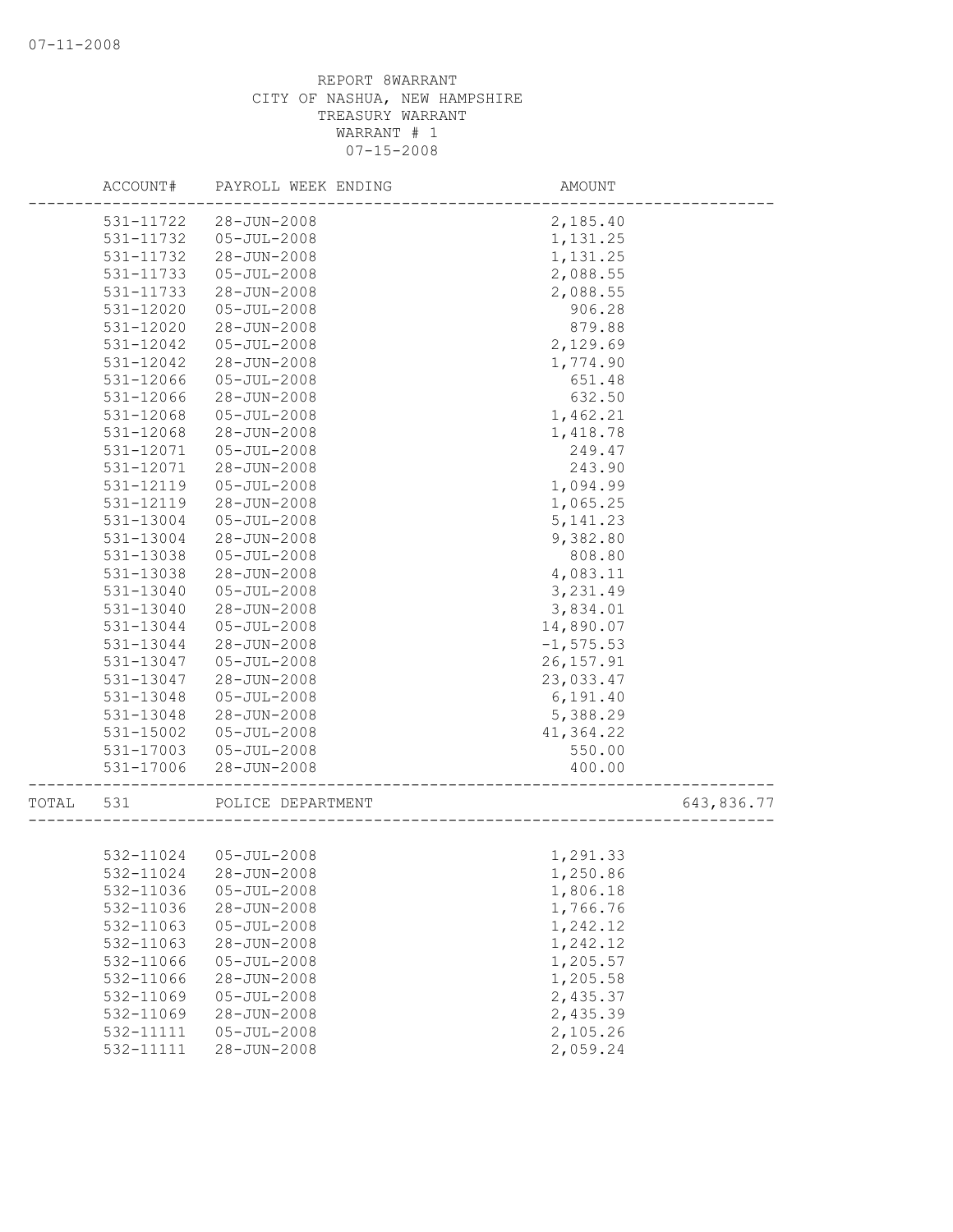REPORT 8WARRANT
CITY OF NASHUA, NEW HAMPSHIRE
TREASURY WARRANT
WARRANT # 1
07-15-2008

| | ACCOUNT# | PAYROLL WEEK ENDING | AMOUNT | |
|---|---|---|---|---|
| | 531-11722 | 28-JUN-2008 | 2,185.40 | |
| | 531-11732 | 05-JUL-2008 | 1,131.25 | |
| | 531-11732 | 28-JUN-2008 | 1,131.25 | |
| | 531-11733 | 05-JUL-2008 | 2,088.55 | |
| | 531-11733 | 28-JUN-2008 | 2,088.55 | |
| | 531-12020 | 05-JUL-2008 | 906.28 | |
| | 531-12020 | 28-JUN-2008 | 879.88 | |
| | 531-12042 | 05-JUL-2008 | 2,129.69 | |
| | 531-12042 | 28-JUN-2008 | 1,774.90 | |
| | 531-12066 | 05-JUL-2008 | 651.48 | |
| | 531-12066 | 28-JUN-2008 | 632.50 | |
| | 531-12068 | 05-JUL-2008 | 1,462.21 | |
| | 531-12068 | 28-JUN-2008 | 1,418.78 | |
| | 531-12071 | 05-JUL-2008 | 249.47 | |
| | 531-12071 | 28-JUN-2008 | 243.90 | |
| | 531-12119 | 05-JUL-2008 | 1,094.99 | |
| | 531-12119 | 28-JUN-2008 | 1,065.25 | |
| | 531-13004 | 05-JUL-2008 | 5,141.23 | |
| | 531-13004 | 28-JUN-2008 | 9,382.80 | |
| | 531-13038 | 05-JUL-2008 | 808.80 | |
| | 531-13038 | 28-JUN-2008 | 4,083.11 | |
| | 531-13040 | 05-JUL-2008 | 3,231.49 | |
| | 531-13040 | 28-JUN-2008 | 3,834.01 | |
| | 531-13044 | 05-JUL-2008 | 14,890.07 | |
| | 531-13044 | 28-JUN-2008 | -1,575.53 | |
| | 531-13047 | 05-JUL-2008 | 26,157.91 | |
| | 531-13047 | 28-JUN-2008 | 23,033.47 | |
| | 531-13048 | 05-JUL-2008 | 6,191.40 | |
| | 531-13048 | 28-JUN-2008 | 5,388.29 | |
| | 531-15002 | 05-JUL-2008 | 41,364.22 | |
| | 531-17003 | 05-JUL-2008 | 550.00 | |
| | 531-17006 | 28-JUN-2008 | 400.00 | |
| TOTAL | 531 | POLICE DEPARTMENT | | 643,836.77 |
| | 532-11024 | 05-JUL-2008 | 1,291.33 | |
| | 532-11024 | 28-JUN-2008 | 1,250.86 | |
| | 532-11036 | 05-JUL-2008 | 1,806.18 | |
| | 532-11036 | 28-JUN-2008 | 1,766.76 | |
| | 532-11063 | 05-JUL-2008 | 1,242.12 | |
| | 532-11063 | 28-JUN-2008 | 1,242.12 | |
| | 532-11066 | 05-JUL-2008 | 1,205.57 | |
| | 532-11066 | 28-JUN-2008 | 1,205.58 | |
| | 532-11069 | 05-JUL-2008 | 2,435.37 | |
| | 532-11069 | 28-JUN-2008 | 2,435.39 | |
| | 532-11111 | 05-JUL-2008 | 2,105.26 | |
| | 532-11111 | 28-JUN-2008 | 2,059.24 | |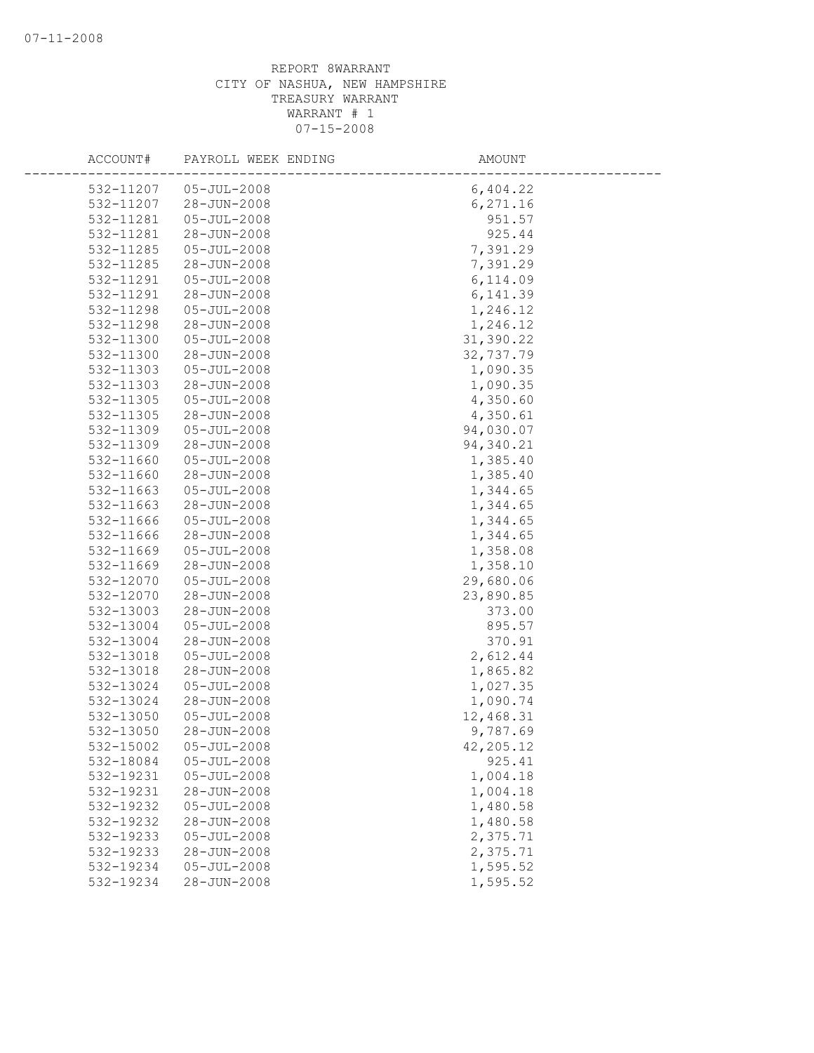REPORT 8WARRANT
CITY OF NASHUA, NEW HAMPSHIRE
TREASURY WARRANT
WARRANT # 1
07-15-2008

| ACCOUNT# | PAYROLL WEEK ENDING | AMOUNT |
|---|---|---|
| 532-11207 | 05-JUL-2008 | 6,404.22 |
| 532-11207 | 28-JUN-2008 | 6,271.16 |
| 532-11281 | 05-JUL-2008 | 951.57 |
| 532-11281 | 28-JUN-2008 | 925.44 |
| 532-11285 | 05-JUL-2008 | 7,391.29 |
| 532-11285 | 28-JUN-2008 | 7,391.29 |
| 532-11291 | 05-JUL-2008 | 6,114.09 |
| 532-11291 | 28-JUN-2008 | 6,141.39 |
| 532-11298 | 05-JUL-2008 | 1,246.12 |
| 532-11298 | 28-JUN-2008 | 1,246.12 |
| 532-11300 | 05-JUL-2008 | 31,390.22 |
| 532-11300 | 28-JUN-2008 | 32,737.79 |
| 532-11303 | 05-JUL-2008 | 1,090.35 |
| 532-11303 | 28-JUN-2008 | 1,090.35 |
| 532-11305 | 05-JUL-2008 | 4,350.60 |
| 532-11305 | 28-JUN-2008 | 4,350.61 |
| 532-11309 | 05-JUL-2008 | 94,030.07 |
| 532-11309 | 28-JUN-2008 | 94,340.21 |
| 532-11660 | 05-JUL-2008 | 1,385.40 |
| 532-11660 | 28-JUN-2008 | 1,385.40 |
| 532-11663 | 05-JUL-2008 | 1,344.65 |
| 532-11663 | 28-JUN-2008 | 1,344.65 |
| 532-11666 | 05-JUL-2008 | 1,344.65 |
| 532-11666 | 28-JUN-2008 | 1,344.65 |
| 532-11669 | 05-JUL-2008 | 1,358.08 |
| 532-11669 | 28-JUN-2008 | 1,358.10 |
| 532-12070 | 05-JUL-2008 | 29,680.06 |
| 532-12070 | 28-JUN-2008 | 23,890.85 |
| 532-13003 | 28-JUN-2008 | 373.00 |
| 532-13004 | 05-JUL-2008 | 895.57 |
| 532-13004 | 28-JUN-2008 | 370.91 |
| 532-13018 | 05-JUL-2008 | 2,612.44 |
| 532-13018 | 28-JUN-2008 | 1,865.82 |
| 532-13024 | 05-JUL-2008 | 1,027.35 |
| 532-13024 | 28-JUN-2008 | 1,090.74 |
| 532-13050 | 05-JUL-2008 | 12,468.31 |
| 532-13050 | 28-JUN-2008 | 9,787.69 |
| 532-15002 | 05-JUL-2008 | 42,205.12 |
| 532-18084 | 05-JUL-2008 | 925.41 |
| 532-19231 | 05-JUL-2008 | 1,004.18 |
| 532-19231 | 28-JUN-2008 | 1,004.18 |
| 532-19232 | 05-JUL-2008 | 1,480.58 |
| 532-19232 | 28-JUN-2008 | 1,480.58 |
| 532-19233 | 05-JUL-2008 | 2,375.71 |
| 532-19233 | 28-JUN-2008 | 2,375.71 |
| 532-19234 | 05-JUL-2008 | 1,595.52 |
| 532-19234 | 28-JUN-2008 | 1,595.52 |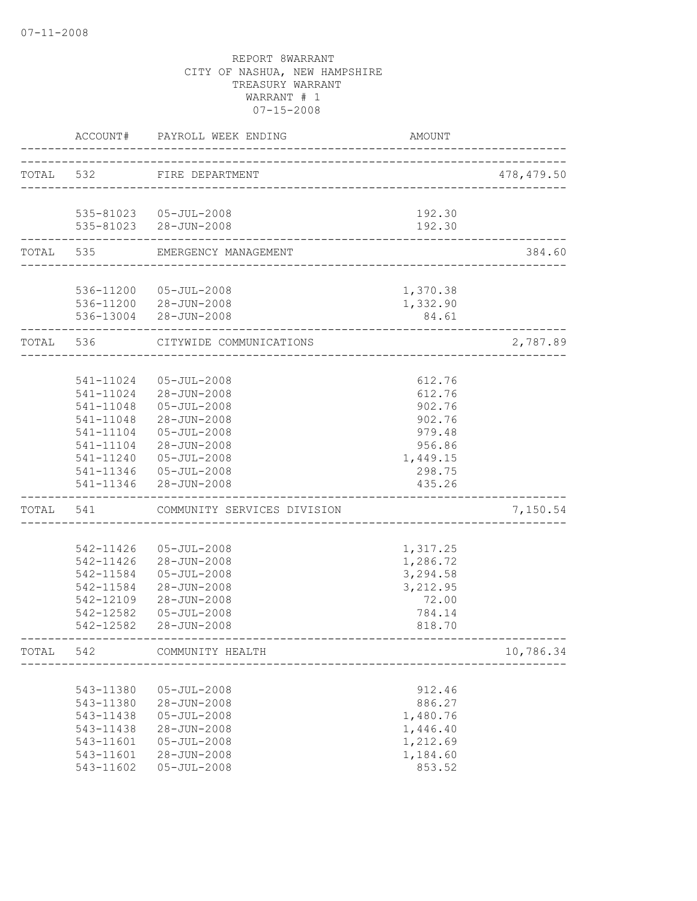07-11-2008

REPORT 8WARRANT
CITY OF NASHUA, NEW HAMPSHIRE
TREASURY WARRANT
WARRANT # 1
07-15-2008

| | ACCOUNT# | PAYROLL WEEK ENDING | AMOUNT | |
|---|---|---|---|---|
| TOTAL | 532 | FIRE DEPARTMENT | | 478,479.50 |
| | 535-81023 | 05-JUL-2008 | 192.30 | |
| | 535-81023 | 28-JUN-2008 | 192.30 | |
| TOTAL | 535 | EMERGENCY MANAGEMENT | | 384.60 |
| | 536-11200 | 05-JUL-2008 | 1,370.38 | |
| | 536-11200 | 28-JUN-2008 | 1,332.90 | |
| | 536-13004 | 28-JUN-2008 | 84.61 | |
| TOTAL | 536 | CITYWIDE COMMUNICATIONS | | 2,787.89 |
| | 541-11024 | 05-JUL-2008 | 612.76 | |
| | 541-11024 | 28-JUN-2008 | 612.76 | |
| | 541-11048 | 05-JUL-2008 | 902.76 | |
| | 541-11048 | 28-JUN-2008 | 902.76 | |
| | 541-11104 | 05-JUL-2008 | 979.48 | |
| | 541-11104 | 28-JUN-2008 | 956.86 | |
| | 541-11240 | 05-JUL-2008 | 1,449.15 | |
| | 541-11346 | 05-JUL-2008 | 298.75 | |
| | 541-11346 | 28-JUN-2008 | 435.26 | |
| TOTAL | 541 | COMMUNITY SERVICES DIVISION | | 7,150.54 |
| | 542-11426 | 05-JUL-2008 | 1,317.25 | |
| | 542-11426 | 28-JUN-2008 | 1,286.72 | |
| | 542-11584 | 05-JUL-2008 | 3,294.58 | |
| | 542-11584 | 28-JUN-2008 | 3,212.95 | |
| | 542-12109 | 28-JUN-2008 | 72.00 | |
| | 542-12582 | 05-JUL-2008 | 784.14 | |
| | 542-12582 | 28-JUN-2008 | 818.70 | |
| TOTAL | 542 | COMMUNITY HEALTH | | 10,786.34 |
| | 543-11380 | 05-JUL-2008 | 912.46 | |
| | 543-11380 | 28-JUN-2008 | 886.27 | |
| | 543-11438 | 05-JUL-2008 | 1,480.76 | |
| | 543-11438 | 28-JUN-2008 | 1,446.40 | |
| | 543-11601 | 05-JUL-2008 | 1,212.69 | |
| | 543-11601 | 28-JUN-2008 | 1,184.60 | |
| | 543-11602 | 05-JUL-2008 | 853.52 | |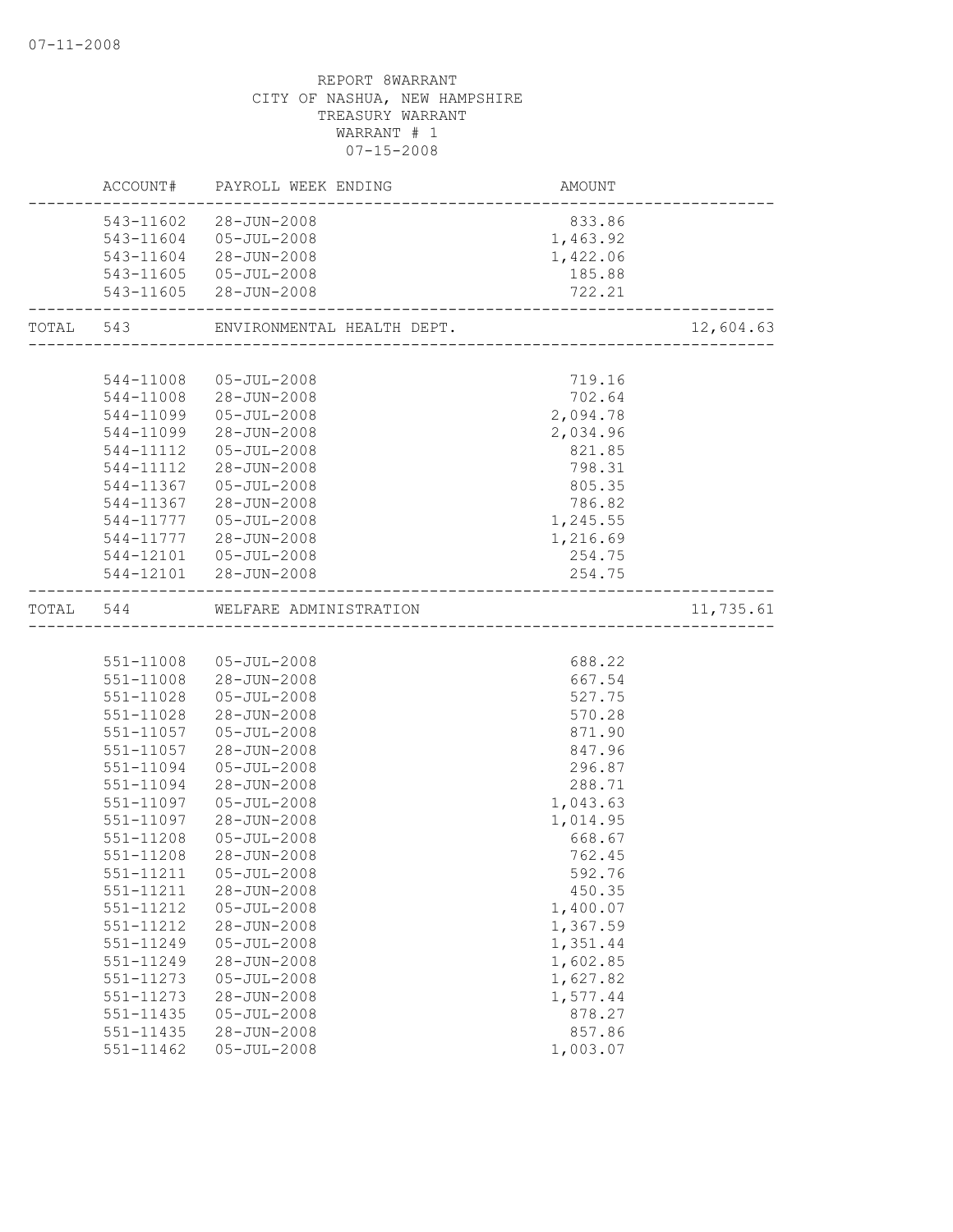REPORT 8WARRANT
CITY OF NASHUA, NEW HAMPSHIRE
TREASURY WARRANT
WARRANT # 1
07-15-2008

| | ACCOUNT# | PAYROLL WEEK ENDING | AMOUNT | |
|---|---|---|---|---|
| | 543-11602 | 28-JUN-2008 | 833.86 | |
| | 543-11604 | 05-JUL-2008 | 1,463.92 | |
| | 543-11604 | 28-JUN-2008 | 1,422.06 | |
| | 543-11605 | 05-JUL-2008 | 185.88 | |
| | 543-11605 | 28-JUN-2008 | 722.21 | |
| TOTAL | 543 | ENVIRONMENTAL HEALTH DEPT. | | 12,604.63 |
| | 544-11008 | 05-JUL-2008 | 719.16 | |
| | 544-11008 | 28-JUN-2008 | 702.64 | |
| | 544-11099 | 05-JUL-2008 | 2,094.78 | |
| | 544-11099 | 28-JUN-2008 | 2,034.96 | |
| | 544-11112 | 05-JUL-2008 | 821.85 | |
| | 544-11112 | 28-JUN-2008 | 798.31 | |
| | 544-11367 | 05-JUL-2008 | 805.35 | |
| | 544-11367 | 28-JUN-2008 | 786.82 | |
| | 544-11777 | 05-JUL-2008 | 1,245.55 | |
| | 544-11777 | 28-JUN-2008 | 1,216.69 | |
| | 544-12101 | 05-JUL-2008 | 254.75 | |
| | 544-12101 | 28-JUN-2008 | 254.75 | |
| TOTAL | 544 | WELFARE ADMINISTRATION | | 11,735.61 |
| | 551-11008 | 05-JUL-2008 | 688.22 | |
| | 551-11008 | 28-JUN-2008 | 667.54 | |
| | 551-11028 | 05-JUL-2008 | 527.75 | |
| | 551-11028 | 28-JUN-2008 | 570.28 | |
| | 551-11057 | 05-JUL-2008 | 871.90 | |
| | 551-11057 | 28-JUN-2008 | 847.96 | |
| | 551-11094 | 05-JUL-2008 | 296.87 | |
| | 551-11094 | 28-JUN-2008 | 288.71 | |
| | 551-11097 | 05-JUL-2008 | 1,043.63 | |
| | 551-11097 | 28-JUN-2008 | 1,014.95 | |
| | 551-11208 | 05-JUL-2008 | 668.67 | |
| | 551-11208 | 28-JUN-2008 | 762.45 | |
| | 551-11211 | 05-JUL-2008 | 592.76 | |
| | 551-11211 | 28-JUN-2008 | 450.35 | |
| | 551-11212 | 05-JUL-2008 | 1,400.07 | |
| | 551-11212 | 28-JUN-2008 | 1,367.59 | |
| | 551-11249 | 05-JUL-2008 | 1,351.44 | |
| | 551-11249 | 28-JUN-2008 | 1,602.85 | |
| | 551-11273 | 05-JUL-2008 | 1,627.82 | |
| | 551-11273 | 28-JUN-2008 | 1,577.44 | |
| | 551-11435 | 05-JUL-2008 | 878.27 | |
| | 551-11435 | 28-JUN-2008 | 857.86 | |
| | 551-11462 | 05-JUL-2008 | 1,003.07 | |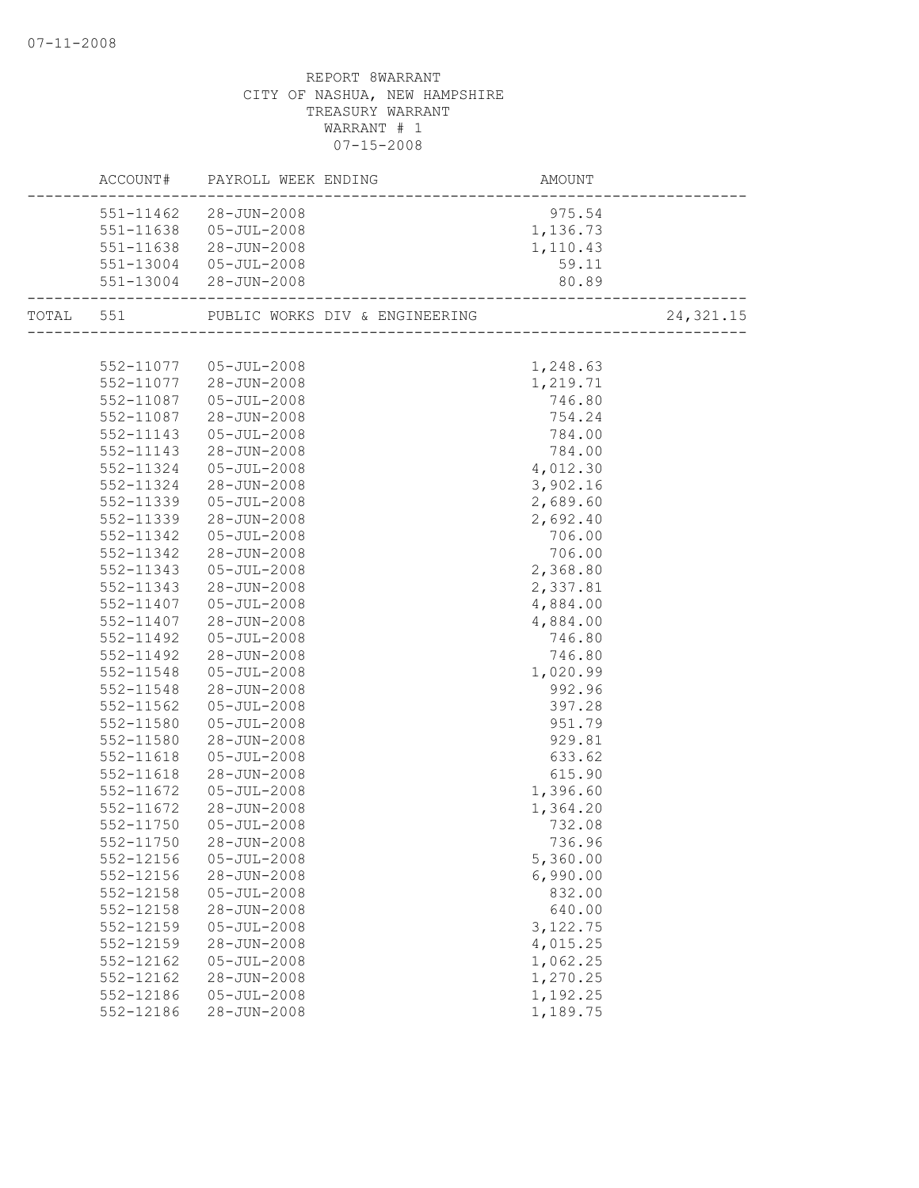REPORT 8WARRANT
CITY OF NASHUA, NEW HAMPSHIRE
TREASURY WARRANT
WARRANT # 1
07-15-2008

| | ACCOUNT# | PAYROLL WEEK ENDING | AMOUNT | |
|---|---|---|---|---|
| | 551-11462 | 28-JUN-2008 | 975.54 | |
| | 551-11638 | 05-JUL-2008 | 1,136.73 | |
| | 551-11638 | 28-JUN-2008 | 1,110.43 | |
| | 551-13004 | 05-JUL-2008 | 59.11 | |
| | 551-13004 | 28-JUN-2008 | 80.89 | |
| TOTAL | 551 | PUBLIC WORKS DIV & ENGINEERING | | 24,321.15 |
| | 552-11077 | 05-JUL-2008 | 1,248.63 | |
| | 552-11077 | 28-JUN-2008 | 1,219.71 | |
| | 552-11087 | 05-JUL-2008 | 746.80 | |
| | 552-11087 | 28-JUN-2008 | 754.24 | |
| | 552-11143 | 05-JUL-2008 | 784.00 | |
| | 552-11143 | 28-JUN-2008 | 784.00 | |
| | 552-11324 | 05-JUL-2008 | 4,012.30 | |
| | 552-11324 | 28-JUN-2008 | 3,902.16 | |
| | 552-11339 | 05-JUL-2008 | 2,689.60 | |
| | 552-11339 | 28-JUN-2008 | 2,692.40 | |
| | 552-11342 | 05-JUL-2008 | 706.00 | |
| | 552-11342 | 28-JUN-2008 | 706.00 | |
| | 552-11343 | 05-JUL-2008 | 2,368.80 | |
| | 552-11343 | 28-JUN-2008 | 2,337.81 | |
| | 552-11407 | 05-JUL-2008 | 4,884.00 | |
| | 552-11407 | 28-JUN-2008 | 4,884.00 | |
| | 552-11492 | 05-JUL-2008 | 746.80 | |
| | 552-11492 | 28-JUN-2008 | 746.80 | |
| | 552-11548 | 05-JUL-2008 | 1,020.99 | |
| | 552-11548 | 28-JUN-2008 | 992.96 | |
| | 552-11562 | 05-JUL-2008 | 397.28 | |
| | 552-11580 | 05-JUL-2008 | 951.79 | |
| | 552-11580 | 28-JUN-2008 | 929.81 | |
| | 552-11618 | 05-JUL-2008 | 633.62 | |
| | 552-11618 | 28-JUN-2008 | 615.90 | |
| | 552-11672 | 05-JUL-2008 | 1,396.60 | |
| | 552-11672 | 28-JUN-2008 | 1,364.20 | |
| | 552-11750 | 05-JUL-2008 | 732.08 | |
| | 552-11750 | 28-JUN-2008 | 736.96 | |
| | 552-12156 | 05-JUL-2008 | 5,360.00 | |
| | 552-12156 | 28-JUN-2008 | 6,990.00 | |
| | 552-12158 | 05-JUL-2008 | 832.00 | |
| | 552-12158 | 28-JUN-2008 | 640.00 | |
| | 552-12159 | 05-JUL-2008 | 3,122.75 | |
| | 552-12159 | 28-JUN-2008 | 4,015.25 | |
| | 552-12162 | 05-JUL-2008 | 1,062.25 | |
| | 552-12162 | 28-JUN-2008 | 1,270.25 | |
| | 552-12186 | 05-JUL-2008 | 1,192.25 | |
| | 552-12186 | 28-JUN-2008 | 1,189.75 | |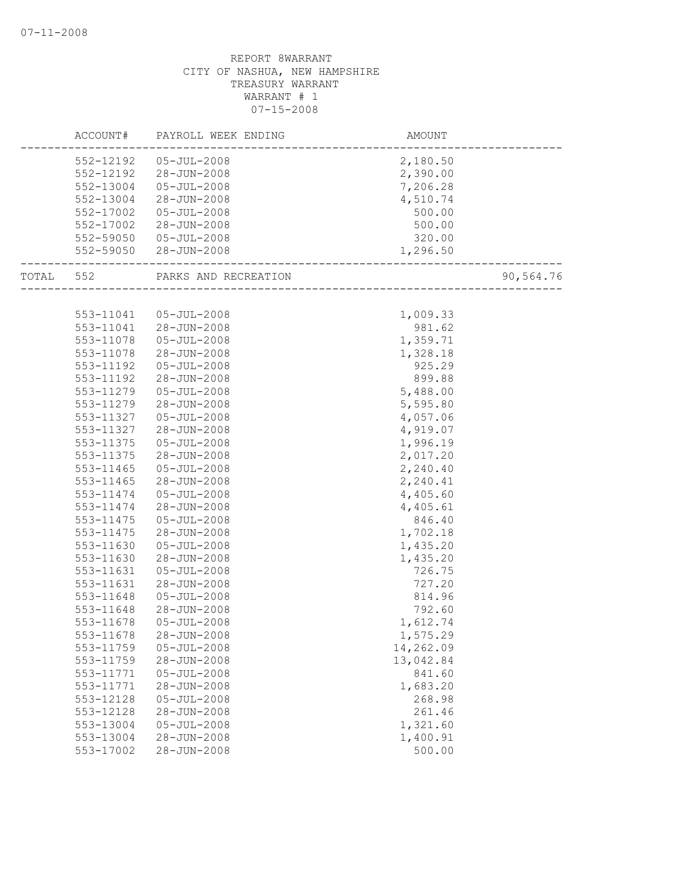REPORT 8WARRANT
CITY OF NASHUA, NEW HAMPSHIRE
TREASURY WARRANT
WARRANT # 1
07-15-2008

| ACCOUNT# | PAYROLL WEEK ENDING | AMOUNT | |
|---|---|---|---|
| 552-12192 | 05-JUL-2008 | 2,180.50 | |
| 552-12192 | 28-JUN-2008 | 2,390.00 | |
| 552-13004 | 05-JUL-2008 | 7,206.28 | |
| 552-13004 | 28-JUN-2008 | 4,510.74 | |
| 552-17002 | 05-JUL-2008 | 500.00 | |
| 552-17002 | 28-JUN-2008 | 500.00 | |
| 552-59050 | 05-JUL-2008 | 320.00 | |
| 552-59050 | 28-JUN-2008 | 1,296.50 | |
| TOTAL 552 | PARKS AND RECREATION | | 90,564.76 |
| 553-11041 | 05-JUL-2008 | 1,009.33 | |
| 553-11041 | 28-JUN-2008 | 981.62 | |
| 553-11078 | 05-JUL-2008 | 1,359.71 | |
| 553-11078 | 28-JUN-2008 | 1,328.18 | |
| 553-11192 | 05-JUL-2008 | 925.29 | |
| 553-11192 | 28-JUN-2008 | 899.88 | |
| 553-11279 | 05-JUL-2008 | 5,488.00 | |
| 553-11279 | 28-JUN-2008 | 5,595.80 | |
| 553-11327 | 05-JUL-2008 | 4,057.06 | |
| 553-11327 | 28-JUN-2008 | 4,919.07 | |
| 553-11375 | 05-JUL-2008 | 1,996.19 | |
| 553-11375 | 28-JUN-2008 | 2,017.20 | |
| 553-11465 | 05-JUL-2008 | 2,240.40 | |
| 553-11465 | 28-JUN-2008 | 2,240.41 | |
| 553-11474 | 05-JUL-2008 | 4,405.60 | |
| 553-11474 | 28-JUN-2008 | 4,405.61 | |
| 553-11475 | 05-JUL-2008 | 846.40 | |
| 553-11475 | 28-JUN-2008 | 1,702.18 | |
| 553-11630 | 05-JUL-2008 | 1,435.20 | |
| 553-11630 | 28-JUN-2008 | 1,435.20 | |
| 553-11631 | 05-JUL-2008 | 726.75 | |
| 553-11631 | 28-JUN-2008 | 727.20 | |
| 553-11648 | 05-JUL-2008 | 814.96 | |
| 553-11648 | 28-JUN-2008 | 792.60 | |
| 553-11678 | 05-JUL-2008 | 1,612.74 | |
| 553-11678 | 28-JUN-2008 | 1,575.29 | |
| 553-11759 | 05-JUL-2008 | 14,262.09 | |
| 553-11759 | 28-JUN-2008 | 13,042.84 | |
| 553-11771 | 05-JUL-2008 | 841.60 | |
| 553-11771 | 28-JUN-2008 | 1,683.20 | |
| 553-12128 | 05-JUL-2008 | 268.98 | |
| 553-12128 | 28-JUN-2008 | 261.46 | |
| 553-13004 | 05-JUL-2008 | 1,321.60 | |
| 553-13004 | 28-JUN-2008 | 1,400.91 | |
| 553-17002 | 28-JUN-2008 | 500.00 | |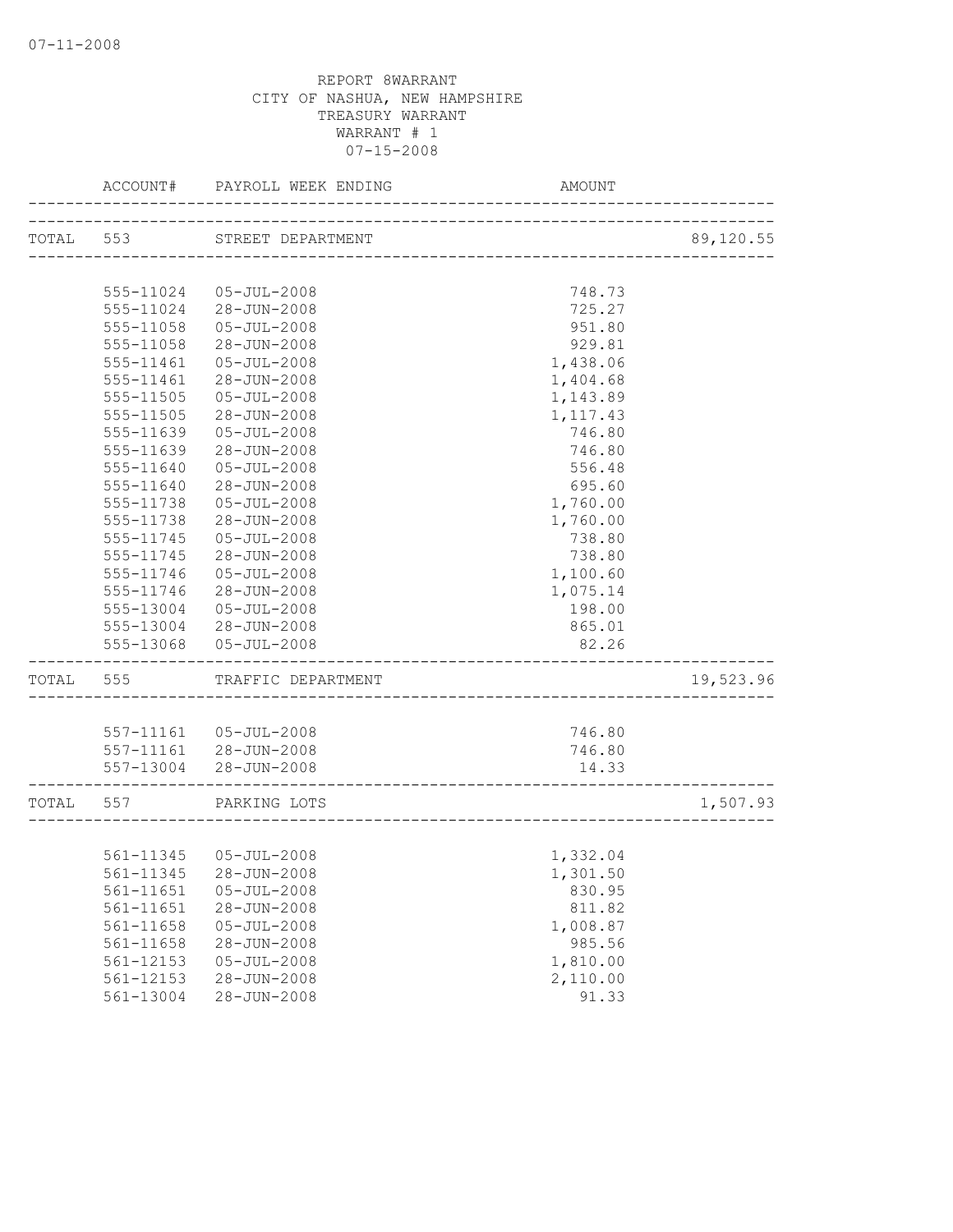REPORT 8WARRANT
CITY OF NASHUA, NEW HAMPSHIRE
TREASURY WARRANT
WARRANT # 1
07-15-2008

| | ACCOUNT# | PAYROLL WEEK ENDING | AMOUNT | |
|---|---|---|---|---|
| TOTAL | 553 | STREET DEPARTMENT | | 89,120.55 |
| | 555-11024 | 05-JUL-2008 | 748.73 | |
| | 555-11024 | 28-JUN-2008 | 725.27 | |
| | 555-11058 | 05-JUL-2008 | 951.80 | |
| | 555-11058 | 28-JUN-2008 | 929.81 | |
| | 555-11461 | 05-JUL-2008 | 1,438.06 | |
| | 555-11461 | 28-JUN-2008 | 1,404.68 | |
| | 555-11505 | 05-JUL-2008 | 1,143.89 | |
| | 555-11505 | 28-JUN-2008 | 1,117.43 | |
| | 555-11639 | 05-JUL-2008 | 746.80 | |
| | 555-11639 | 28-JUN-2008 | 746.80 | |
| | 555-11640 | 05-JUL-2008 | 556.48 | |
| | 555-11640 | 28-JUN-2008 | 695.60 | |
| | 555-11738 | 05-JUL-2008 | 1,760.00 | |
| | 555-11738 | 28-JUN-2008 | 1,760.00 | |
| | 555-11745 | 05-JUL-2008 | 738.80 | |
| | 555-11745 | 28-JUN-2008 | 738.80 | |
| | 555-11746 | 05-JUL-2008 | 1,100.60 | |
| | 555-11746 | 28-JUN-2008 | 1,075.14 | |
| | 555-13004 | 05-JUL-2008 | 198.00 | |
| | 555-13004 | 28-JUN-2008 | 865.01 | |
| | 555-13068 | 05-JUL-2008 | 82.26 | |
| TOTAL | 555 | TRAFFIC DEPARTMENT | | 19,523.96 |
| | 557-11161 | 05-JUL-2008 | 746.80 | |
| | 557-11161 | 28-JUN-2008 | 746.80 | |
| | 557-13004 | 28-JUN-2008 | 14.33 | |
| TOTAL | 557 | PARKING LOTS | | 1,507.93 |
| | 561-11345 | 05-JUL-2008 | 1,332.04 | |
| | 561-11345 | 28-JUN-2008 | 1,301.50 | |
| | 561-11651 | 05-JUL-2008 | 830.95 | |
| | 561-11651 | 28-JUN-2008 | 811.82 | |
| | 561-11658 | 05-JUL-2008 | 1,008.87 | |
| | 561-11658 | 28-JUN-2008 | 985.56 | |
| | 561-12153 | 05-JUL-2008 | 1,810.00 | |
| | 561-12153 | 28-JUN-2008 | 2,110.00 | |
| | 561-13004 | 28-JUN-2008 | 91.33 | |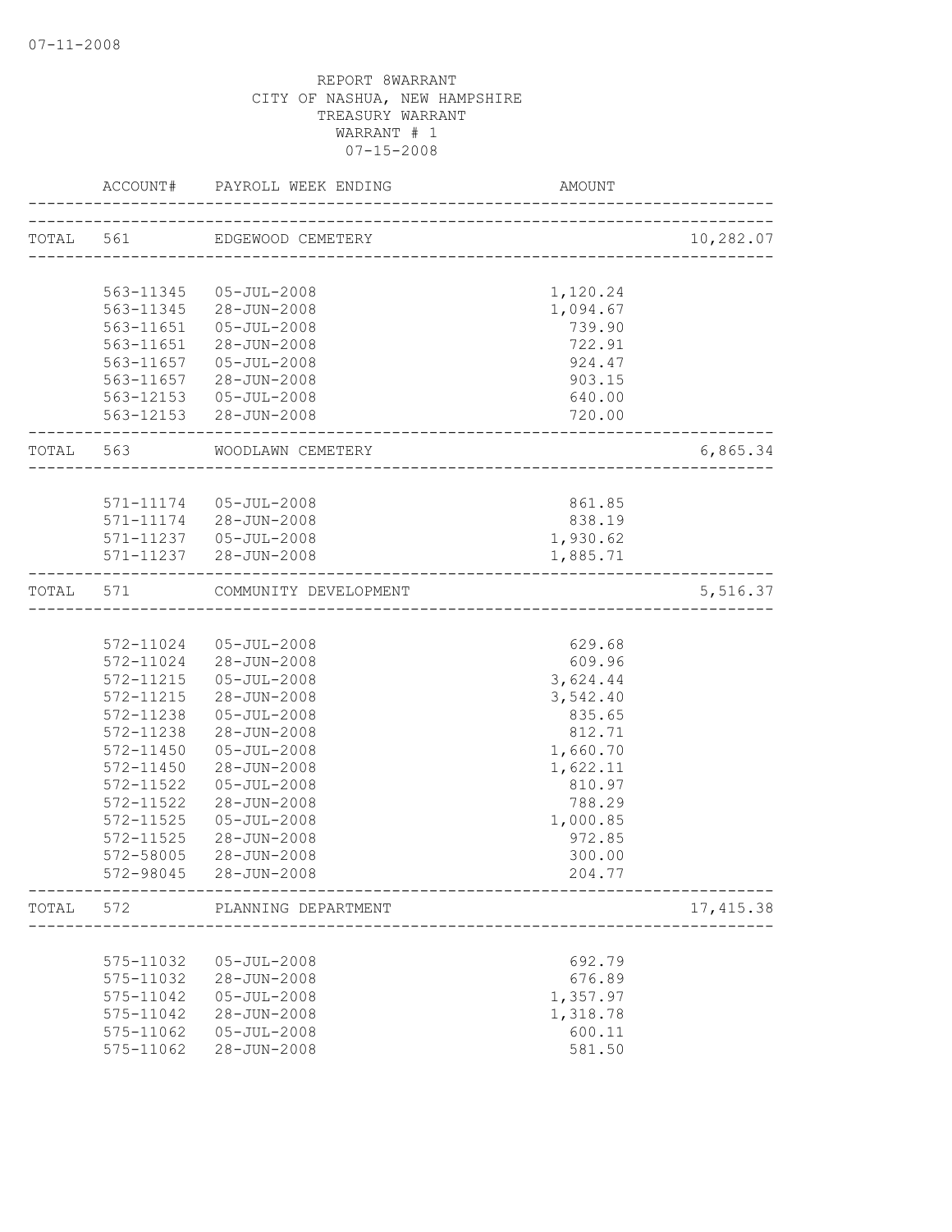REPORT 8WARRANT
CITY OF NASHUA, NEW HAMPSHIRE
TREASURY WARRANT
WARRANT # 1
07-15-2008

| | ACCOUNT# | PAYROLL WEEK ENDING | AMOUNT | |
|---|---|---|---|---|
| TOTAL | 561 | EDGEWOOD CEMETERY | | 10,282.07 |
| | 563-11345 | 05-JUL-2008 | 1,120.24 | |
| | 563-11345 | 28-JUN-2008 | 1,094.67 | |
| | 563-11651 | 05-JUL-2008 | 739.90 | |
| | 563-11651 | 28-JUN-2008 | 722.91 | |
| | 563-11657 | 05-JUL-2008 | 924.47 | |
| | 563-11657 | 28-JUN-2008 | 903.15 | |
| | 563-12153 | 05-JUL-2008 | 640.00 | |
| | 563-12153 | 28-JUN-2008 | 720.00 | |
| TOTAL | 563 | WOODLAWN CEMETERY | | 6,865.34 |
| | 571-11174 | 05-JUL-2008 | 861.85 | |
| | 571-11174 | 28-JUN-2008 | 838.19 | |
| | 571-11237 | 05-JUL-2008 | 1,930.62 | |
| | 571-11237 | 28-JUN-2008 | 1,885.71 | |
| TOTAL | 571 | COMMUNITY DEVELOPMENT | | 5,516.37 |
| | 572-11024 | 05-JUL-2008 | 629.68 | |
| | 572-11024 | 28-JUN-2008 | 609.96 | |
| | 572-11215 | 05-JUL-2008 | 3,624.44 | |
| | 572-11215 | 28-JUN-2008 | 3,542.40 | |
| | 572-11238 | 05-JUL-2008 | 835.65 | |
| | 572-11238 | 28-JUN-2008 | 812.71 | |
| | 572-11450 | 05-JUL-2008 | 1,660.70 | |
| | 572-11450 | 28-JUN-2008 | 1,622.11 | |
| | 572-11522 | 05-JUL-2008 | 810.97 | |
| | 572-11522 | 28-JUN-2008 | 788.29 | |
| | 572-11525 | 05-JUL-2008 | 1,000.85 | |
| | 572-11525 | 28-JUN-2008 | 972.85 | |
| | 572-58005 | 28-JUN-2008 | 300.00 | |
| | 572-98045 | 28-JUN-2008 | 204.77 | |
| TOTAL | 572 | PLANNING DEPARTMENT | | 17,415.38 |
| | 575-11032 | 05-JUL-2008 | 692.79 | |
| | 575-11032 | 28-JUN-2008 | 676.89 | |
| | 575-11042 | 05-JUL-2008 | 1,357.97 | |
| | 575-11042 | 28-JUN-2008 | 1,318.78 | |
| | 575-11062 | 05-JUL-2008 | 600.11 | |
| | 575-11062 | 28-JUN-2008 | 581.50 | |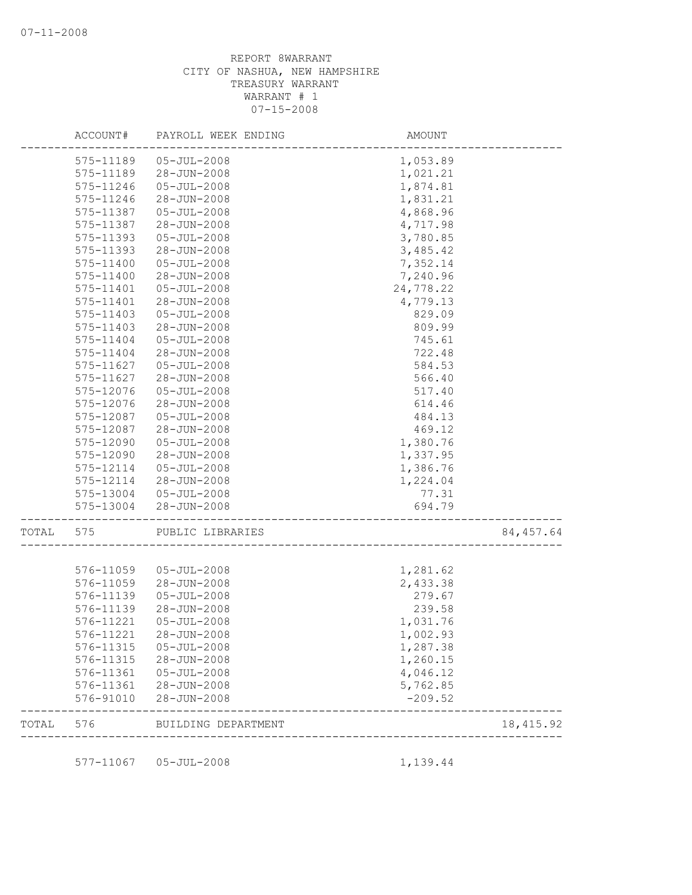07-11-2008

REPORT 8WARRANT
CITY OF NASHUA, NEW HAMPSHIRE
TREASURY WARRANT
WARRANT # 1
07-15-2008

| ACCOUNT# | PAYROLL WEEK ENDING | AMOUNT | |
|---|---|---|---|
| 575-11189 | 05-JUL-2008 | 1,053.89 | |
| 575-11189 | 28-JUN-2008 | 1,021.21 | |
| 575-11246 | 05-JUL-2008 | 1,874.81 | |
| 575-11246 | 28-JUN-2008 | 1,831.21 | |
| 575-11387 | 05-JUL-2008 | 4,868.96 | |
| 575-11387 | 28-JUN-2008 | 4,717.98 | |
| 575-11393 | 05-JUL-2008 | 3,780.85 | |
| 575-11393 | 28-JUN-2008 | 3,485.42 | |
| 575-11400 | 05-JUL-2008 | 7,352.14 | |
| 575-11400 | 28-JUN-2008 | 7,240.96 | |
| 575-11401 | 05-JUL-2008 | 24,778.22 | |
| 575-11401 | 28-JUN-2008 | 4,779.13 | |
| 575-11403 | 05-JUL-2008 | 829.09 | |
| 575-11403 | 28-JUN-2008 | 809.99 | |
| 575-11404 | 05-JUL-2008 | 745.61 | |
| 575-11404 | 28-JUN-2008 | 722.48 | |
| 575-11627 | 05-JUL-2008 | 584.53 | |
| 575-11627 | 28-JUN-2008 | 566.40 | |
| 575-12076 | 05-JUL-2008 | 517.40 | |
| 575-12076 | 28-JUN-2008 | 614.46 | |
| 575-12087 | 05-JUL-2008 | 484.13 | |
| 575-12087 | 28-JUN-2008 | 469.12 | |
| 575-12090 | 05-JUL-2008 | 1,380.76 | |
| 575-12090 | 28-JUN-2008 | 1,337.95 | |
| 575-12114 | 05-JUL-2008 | 1,386.76 | |
| 575-12114 | 28-JUN-2008 | 1,224.04 | |
| 575-13004 | 05-JUL-2008 | 77.31 | |
| 575-13004 | 28-JUN-2008 | 694.79 | |
| TOTAL 575 | PUBLIC LIBRARIES | | 84,457.64 |
| 576-11059 | 05-JUL-2008 | 1,281.62 | |
| 576-11059 | 28-JUN-2008 | 2,433.38 | |
| 576-11139 | 05-JUL-2008 | 279.67 | |
| 576-11139 | 28-JUN-2008 | 239.58 | |
| 576-11221 | 05-JUL-2008 | 1,031.76 | |
| 576-11221 | 28-JUN-2008 | 1,002.93 | |
| 576-11315 | 05-JUL-2008 | 1,287.38 | |
| 576-11315 | 28-JUN-2008 | 1,260.15 | |
| 576-11361 | 05-JUL-2008 | 4,046.12 | |
| 576-11361 | 28-JUN-2008 | 5,762.85 | |
| 576-91010 | 28-JUN-2008 | -209.52 | |
| TOTAL 576 | BUILDING DEPARTMENT | | 18,415.92 |
| 577-11067 | 05-JUL-2008 | 1,139.44 | |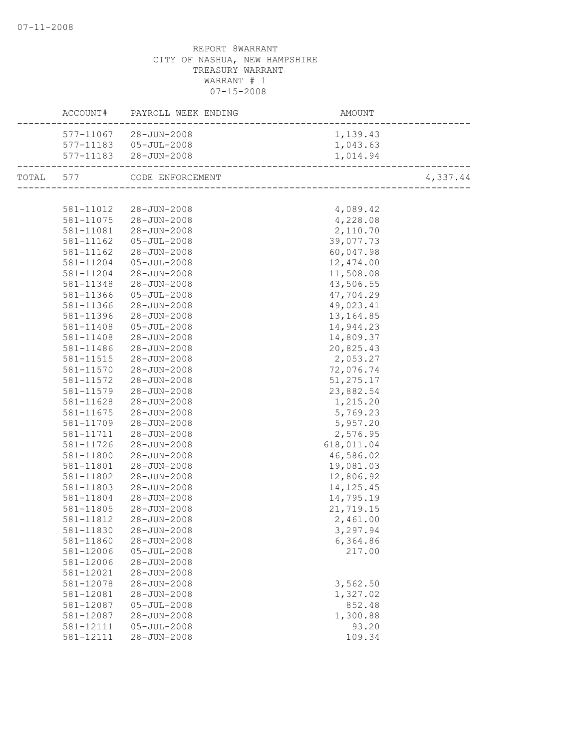REPORT 8WARRANT
CITY OF NASHUA, NEW HAMPSHIRE
TREASURY WARRANT
WARRANT # 1
07-15-2008

| | ACCOUNT# | PAYROLL WEEK ENDING | AMOUNT | |
|---|---|---|---|---|
| | 577-11067 | 28-JUN-2008 | 1,139.43 | |
| | 577-11183 | 05-JUL-2008 | 1,043.63 | |
| | 577-11183 | 28-JUN-2008 | 1,014.94 | |
| TOTAL | 577 | CODE ENFORCEMENT | | 4,337.44 |
| | 581-11012 | 28-JUN-2008 | 4,089.42 | |
| | 581-11075 | 28-JUN-2008 | 4,228.08 | |
| | 581-11081 | 28-JUN-2008 | 2,110.70 | |
| | 581-11162 | 05-JUL-2008 | 39,077.73 | |
| | 581-11162 | 28-JUN-2008 | 60,047.98 | |
| | 581-11204 | 05-JUL-2008 | 12,474.00 | |
| | 581-11204 | 28-JUN-2008 | 11,508.08 | |
| | 581-11348 | 28-JUN-2008 | 43,506.55 | |
| | 581-11366 | 05-JUL-2008 | 47,704.29 | |
| | 581-11366 | 28-JUN-2008 | 49,023.41 | |
| | 581-11396 | 28-JUN-2008 | 13,164.85 | |
| | 581-11408 | 05-JUL-2008 | 14,944.23 | |
| | 581-11408 | 28-JUN-2008 | 14,809.37 | |
| | 581-11486 | 28-JUN-2008 | 20,825.43 | |
| | 581-11515 | 28-JUN-2008 | 2,053.27 | |
| | 581-11570 | 28-JUN-2008 | 72,076.74 | |
| | 581-11572 | 28-JUN-2008 | 51,275.17 | |
| | 581-11579 | 28-JUN-2008 | 23,882.54 | |
| | 581-11628 | 28-JUN-2008 | 1,215.20 | |
| | 581-11675 | 28-JUN-2008 | 5,769.23 | |
| | 581-11709 | 28-JUN-2008 | 5,957.20 | |
| | 581-11711 | 28-JUN-2008 | 2,576.95 | |
| | 581-11726 | 28-JUN-2008 | 618,011.04 | |
| | 581-11800 | 28-JUN-2008 | 46,586.02 | |
| | 581-11801 | 28-JUN-2008 | 19,081.03 | |
| | 581-11802 | 28-JUN-2008 | 12,806.92 | |
| | 581-11803 | 28-JUN-2008 | 14,125.45 | |
| | 581-11804 | 28-JUN-2008 | 14,795.19 | |
| | 581-11805 | 28-JUN-2008 | 21,719.15 | |
| | 581-11812 | 28-JUN-2008 | 2,461.00 | |
| | 581-11830 | 28-JUN-2008 | 3,297.94 | |
| | 581-11860 | 28-JUN-2008 | 6,364.86 | |
| | 581-12006 | 05-JUL-2008 | 217.00 | |
| | 581-12006 | 28-JUN-2008 | | |
| | 581-12021 | 28-JUN-2008 | | |
| | 581-12078 | 28-JUN-2008 | 3,562.50 | |
| | 581-12081 | 28-JUN-2008 | 1,327.02 | |
| | 581-12087 | 05-JUL-2008 | 852.48 | |
| | 581-12087 | 28-JUN-2008 | 1,300.88 | |
| | 581-12111 | 05-JUL-2008 | 93.20 | |
| | 581-12111 | 28-JUN-2008 | 109.34 | |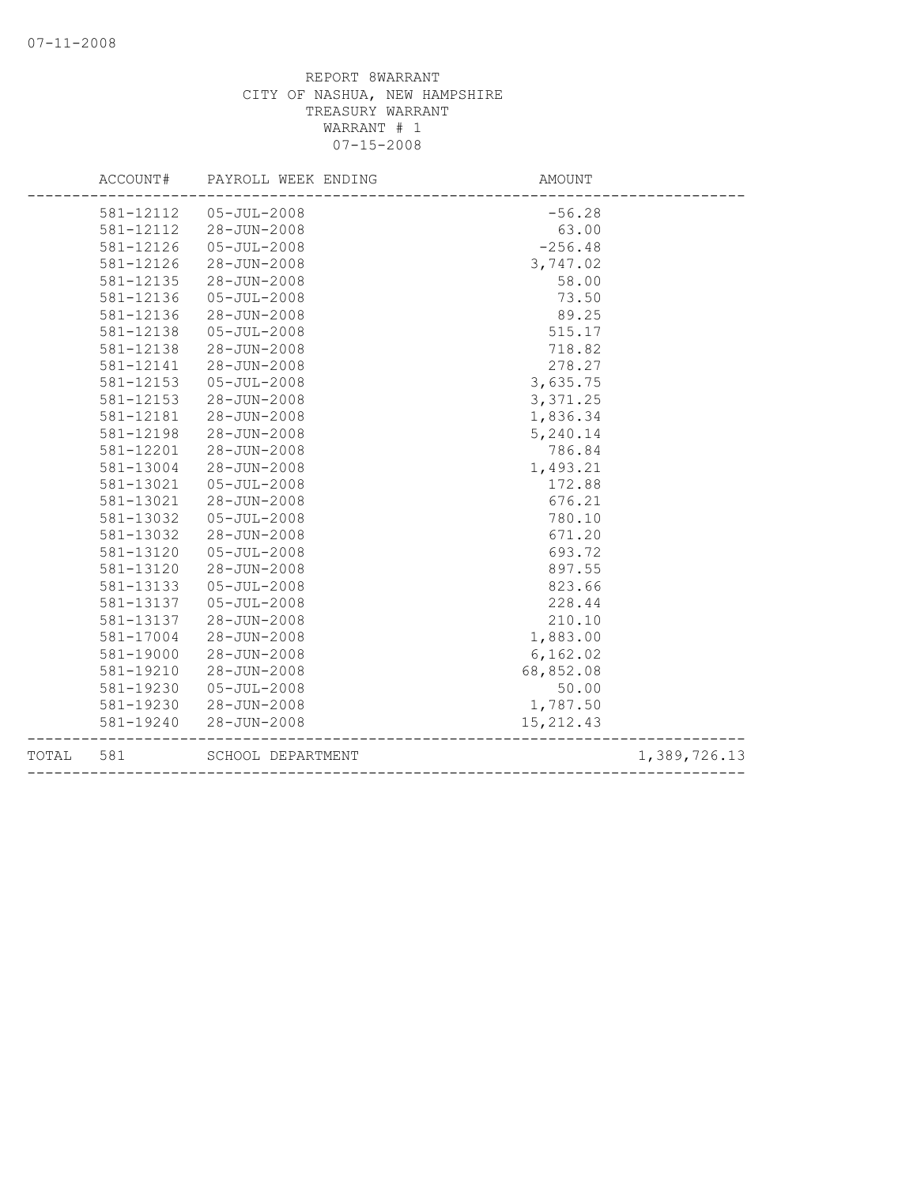07-11-2008

REPORT 8WARRANT
CITY OF NASHUA, NEW HAMPSHIRE
TREASURY WARRANT
WARRANT # 1
07-15-2008

| | ACCOUNT# | PAYROLL WEEK ENDING | AMOUNT | |
|---|---|---|---|---|
| | 581-12112 | 05-JUL-2008 | -56.28 | |
| | 581-12112 | 28-JUN-2008 | 63.00 | |
| | 581-12126 | 05-JUL-2008 | -256.48 | |
| | 581-12126 | 28-JUN-2008 | 3,747.02 | |
| | 581-12135 | 28-JUN-2008 | 58.00 | |
| | 581-12136 | 05-JUL-2008 | 73.50 | |
| | 581-12136 | 28-JUN-2008 | 89.25 | |
| | 581-12138 | 05-JUL-2008 | 515.17 | |
| | 581-12138 | 28-JUN-2008 | 718.82 | |
| | 581-12141 | 28-JUN-2008 | 278.27 | |
| | 581-12153 | 05-JUL-2008 | 3,635.75 | |
| | 581-12153 | 28-JUN-2008 | 3,371.25 | |
| | 581-12181 | 28-JUN-2008 | 1,836.34 | |
| | 581-12198 | 28-JUN-2008 | 5,240.14 | |
| | 581-12201 | 28-JUN-2008 | 786.84 | |
| | 581-13004 | 28-JUN-2008 | 1,493.21 | |
| | 581-13021 | 05-JUL-2008 | 172.88 | |
| | 581-13021 | 28-JUN-2008 | 676.21 | |
| | 581-13032 | 05-JUL-2008 | 780.10 | |
| | 581-13032 | 28-JUN-2008 | 671.20 | |
| | 581-13120 | 05-JUL-2008 | 693.72 | |
| | 581-13120 | 28-JUN-2008 | 897.55 | |
| | 581-13133 | 05-JUL-2008 | 823.66 | |
| | 581-13137 | 05-JUL-2008 | 228.44 | |
| | 581-13137 | 28-JUN-2008 | 210.10 | |
| | 581-17004 | 28-JUN-2008 | 1,883.00 | |
| | 581-19000 | 28-JUN-2008 | 6,162.02 | |
| | 581-19210 | 28-JUN-2008 | 68,852.08 | |
| | 581-19230 | 05-JUL-2008 | 50.00 | |
| | 581-19230 | 28-JUN-2008 | 1,787.50 | |
| | 581-19240 | 28-JUN-2008 | 15,212.43 | |
| TOTAL | 581 | SCHOOL DEPARTMENT | | 1,389,726.13 |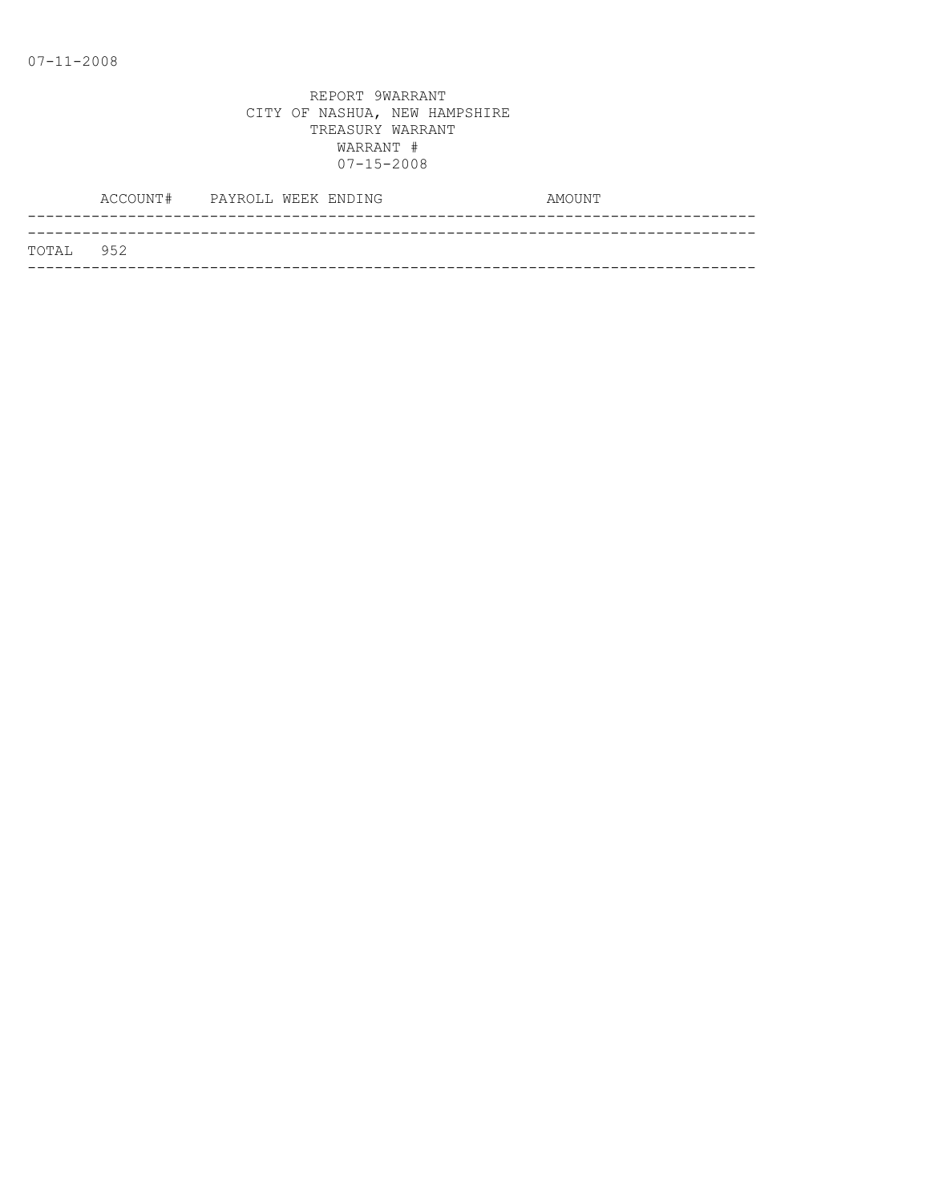07-11-2008

REPORT 9WARRANT
CITY OF NASHUA, NEW HAMPSHIRE
TREASURY WARRANT
WARRANT #
07-15-2008

| ACCOUNT# | PAYROLL WEEK ENDING | AMOUNT |
|---|---|---|
| TOTAL 952 | | |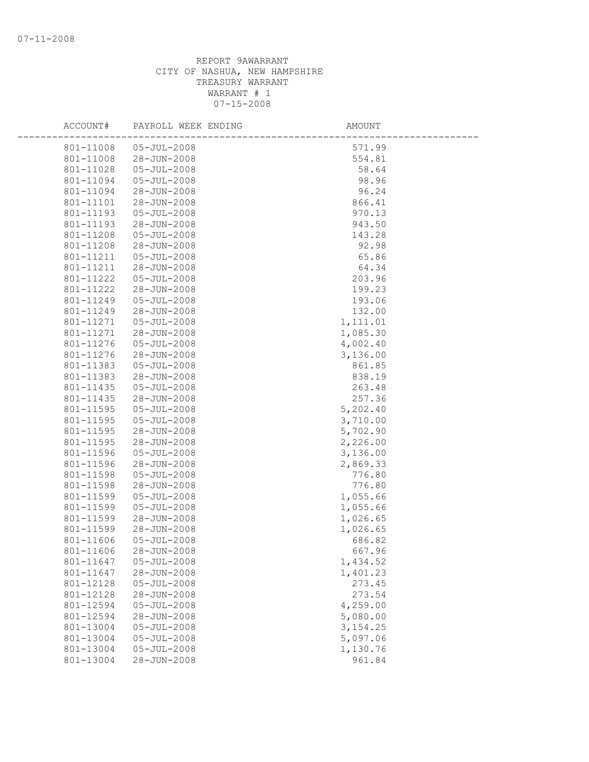REPORT 9AWARRANT
CITY OF NASHUA, NEW HAMPSHIRE
TREASURY WARRANT
WARRANT # 1
07-15-2008

| ACCOUNT# | PAYROLL WEEK ENDING | AMOUNT |
|---|---|---|
| 801-11008 | 05-JUL-2008 | 571.99 |
| 801-11008 | 28-JUN-2008 | 554.81 |
| 801-11028 | 05-JUL-2008 | 58.64 |
| 801-11094 | 05-JUL-2008 | 98.96 |
| 801-11094 | 28-JUN-2008 | 96.24 |
| 801-11101 | 28-JUN-2008 | 866.41 |
| 801-11193 | 05-JUL-2008 | 970.13 |
| 801-11193 | 28-JUN-2008 | 943.50 |
| 801-11208 | 05-JUL-2008 | 143.28 |
| 801-11208 | 28-JUN-2008 | 92.98 |
| 801-11211 | 05-JUL-2008 | 65.86 |
| 801-11211 | 28-JUN-2008 | 64.34 |
| 801-11222 | 05-JUL-2008 | 203.96 |
| 801-11222 | 28-JUN-2008 | 199.23 |
| 801-11249 | 05-JUL-2008 | 193.06 |
| 801-11249 | 28-JUN-2008 | 132.00 |
| 801-11271 | 05-JUL-2008 | 1,111.01 |
| 801-11271 | 28-JUN-2008 | 1,085.30 |
| 801-11276 | 05-JUL-2008 | 4,002.40 |
| 801-11276 | 28-JUN-2008 | 3,136.00 |
| 801-11383 | 05-JUL-2008 | 861.85 |
| 801-11383 | 28-JUN-2008 | 838.19 |
| 801-11435 | 05-JUL-2008 | 263.48 |
| 801-11435 | 28-JUN-2008 | 257.36 |
| 801-11595 | 05-JUL-2008 | 5,202.40 |
| 801-11595 | 05-JUL-2008 | 3,710.00 |
| 801-11595 | 28-JUN-2008 | 5,702.90 |
| 801-11595 | 28-JUN-2008 | 2,226.00 |
| 801-11596 | 05-JUL-2008 | 3,136.00 |
| 801-11596 | 28-JUN-2008 | 2,869.33 |
| 801-11598 | 05-JUL-2008 | 776.80 |
| 801-11598 | 28-JUN-2008 | 776.80 |
| 801-11599 | 05-JUL-2008 | 1,055.66 |
| 801-11599 | 05-JUL-2008 | 1,055.66 |
| 801-11599 | 28-JUN-2008 | 1,026.65 |
| 801-11599 | 28-JUN-2008 | 1,026.65 |
| 801-11606 | 05-JUL-2008 | 686.82 |
| 801-11606 | 28-JUN-2008 | 667.96 |
| 801-11647 | 05-JUL-2008 | 1,434.52 |
| 801-11647 | 28-JUN-2008 | 1,401.23 |
| 801-12128 | 05-JUL-2008 | 273.45 |
| 801-12128 | 28-JUN-2008 | 273.54 |
| 801-12594 | 05-JUL-2008 | 4,259.00 |
| 801-12594 | 28-JUN-2008 | 5,080.00 |
| 801-13004 | 05-JUL-2008 | 3,154.25 |
| 801-13004 | 05-JUL-2008 | 5,097.06 |
| 801-13004 | 05-JUL-2008 | 1,130.76 |
| 801-13004 | 28-JUN-2008 | 961.84 |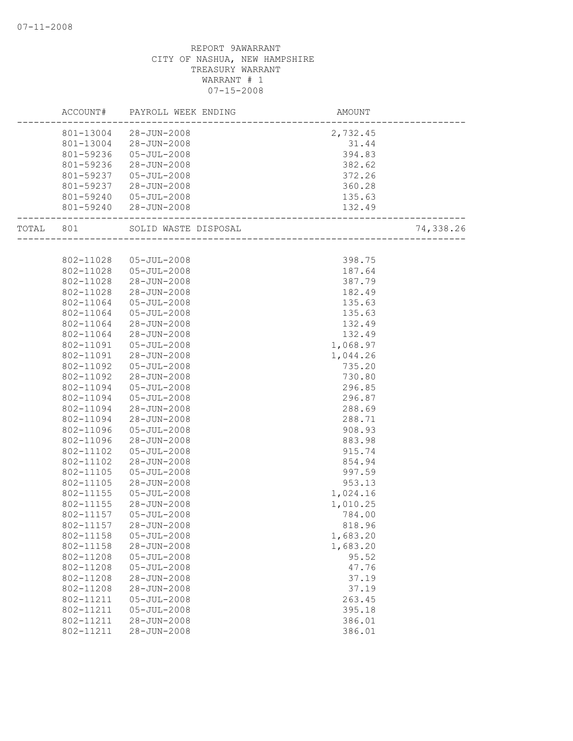REPORT 9AWARRANT
CITY OF NASHUA, NEW HAMPSHIRE
TREASURY WARRANT
WARRANT # 1
07-15-2008

| | ACCOUNT# | PAYROLL WEEK ENDING | AMOUNT | |
|---|---|---|---|---|
| | 801-13004 | 28-JUN-2008 | 2,732.45 | |
| | 801-13004 | 28-JUN-2008 | 31.44 | |
| | 801-59236 | 05-JUL-2008 | 394.83 | |
| | 801-59236 | 28-JUN-2008 | 382.62 | |
| | 801-59237 | 05-JUL-2008 | 372.26 | |
| | 801-59237 | 28-JUN-2008 | 360.28 | |
| | 801-59240 | 05-JUL-2008 | 135.63 | |
| | 801-59240 | 28-JUN-2008 | 132.49 | |
| TOTAL | 801 | SOLID WASTE DISPOSAL | | 74,338.26 |
| | 802-11028 | 05-JUL-2008 | 398.75 | |
| | 802-11028 | 05-JUL-2008 | 187.64 | |
| | 802-11028 | 28-JUN-2008 | 387.79 | |
| | 802-11028 | 28-JUN-2008 | 182.49 | |
| | 802-11064 | 05-JUL-2008 | 135.63 | |
| | 802-11064 | 05-JUL-2008 | 135.63 | |
| | 802-11064 | 28-JUN-2008 | 132.49 | |
| | 802-11064 | 28-JUN-2008 | 132.49 | |
| | 802-11091 | 05-JUL-2008 | 1,068.97 | |
| | 802-11091 | 28-JUN-2008 | 1,044.26 | |
| | 802-11092 | 05-JUL-2008 | 735.20 | |
| | 802-11092 | 28-JUN-2008 | 730.80 | |
| | 802-11094 | 05-JUL-2008 | 296.85 | |
| | 802-11094 | 05-JUL-2008 | 296.87 | |
| | 802-11094 | 28-JUN-2008 | 288.69 | |
| | 802-11094 | 28-JUN-2008 | 288.71 | |
| | 802-11096 | 05-JUL-2008 | 908.93 | |
| | 802-11096 | 28-JUN-2008 | 883.98 | |
| | 802-11102 | 05-JUL-2008 | 915.74 | |
| | 802-11102 | 28-JUN-2008 | 854.94 | |
| | 802-11105 | 05-JUL-2008 | 997.59 | |
| | 802-11105 | 28-JUN-2008 | 953.13 | |
| | 802-11155 | 05-JUL-2008 | 1,024.16 | |
| | 802-11155 | 28-JUN-2008 | 1,010.25 | |
| | 802-11157 | 05-JUL-2008 | 784.00 | |
| | 802-11157 | 28-JUN-2008 | 818.96 | |
| | 802-11158 | 05-JUL-2008 | 1,683.20 | |
| | 802-11158 | 28-JUN-2008 | 1,683.20 | |
| | 802-11208 | 05-JUL-2008 | 95.52 | |
| | 802-11208 | 05-JUL-2008 | 47.76 | |
| | 802-11208 | 28-JUN-2008 | 37.19 | |
| | 802-11208 | 28-JUN-2008 | 37.19 | |
| | 802-11211 | 05-JUL-2008 | 263.45 | |
| | 802-11211 | 05-JUL-2008 | 395.18 | |
| | 802-11211 | 28-JUN-2008 | 386.01 | |
| | 802-11211 | 28-JUN-2008 | 386.01 | |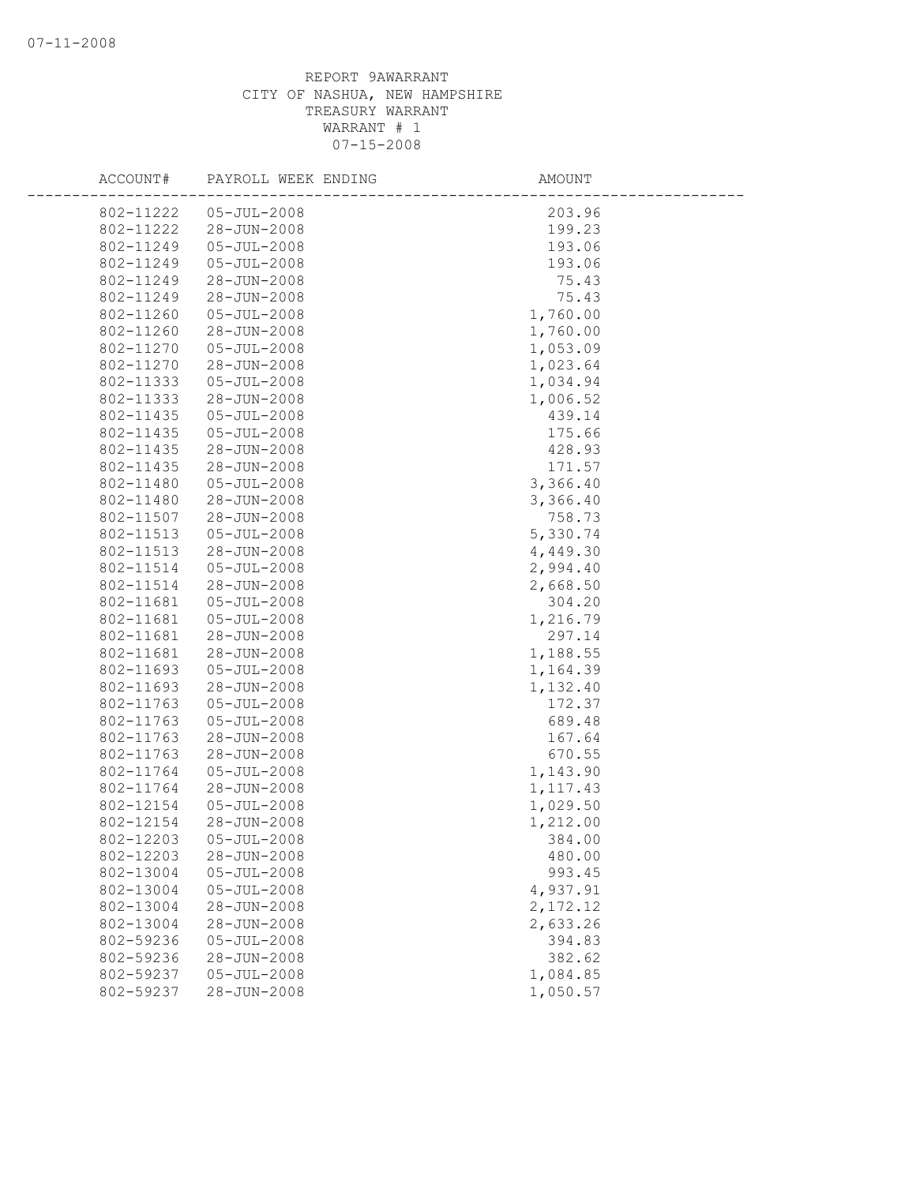REPORT 9AWARRANT
CITY OF NASHUA, NEW HAMPSHIRE
TREASURY WARRANT
WARRANT # 1
07-15-2008

| ACCOUNT# | PAYROLL WEEK ENDING | AMOUNT |
|---|---|---|
| 802-11222 | 05-JUL-2008 | 203.96 |
| 802-11222 | 28-JUN-2008 | 199.23 |
| 802-11249 | 05-JUL-2008 | 193.06 |
| 802-11249 | 05-JUL-2008 | 193.06 |
| 802-11249 | 28-JUN-2008 | 75.43 |
| 802-11249 | 28-JUN-2008 | 75.43 |
| 802-11260 | 05-JUL-2008 | 1,760.00 |
| 802-11260 | 28-JUN-2008 | 1,760.00 |
| 802-11270 | 05-JUL-2008 | 1,053.09 |
| 802-11270 | 28-JUN-2008 | 1,023.64 |
| 802-11333 | 05-JUL-2008 | 1,034.94 |
| 802-11333 | 28-JUN-2008 | 1,006.52 |
| 802-11435 | 05-JUL-2008 | 439.14 |
| 802-11435 | 05-JUL-2008 | 175.66 |
| 802-11435 | 28-JUN-2008 | 428.93 |
| 802-11435 | 28-JUN-2008 | 171.57 |
| 802-11480 | 05-JUL-2008 | 3,366.40 |
| 802-11480 | 28-JUN-2008 | 3,366.40 |
| 802-11507 | 28-JUN-2008 | 758.73 |
| 802-11513 | 05-JUL-2008 | 5,330.74 |
| 802-11513 | 28-JUN-2008 | 4,449.30 |
| 802-11514 | 05-JUL-2008 | 2,994.40 |
| 802-11514 | 28-JUN-2008 | 2,668.50 |
| 802-11681 | 05-JUL-2008 | 304.20 |
| 802-11681 | 05-JUL-2008 | 1,216.79 |
| 802-11681 | 28-JUN-2008 | 297.14 |
| 802-11681 | 28-JUN-2008 | 1,188.55 |
| 802-11693 | 05-JUL-2008 | 1,164.39 |
| 802-11693 | 28-JUN-2008 | 1,132.40 |
| 802-11763 | 05-JUL-2008 | 172.37 |
| 802-11763 | 05-JUL-2008 | 689.48 |
| 802-11763 | 28-JUN-2008 | 167.64 |
| 802-11763 | 28-JUN-2008 | 670.55 |
| 802-11764 | 05-JUL-2008 | 1,143.90 |
| 802-11764 | 28-JUN-2008 | 1,117.43 |
| 802-12154 | 05-JUL-2008 | 1,029.50 |
| 802-12154 | 28-JUN-2008 | 1,212.00 |
| 802-12203 | 05-JUL-2008 | 384.00 |
| 802-12203 | 28-JUN-2008 | 480.00 |
| 802-13004 | 05-JUL-2008 | 993.45 |
| 802-13004 | 05-JUL-2008 | 4,937.91 |
| 802-13004 | 28-JUN-2008 | 2,172.12 |
| 802-13004 | 28-JUN-2008 | 2,633.26 |
| 802-59236 | 05-JUL-2008 | 394.83 |
| 802-59236 | 28-JUN-2008 | 382.62 |
| 802-59237 | 05-JUL-2008 | 1,084.85 |
| 802-59237 | 28-JUN-2008 | 1,050.57 |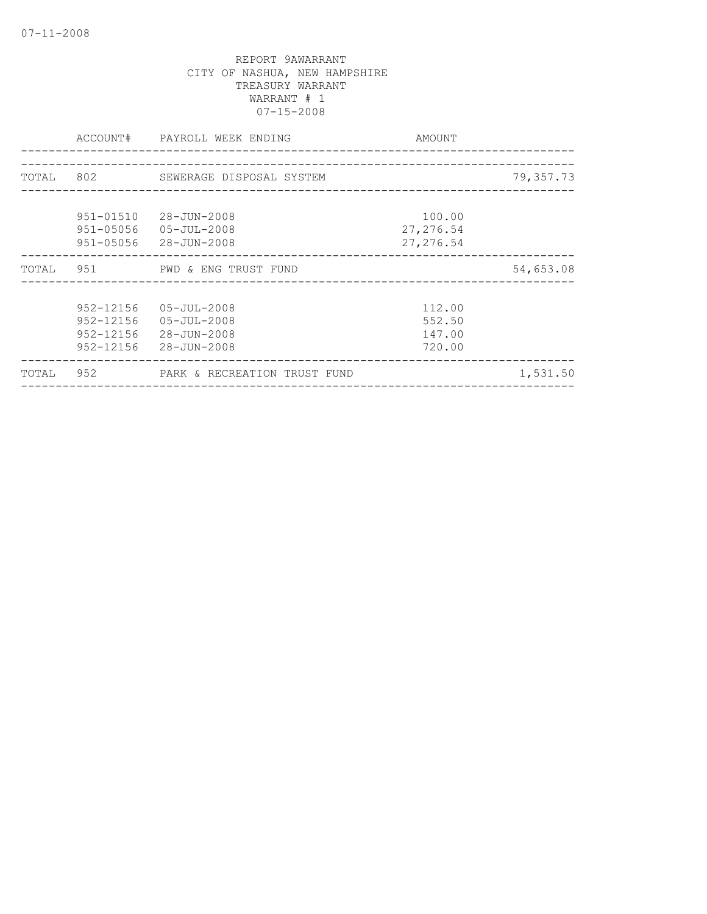REPORT 9AWARRANT
CITY OF NASHUA, NEW HAMPSHIRE
TREASURY WARRANT
WARRANT # 1
07-15-2008

| | ACCOUNT# | PAYROLL WEEK ENDING | AMOUNT | |
|---|---|---|---|---|
| TOTAL | 802 | SEWERAGE DISPOSAL SYSTEM | | 79,357.73 |
| | 951-01510 | 28-JUN-2008 | 100.00 | |
| | 951-05056 | 05-JUL-2008 | 27,276.54 | |
| | 951-05056 | 28-JUN-2008 | 27,276.54 | |
| TOTAL | 951 | PWD & ENG TRUST FUND | | 54,653.08 |
| | 952-12156 | 05-JUL-2008 | 112.00 | |
| | 952-12156 | 05-JUL-2008 | 552.50 | |
| | 952-12156 | 28-JUN-2008 | 147.00 | |
| | 952-12156 | 28-JUN-2008 | 720.00 | |
| TOTAL | 952 | PARK & RECREATION TRUST FUND | | 1,531.50 |